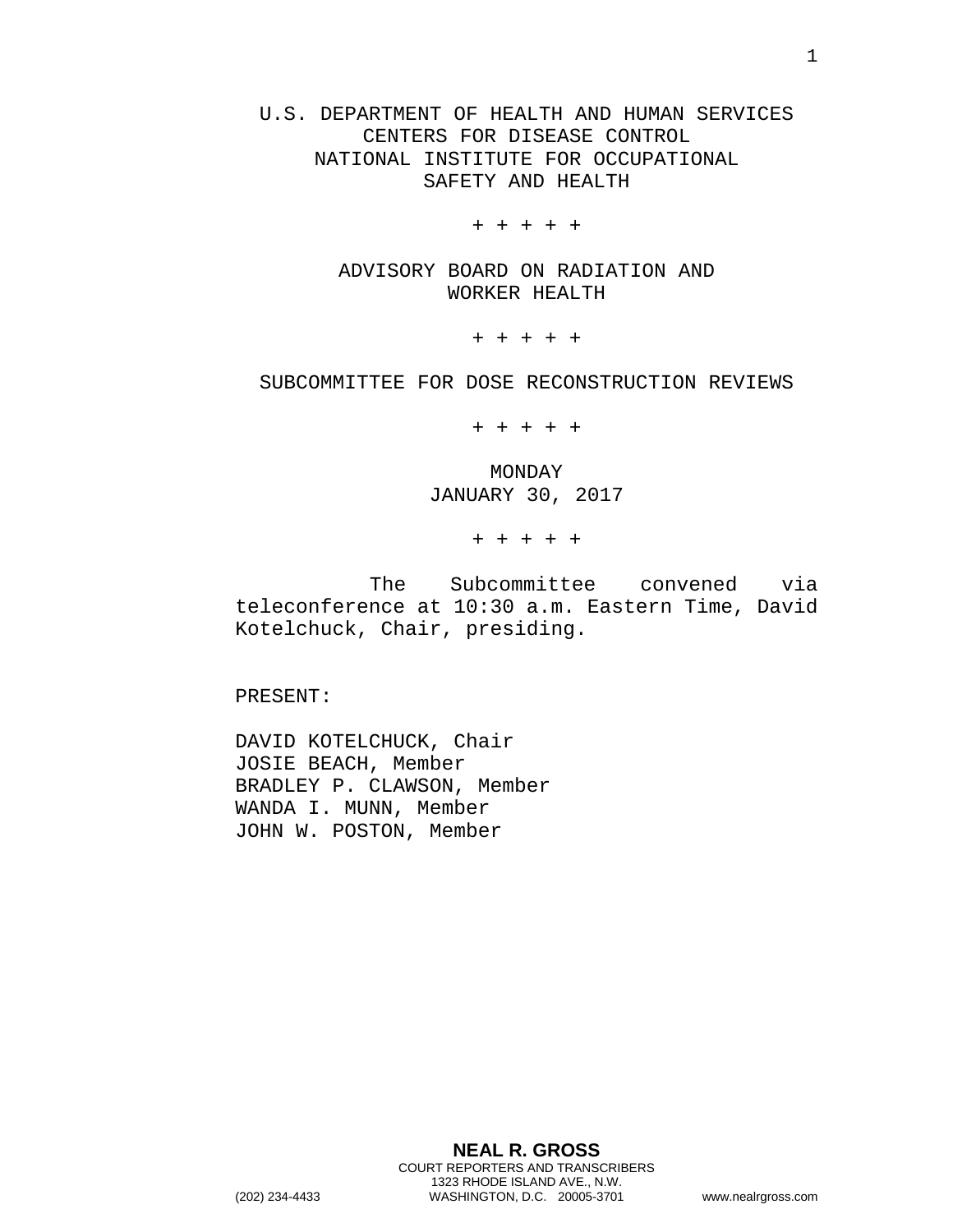U.S. DEPARTMENT OF HEALTH AND HUMAN SERVICES
CENTERS FOR DISEASE CONTROL
NATIONAL INSTITUTE FOR OCCUPATIONAL
SAFETY AND HEALTH

+ + + + +

ADVISORY BOARD ON RADIATION AND
WORKER HEALTH

+ + + + +

SUBCOMMITTEE FOR DOSE RECONSTRUCTION REVIEWS

+ + + + +

MONDAY
JANUARY 30, 2017

+ + + + +

The Subcommittee convened via teleconference at 10:30 a.m. Eastern Time, David Kotelchuck, Chair, presiding.

PRESENT:

DAVID KOTELCHUCK, Chair
JOSIE BEACH, Member
BRADLEY P. CLAWSON, Member
WANDA I. MUNN, Member
JOHN W. POSTON, Member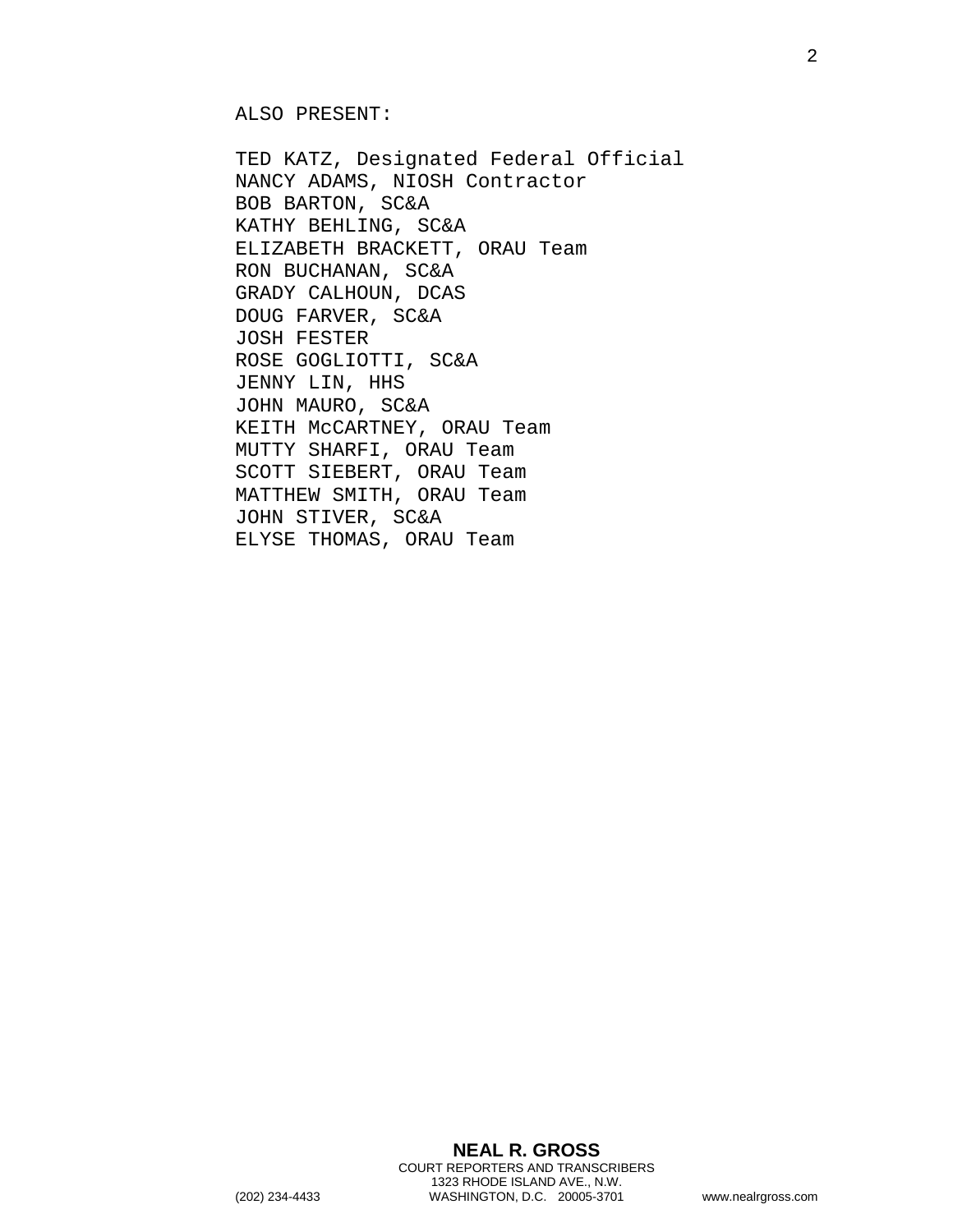ALSO PRESENT:

TED KATZ, Designated Federal Official
NANCY ADAMS, NIOSH Contractor
BOB BARTON, SC&A
KATHY BEHLING, SC&A
ELIZABETH BRACKETT, ORAU Team
RON BUCHANAN, SC&A
GRADY CALHOUN, DCAS
DOUG FARVER, SC&A
JOSH FESTER
ROSE GOGLIOTTI, SC&A
JENNY LIN, HHS
JOHN MAURO, SC&A
KEITH McCARTNEY, ORAU Team
MUTTY SHARFI, ORAU Team
SCOTT SIEBERT, ORAU Team
MATTHEW SMITH, ORAU Team
JOHN STIVER, SC&A
ELYSE THOMAS, ORAU Team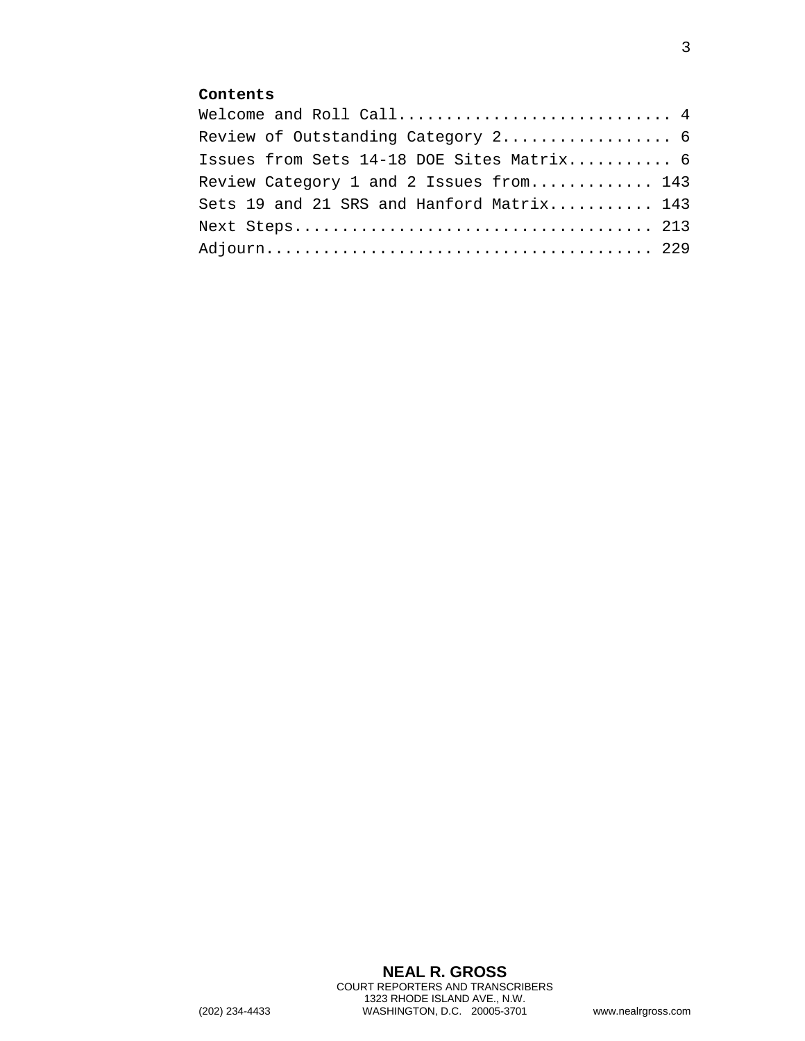**Contents**

Welcome and Roll Call............................ 4
Review of Outstanding Category 2................. 6
Issues from Sets 14-18 DOE Sites Matrix........... 6
Review Category 1 and 2 Issues from............. 143
Sets 19 and 21 SRS and Hanford Matrix........... 143
Next Steps...................................... 213
Adjourn......................................... 229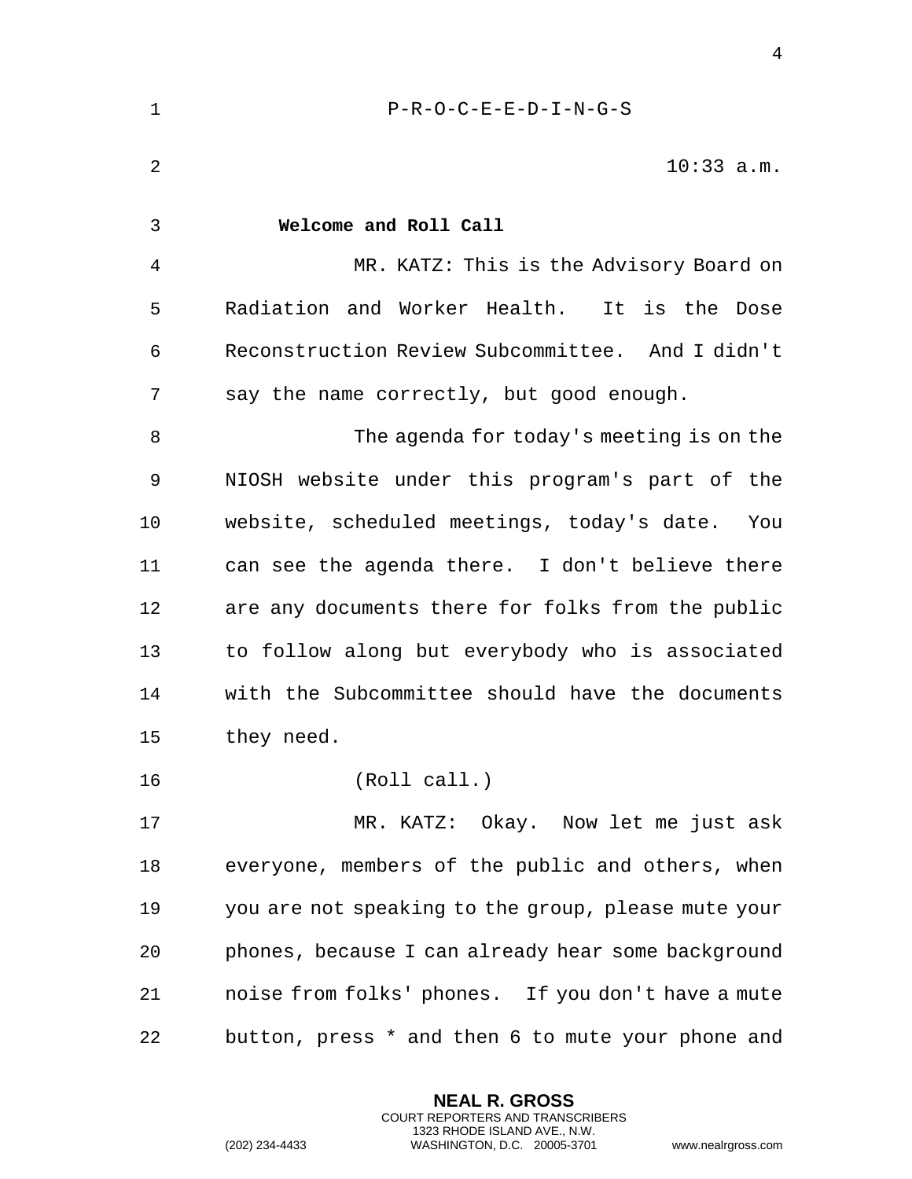P-R-O-C-E-E-D-I-N-G-S

10:33 a.m.

**Welcome and Roll Call**

MR. KATZ: This is the Advisory Board on Radiation and Worker Health. It is the Dose Reconstruction Review Subcommittee. And I didn't say the name correctly, but good enough.

The agenda for today's meeting is on the NIOSH website under this program's part of the website, scheduled meetings, today's date. You can see the agenda there. I don't believe there are any documents there for folks from the public to follow along but everybody who is associated with the Subcommittee should have the documents they need.

(Roll call.)

MR. KATZ: Okay. Now let me just ask everyone, members of the public and others, when you are not speaking to the group, please mute your phones, because I can already hear some background noise from folks' phones. If you don't have a mute button, press * and then 6 to mute your phone and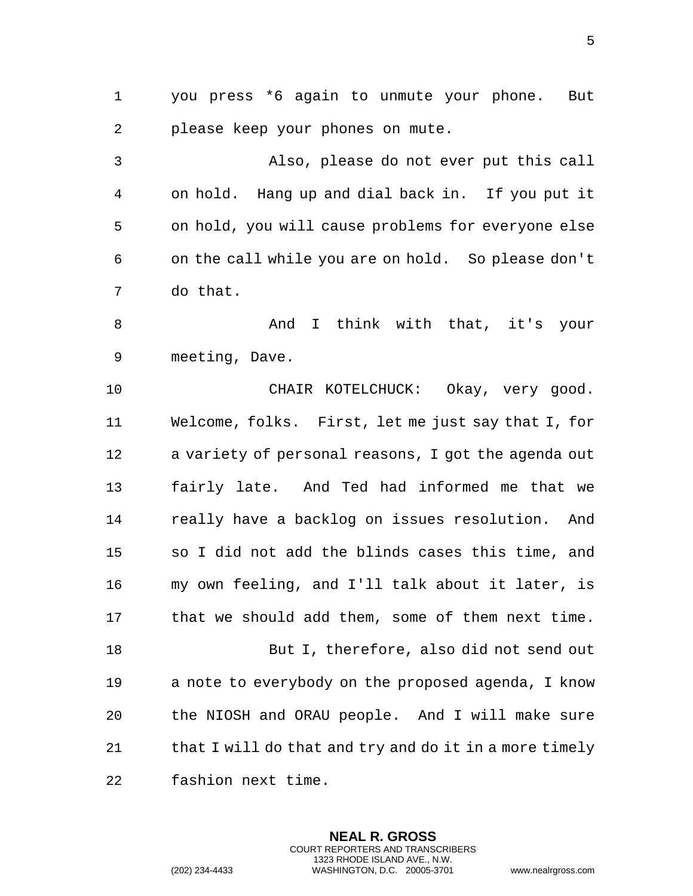you press *6 again to unmute your phone. But please keep your phones on mute.

Also, please do not ever put this call on hold. Hang up and dial back in. If you put it on hold, you will cause problems for everyone else on the call while you are on hold. So please don't do that.

And I think with that, it's your meeting, Dave.

CHAIR KOTELCHUCK: Okay, very good. Welcome, folks. First, let me just say that I, for a variety of personal reasons, I got the agenda out fairly late. And Ted had informed me that we really have a backlog on issues resolution. And so I did not add the blinds cases this time, and my own feeling, and I'll talk about it later, is that we should add them, some of them next time.

But I, therefore, also did not send out a note to everybody on the proposed agenda, I know the NIOSH and ORAU people. And I will make sure that I will do that and try and do it in a more timely fashion next time.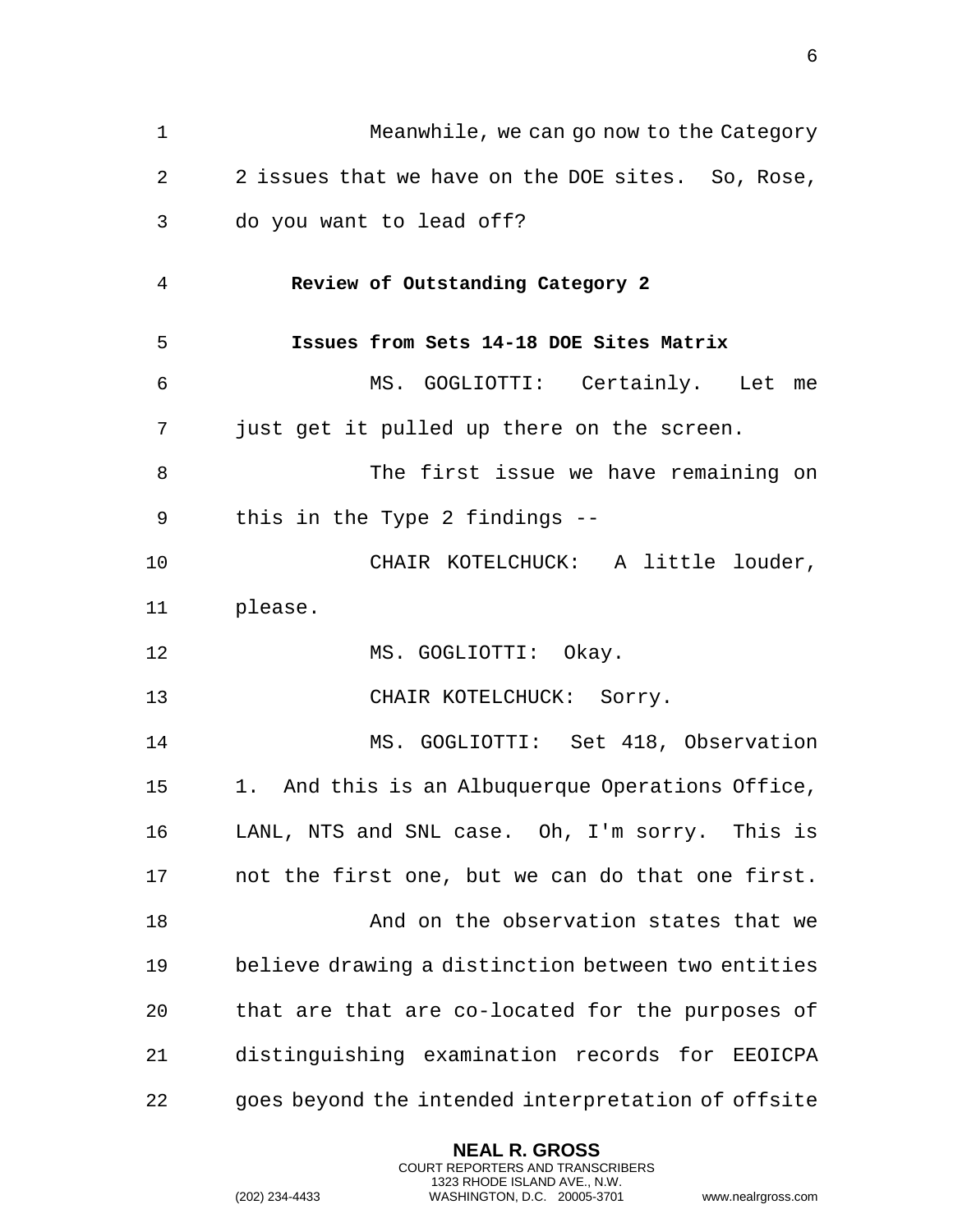Meanwhile, we can go now to the Category 2 issues that we have on the DOE sites. So, Rose, do you want to lead off?

**Review of Outstanding Category 2**

**Issues from Sets 14-18 DOE Sites Matrix**

MS. GOGLIOTTI: Certainly. Let me just get it pulled up there on the screen.

The first issue we have remaining on this in the Type 2 findings --

CHAIR KOTELCHUCK: A little louder, please.

MS. GOGLIOTTI: Okay.

CHAIR KOTELCHUCK: Sorry.

MS. GOGLIOTTI: Set 418, Observation 1. And this is an Albuquerque Operations Office, LANL, NTS and SNL case. Oh, I'm sorry. This is not the first one, but we can do that one first.

And on the observation states that we believe drawing a distinction between two entities that are that are co-located for the purposes of distinguishing examination records for EEOICPA goes beyond the intended interpretation of offsite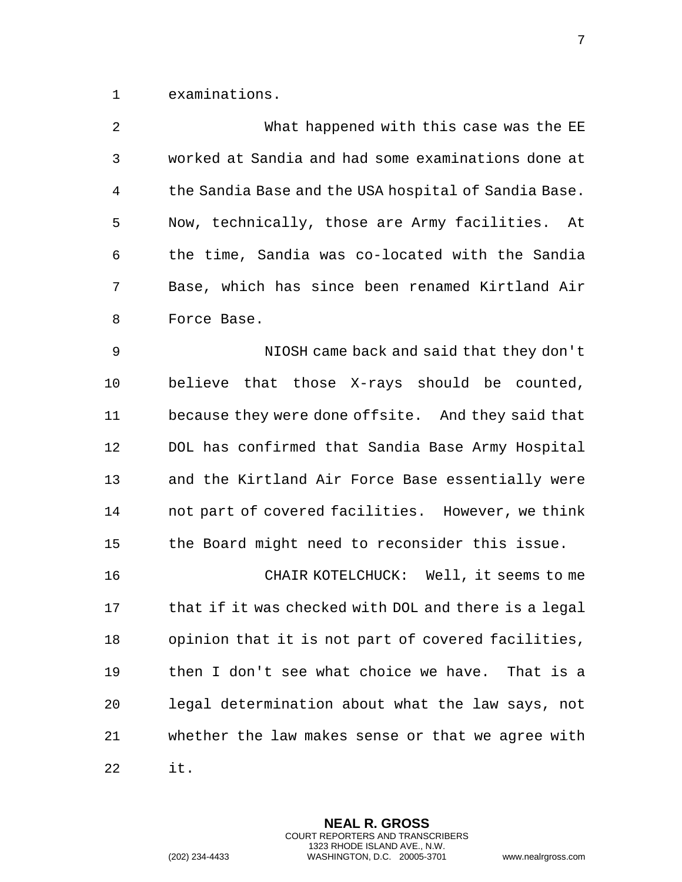examinations.

What happened with this case was the EE worked at Sandia and had some examinations done at the Sandia Base and the USA hospital of Sandia Base. Now, technically, those are Army facilities. At the time, Sandia was co-located with the Sandia Base, which has since been renamed Kirtland Air Force Base.

NIOSH came back and said that they don't believe that those X-rays should be counted, because they were done offsite. And they said that DOL has confirmed that Sandia Base Army Hospital and the Kirtland Air Force Base essentially were not part of covered facilities. However, we think the Board might need to reconsider this issue.

CHAIR KOTELCHUCK: Well, it seems to me that if it was checked with DOL and there is a legal opinion that it is not part of covered facilities, then I don't see what choice we have. That is a legal determination about what the law says, not whether the law makes sense or that we agree with it.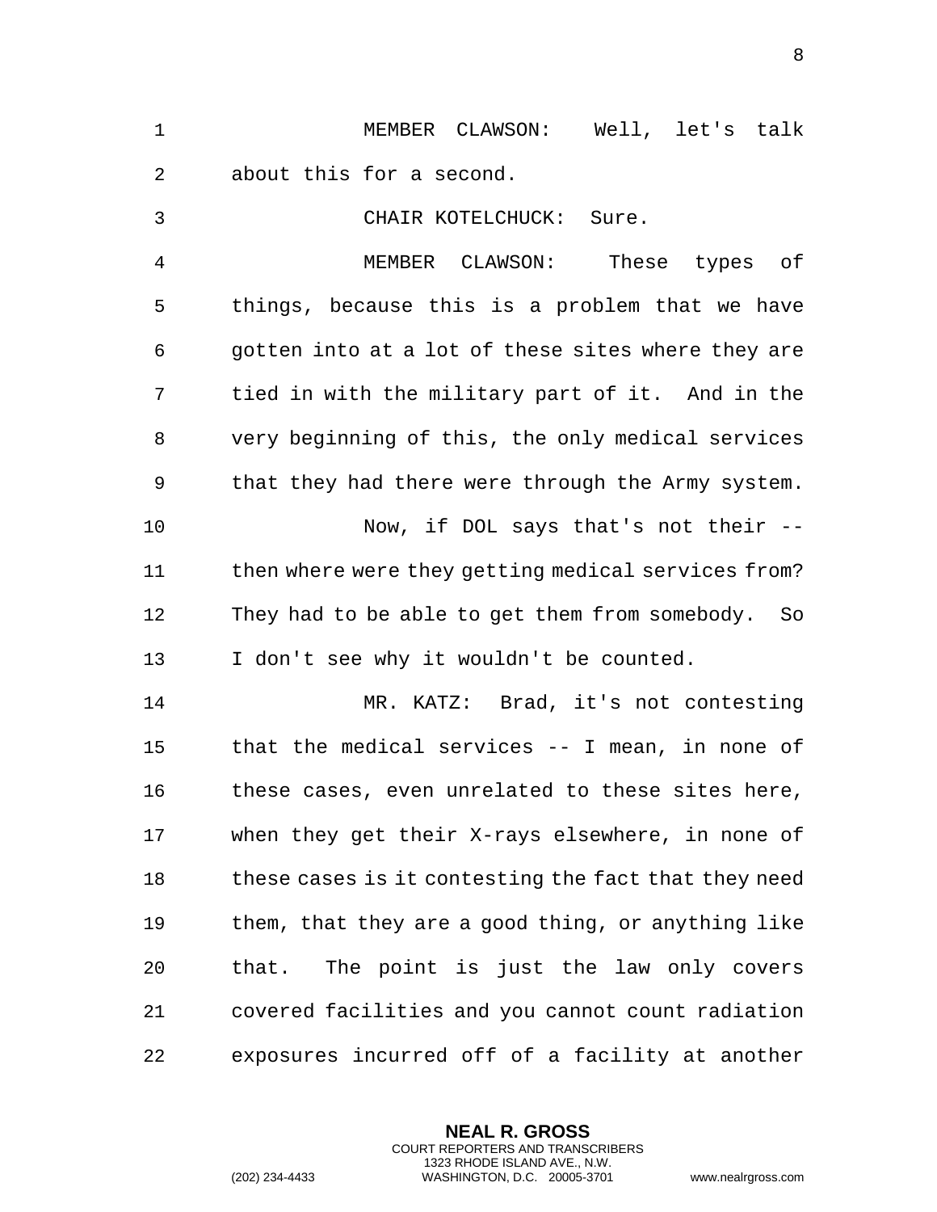MEMBER CLAWSON: Well, let's talk about this for a second.

CHAIR KOTELCHUCK: Sure.

MEMBER CLAWSON: These types of things, because this is a problem that we have gotten into at a lot of these sites where they are tied in with the military part of it. And in the very beginning of this, the only medical services that they had there were through the Army system.

Now, if DOL says that's not their -- then where were they getting medical services from? They had to be able to get them from somebody. So I don't see why it wouldn't be counted.

MR. KATZ: Brad, it's not contesting that the medical services -- I mean, in none of these cases, even unrelated to these sites here, when they get their X-rays elsewhere, in none of these cases is it contesting the fact that they need them, that they are a good thing, or anything like that. The point is just the law only covers covered facilities and you cannot count radiation exposures incurred off of a facility at another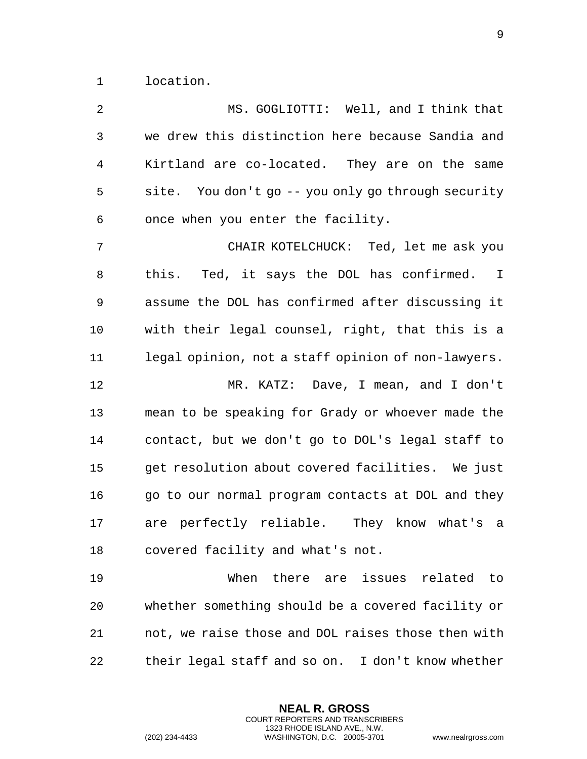location.

MS. GOGLIOTTI: Well, and I think that we drew this distinction here because Sandia and Kirtland are co-located. They are on the same site. You don't go -- you only go through security once when you enter the facility.

CHAIR KOTELCHUCK: Ted, let me ask you this. Ted, it says the DOL has confirmed. I assume the DOL has confirmed after discussing it with their legal counsel, right, that this is a legal opinion, not a staff opinion of non-lawyers.

MR. KATZ: Dave, I mean, and I don't mean to be speaking for Grady or whoever made the contact, but we don't go to DOL's legal staff to get resolution about covered facilities. We just go to our normal program contacts at DOL and they are perfectly reliable. They know what's a covered facility and what's not.

When there are issues related to whether something should be a covered facility or not, we raise those and DOL raises those then with their legal staff and so on. I don't know whether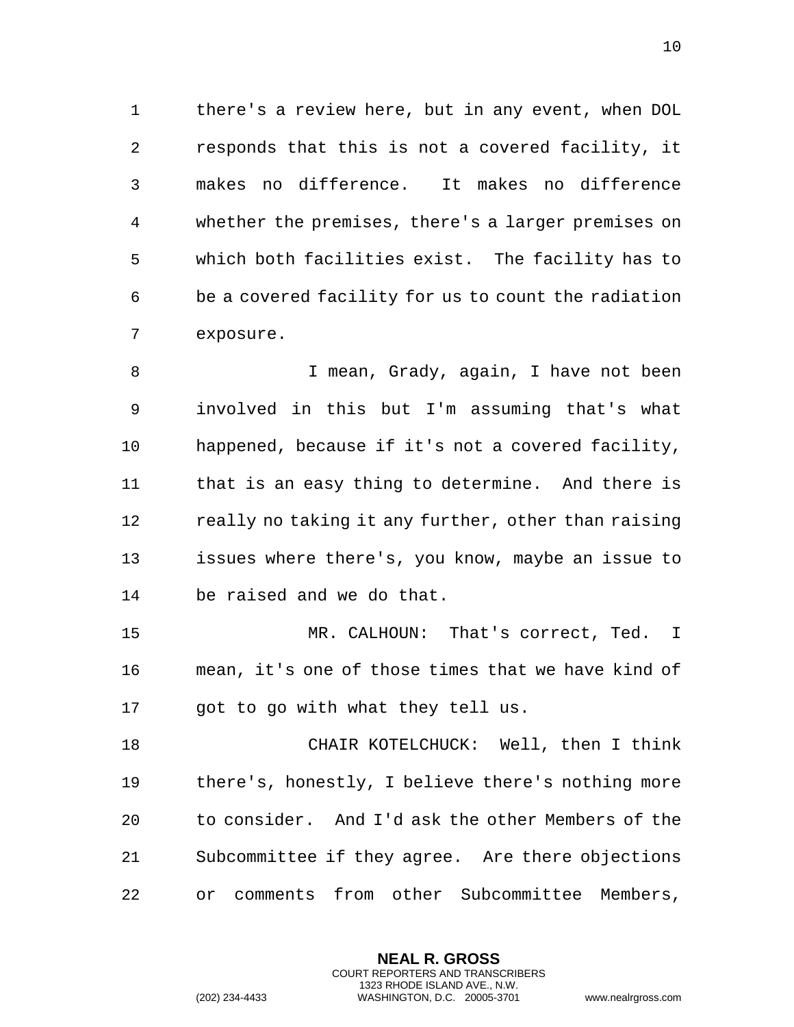there's a review here, but in any event, when DOL responds that this is not a covered facility, it makes no difference. It makes no difference whether the premises, there's a larger premises on which both facilities exist. The facility has to be a covered facility for us to count the radiation exposure.

I mean, Grady, again, I have not been involved in this but I'm assuming that's what happened, because if it's not a covered facility, that is an easy thing to determine. And there is really no taking it any further, other than raising issues where there's, you know, maybe an issue to be raised and we do that.

MR. CALHOUN: That's correct, Ted. I mean, it's one of those times that we have kind of got to go with what they tell us.

CHAIR KOTELCHUCK: Well, then I think there's, honestly, I believe there's nothing more to consider. And I'd ask the other Members of the Subcommittee if they agree. Are there objections or comments from other Subcommittee Members,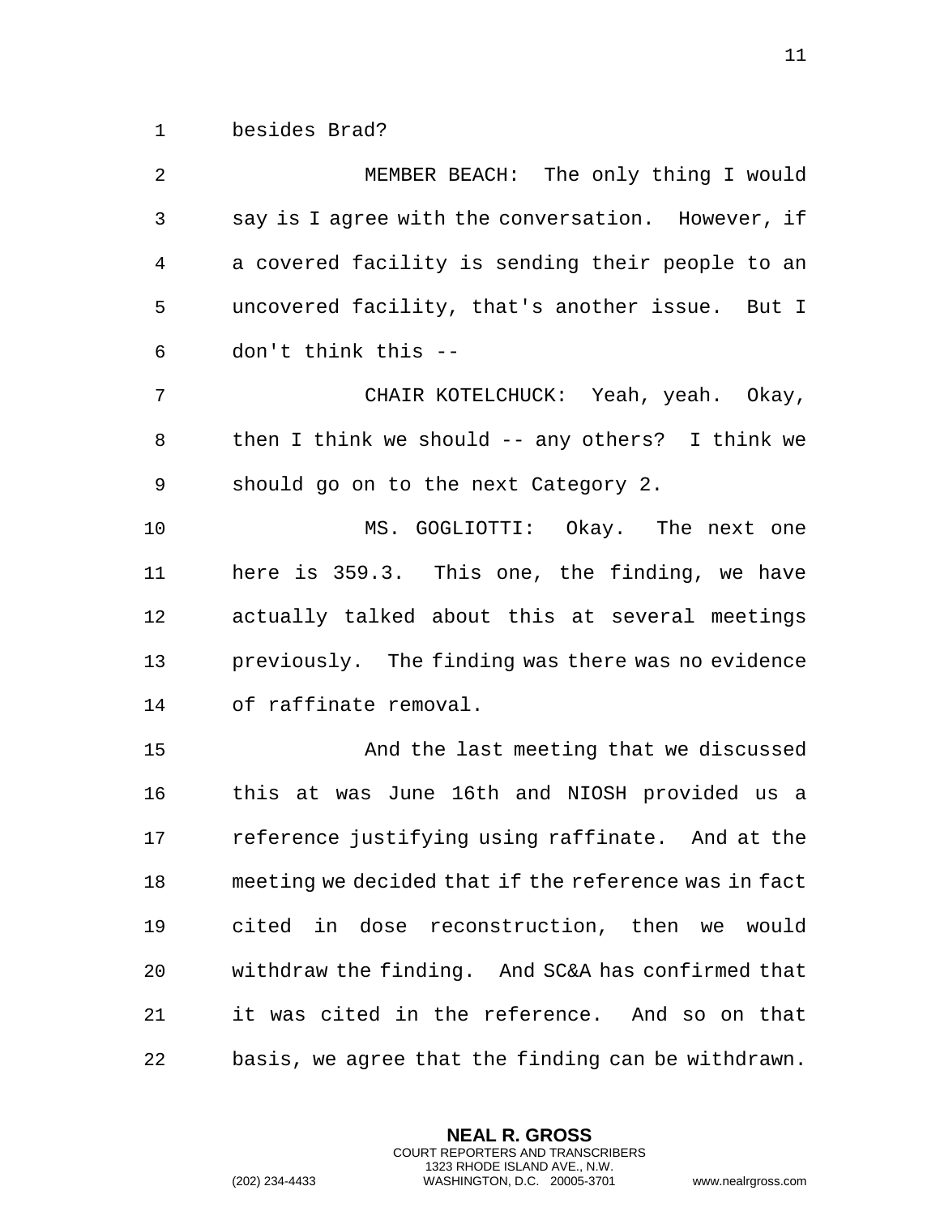besides Brad?

MEMBER BEACH: The only thing I would say is I agree with the conversation. However, if a covered facility is sending their people to an uncovered facility, that's another issue. But I don't think this --

CHAIR KOTELCHUCK: Yeah, yeah. Okay, then I think we should -- any others? I think we should go on to the next Category 2.

MS. GOGLIOTTI: Okay. The next one here is 359.3. This one, the finding, we have actually talked about this at several meetings previously. The finding was there was no evidence of raffinate removal.

And the last meeting that we discussed this at was June 16th and NIOSH provided us a reference justifying using raffinate. And at the meeting we decided that if the reference was in fact cited in dose reconstruction, then we would withdraw the finding. And SC&A has confirmed that it was cited in the reference. And so on that basis, we agree that the finding can be withdrawn.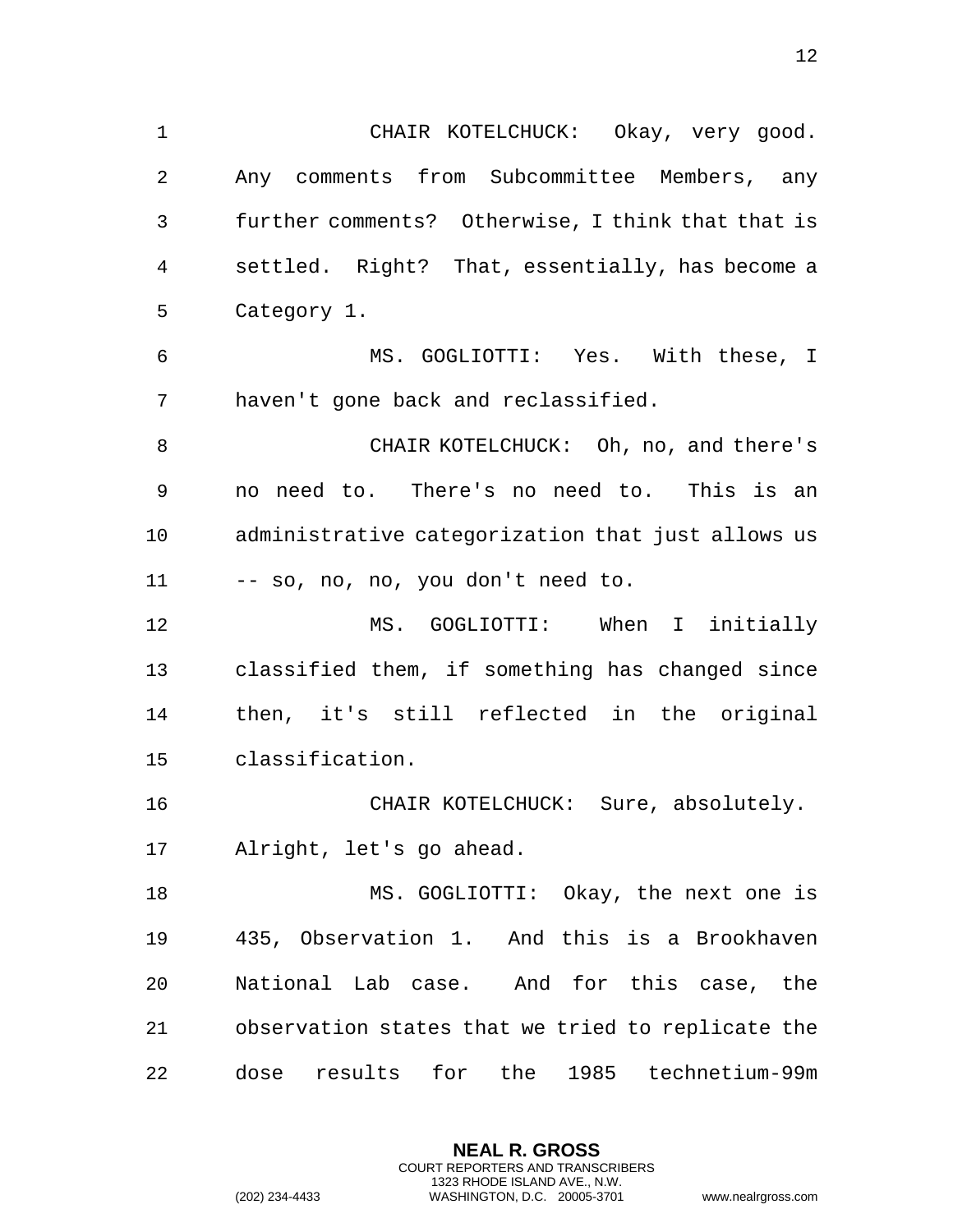CHAIR KOTELCHUCK: Okay, very good. Any comments from Subcommittee Members, any further comments? Otherwise, I think that that is settled. Right? That, essentially, has become a Category 1.

MS. GOGLIOTTI: Yes. With these, I haven't gone back and reclassified.

CHAIR KOTELCHUCK: Oh, no, and there's no need to. There's no need to. This is an administrative categorization that just allows us -- so, no, no, you don't need to.

MS. GOGLIOTTI: When I initially classified them, if something has changed since then, it's still reflected in the original classification.

CHAIR KOTELCHUCK: Sure, absolutely. Alright, let's go ahead.

MS. GOGLIOTTI: Okay, the next one is 435, Observation 1. And this is a Brookhaven National Lab case. And for this case, the observation states that we tried to replicate the dose results for the 1985 technetium-99m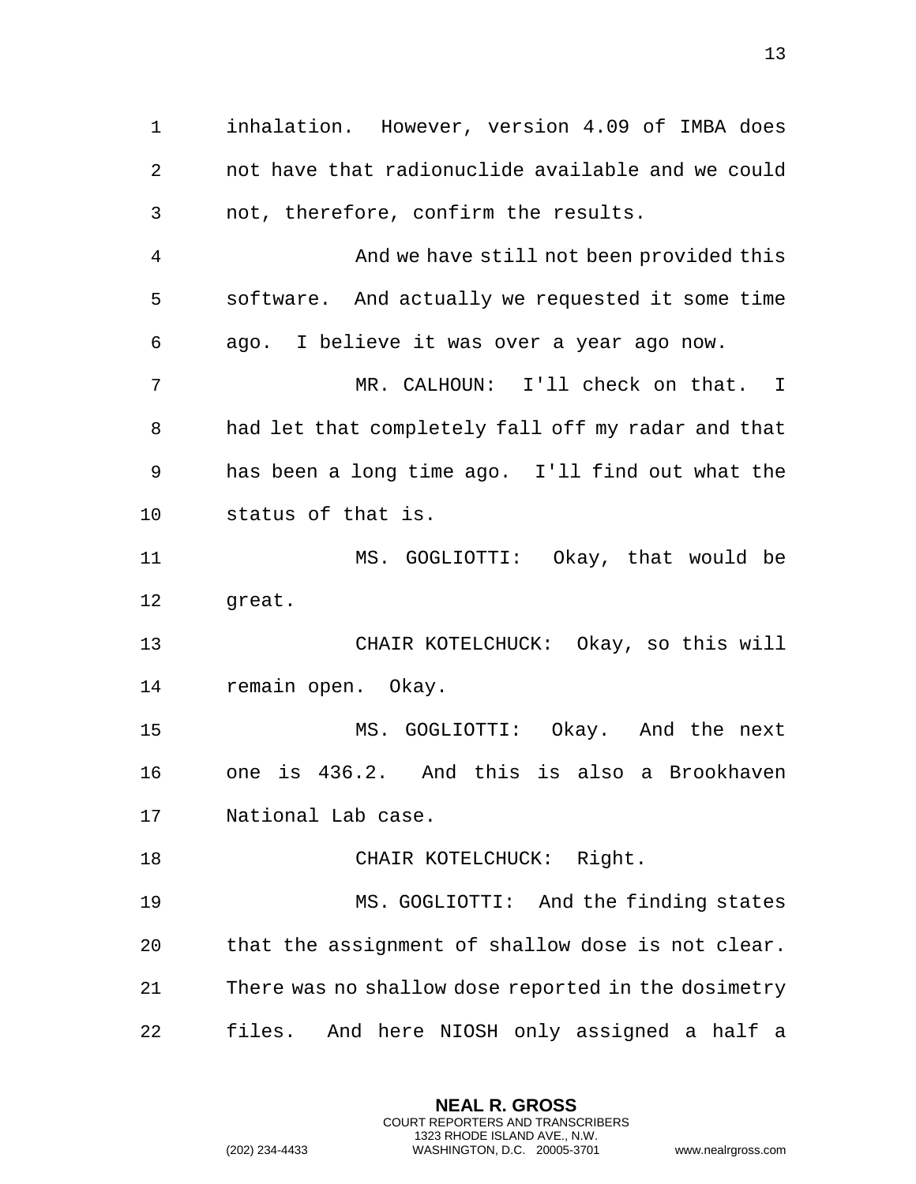inhalation. However, version 4.09 of IMBA does not have that radionuclide available and we could not, therefore, confirm the results.

And we have still not been provided this software. And actually we requested it some time ago. I believe it was over a year ago now.

MR. CALHOUN: I'll check on that. I had let that completely fall off my radar and that has been a long time ago. I'll find out what the status of that is.

MS. GOGLIOTTI: Okay, that would be great.

CHAIR KOTELCHUCK: Okay, so this will remain open. Okay.

MS. GOGLIOTTI: Okay. And the next one is 436.2. And this is also a Brookhaven National Lab case.

CHAIR KOTELCHUCK: Right.

MS. GOGLIOTTI: And the finding states that the assignment of shallow dose is not clear. There was no shallow dose reported in the dosimetry files. And here NIOSH only assigned a half a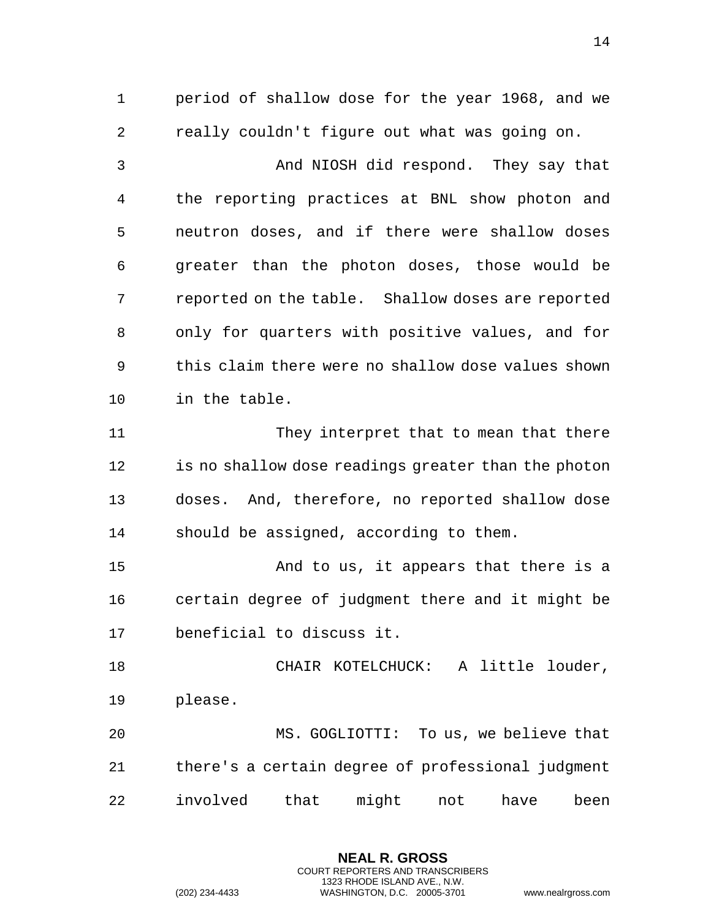period of shallow dose for the year 1968, and we really couldn't figure out what was going on.

And NIOSH did respond. They say that the reporting practices at BNL show photon and neutron doses, and if there were shallow doses greater than the photon doses, those would be reported on the table. Shallow doses are reported only for quarters with positive values, and for this claim there were no shallow dose values shown in the table.

They interpret that to mean that there is no shallow dose readings greater than the photon doses. And, therefore, no reported shallow dose should be assigned, according to them.

And to us, it appears that there is a certain degree of judgment there and it might be beneficial to discuss it.

CHAIR KOTELCHUCK: A little louder, please.

MS. GOGLIOTTI: To us, we believe that there's a certain degree of professional judgment involved that might not have been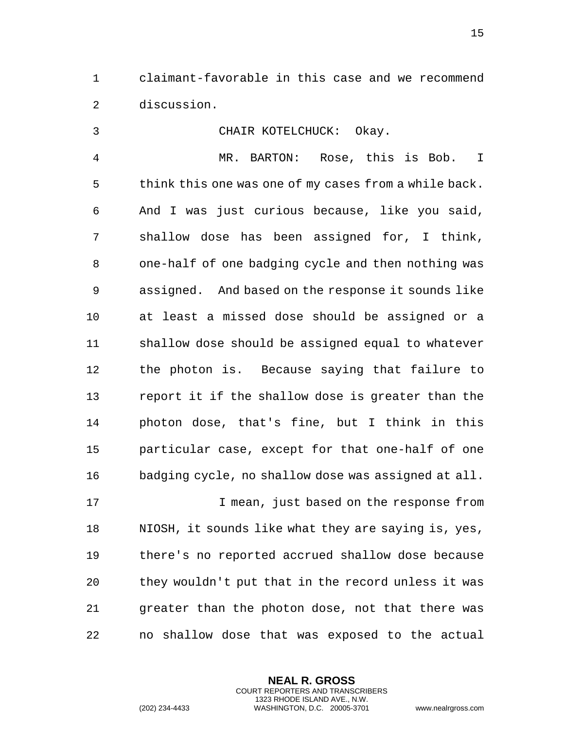claimant-favorable in this case and we recommend discussion.

CHAIR KOTELCHUCK: Okay.

MR. BARTON: Rose, this is Bob. I think this one was one of my cases from a while back. And I was just curious because, like you said, shallow dose has been assigned for, I think, one-half of one badging cycle and then nothing was assigned. And based on the response it sounds like at least a missed dose should be assigned or a shallow dose should be assigned equal to whatever the photon is. Because saying that failure to report it if the shallow dose is greater than the photon dose, that's fine, but I think in this particular case, except for that one-half of one badging cycle, no shallow dose was assigned at all.

I mean, just based on the response from NIOSH, it sounds like what they are saying is, yes, there's no reported accrued shallow dose because they wouldn't put that in the record unless it was greater than the photon dose, not that there was no shallow dose that was exposed to the actual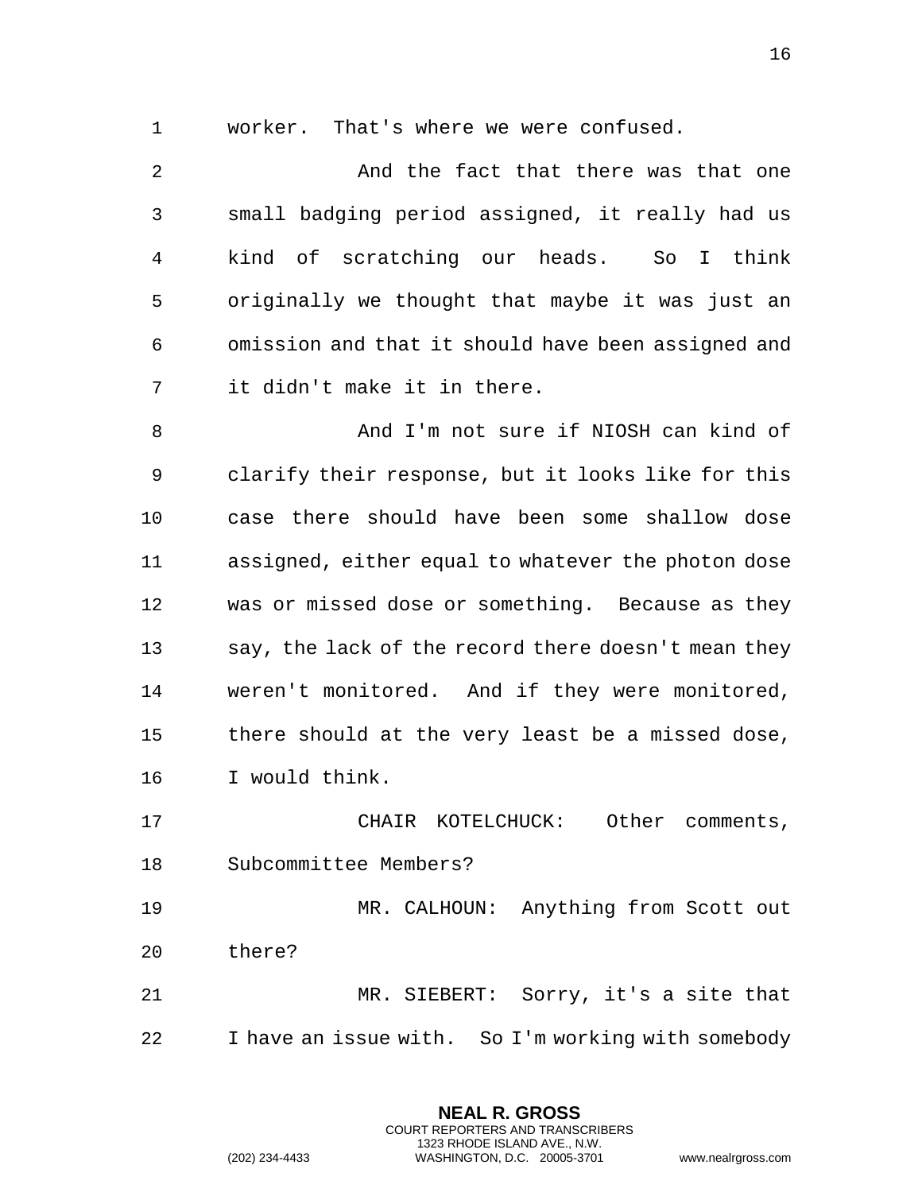worker. That's where we were confused.

And the fact that there was that one small badging period assigned, it really had us kind of scratching our heads. So I think originally we thought that maybe it was just an omission and that it should have been assigned and it didn't make it in there.

And I'm not sure if NIOSH can kind of clarify their response, but it looks like for this case there should have been some shallow dose assigned, either equal to whatever the photon dose was or missed dose or something. Because as they say, the lack of the record there doesn't mean they weren't monitored. And if they were monitored, there should at the very least be a missed dose, I would think.

CHAIR KOTELCHUCK: Other comments, Subcommittee Members?

MR. CALHOUN: Anything from Scott out there?

MR. SIEBERT: Sorry, it's a site that I have an issue with. So I'm working with somebody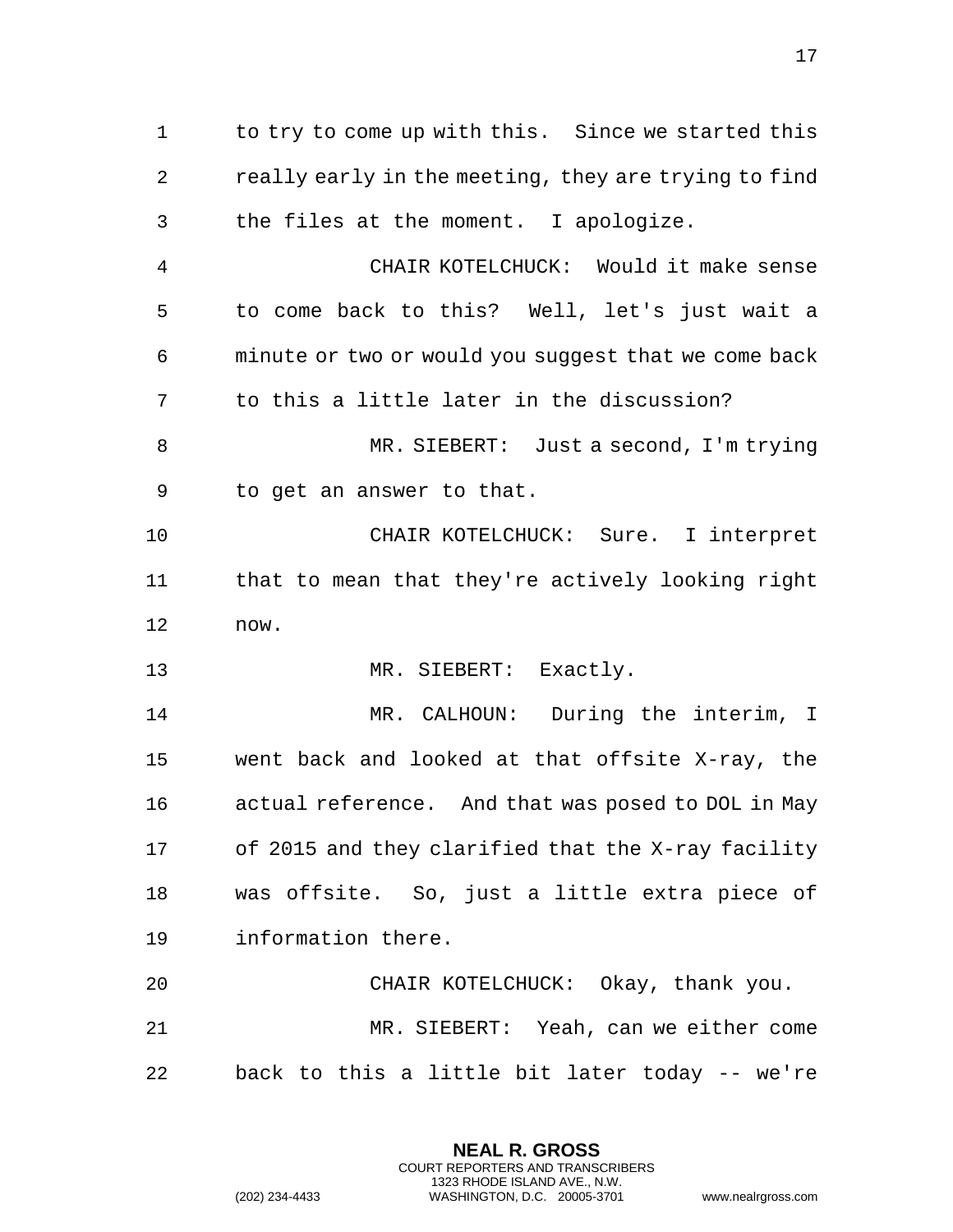to try to come up with this. Since we started this really early in the meeting, they are trying to find the files at the moment. I apologize.

CHAIR KOTELCHUCK: Would it make sense to come back to this? Well, let's just wait a minute or two or would you suggest that we come back to this a little later in the discussion?

MR. SIEBERT: Just a second, I'm trying to get an answer to that.

CHAIR KOTELCHUCK: Sure. I interpret that to mean that they're actively looking right now.

MR. SIEBERT: Exactly.

MR. CALHOUN: During the interim, I went back and looked at that offsite X-ray, the actual reference. And that was posed to DOL in May of 2015 and they clarified that the X-ray facility was offsite. So, just a little extra piece of information there.

CHAIR KOTELCHUCK: Okay, thank you.

MR. SIEBERT: Yeah, can we either come back to this a little bit later today -- we're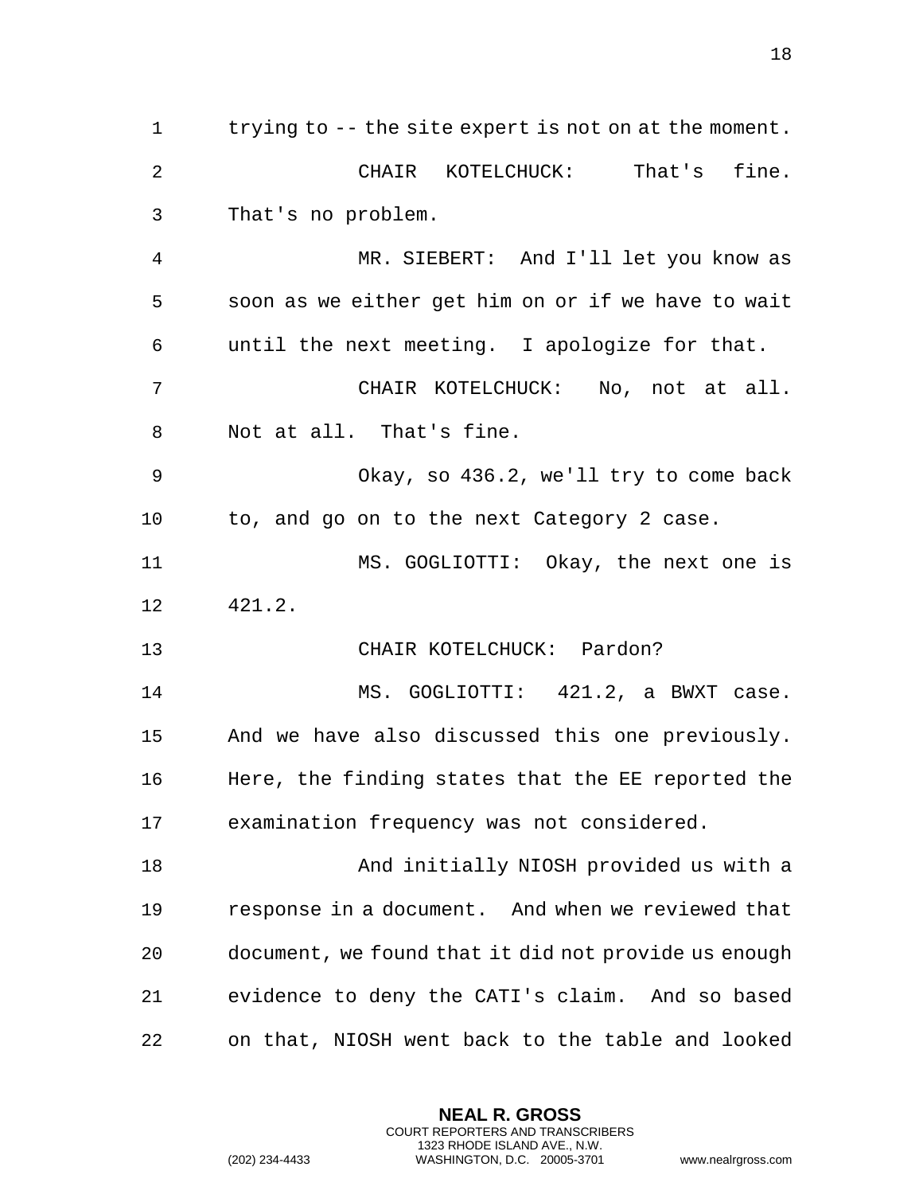trying to -- the site expert is not on at the moment.

CHAIR KOTELCHUCK: That's fine. That's no problem.

MR. SIEBERT: And I'll let you know as soon as we either get him on or if we have to wait until the next meeting. I apologize for that.

CHAIR KOTELCHUCK: No, not at all. Not at all. That's fine.

Okay, so 436.2, we'll try to come back to, and go on to the next Category 2 case.

MS. GOGLIOTTI: Okay, the next one is 421.2.

CHAIR KOTELCHUCK: Pardon?

MS. GOGLIOTTI: 421.2, a BWXT case. And we have also discussed this one previously. Here, the finding states that the EE reported the examination frequency was not considered.

And initially NIOSH provided us with a response in a document. And when we reviewed that document, we found that it did not provide us enough evidence to deny the CATI's claim. And so based on that, NIOSH went back to the table and looked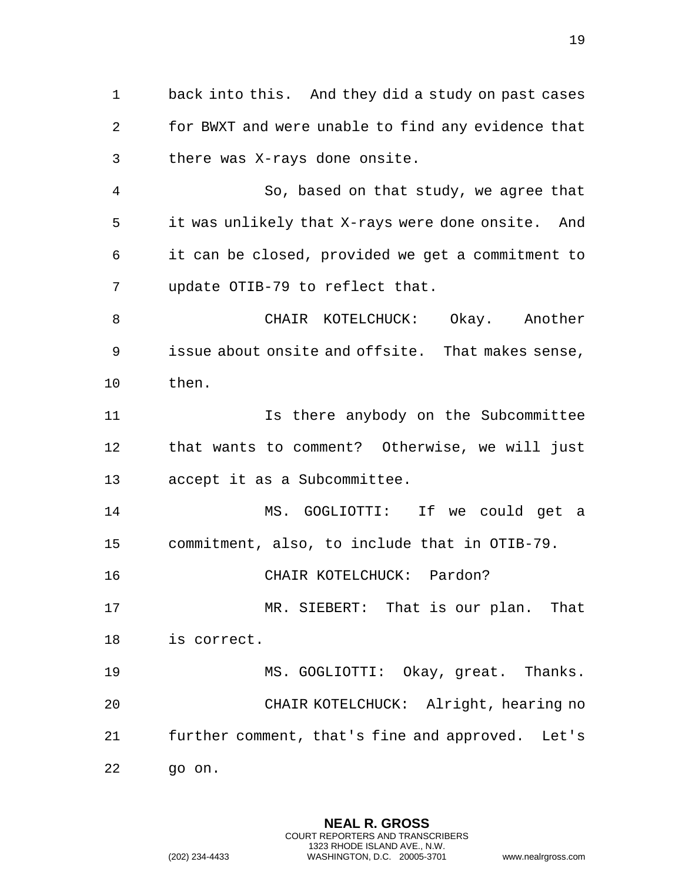back into this. And they did a study on past cases for BWXT and were unable to find any evidence that there was X-rays done onsite.

So, based on that study, we agree that it was unlikely that X-rays were done onsite. And it can be closed, provided we get a commitment to update OTIB-79 to reflect that.

CHAIR KOTELCHUCK: Okay. Another issue about onsite and offsite. That makes sense, then.

Is there anybody on the Subcommittee that wants to comment? Otherwise, we will just accept it as a Subcommittee.

MS. GOGLIOTTI: If we could get a commitment, also, to include that in OTIB-79.

CHAIR KOTELCHUCK: Pardon?

MR. SIEBERT: That is our plan. That is correct.

MS. GOGLIOTTI: Okay, great. Thanks.

CHAIR KOTELCHUCK: Alright, hearing no further comment, that's fine and approved. Let's go on.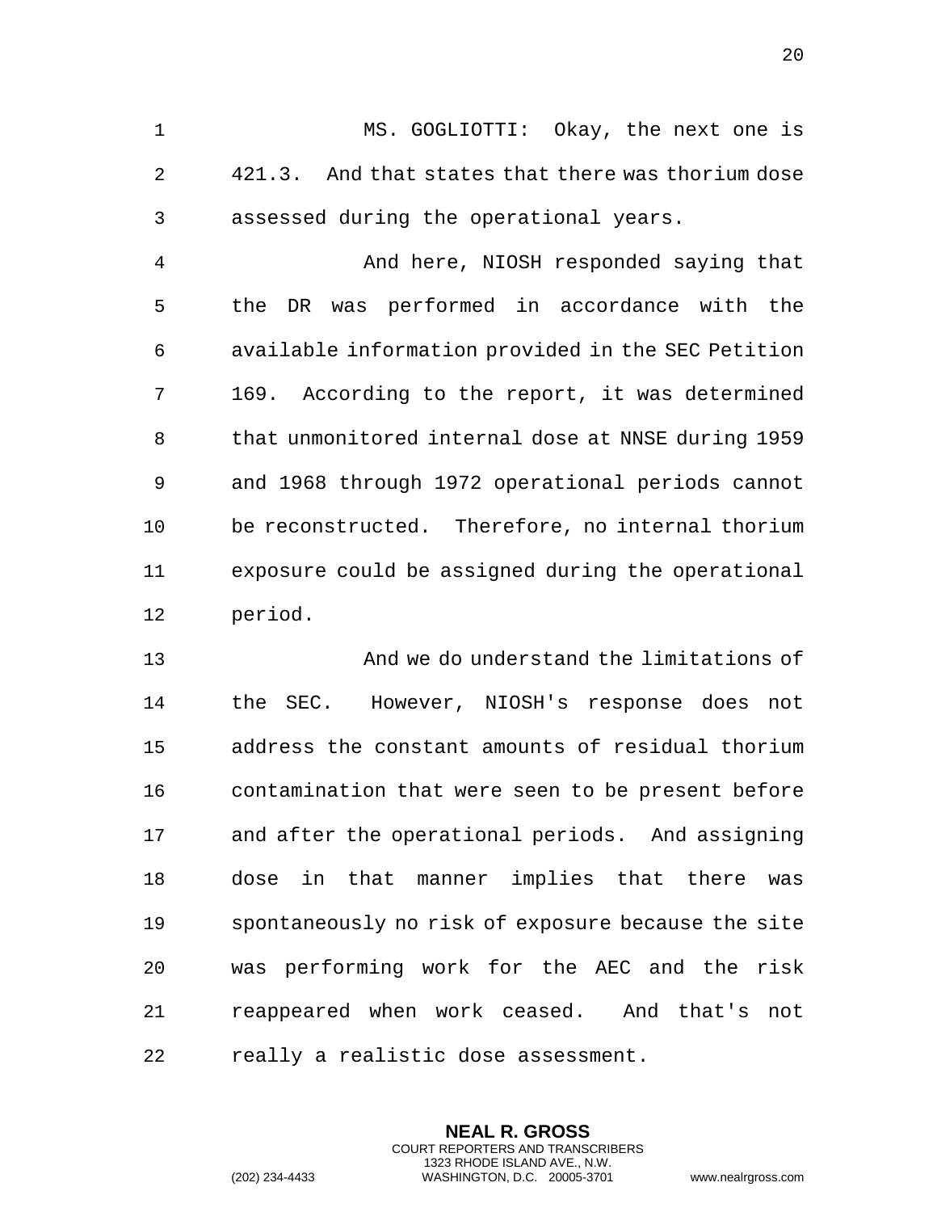MS. GOGLIOTTI: Okay, the next one is 421.3. And that states that there was thorium dose assessed during the operational years.

And here, NIOSH responded saying that the DR was performed in accordance with the available information provided in the SEC Petition 169. According to the report, it was determined that unmonitored internal dose at NNSE during 1959 and 1968 through 1972 operational periods cannot be reconstructed. Therefore, no internal thorium exposure could be assigned during the operational period.

And we do understand the limitations of the SEC. However, NIOSH's response does not address the constant amounts of residual thorium contamination that were seen to be present before and after the operational periods. And assigning dose in that manner implies that there was spontaneously no risk of exposure because the site was performing work for the AEC and the risk reappeared when work ceased. And that's not really a realistic dose assessment.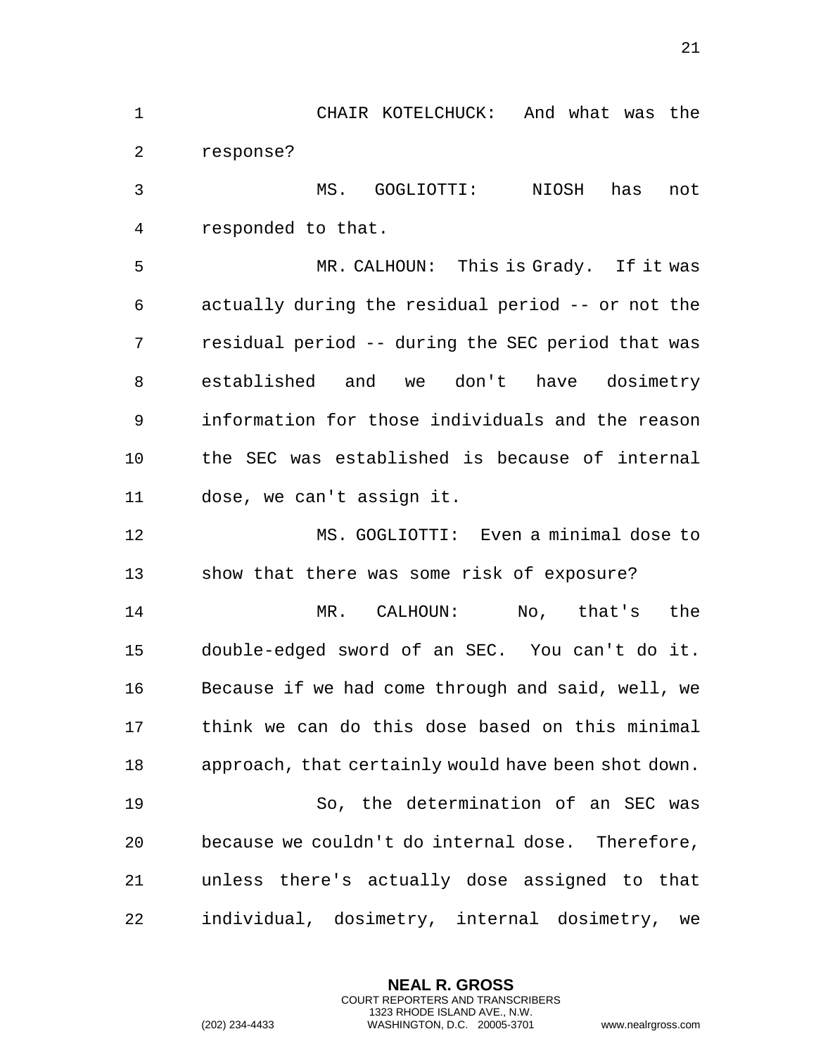CHAIR KOTELCHUCK: And what was the response?

MS. GOGLIOTTI: NIOSH has not responded to that.

MR. CALHOUN: This is Grady. If it was actually during the residual period -- or not the residual period -- during the SEC period that was established and we don't have dosimetry information for those individuals and the reason the SEC was established is because of internal dose, we can't assign it.

MS. GOGLIOTTI: Even a minimal dose to show that there was some risk of exposure?

MR. CALHOUN: No, that's the double-edged sword of an SEC. You can't do it. Because if we had come through and said, well, we think we can do this dose based on this minimal approach, that certainly would have been shot down.

So, the determination of an SEC was because we couldn't do internal dose. Therefore, unless there's actually dose assigned to that individual, dosimetry, internal dosimetry, we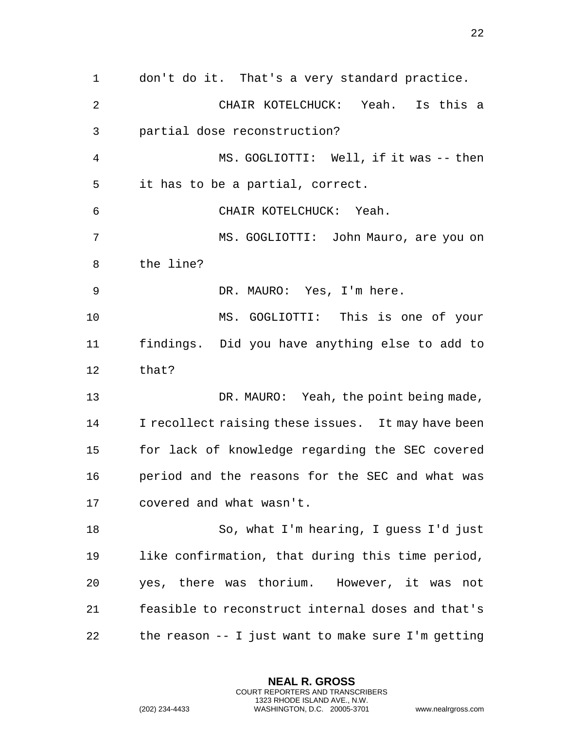don't do it. That's a very standard practice.

CHAIR KOTELCHUCK: Yeah. Is this a partial dose reconstruction?

MS. GOGLIOTTI: Well, if it was -- then it has to be a partial, correct.

CHAIR KOTELCHUCK: Yeah.

MS. GOGLIOTTI: John Mauro, are you on the line?

DR. MAURO: Yes, I'm here.

MS. GOGLIOTTI: This is one of your findings. Did you have anything else to add to that?

DR. MAURO: Yeah, the point being made, I recollect raising these issues. It may have been for lack of knowledge regarding the SEC covered period and the reasons for the SEC and what was covered and what wasn't.

So, what I'm hearing, I guess I'd just like confirmation, that during this time period, yes, there was thorium. However, it was not feasible to reconstruct internal doses and that's the reason -- I just want to make sure I'm getting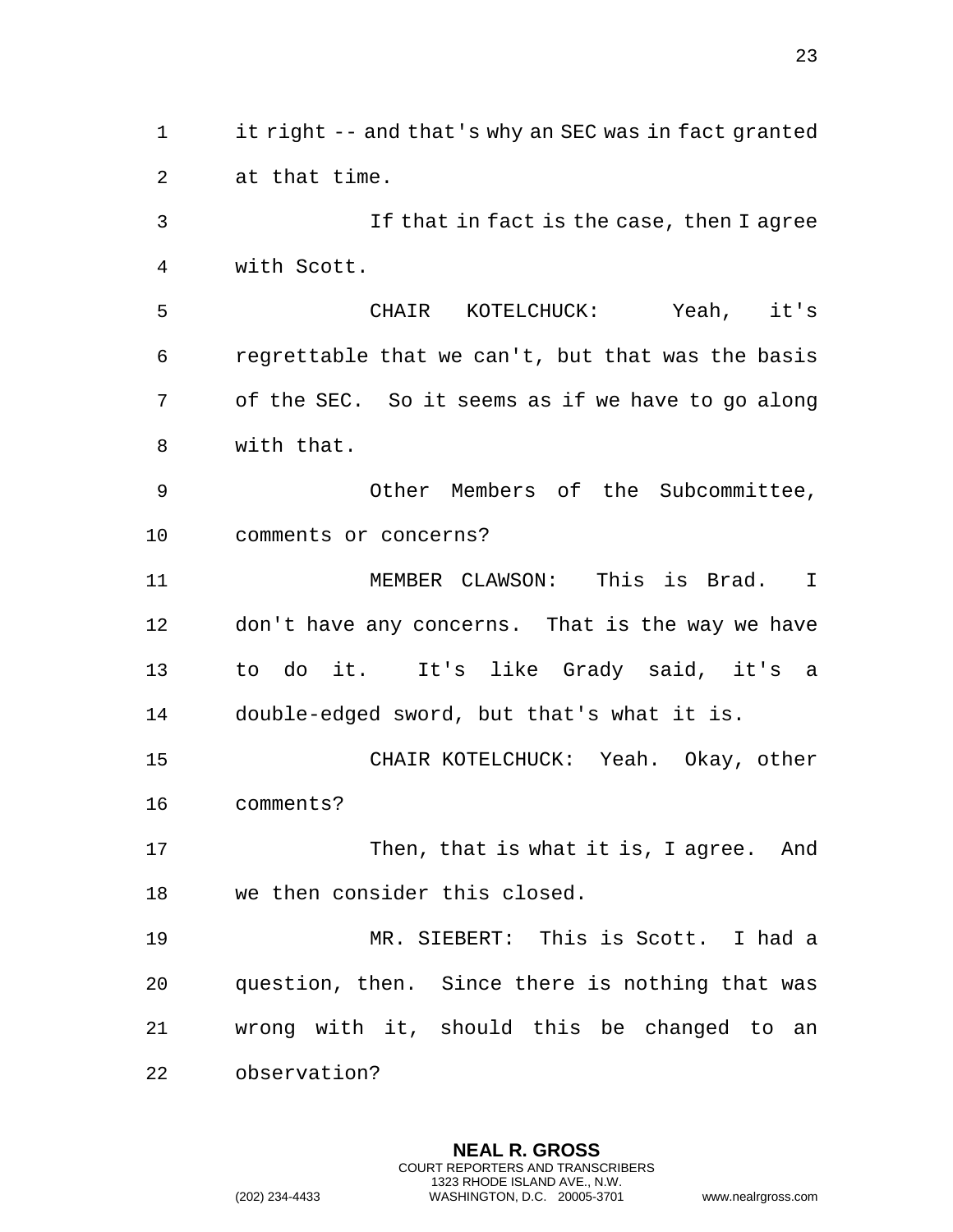it right -- and that's why an SEC was in fact granted at that time.

If that in fact is the case, then I agree with Scott.

CHAIR KOTELCHUCK: Yeah, it's regrettable that we can't, but that was the basis of the SEC. So it seems as if we have to go along with that.

Other Members of the Subcommittee, comments or concerns?

MEMBER CLAWSON: This is Brad. I don't have any concerns. That is the way we have to do it. It's like Grady said, it's a double-edged sword, but that's what it is.

CHAIR KOTELCHUCK: Yeah. Okay, other comments?

Then, that is what it is, I agree. And we then consider this closed.

MR. SIEBERT: This is Scott. I had a question, then. Since there is nothing that was wrong with it, should this be changed to an observation?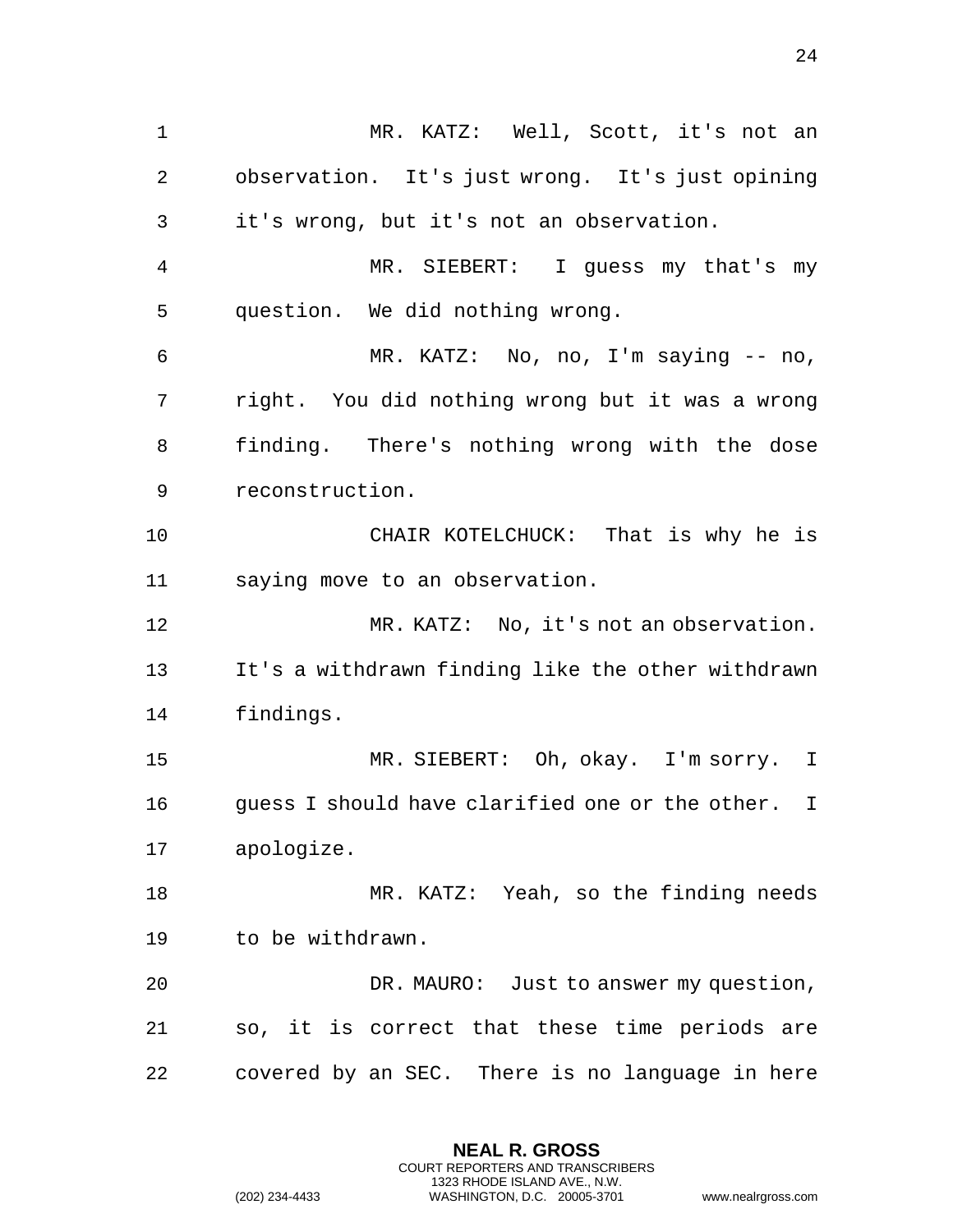MR. KATZ: Well, Scott, it's not an observation. It's just wrong. It's just opining it's wrong, but it's not an observation.

MR. SIEBERT: I guess my that's my question. We did nothing wrong.

MR. KATZ: No, no, I'm saying -- no, right. You did nothing wrong but it was a wrong finding. There's nothing wrong with the dose reconstruction.

CHAIR KOTELCHUCK: That is why he is saying move to an observation.

MR. KATZ: No, it's not an observation. It's a withdrawn finding like the other withdrawn findings.

MR. SIEBERT: Oh, okay. I'm sorry. I guess I should have clarified one or the other. I apologize.

MR. KATZ: Yeah, so the finding needs to be withdrawn.

DR. MAURO: Just to answer my question, so, it is correct that these time periods are covered by an SEC. There is no language in here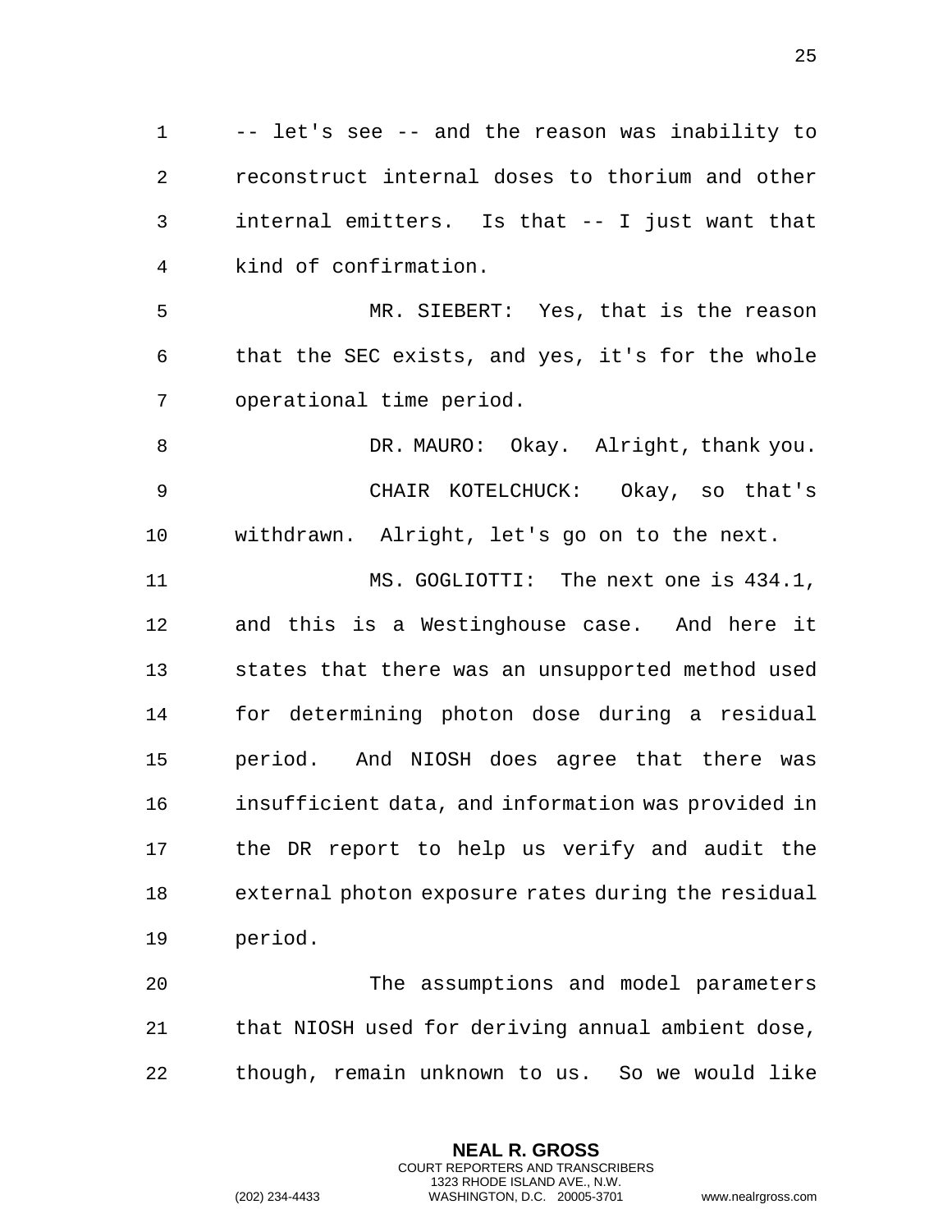-- let's see -- and the reason was inability to reconstruct internal doses to thorium and other internal emitters. Is that -- I just want that kind of confirmation.

MR. SIEBERT: Yes, that is the reason that the SEC exists, and yes, it's for the whole operational time period.

DR. MAURO: Okay. Alright, thank you.

CHAIR KOTELCHUCK: Okay, so that's withdrawn. Alright, let's go on to the next.

MS. GOGLIOTTI: The next one is 434.1, and this is a Westinghouse case. And here it states that there was an unsupported method used for determining photon dose during a residual period. And NIOSH does agree that there was insufficient data, and information was provided in the DR report to help us verify and audit the external photon exposure rates during the residual period.

The assumptions and model parameters that NIOSH used for deriving annual ambient dose, though, remain unknown to us. So we would like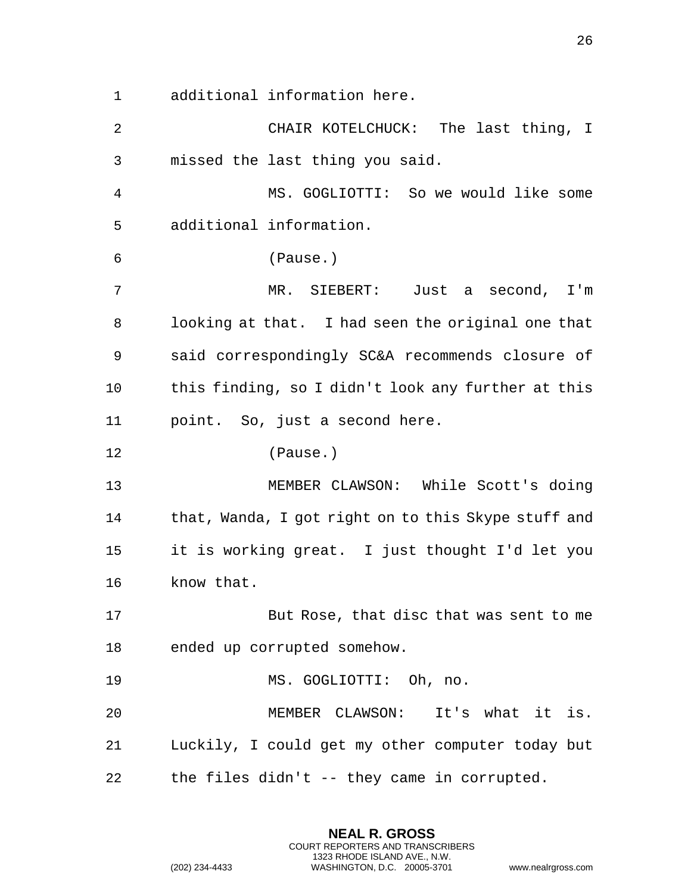additional information here.

CHAIR KOTELCHUCK: The last thing, I missed the last thing you said.

MS. GOGLIOTTI: So we would like some additional information.

(Pause.)

MR. SIEBERT: Just a second, I'm looking at that. I had seen the original one that said correspondingly SC&A recommends closure of this finding, so I didn't look any further at this point. So, just a second here.

(Pause.)

MEMBER CLAWSON: While Scott's doing that, Wanda, I got right on to this Skype stuff and it is working great. I just thought I'd let you know that.

But Rose, that disc that was sent to me ended up corrupted somehow.

MS. GOGLIOTTI: Oh, no.

MEMBER CLAWSON: It's what it is. Luckily, I could get my other computer today but the files didn't -- they came in corrupted.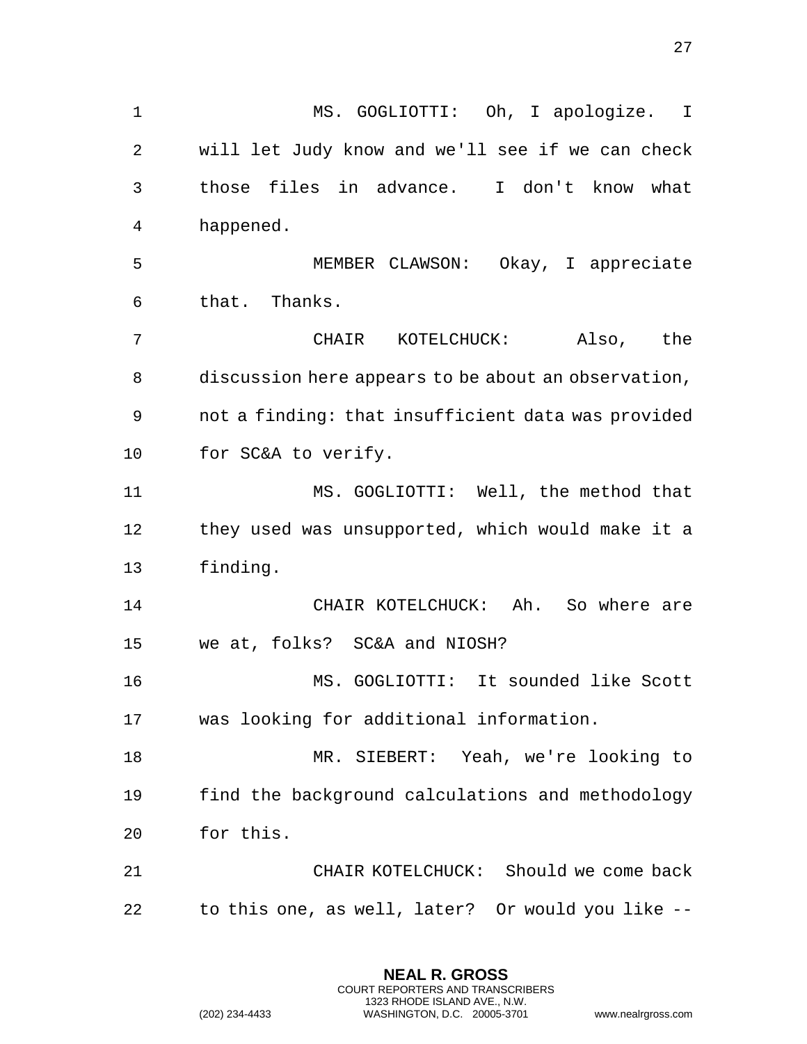MS. GOGLIOTTI: Oh, I apologize. I will let Judy know and we'll see if we can check those files in advance. I don't know what happened.

MEMBER CLAWSON: Okay, I appreciate that. Thanks.

CHAIR KOTELCHUCK: Also, the discussion here appears to be about an observation, not a finding: that insufficient data was provided for SC&A to verify.

MS. GOGLIOTTI: Well, the method that they used was unsupported, which would make it a finding.

CHAIR KOTELCHUCK: Ah. So where are we at, folks? SC&A and NIOSH?

MS. GOGLIOTTI: It sounded like Scott was looking for additional information.

MR. SIEBERT: Yeah, we're looking to find the background calculations and methodology for this.

CHAIR KOTELCHUCK: Should we come back to this one, as well, later? Or would you like --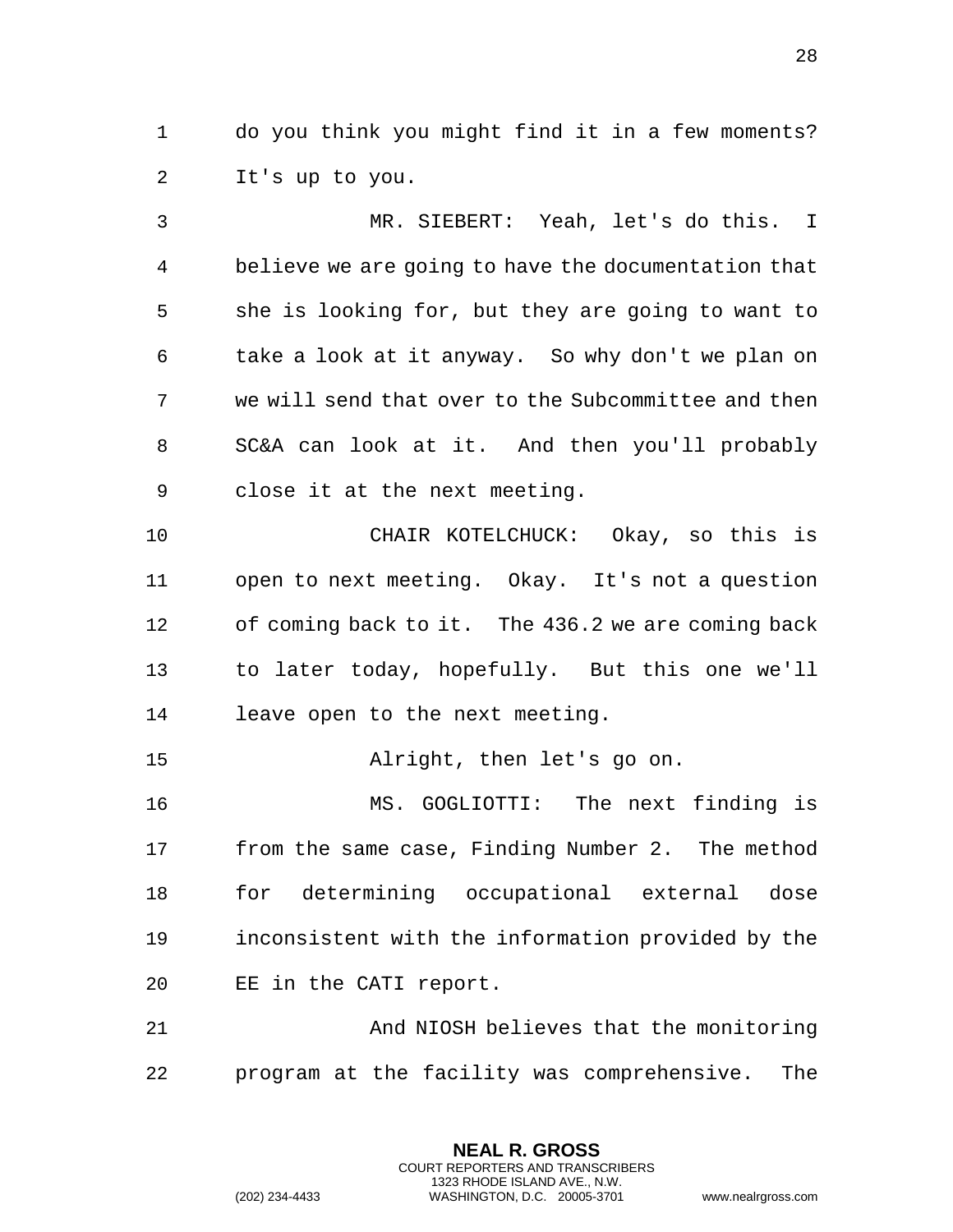do you think you might find it in a few moments? It's up to you.

MR. SIEBERT: Yeah, let's do this. I believe we are going to have the documentation that she is looking for, but they are going to want to take a look at it anyway. So why don't we plan on we will send that over to the Subcommittee and then SC&A can look at it. And then you'll probably close it at the next meeting.

CHAIR KOTELCHUCK: Okay, so this is open to next meeting. Okay. It's not a question of coming back to it. The 436.2 we are coming back to later today, hopefully. But this one we'll leave open to the next meeting.

Alright, then let's go on.

MS. GOGLIOTTI: The next finding is from the same case, Finding Number 2. The method for determining occupational external dose inconsistent with the information provided by the EE in the CATI report.

And NIOSH believes that the monitoring program at the facility was comprehensive. The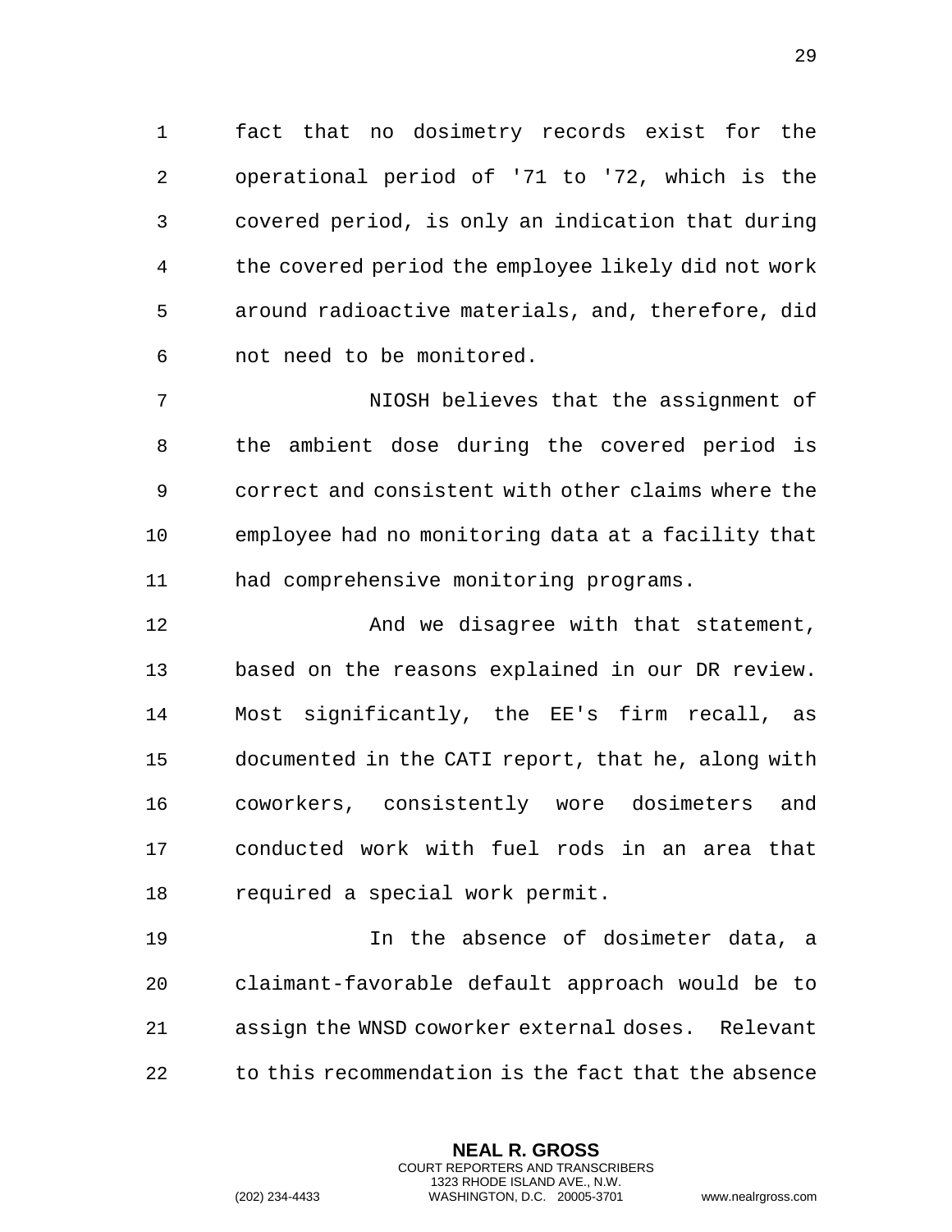fact that no dosimetry records exist for the operational period of '71 to '72, which is the covered period, is only an indication that during the covered period the employee likely did not work around radioactive materials, and, therefore, did not need to be monitored.

NIOSH believes that the assignment of the ambient dose during the covered period is correct and consistent with other claims where the employee had no monitoring data at a facility that had comprehensive monitoring programs.

And we disagree with that statement, based on the reasons explained in our DR review. Most significantly, the EE's firm recall, as documented in the CATI report, that he, along with coworkers, consistently wore dosimeters and conducted work with fuel rods in an area that required a special work permit.

In the absence of dosimeter data, a claimant-favorable default approach would be to assign the WNSD coworker external doses. Relevant to this recommendation is the fact that the absence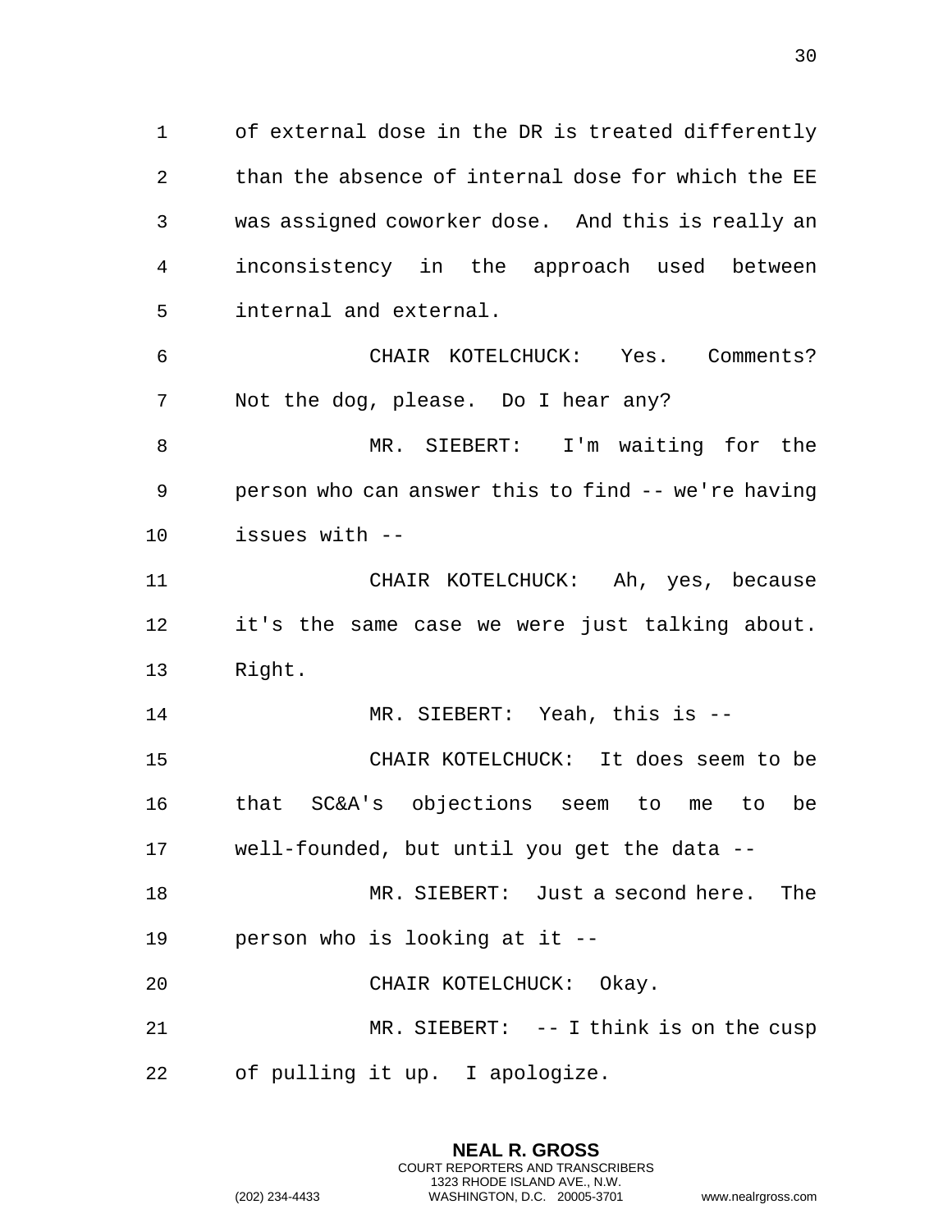of external dose in the DR is treated differently than the absence of internal dose for which the EE was assigned coworker dose. And this is really an inconsistency in the approach used between internal and external.

CHAIR KOTELCHUCK: Yes. Comments? Not the dog, please. Do I hear any?

MR. SIEBERT: I'm waiting for the person who can answer this to find -- we're having issues with --

CHAIR KOTELCHUCK: Ah, yes, because it's the same case we were just talking about. Right.

MR. SIEBERT: Yeah, this is --

CHAIR KOTELCHUCK: It does seem to be that SC&A's objections seem to me to be well-founded, but until you get the data --

MR. SIEBERT: Just a second here. The person who is looking at it --

CHAIR KOTELCHUCK: Okay.

MR. SIEBERT: -- I think is on the cusp of pulling it up. I apologize.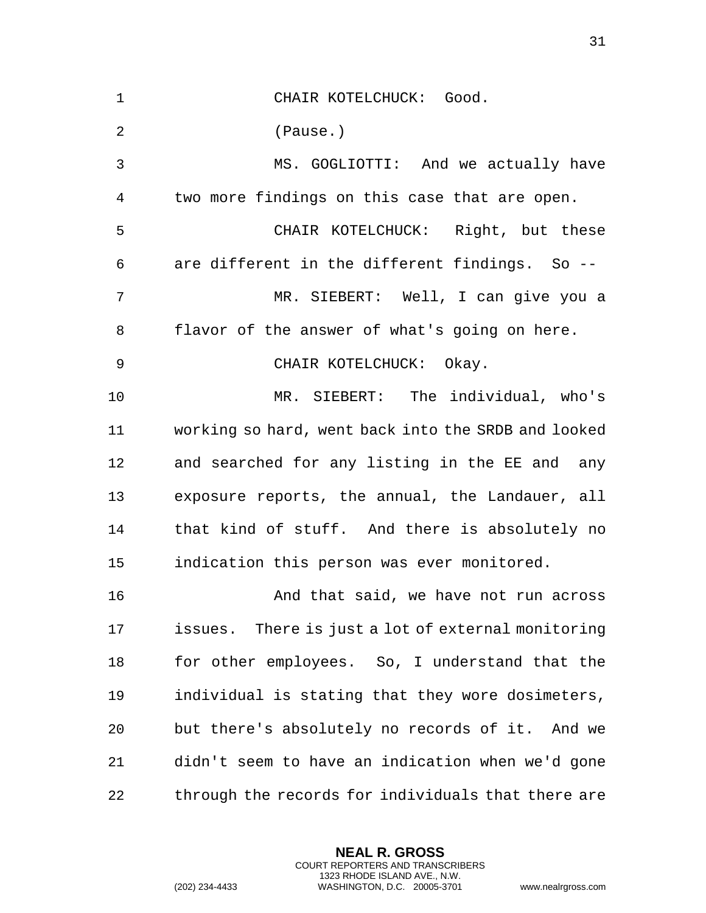CHAIR KOTELCHUCK: Good.

(Pause.)

MS. GOGLIOTTI: And we actually have two more findings on this case that are open.

CHAIR KOTELCHUCK: Right, but these are different in the different findings. So --

MR. SIEBERT: Well, I can give you a flavor of the answer of what's going on here.

CHAIR KOTELCHUCK: Okay.

MR. SIEBERT: The individual, who's working so hard, went back into the SRDB and looked and searched for any listing in the EE and any exposure reports, the annual, the Landauer, all that kind of stuff. And there is absolutely no indication this person was ever monitored.

And that said, we have not run across issues. There is just a lot of external monitoring for other employees. So, I understand that the individual is stating that they wore dosimeters, but there's absolutely no records of it. And we didn't seem to have an indication when we'd gone through the records for individuals that there are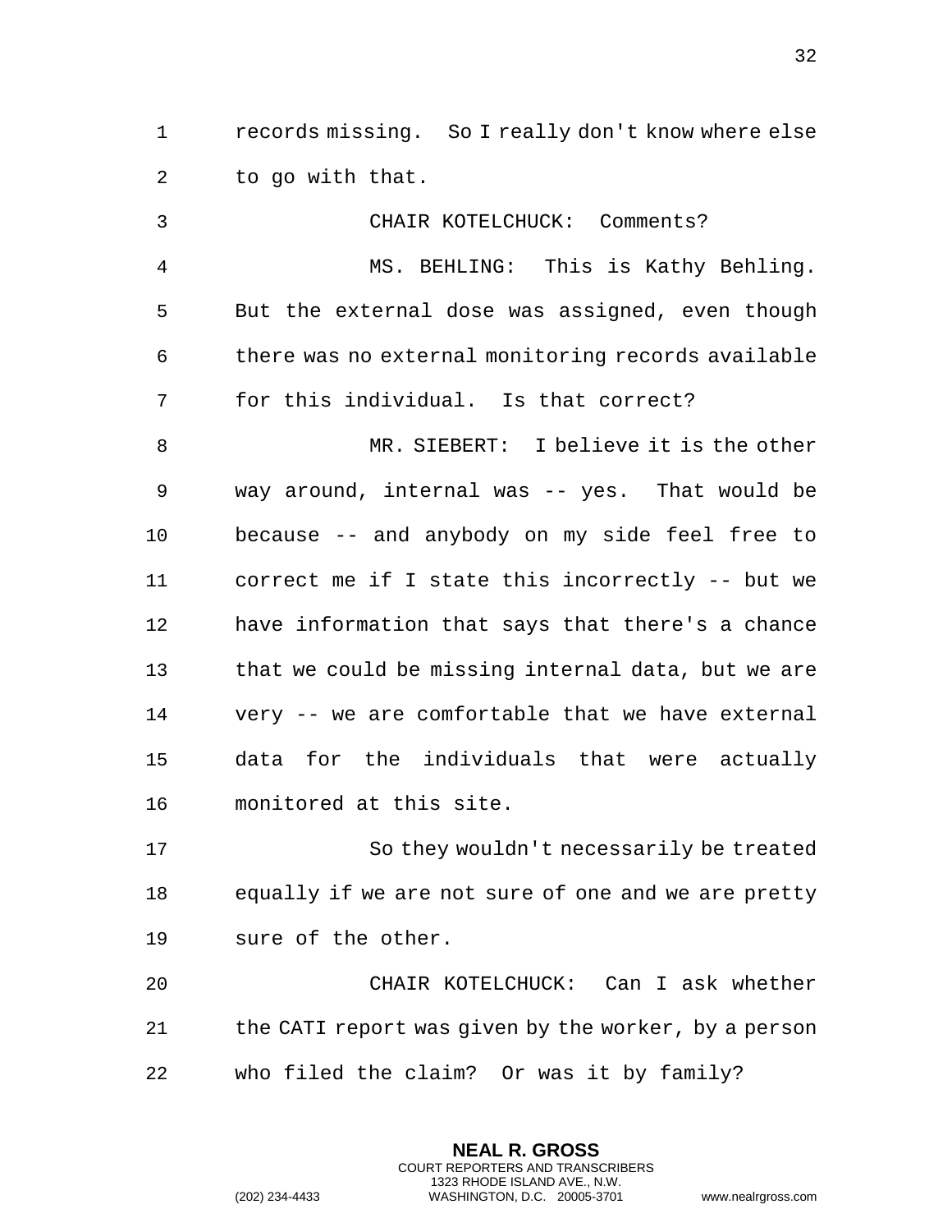records missing. So I really don't know where else to go with that.

CHAIR KOTELCHUCK: Comments?

MS. BEHLING: This is Kathy Behling. But the external dose was assigned, even though there was no external monitoring records available for this individual. Is that correct?

MR. SIEBERT: I believe it is the other way around, internal was -- yes. That would be because -- and anybody on my side feel free to correct me if I state this incorrectly -- but we have information that says that there's a chance that we could be missing internal data, but we are very -- we are comfortable that we have external data for the individuals that were actually monitored at this site.

So they wouldn't necessarily be treated equally if we are not sure of one and we are pretty sure of the other.

CHAIR KOTELCHUCK: Can I ask whether the CATI report was given by the worker, by a person who filed the claim? Or was it by family?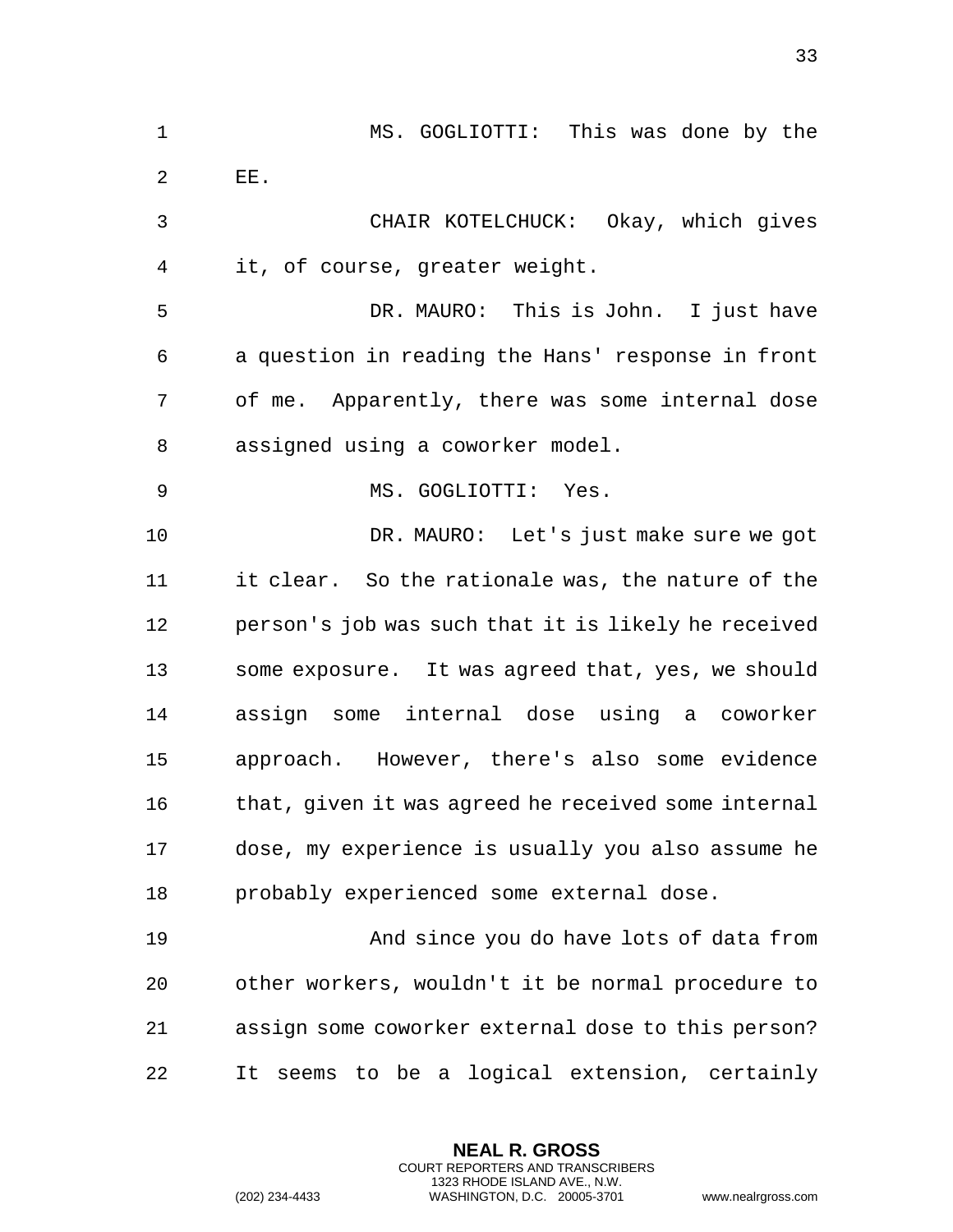MS. GOGLIOTTI: This was done by the EE.

CHAIR KOTELCHUCK: Okay, which gives it, of course, greater weight.

DR. MAURO: This is John. I just have a question in reading the Hans' response in front of me. Apparently, there was some internal dose assigned using a coworker model.

MS. GOGLIOTTI: Yes.

DR. MAURO: Let's just make sure we got it clear. So the rationale was, the nature of the person's job was such that it is likely he received some exposure. It was agreed that, yes, we should assign some internal dose using a coworker approach. However, there's also some evidence that, given it was agreed he received some internal dose, my experience is usually you also assume he probably experienced some external dose.

And since you do have lots of data from other workers, wouldn't it be normal procedure to assign some coworker external dose to this person? It seems to be a logical extension, certainly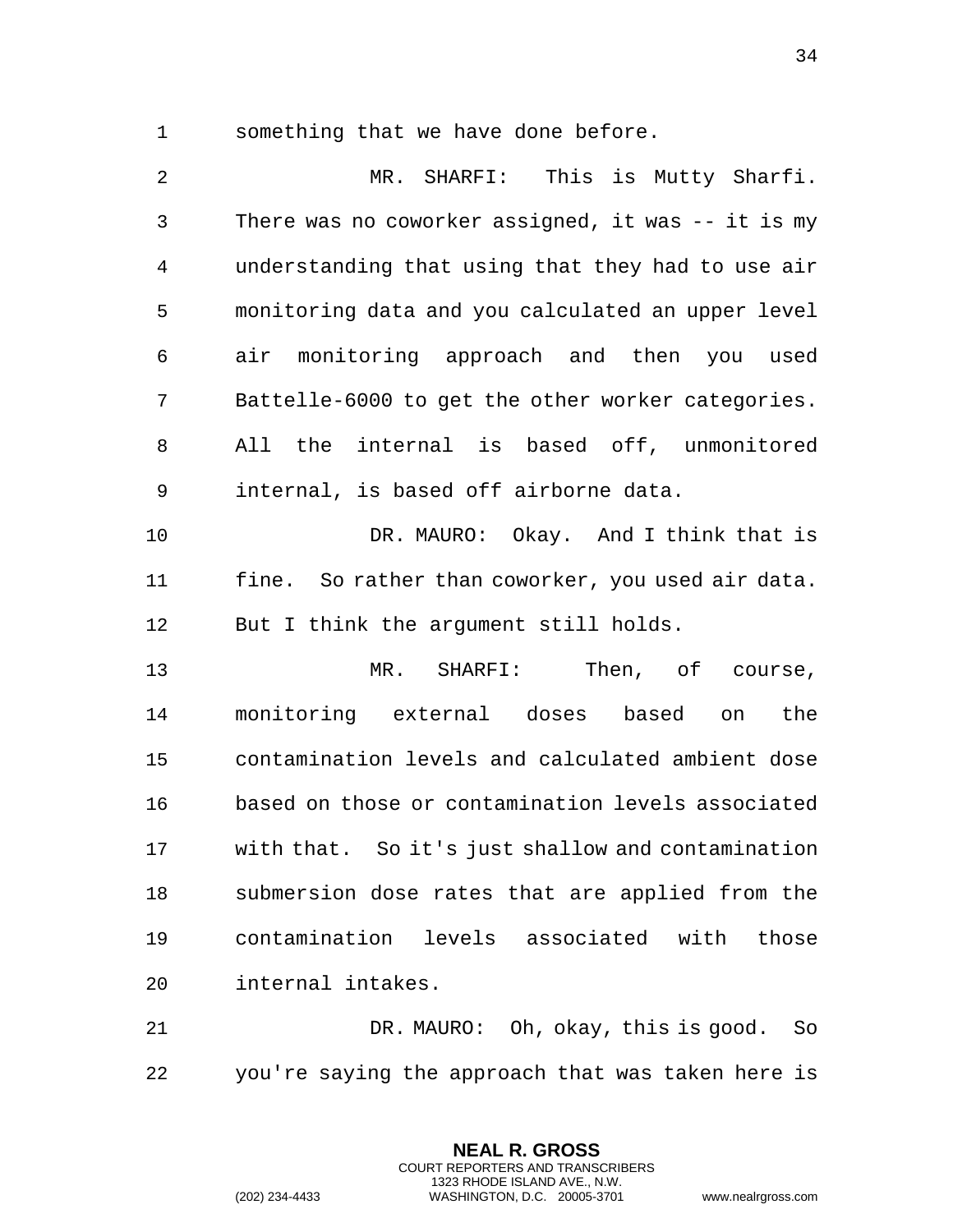something that we have done before.

MR. SHARFI: This is Mutty Sharfi. There was no coworker assigned, it was -- it is my understanding that using that they had to use air monitoring data and you calculated an upper level air monitoring approach and then you used Battelle-6000 to get the other worker categories. All the internal is based off, unmonitored internal, is based off airborne data.

DR. MAURO: Okay. And I think that is fine. So rather than coworker, you used air data. But I think the argument still holds.

MR. SHARFI: Then, of course, monitoring external doses based on the contamination levels and calculated ambient dose based on those or contamination levels associated with that. So it's just shallow and contamination submersion dose rates that are applied from the contamination levels associated with those internal intakes.

DR. MAURO: Oh, okay, this is good. So you're saying the approach that was taken here is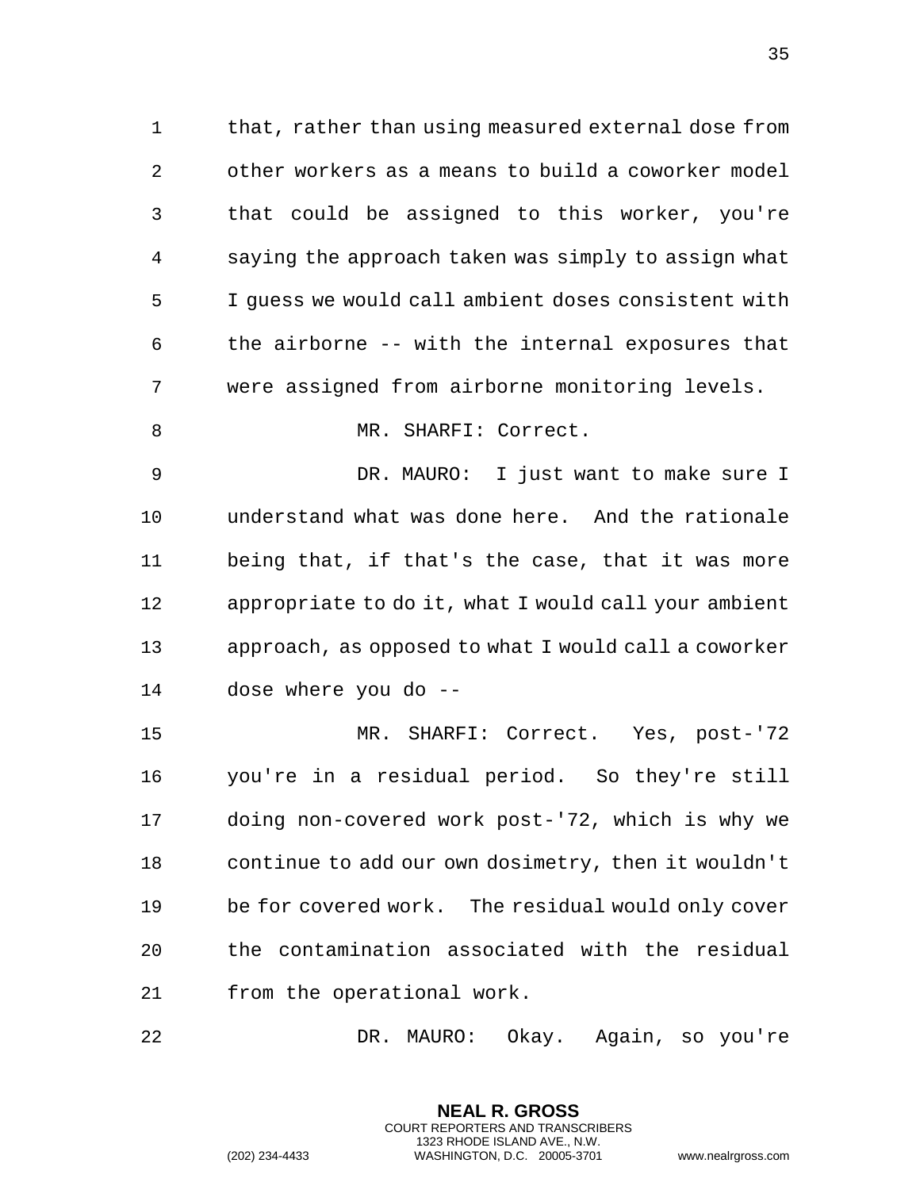that, rather than using measured external dose from other workers as a means to build a coworker model that could be assigned to this worker, you're saying the approach taken was simply to assign what I guess we would call ambient doses consistent with the airborne -- with the internal exposures that were assigned from airborne monitoring levels.

MR. SHARFI: Correct.

DR. MAURO: I just want to make sure I understand what was done here. And the rationale being that, if that's the case, that it was more appropriate to do it, what I would call your ambient approach, as opposed to what I would call a coworker dose where you do --

MR. SHARFI: Correct. Yes, post-'72 you're in a residual period. So they're still doing non-covered work post-'72, which is why we continue to add our own dosimetry, then it wouldn't be for covered work. The residual would only cover the contamination associated with the residual from the operational work.

DR. MAURO: Okay. Again, so you're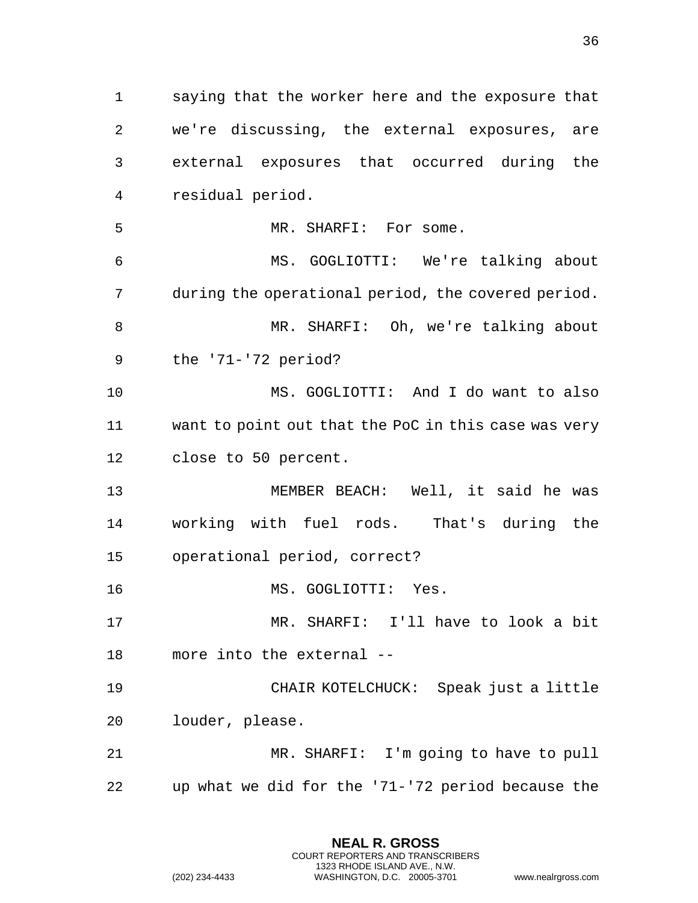saying that the worker here and the exposure that we're discussing, the external exposures, are external exposures that occurred during the residual period.

MR. SHARFI: For some.

MS. GOGLIOTTI: We're talking about during the operational period, the covered period.

MR. SHARFI: Oh, we're talking about the '71-'72 period?

MS. GOGLIOTTI: And I do want to also want to point out that the PoC in this case was very close to 50 percent.

MEMBER BEACH: Well, it said he was working with fuel rods. That's during the operational period, correct?

MS. GOGLIOTTI: Yes.

MR. SHARFI: I'll have to look a bit more into the external --

CHAIR KOTELCHUCK: Speak just a little louder, please.

MR. SHARFI: I'm going to have to pull up what we did for the '71-'72 period because the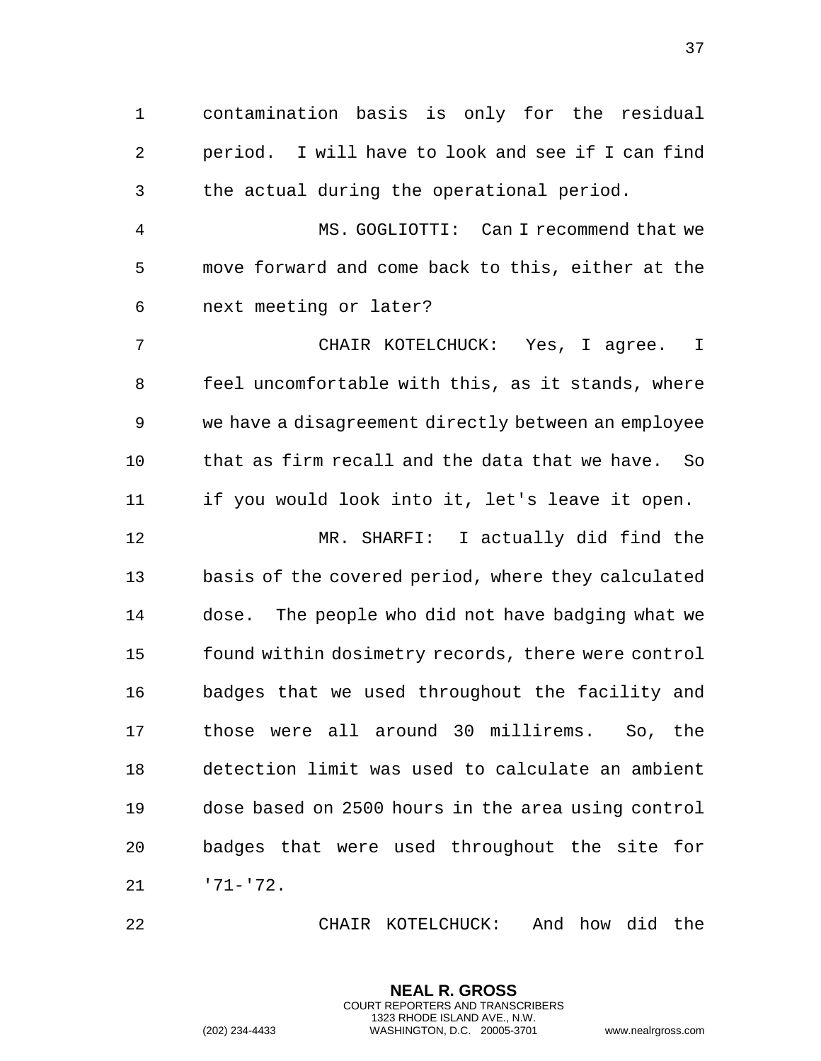contamination basis is only for the residual period. I will have to look and see if I can find the actual during the operational period.

MS. GOGLIOTTI: Can I recommend that we move forward and come back to this, either at the next meeting or later?

CHAIR KOTELCHUCK: Yes, I agree. I feel uncomfortable with this, as it stands, where we have a disagreement directly between an employee that as firm recall and the data that we have. So if you would look into it, let's leave it open.

MR. SHARFI: I actually did find the basis of the covered period, where they calculated dose. The people who did not have badging what we found within dosimetry records, there were control badges that we used throughout the facility and those were all around 30 millirems. So, the detection limit was used to calculate an ambient dose based on 2500 hours in the area using control badges that were used throughout the site for '71-'72.

CHAIR KOTELCHUCK: And how did the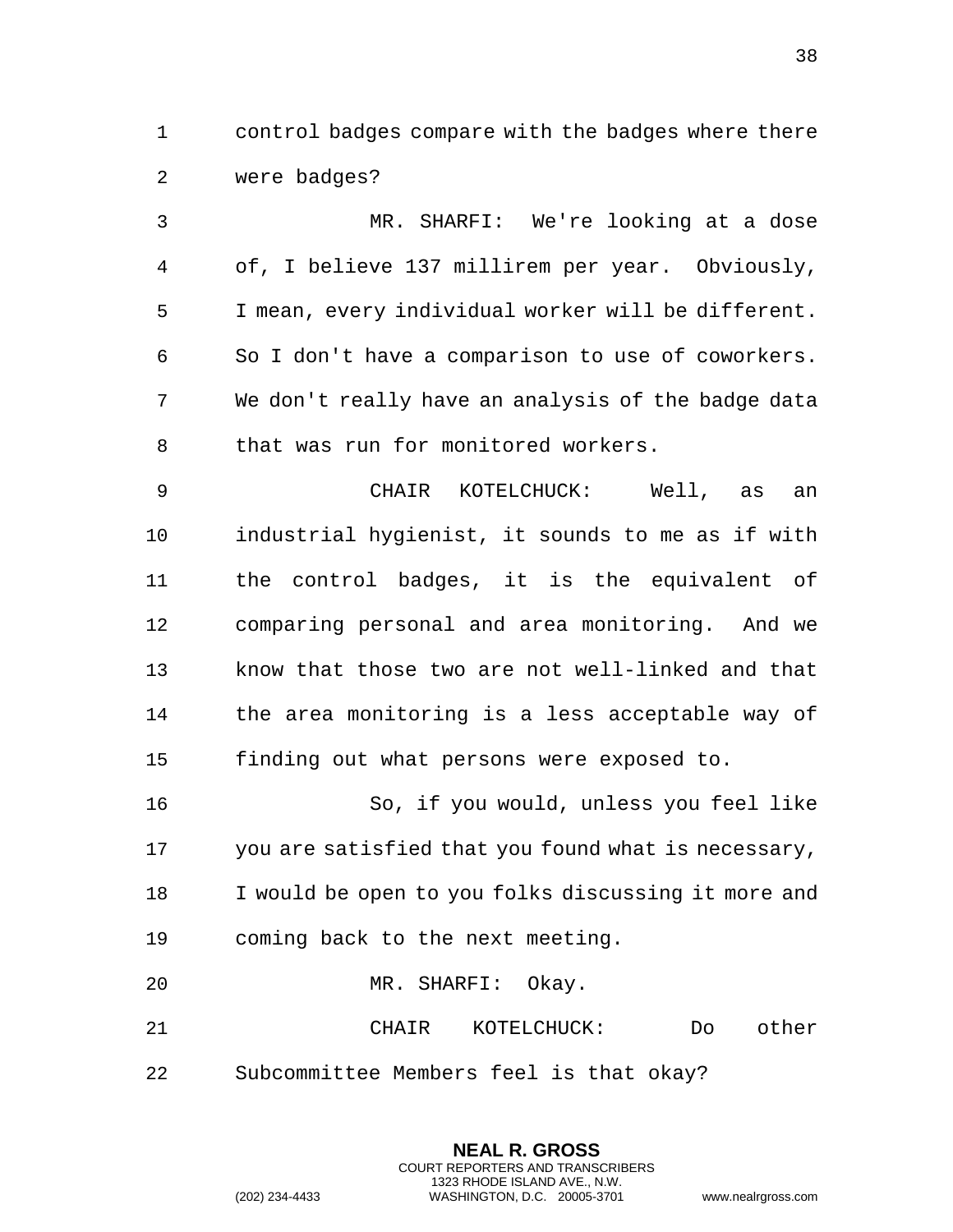control badges compare with the badges where there were badges?

MR. SHARFI: We're looking at a dose of, I believe 137 millirem per year. Obviously, I mean, every individual worker will be different. So I don't have a comparison to use of coworkers. We don't really have an analysis of the badge data that was run for monitored workers.

CHAIR KOTELCHUCK: Well, as an industrial hygienist, it sounds to me as if with the control badges, it is the equivalent of comparing personal and area monitoring. And we know that those two are not well-linked and that the area monitoring is a less acceptable way of finding out what persons were exposed to.

So, if you would, unless you feel like you are satisfied that you found what is necessary, I would be open to you folks discussing it more and coming back to the next meeting.

MR. SHARFI: Okay.

CHAIR KOTELCHUCK: Do other Subcommittee Members feel is that okay?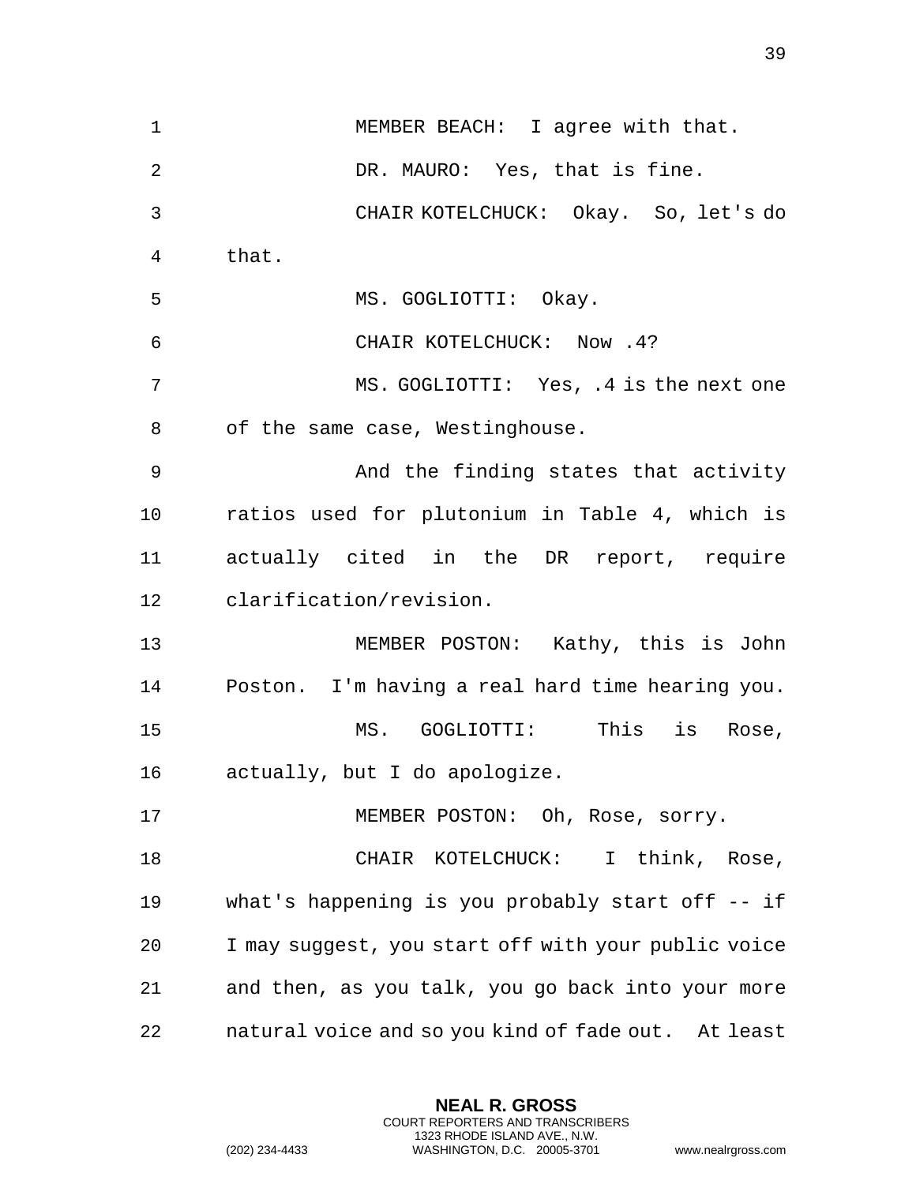MEMBER BEACH: I agree with that.

DR. MAURO: Yes, that is fine.

CHAIR KOTELCHUCK: Okay. So, let's do that.

MS. GOGLIOTTI: Okay.

CHAIR KOTELCHUCK: Now .4?

MS. GOGLIOTTI: Yes, .4 is the next one of the same case, Westinghouse.

And the finding states that activity ratios used for plutonium in Table 4, which is actually cited in the DR report, require clarification/revision.

MEMBER POSTON: Kathy, this is John Poston. I'm having a real hard time hearing you.

MS. GOGLIOTTI: This is Rose, actually, but I do apologize.

MEMBER POSTON: Oh, Rose, sorry.

CHAIR KOTELCHUCK: I think, Rose, what's happening is you probably start off -- if I may suggest, you start off with your public voice and then, as you talk, you go back into your more natural voice and so you kind of fade out. At least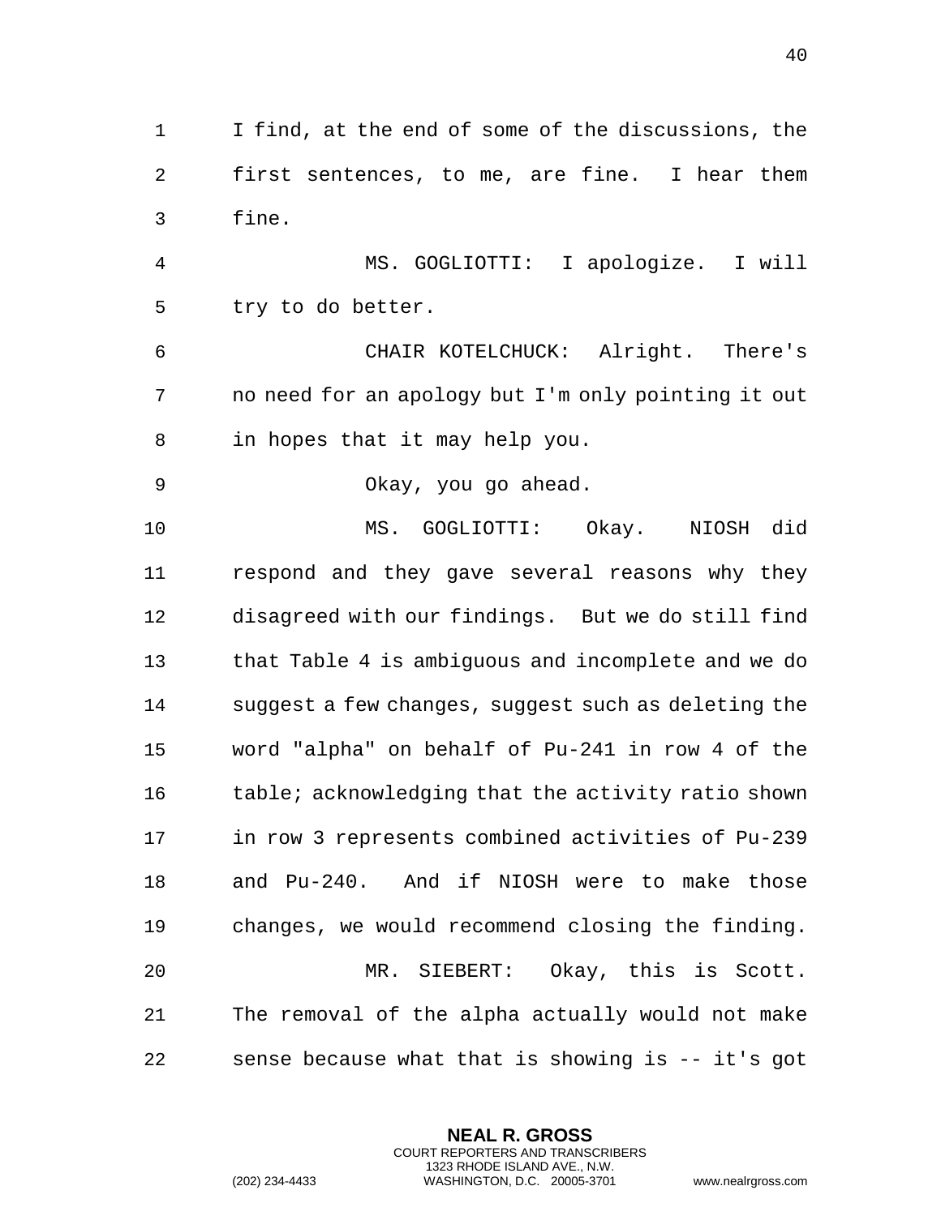I find, at the end of some of the discussions, the first sentences, to me, are fine. I hear them fine.

MS. GOGLIOTTI: I apologize. I will try to do better.

CHAIR KOTELCHUCK: Alright. There's no need for an apology but I'm only pointing it out in hopes that it may help you.

Okay, you go ahead.

MS. GOGLIOTTI: Okay. NIOSH did respond and they gave several reasons why they disagreed with our findings. But we do still find that Table 4 is ambiguous and incomplete and we do suggest a few changes, suggest such as deleting the word "alpha" on behalf of Pu-241 in row 4 of the table; acknowledging that the activity ratio shown in row 3 represents combined activities of Pu-239 and Pu-240. And if NIOSH were to make those changes, we would recommend closing the finding.

MR. SIEBERT: Okay, this is Scott. The removal of the alpha actually would not make sense because what that is showing is -- it's got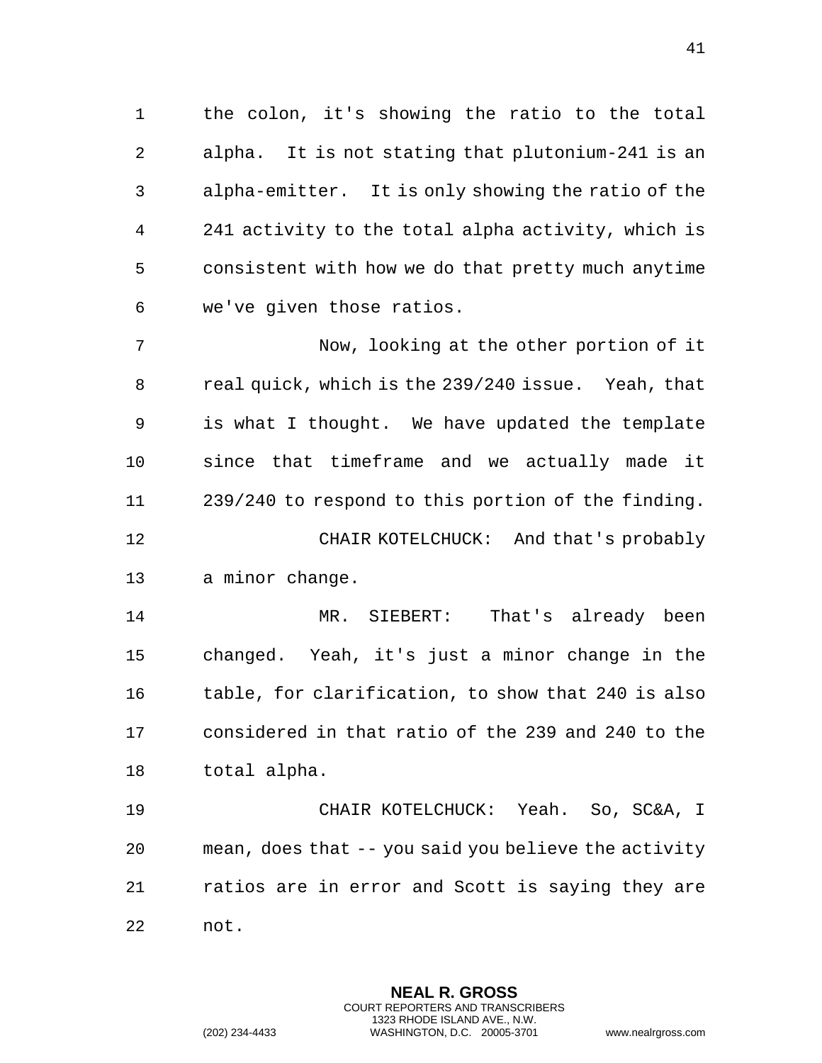the colon, it's showing the ratio to the total alpha. It is not stating that plutonium-241 is an alpha-emitter. It is only showing the ratio of the 241 activity to the total alpha activity, which is consistent with how we do that pretty much anytime we've given those ratios.

Now, looking at the other portion of it real quick, which is the 239/240 issue. Yeah, that is what I thought. We have updated the template since that timeframe and we actually made it 239/240 to respond to this portion of the finding.

CHAIR KOTELCHUCK: And that's probably a minor change.

MR. SIEBERT: That's already been changed. Yeah, it's just a minor change in the table, for clarification, to show that 240 is also considered in that ratio of the 239 and 240 to the total alpha.

CHAIR KOTELCHUCK: Yeah. So, SC&A, I mean, does that -- you said you believe the activity ratios are in error and Scott is saying they are not.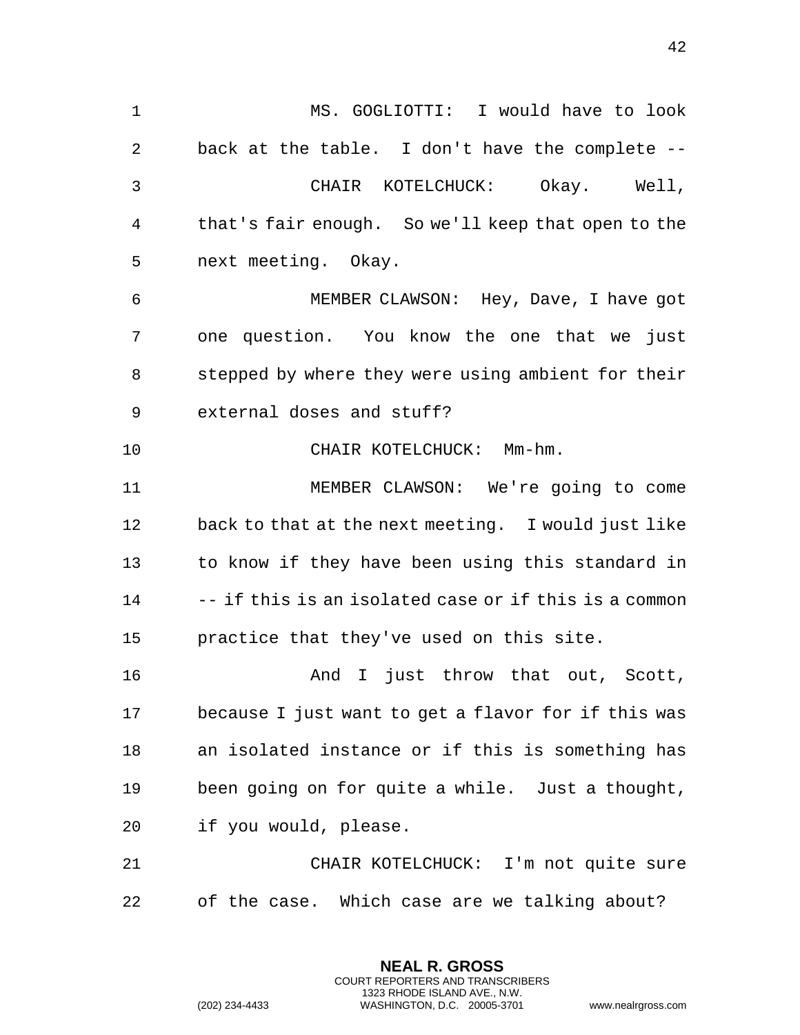MS. GOGLIOTTI: I would have to look back at the table. I don't have the complete --

CHAIR KOTELCHUCK: Okay. Well, that's fair enough. So we'll keep that open to the next meeting. Okay.

MEMBER CLAWSON: Hey, Dave, I have got one question. You know the one that we just stepped by where they were using ambient for their external doses and stuff?

CHAIR KOTELCHUCK: Mm-hm.

MEMBER CLAWSON: We're going to come back to that at the next meeting. I would just like to know if they have been using this standard in -- if this is an isolated case or if this is a common practice that they've used on this site.

And I just throw that out, Scott, because I just want to get a flavor for if this was an isolated instance or if this is something has been going on for quite a while. Just a thought, if you would, please.

CHAIR KOTELCHUCK: I'm not quite sure of the case. Which case are we talking about?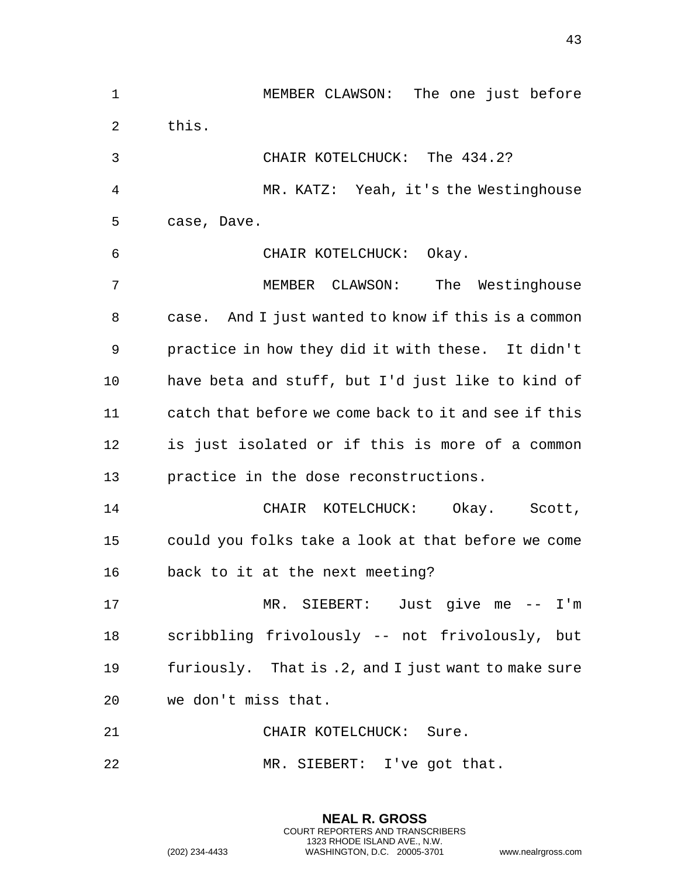MEMBER CLAWSON: The one just before this.

CHAIR KOTELCHUCK: The 434.2?

MR. KATZ: Yeah, it's the Westinghouse case, Dave.

CHAIR KOTELCHUCK: Okay.

MEMBER CLAWSON: The Westinghouse case. And I just wanted to know if this is a common practice in how they did it with these. It didn't have beta and stuff, but I'd just like to kind of catch that before we come back to it and see if this is just isolated or if this is more of a common practice in the dose reconstructions.

CHAIR KOTELCHUCK: Okay. Scott, could you folks take a look at that before we come back to it at the next meeting?

MR. SIEBERT: Just give me -- I'm scribbling frivolously -- not frivolously, but furiously. That is .2, and I just want to make sure we don't miss that.

CHAIR KOTELCHUCK: Sure.

MR. SIEBERT: I've got that.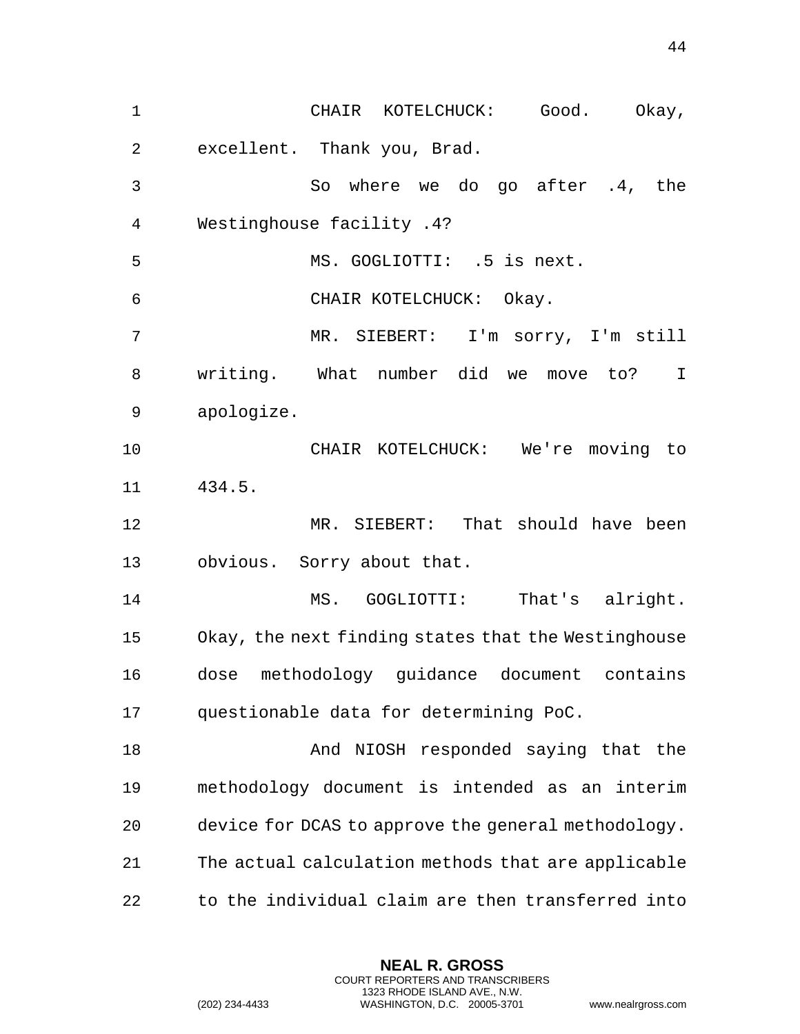CHAIR KOTELCHUCK: Good. Okay, excellent. Thank you, Brad.

So where we do go after .4, the Westinghouse facility .4?

MS. GOGLIOTTI: .5 is next.

CHAIR KOTELCHUCK: Okay.

MR. SIEBERT: I'm sorry, I'm still writing. What number did we move to? I apologize.

CHAIR KOTELCHUCK: We're moving to 434.5.

MR. SIEBERT: That should have been obvious. Sorry about that.

MS. GOGLIOTTI: That's alright. Okay, the next finding states that the Westinghouse dose methodology guidance document contains questionable data for determining PoC.

And NIOSH responded saying that the methodology document is intended as an interim device for DCAS to approve the general methodology. The actual calculation methods that are applicable to the individual claim are then transferred into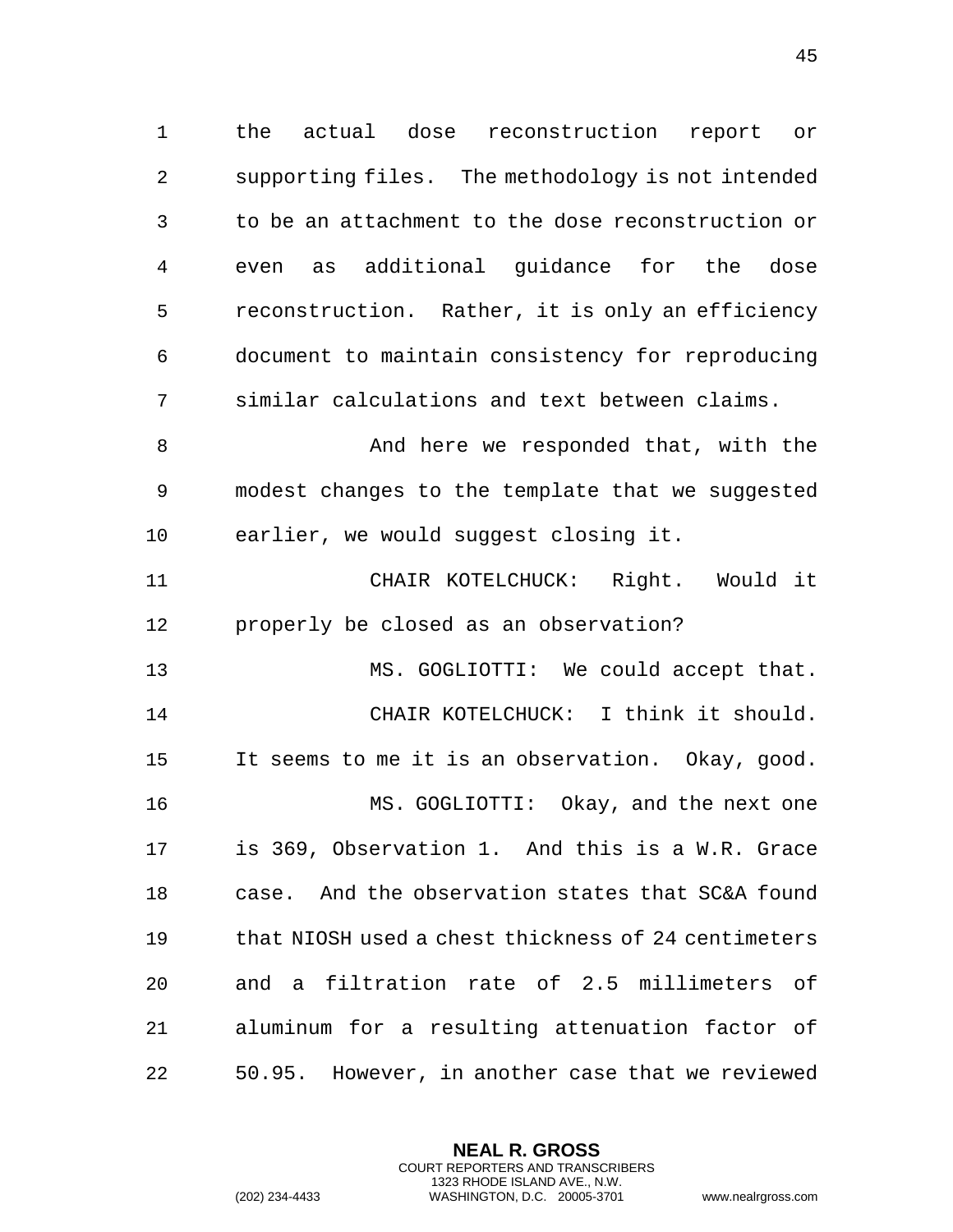the actual dose reconstruction report or supporting files. The methodology is not intended to be an attachment to the dose reconstruction or even as additional guidance for the dose reconstruction. Rather, it is only an efficiency document to maintain consistency for reproducing similar calculations and text between claims.

And here we responded that, with the modest changes to the template that we suggested earlier, we would suggest closing it.

CHAIR KOTELCHUCK: Right. Would it properly be closed as an observation?

MS. GOGLIOTTI: We could accept that.

CHAIR KOTELCHUCK: I think it should. It seems to me it is an observation. Okay, good.

MS. GOGLIOTTI: Okay, and the next one is 369, Observation 1. And this is a W.R. Grace case. And the observation states that SC&A found that NIOSH used a chest thickness of 24 centimeters and a filtration rate of 2.5 millimeters of aluminum for a resulting attenuation factor of 50.95. However, in another case that we reviewed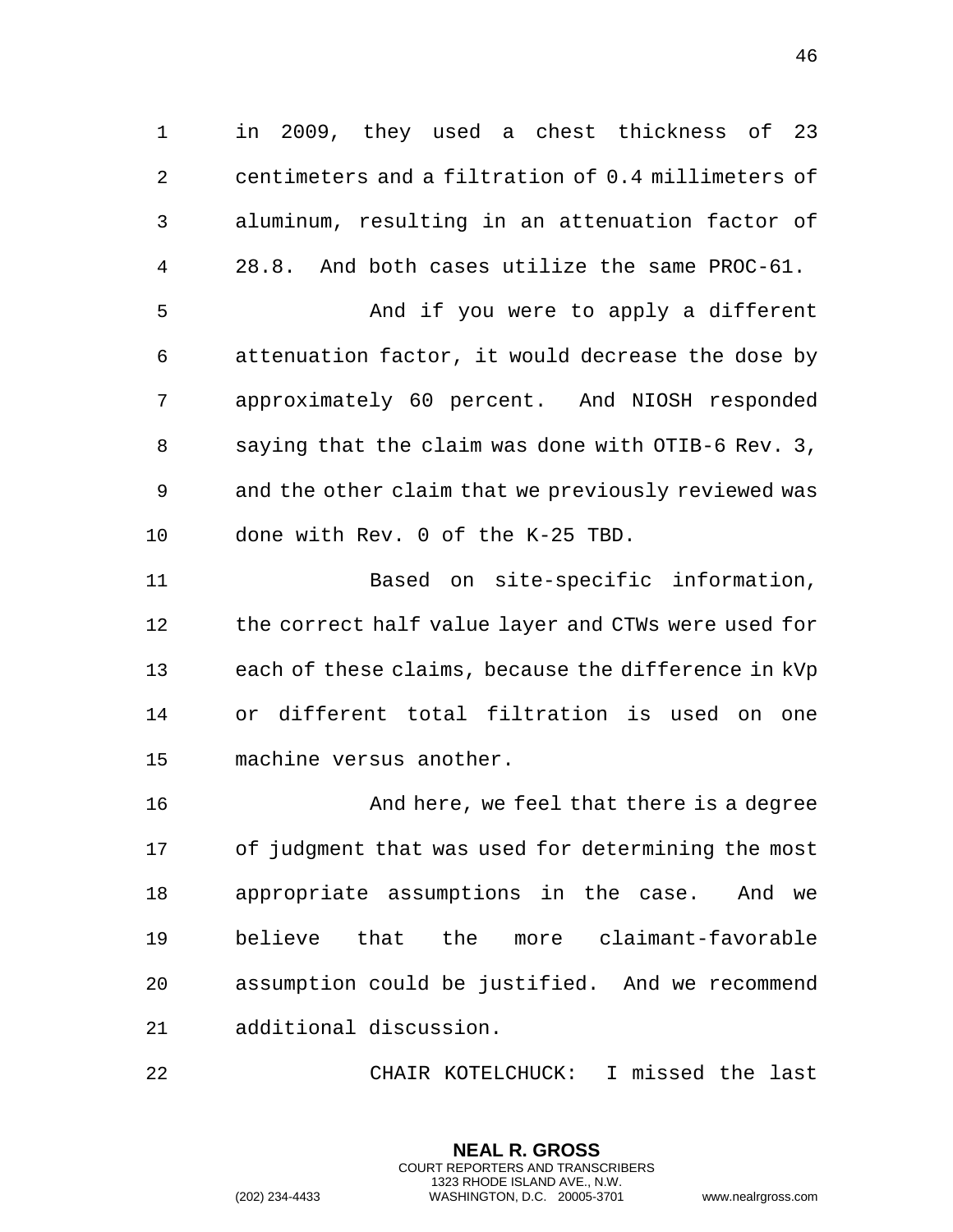in 2009, they used a chest thickness of 23 centimeters and a filtration of 0.4 millimeters of aluminum, resulting in an attenuation factor of 28.8. And both cases utilize the same PROC-61.

And if you were to apply a different attenuation factor, it would decrease the dose by approximately 60 percent. And NIOSH responded saying that the claim was done with OTIB-6 Rev. 3, and the other claim that we previously reviewed was done with Rev. 0 of the K-25 TBD.

Based on site-specific information, the correct half value layer and CTWs were used for each of these claims, because the difference in kVp or different total filtration is used on one machine versus another.

And here, we feel that there is a degree of judgment that was used for determining the most appropriate assumptions in the case. And we believe that the more claimant-favorable assumption could be justified. And we recommend additional discussion.

CHAIR KOTELCHUCK: I missed the last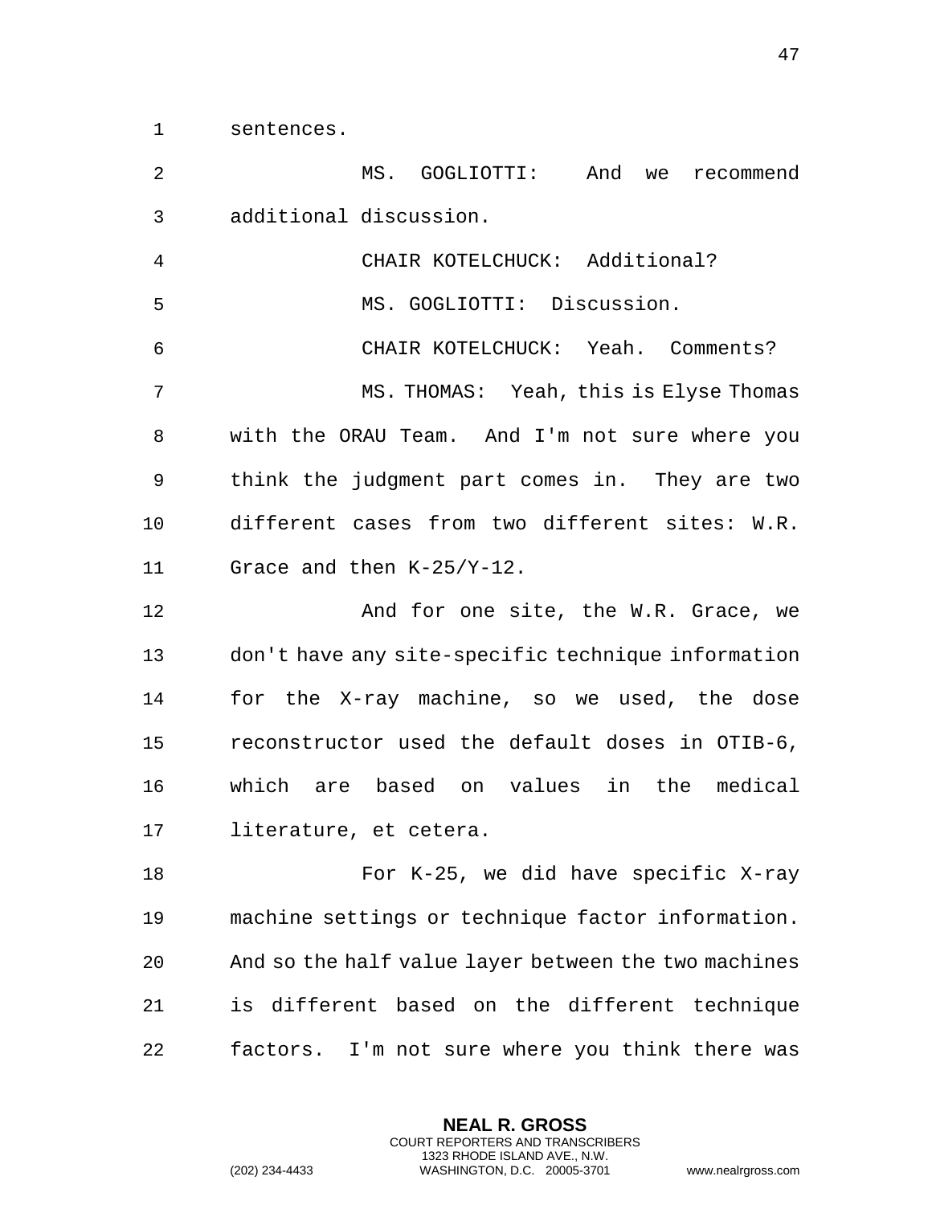sentences.

MS. GOGLIOTTI: And we recommend additional discussion.

CHAIR KOTELCHUCK: Additional?

MS. GOGLIOTTI: Discussion.

CHAIR KOTELCHUCK: Yeah. Comments?

MS. THOMAS: Yeah, this is Elyse Thomas with the ORAU Team. And I'm not sure where you think the judgment part comes in. They are two different cases from two different sites: W.R. Grace and then K-25/Y-12.

And for one site, the W.R. Grace, we don't have any site-specific technique information for the X-ray machine, so we used, the dose reconstructor used the default doses in OTIB-6, which are based on values in the medical literature, et cetera.

For K-25, we did have specific X-ray machine settings or technique factor information. And so the half value layer between the two machines is different based on the different technique factors. I'm not sure where you think there was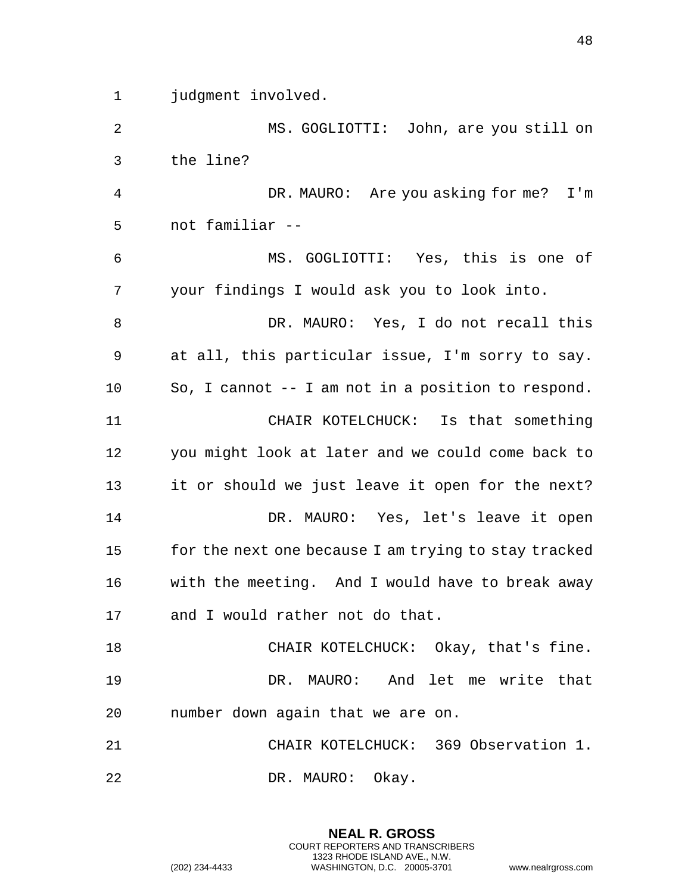judgment involved.

MS. GOGLIOTTI: John, are you still on the line?

DR. MAURO: Are you asking for me? I'm not familiar --

MS. GOGLIOTTI: Yes, this is one of your findings I would ask you to look into.

DR. MAURO: Yes, I do not recall this at all, this particular issue, I'm sorry to say. So, I cannot -- I am not in a position to respond.

CHAIR KOTELCHUCK: Is that something you might look at later and we could come back to it or should we just leave it open for the next?

DR. MAURO: Yes, let's leave it open for the next one because I am trying to stay tracked with the meeting. And I would have to break away and I would rather not do that.

CHAIR KOTELCHUCK: Okay, that's fine.

DR. MAURO: And let me write that number down again that we are on.

CHAIR KOTELCHUCK: 369 Observation 1.

DR. MAURO: Okay.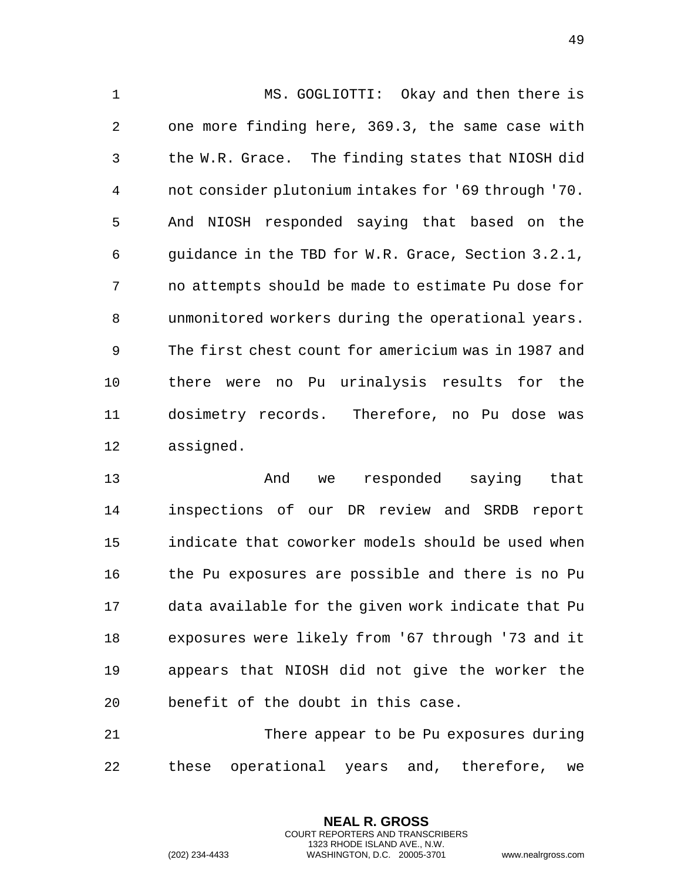MS. GOGLIOTTI: Okay and then there is one more finding here, 369.3, the same case with the W.R. Grace. The finding states that NIOSH did not consider plutonium intakes for '69 through '70. And NIOSH responded saying that based on the guidance in the TBD for W.R. Grace, Section 3.2.1, no attempts should be made to estimate Pu dose for unmonitored workers during the operational years. The first chest count for americium was in 1987 and there were no Pu urinalysis results for the dosimetry records. Therefore, no Pu dose was assigned.

And we responded saying that inspections of our DR review and SRDB report indicate that coworker models should be used when the Pu exposures are possible and there is no Pu data available for the given work indicate that Pu exposures were likely from '67 through '73 and it appears that NIOSH did not give the worker the benefit of the doubt in this case.

There appear to be Pu exposures during these operational years and, therefore, we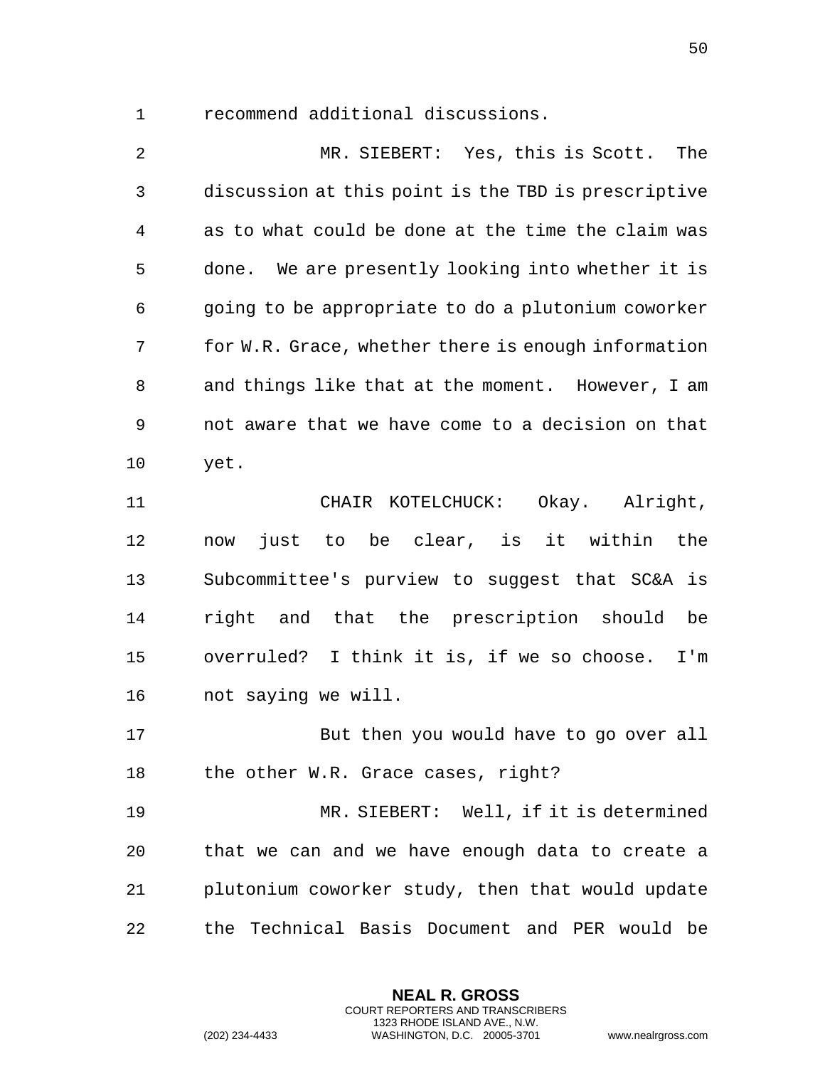recommend additional discussions.

MR. SIEBERT: Yes, this is Scott. The discussion at this point is the TBD is prescriptive as to what could be done at the time the claim was done. We are presently looking into whether it is going to be appropriate to do a plutonium coworker for W.R. Grace, whether there is enough information and things like that at the moment. However, I am not aware that we have come to a decision on that yet.

CHAIR KOTELCHUCK: Okay. Alright, now just to be clear, is it within the Subcommittee's purview to suggest that SC&A is right and that the prescription should be overruled? I think it is, if we so choose. I'm not saying we will.

But then you would have to go over all the other W.R. Grace cases, right?

MR. SIEBERT: Well, if it is determined that we can and we have enough data to create a plutonium coworker study, then that would update the Technical Basis Document and PER would be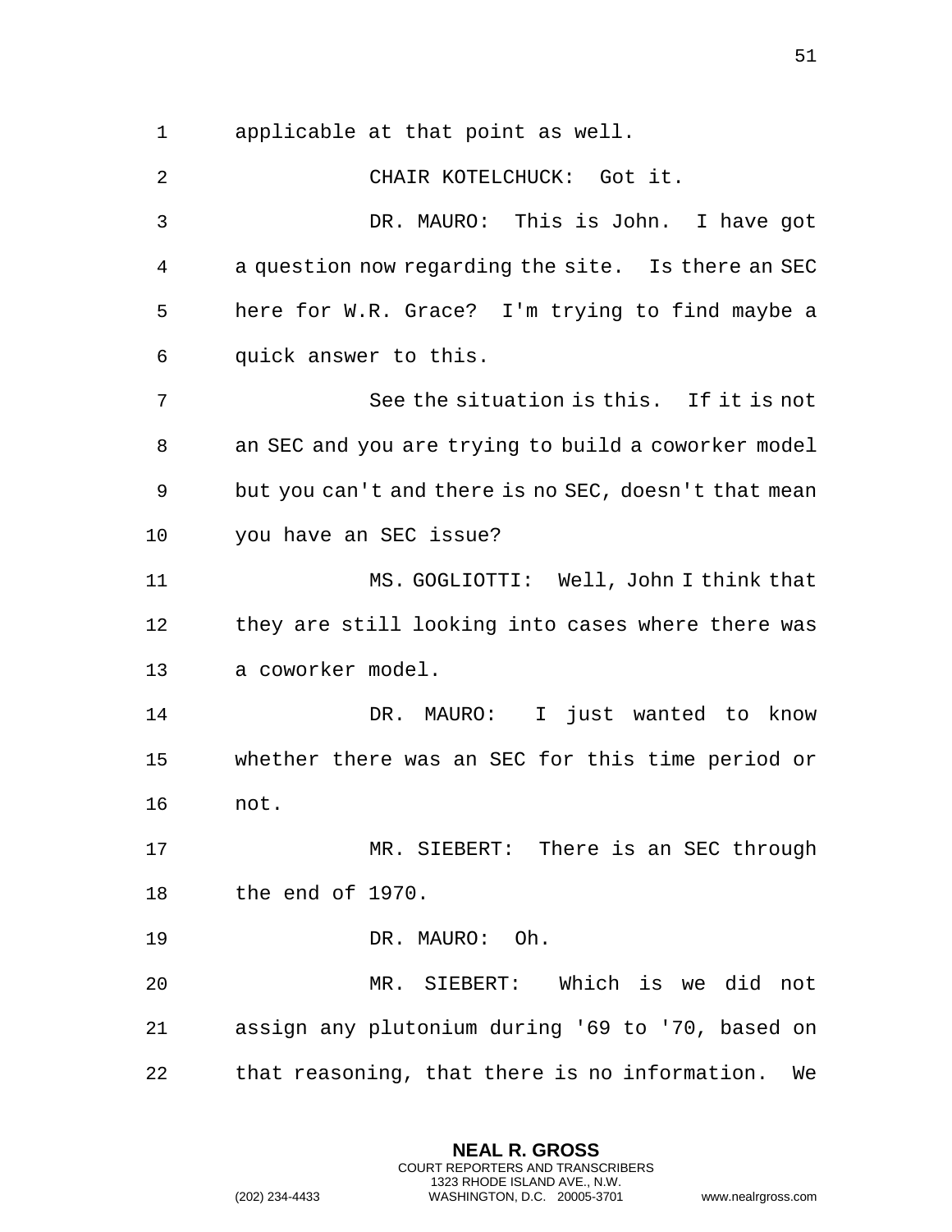applicable at that point as well.

CHAIR KOTELCHUCK: Got it.

DR. MAURO: This is John. I have got a question now regarding the site. Is there an SEC here for W.R. Grace? I'm trying to find maybe a quick answer to this.

See the situation is this. If it is not an SEC and you are trying to build a coworker model but you can't and there is no SEC, doesn't that mean you have an SEC issue?

MS. GOGLIOTTI: Well, John I think that they are still looking into cases where there was a coworker model.

DR. MAURO: I just wanted to know whether there was an SEC for this time period or not.

MR. SIEBERT: There is an SEC through the end of 1970.

DR. MAURO: Oh.

MR. SIEBERT: Which is we did not assign any plutonium during '69 to '70, based on that reasoning, that there is no information. We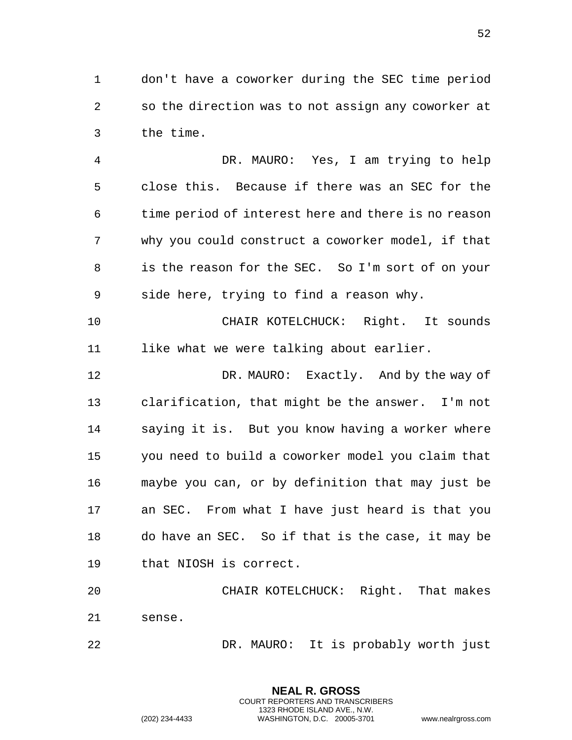don't have a coworker during the SEC time period so the direction was to not assign any coworker at the time.

DR. MAURO: Yes, I am trying to help close this. Because if there was an SEC for the time period of interest here and there is no reason why you could construct a coworker model, if that is the reason for the SEC. So I'm sort of on your side here, trying to find a reason why.

CHAIR KOTELCHUCK: Right. It sounds like what we were talking about earlier.

DR. MAURO: Exactly. And by the way of clarification, that might be the answer. I'm not saying it is. But you know having a worker where you need to build a coworker model you claim that maybe you can, or by definition that may just be an SEC. From what I have just heard is that you do have an SEC. So if that is the case, it may be that NIOSH is correct.

CHAIR KOTELCHUCK: Right. That makes sense.

DR. MAURO: It is probably worth just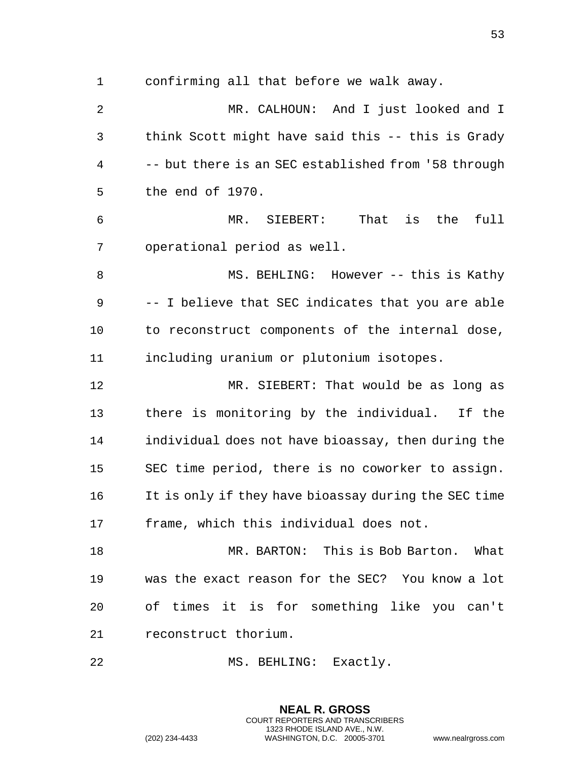confirming all that before we walk away.

MR. CALHOUN: And I just looked and I think Scott might have said this -- this is Grady -- but there is an SEC established from '58 through the end of 1970.

MR. SIEBERT: That is the full operational period as well.

MS. BEHLING: However -- this is Kathy -- I believe that SEC indicates that you are able to reconstruct components of the internal dose, including uranium or plutonium isotopes.

MR. SIEBERT: That would be as long as there is monitoring by the individual. If the individual does not have bioassay, then during the SEC time period, there is no coworker to assign. It is only if they have bioassay during the SEC time frame, which this individual does not.

MR. BARTON: This is Bob Barton. What was the exact reason for the SEC? You know a lot of times it is for something like you can't reconstruct thorium.

MS. BEHLING: Exactly.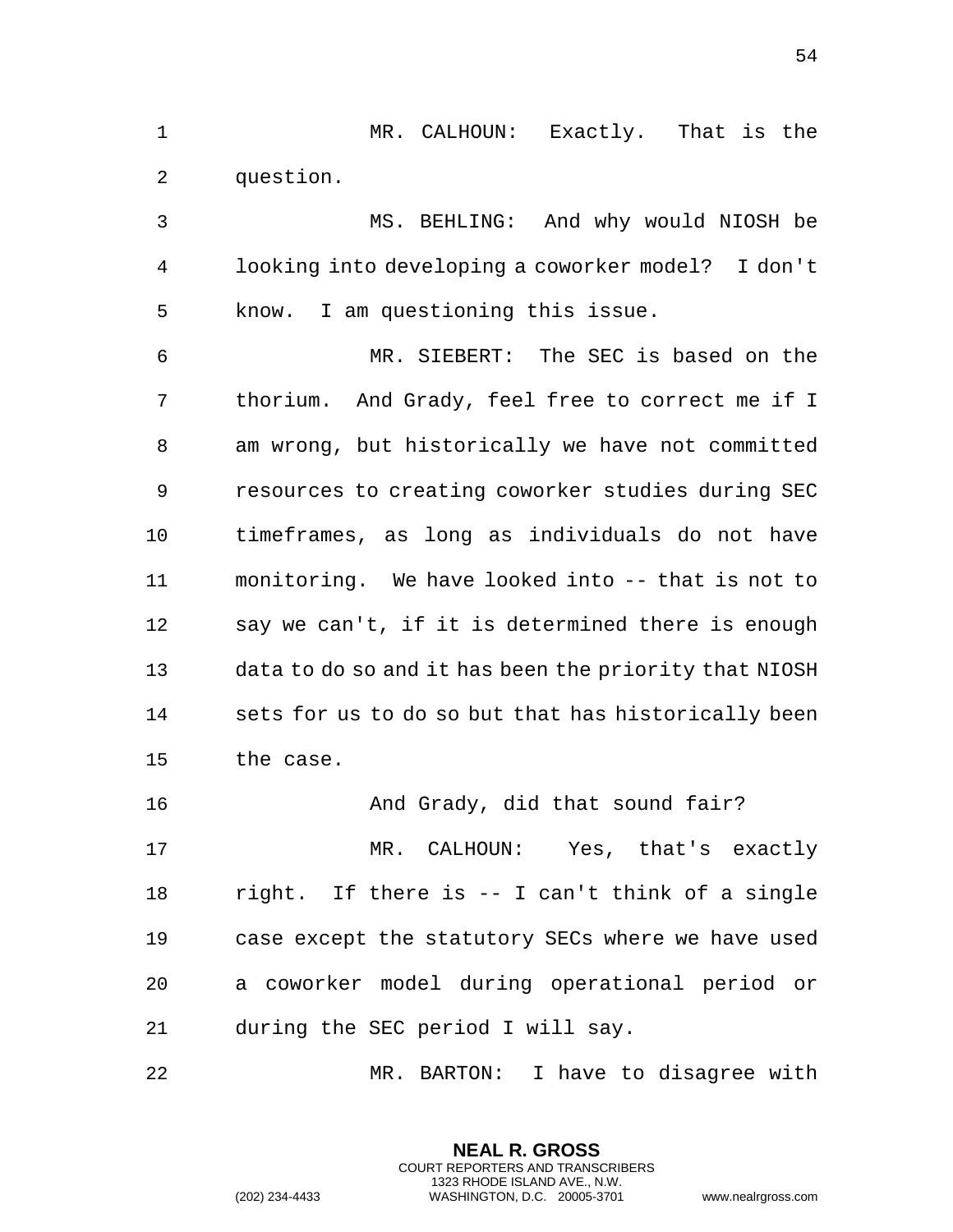MR. CALHOUN: Exactly. That is the question.

MS. BEHLING: And why would NIOSH be looking into developing a coworker model? I don't know. I am questioning this issue.

MR. SIEBERT: The SEC is based on the thorium. And Grady, feel free to correct me if I am wrong, but historically we have not committed resources to creating coworker studies during SEC timeframes, as long as individuals do not have monitoring. We have looked into -- that is not to say we can't, if it is determined there is enough data to do so and it has been the priority that NIOSH sets for us to do so but that has historically been the case.

And Grady, did that sound fair?

MR. CALHOUN: Yes, that's exactly right. If there is -- I can't think of a single case except the statutory SECs where we have used a coworker model during operational period or during the SEC period I will say.

MR. BARTON: I have to disagree with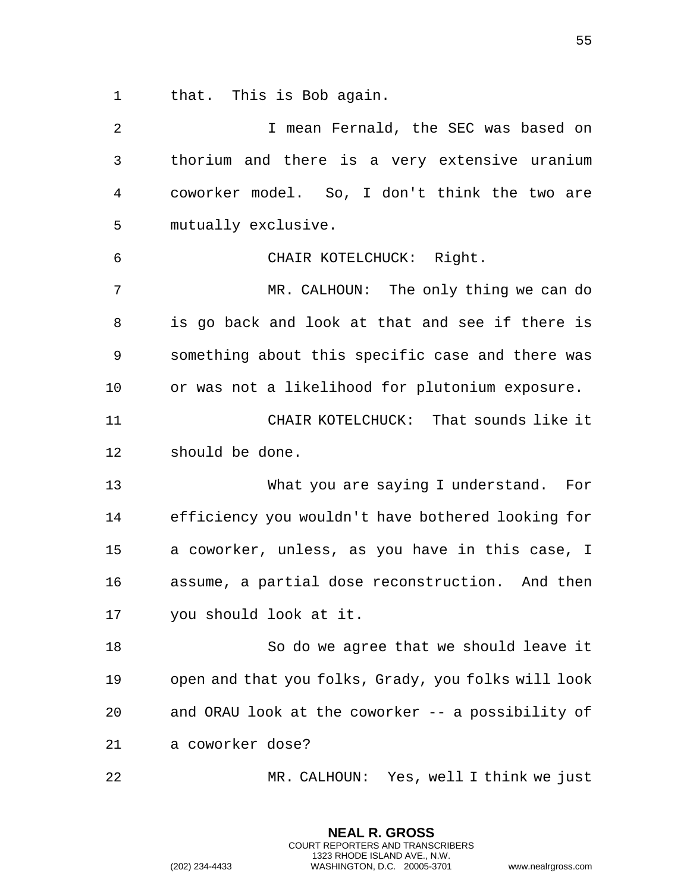that. This is Bob again.

I mean Fernald, the SEC was based on thorium and there is a very extensive uranium coworker model. So, I don't think the two are mutually exclusive.

CHAIR KOTELCHUCK: Right.

MR. CALHOUN: The only thing we can do is go back and look at that and see if there is something about this specific case and there was or was not a likelihood for plutonium exposure.

CHAIR KOTELCHUCK: That sounds like it should be done.

What you are saying I understand. For efficiency you wouldn't have bothered looking for a coworker, unless, as you have in this case, I assume, a partial dose reconstruction. And then you should look at it.

So do we agree that we should leave it open and that you folks, Grady, you folks will look and ORAU look at the coworker -- a possibility of a coworker dose?

MR. CALHOUN: Yes, well I think we just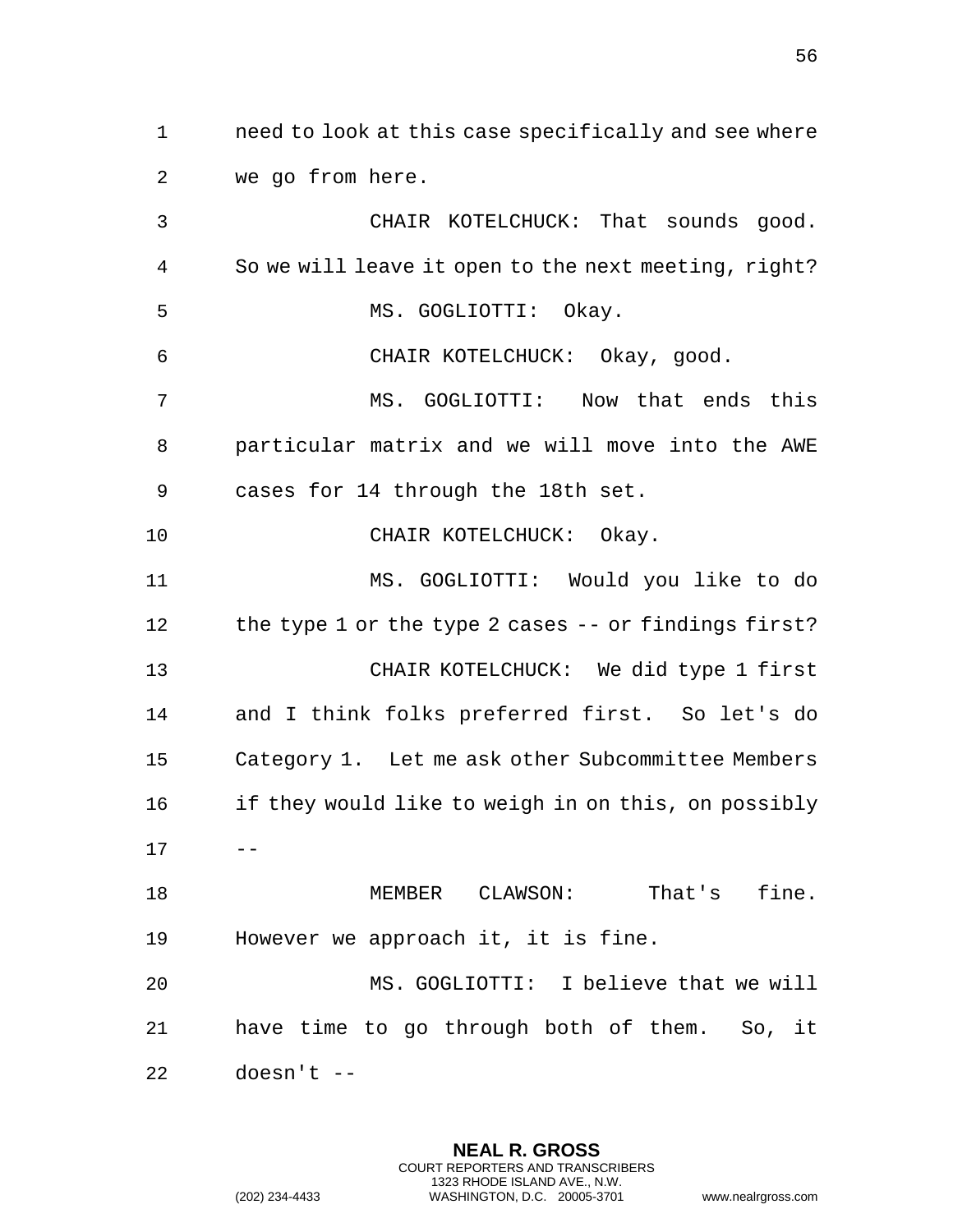need to look at this case specifically and see where we go from here.

CHAIR KOTELCHUCK: That sounds good. So we will leave it open to the next meeting, right?

MS. GOGLIOTTI: Okay.

CHAIR KOTELCHUCK: Okay, good.

MS. GOGLIOTTI: Now that ends this particular matrix and we will move into the AWE cases for 14 through the 18th set.

CHAIR KOTELCHUCK: Okay.

MS. GOGLIOTTI: Would you like to do the type 1 or the type 2 cases -- or findings first?

CHAIR KOTELCHUCK: We did type 1 first and I think folks preferred first. So let's do Category 1. Let me ask other Subcommittee Members if they would like to weigh in on this, on possibly --

MEMBER CLAWSON: That's fine. However we approach it, it is fine.

MS. GOGLIOTTI: I believe that we will have time to go through both of them. So, it doesn't --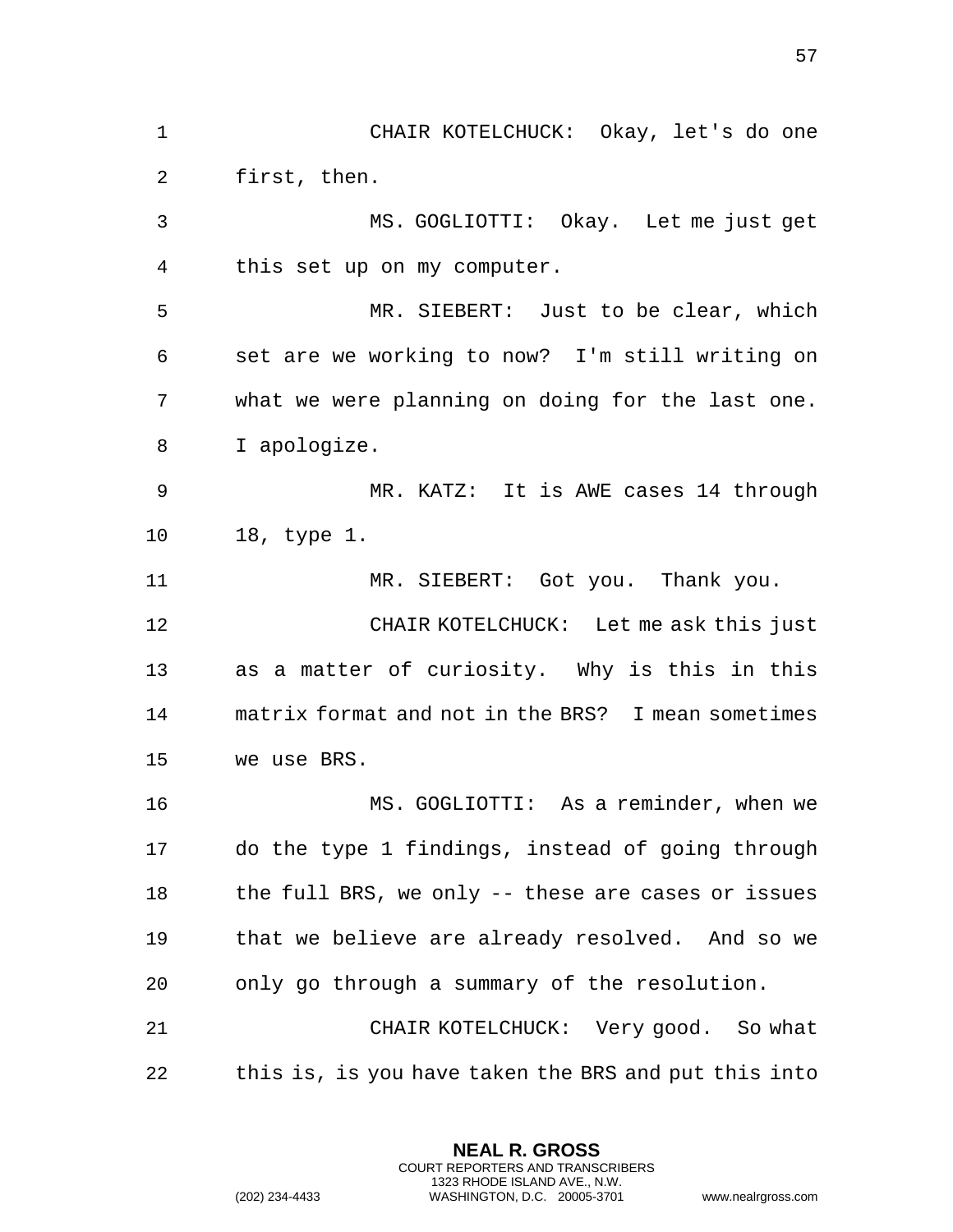CHAIR KOTELCHUCK: Okay, let's do one first, then.

MS. GOGLIOTTI: Okay. Let me just get this set up on my computer.

MR. SIEBERT: Just to be clear, which set are we working to now? I'm still writing on what we were planning on doing for the last one. I apologize.

MR. KATZ: It is AWE cases 14 through 18, type 1.

MR. SIEBERT: Got you. Thank you.

CHAIR KOTELCHUCK: Let me ask this just as a matter of curiosity. Why is this in this matrix format and not in the BRS? I mean sometimes we use BRS.

MS. GOGLIOTTI: As a reminder, when we do the type 1 findings, instead of going through the full BRS, we only -- these are cases or issues that we believe are already resolved. And so we only go through a summary of the resolution.

CHAIR KOTELCHUCK: Very good. So what this is, is you have taken the BRS and put this into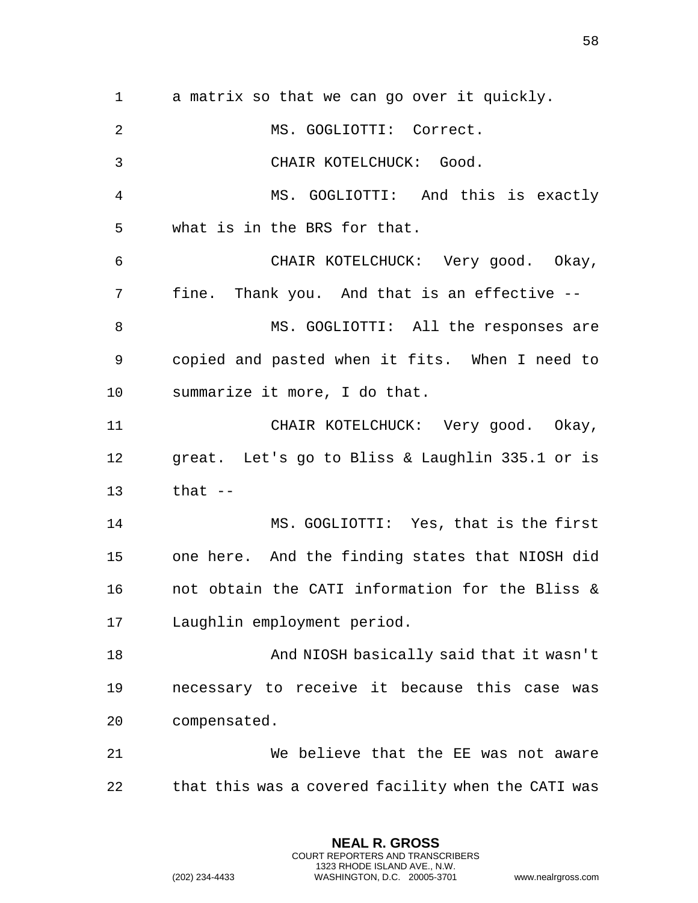a matrix so that we can go over it quickly.

MS. GOGLIOTTI: Correct.

CHAIR KOTELCHUCK: Good.

MS. GOGLIOTTI: And this is exactly what is in the BRS for that.

CHAIR KOTELCHUCK: Very good. Okay, fine. Thank you. And that is an effective --

MS. GOGLIOTTI: All the responses are copied and pasted when it fits. When I need to summarize it more, I do that.

CHAIR KOTELCHUCK: Very good. Okay, great. Let's go to Bliss & Laughlin 335.1 or is that --

MS. GOGLIOTTI: Yes, that is the first one here. And the finding states that NIOSH did not obtain the CATI information for the Bliss & Laughlin employment period.

And NIOSH basically said that it wasn't necessary to receive it because this case was compensated.

We believe that the EE was not aware that this was a covered facility when the CATI was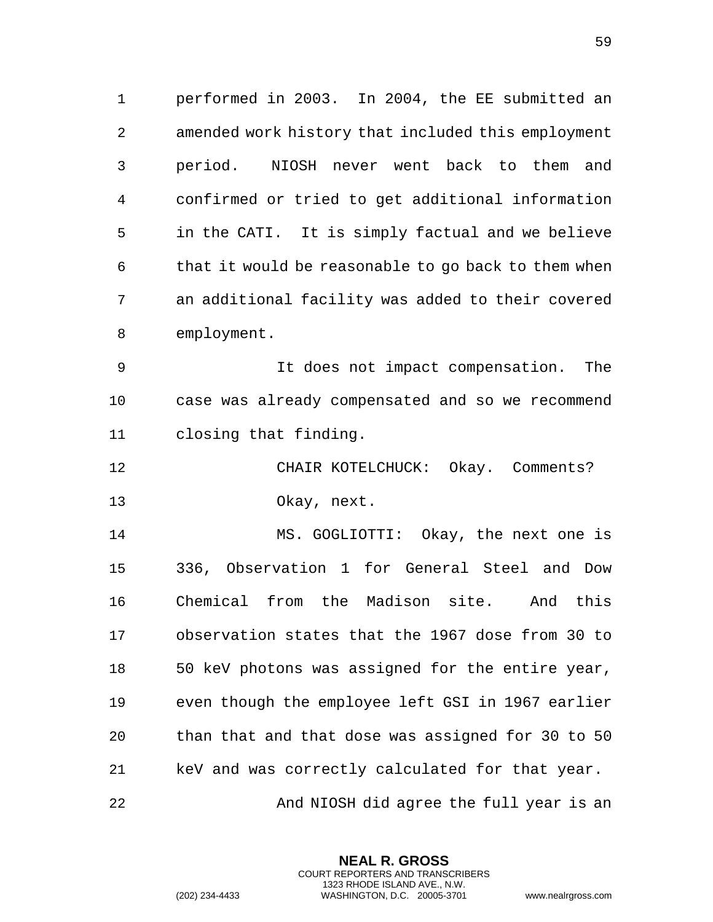performed in 2003. In 2004, the EE submitted an amended work history that included this employment period. NIOSH never went back to them and confirmed or tried to get additional information in the CATI. It is simply factual and we believe that it would be reasonable to go back to them when an additional facility was added to their covered employment.

It does not impact compensation. The case was already compensated and so we recommend closing that finding.

CHAIR KOTELCHUCK: Okay. Comments?

Okay, next.

MS. GOGLIOTTI: Okay, the next one is 336, Observation 1 for General Steel and Dow Chemical from the Madison site. And this observation states that the 1967 dose from 30 to 50 keV photons was assigned for the entire year, even though the employee left GSI in 1967 earlier than that and that dose was assigned for 30 to 50 keV and was correctly calculated for that year.

And NIOSH did agree the full year is an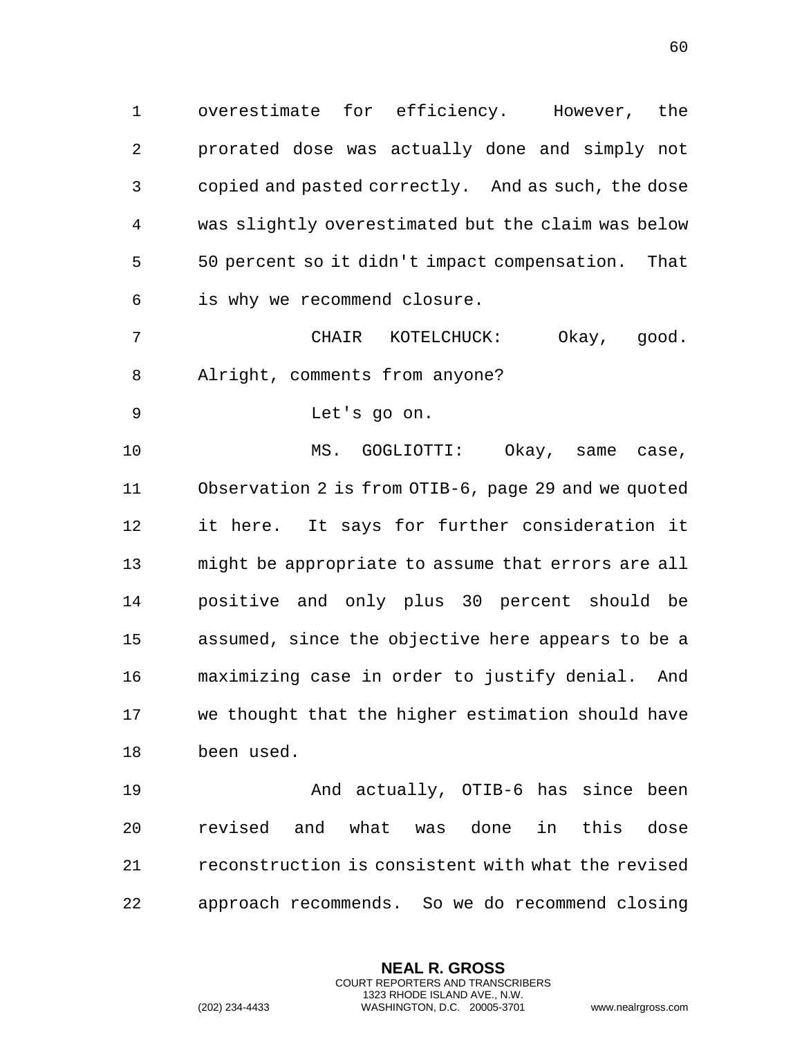overestimate for efficiency. However, the prorated dose was actually done and simply not copied and pasted correctly. And as such, the dose was slightly overestimated but the claim was below 50 percent so it didn't impact compensation. That is why we recommend closure.

CHAIR KOTELCHUCK: Okay, good. Alright, comments from anyone?

Let's go on.

MS. GOGLIOTTI: Okay, same case, Observation 2 is from OTIB-6, page 29 and we quoted it here. It says for further consideration it might be appropriate to assume that errors are all positive and only plus 30 percent should be assumed, since the objective here appears to be a maximizing case in order to justify denial. And we thought that the higher estimation should have been used.

And actually, OTIB-6 has since been revised and what was done in this dose reconstruction is consistent with what the revised approach recommends. So we do recommend closing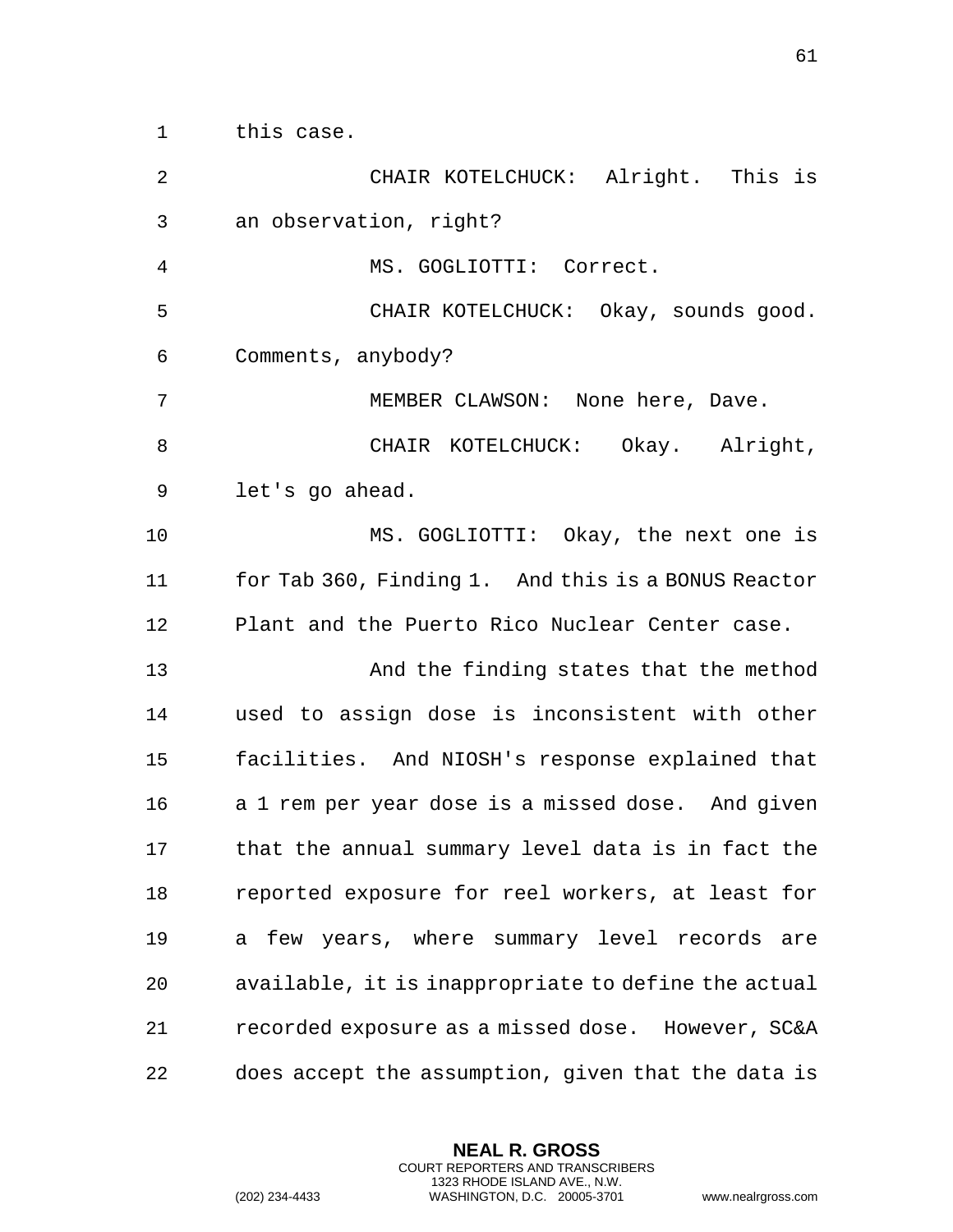this case.

CHAIR KOTELCHUCK: Alright. This is an observation, right?

MS. GOGLIOTTI: Correct.

CHAIR KOTELCHUCK: Okay, sounds good. Comments, anybody?

MEMBER CLAWSON: None here, Dave.

CHAIR KOTELCHUCK: Okay. Alright, let's go ahead.

MS. GOGLIOTTI: Okay, the next one is for Tab 360, Finding 1. And this is a BONUS Reactor Plant and the Puerto Rico Nuclear Center case.

And the finding states that the method used to assign dose is inconsistent with other facilities. And NIOSH's response explained that a 1 rem per year dose is a missed dose. And given that the annual summary level data is in fact the reported exposure for reel workers, at least for a few years, where summary level records are available, it is inappropriate to define the actual recorded exposure as a missed dose. However, SC&A does accept the assumption, given that the data is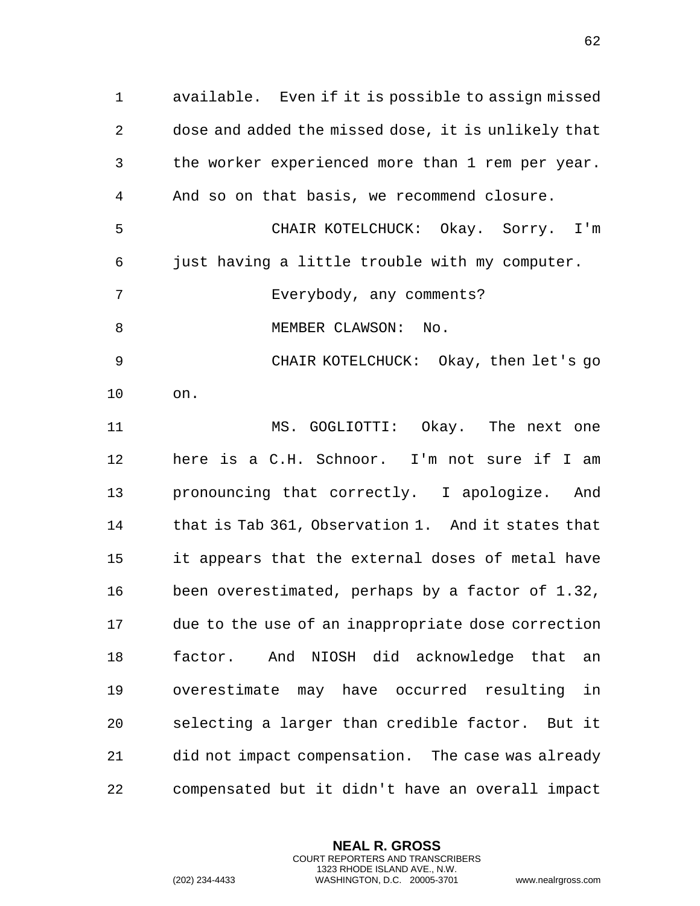available. Even if it is possible to assign missed dose and added the missed dose, it is unlikely that the worker experienced more than 1 rem per year. And so on that basis, we recommend closure.

CHAIR KOTELCHUCK: Okay. Sorry. I'm just having a little trouble with my computer.

Everybody, any comments?

MEMBER CLAWSON: No.

CHAIR KOTELCHUCK: Okay, then let's go on.

MS. GOGLIOTTI: Okay. The next one here is a C.H. Schnoor. I'm not sure if I am pronouncing that correctly. I apologize. And that is Tab 361, Observation 1. And it states that it appears that the external doses of metal have been overestimated, perhaps by a factor of 1.32, due to the use of an inappropriate dose correction factor. And NIOSH did acknowledge that an overestimate may have occurred resulting in selecting a larger than credible factor. But it did not impact compensation. The case was already compensated but it didn't have an overall impact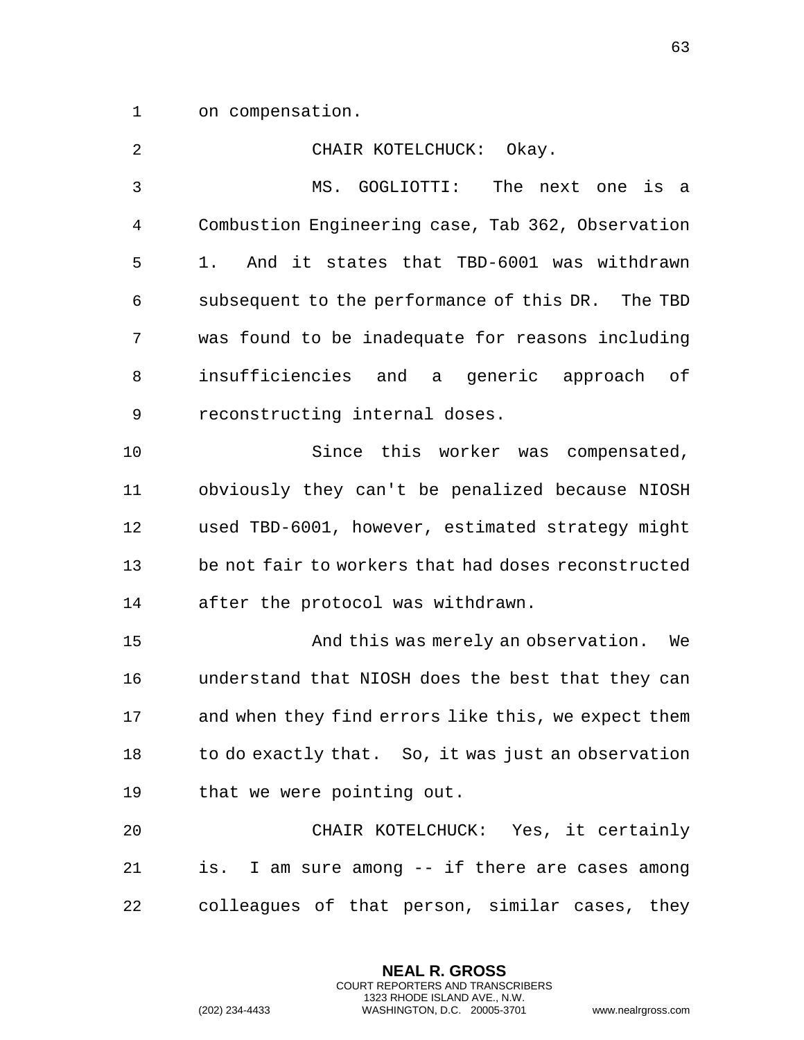on compensation.

CHAIR KOTELCHUCK: Okay.

MS. GOGLIOTTI: The next one is a Combustion Engineering case, Tab 362, Observation 1. And it states that TBD-6001 was withdrawn subsequent to the performance of this DR. The TBD was found to be inadequate for reasons including insufficiencies and a generic approach of reconstructing internal doses.

Since this worker was compensated, obviously they can't be penalized because NIOSH used TBD-6001, however, estimated strategy might be not fair to workers that had doses reconstructed after the protocol was withdrawn.

And this was merely an observation. We understand that NIOSH does the best that they can and when they find errors like this, we expect them to do exactly that. So, it was just an observation that we were pointing out.

CHAIR KOTELCHUCK: Yes, it certainly is. I am sure among -- if there are cases among colleagues of that person, similar cases, they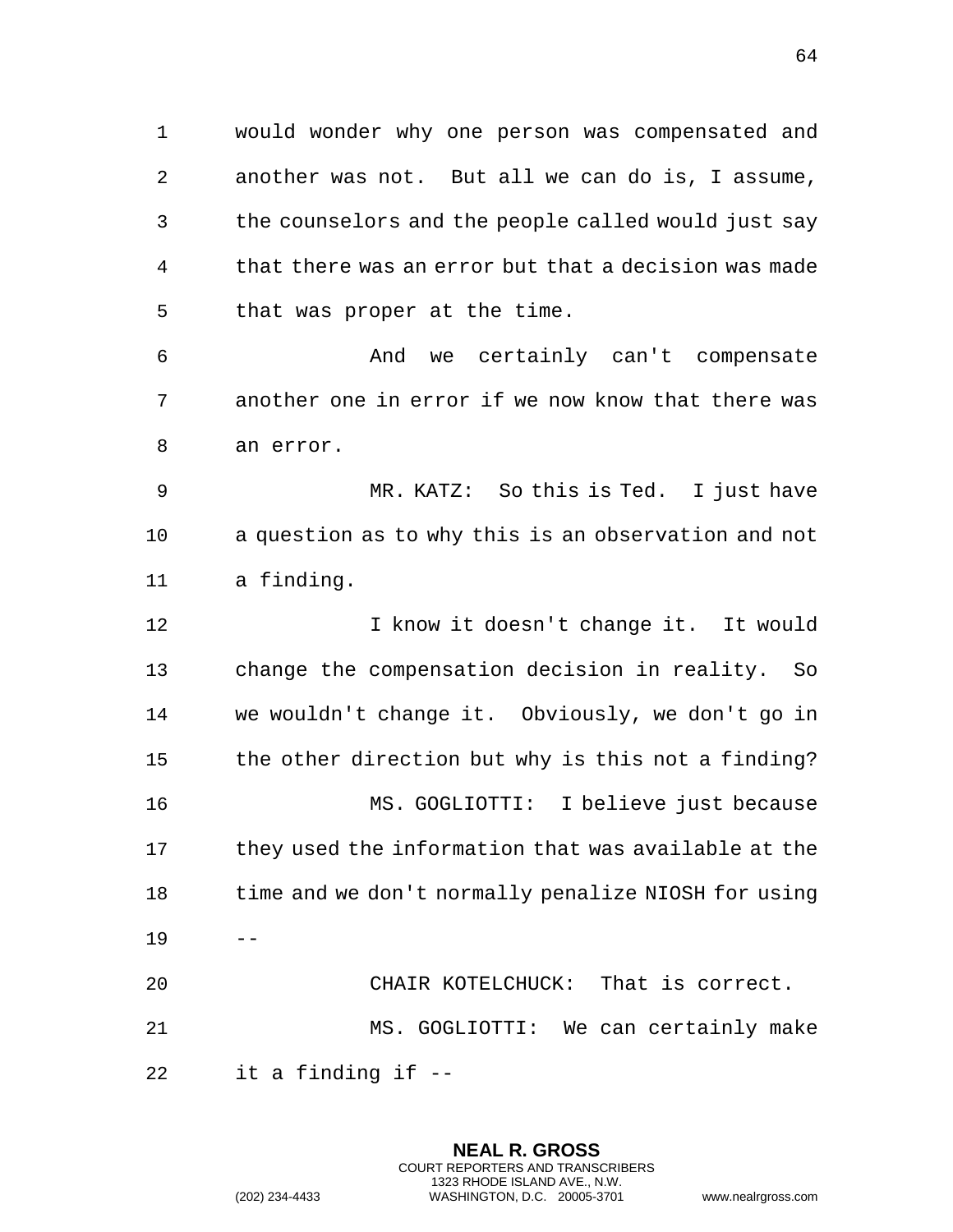would wonder why one person was compensated and another was not. But all we can do is, I assume, the counselors and the people called would just say that there was an error but that a decision was made that was proper at the time.

And we certainly can't compensate another one in error if we now know that there was an error.

MR. KATZ: So this is Ted. I just have a question as to why this is an observation and not a finding.

I know it doesn't change it. It would change the compensation decision in reality. So we wouldn't change it. Obviously, we don't go in the other direction but why is this not a finding?

MS. GOGLIOTTI: I believe just because they used the information that was available at the time and we don't normally penalize NIOSH for using --

CHAIR KOTELCHUCK: That is correct.

MS. GOGLIOTTI: We can certainly make it a finding if --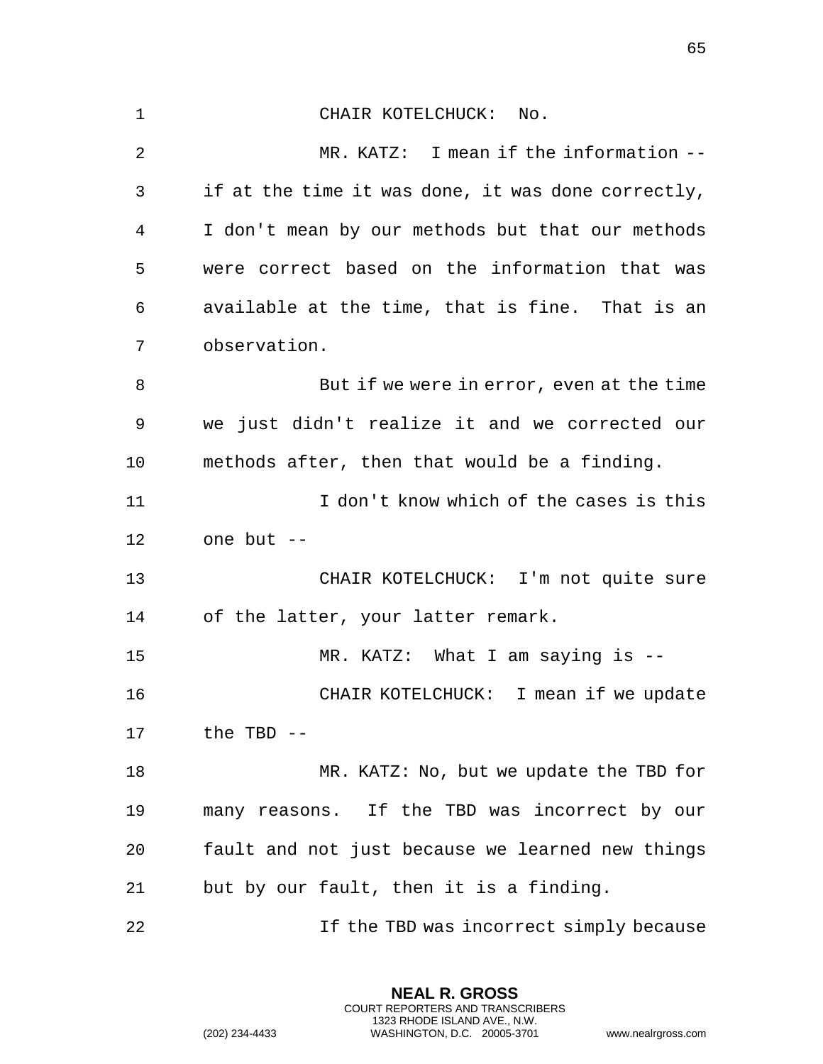CHAIR KOTELCHUCK: No.

MR. KATZ: I mean if the information -- if at the time it was done, it was done correctly, I don't mean by our methods but that our methods were correct based on the information that was available at the time, that is fine. That is an observation.

But if we were in error, even at the time we just didn't realize it and we corrected our methods after, then that would be a finding.

I don't know which of the cases is this one but --

CHAIR KOTELCHUCK: I'm not quite sure of the latter, your latter remark.

MR. KATZ: What I am saying is --

CHAIR KOTELCHUCK: I mean if we update the TBD --

MR. KATZ: No, but we update the TBD for many reasons. If the TBD was incorrect by our fault and not just because we learned new things but by our fault, then it is a finding.

If the TBD was incorrect simply because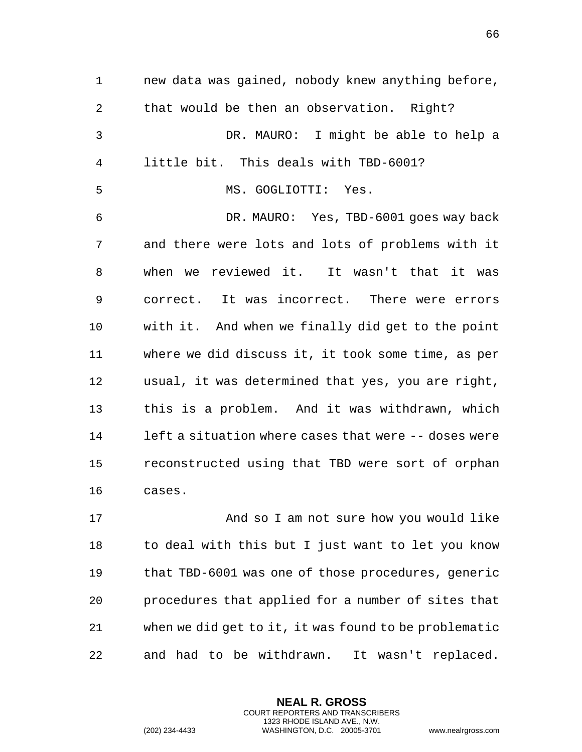new data was gained, nobody knew anything before, that would be then an observation. Right?

DR. MAURO: I might be able to help a little bit. This deals with TBD-6001?

MS. GOGLIOTTI: Yes.

DR. MAURO: Yes, TBD-6001 goes way back and there were lots and lots of problems with it when we reviewed it. It wasn't that it was correct. It was incorrect. There were errors with it. And when we finally did get to the point where we did discuss it, it took some time, as per usual, it was determined that yes, you are right, this is a problem. And it was withdrawn, which left a situation where cases that were -- doses were reconstructed using that TBD were sort of orphan cases.

And so I am not sure how you would like to deal with this but I just want to let you know that TBD-6001 was one of those procedures, generic procedures that applied for a number of sites that when we did get to it, it was found to be problematic and had to be withdrawn. It wasn't replaced.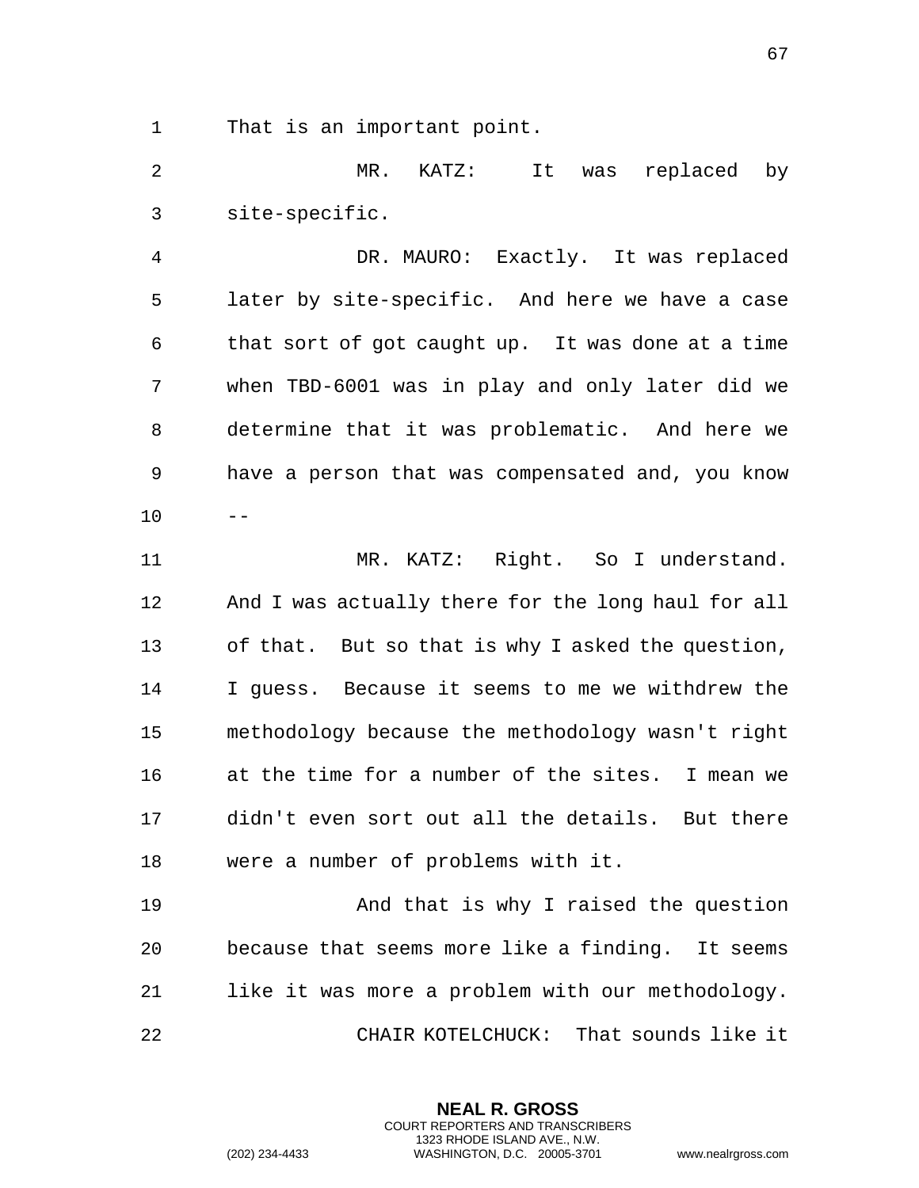That is an important point.

MR. KATZ: It was replaced by site-specific.

DR. MAURO: Exactly. It was replaced later by site-specific. And here we have a case that sort of got caught up. It was done at a time when TBD-6001 was in play and only later did we determine that it was problematic. And here we have a person that was compensated and, you know --

MR. KATZ: Right. So I understand. And I was actually there for the long haul for all of that. But so that is why I asked the question, I guess. Because it seems to me we withdrew the methodology because the methodology wasn't right at the time for a number of the sites. I mean we didn't even sort out all the details. But there were a number of problems with it.

And that is why I raised the question because that seems more like a finding. It seems like it was more a problem with our methodology.

CHAIR KOTELCHUCK: That sounds like it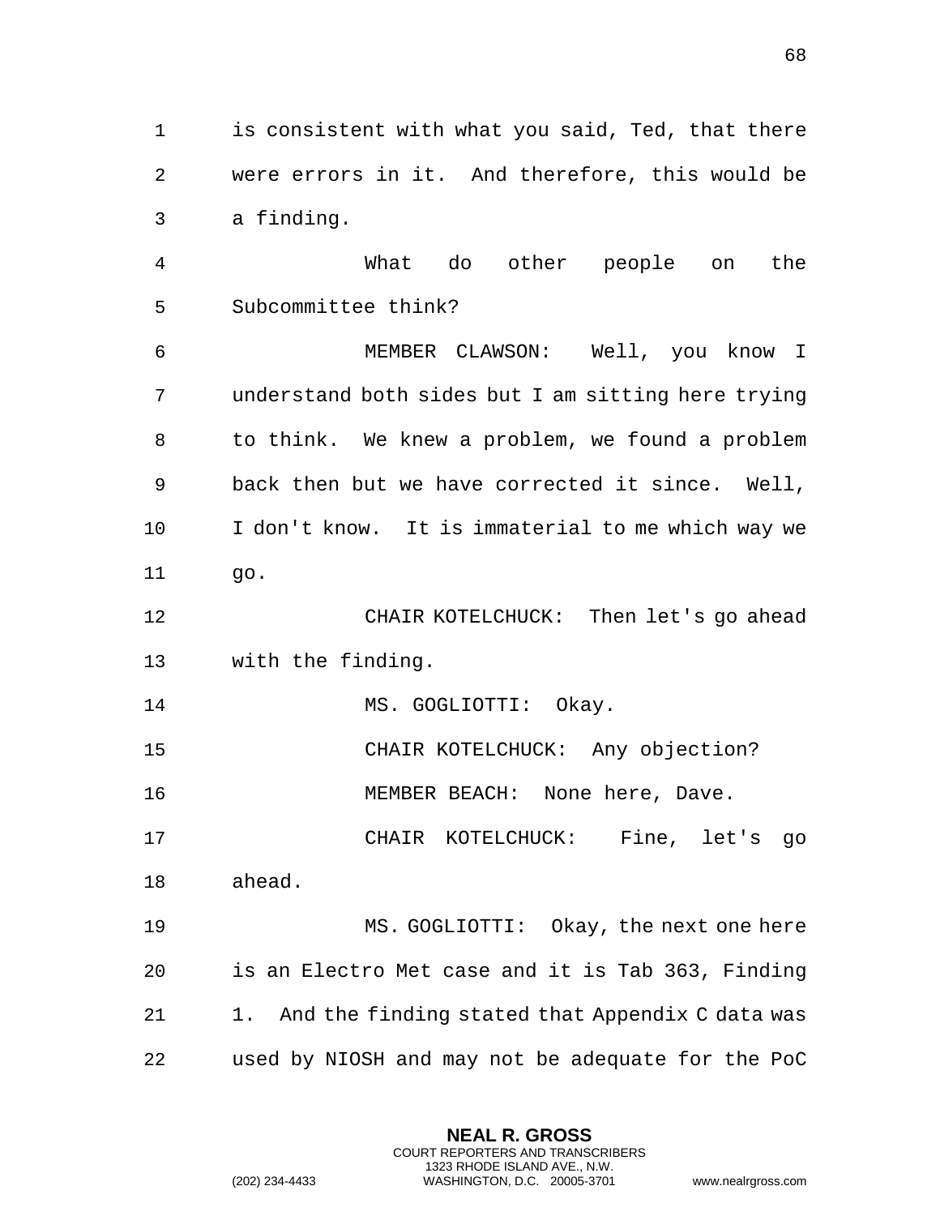is consistent with what you said, Ted, that there were errors in it. And therefore, this would be a finding.

What do other people on the Subcommittee think?

MEMBER CLAWSON: Well, you know I understand both sides but I am sitting here trying to think. We knew a problem, we found a problem back then but we have corrected it since. Well, I don't know. It is immaterial to me which way we go.

CHAIR KOTELCHUCK: Then let's go ahead with the finding.

MS. GOGLIOTTI: Okay.

CHAIR KOTELCHUCK: Any objection?

MEMBER BEACH: None here, Dave.

CHAIR KOTELCHUCK: Fine, let's go ahead.

MS. GOGLIOTTI: Okay, the next one here is an Electro Met case and it is Tab 363, Finding 1. And the finding stated that Appendix C data was used by NIOSH and may not be adequate for the PoC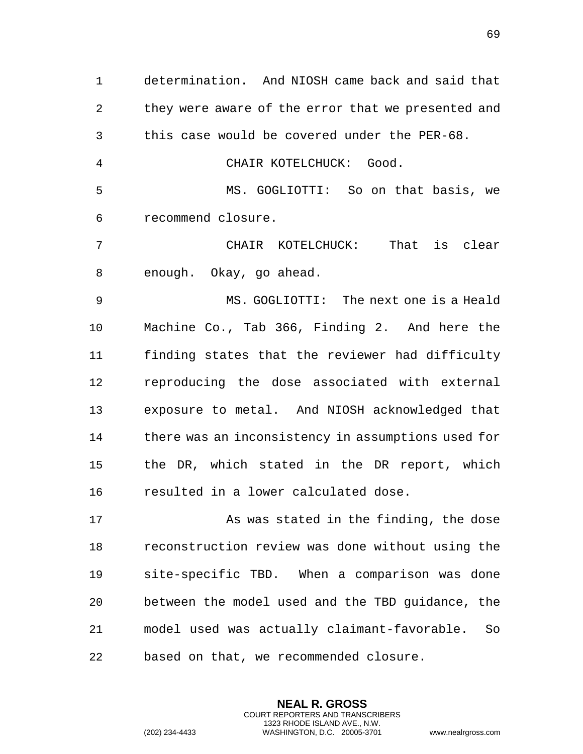determination. And NIOSH came back and said that they were aware of the error that we presented and this case would be covered under the PER-68.

CHAIR KOTELCHUCK: Good.

MS. GOGLIOTTI: So on that basis, we recommend closure.

CHAIR KOTELCHUCK: That is clear enough. Okay, go ahead.

MS. GOGLIOTTI: The next one is a Heald Machine Co., Tab 366, Finding 2. And here the finding states that the reviewer had difficulty reproducing the dose associated with external exposure to metal. And NIOSH acknowledged that there was an inconsistency in assumptions used for the DR, which stated in the DR report, which resulted in a lower calculated dose.

As was stated in the finding, the dose reconstruction review was done without using the site-specific TBD. When a comparison was done between the model used and the TBD guidance, the model used was actually claimant-favorable. So based on that, we recommended closure.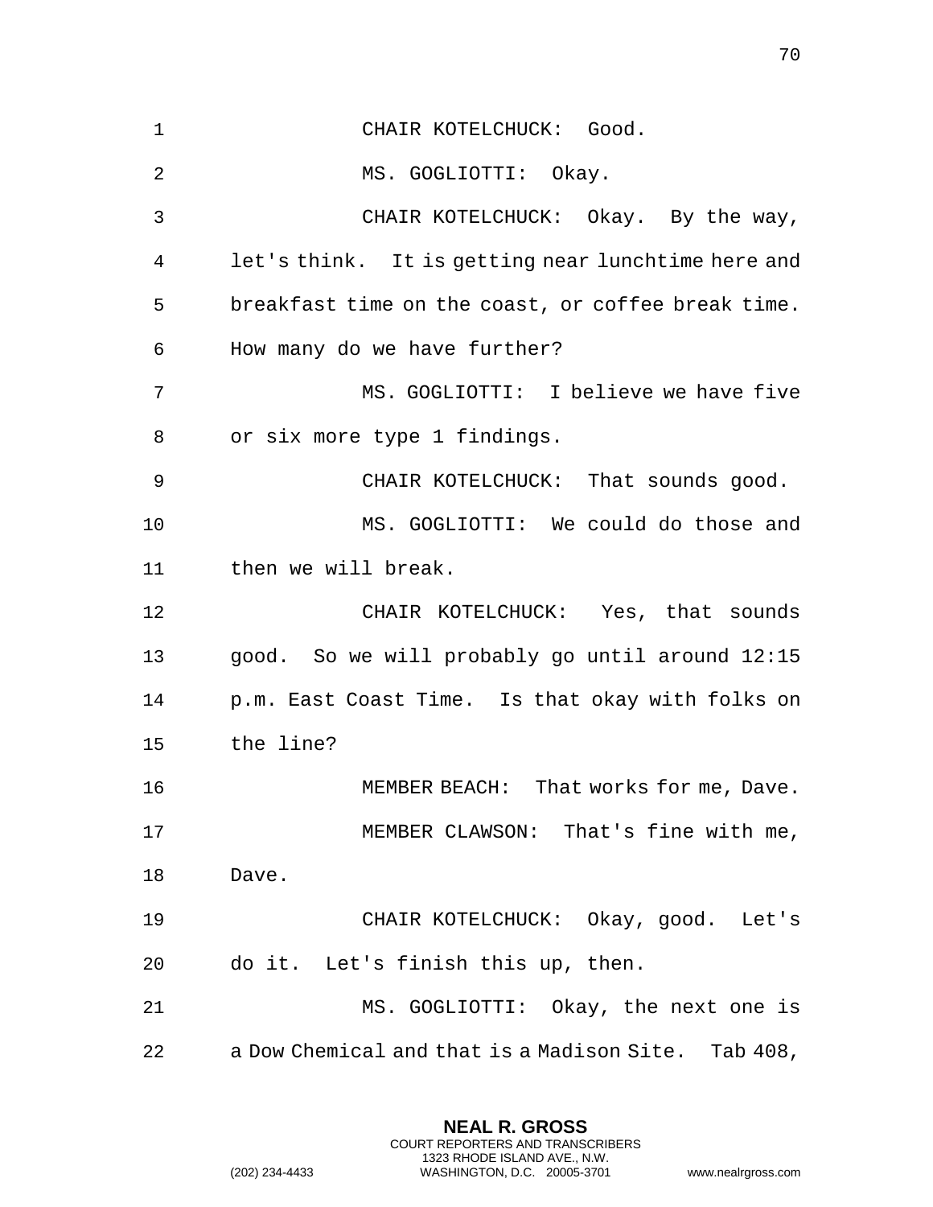CHAIR KOTELCHUCK: Good.

MS. GOGLIOTTI: Okay.

CHAIR KOTELCHUCK: Okay. By the way, let's think. It is getting near lunchtime here and breakfast time on the coast, or coffee break time. How many do we have further?

MS. GOGLIOTTI: I believe we have five or six more type 1 findings.

CHAIR KOTELCHUCK: That sounds good.

MS. GOGLIOTTI: We could do those and then we will break.

CHAIR KOTELCHUCK: Yes, that sounds good. So we will probably go until around 12:15 p.m. East Coast Time. Is that okay with folks on the line?

MEMBER BEACH: That works for me, Dave.

MEMBER CLAWSON: That's fine with me, Dave.

CHAIR KOTELCHUCK: Okay, good. Let's do it. Let's finish this up, then.

MS. GOGLIOTTI: Okay, the next one is a Dow Chemical and that is a Madison Site. Tab 408,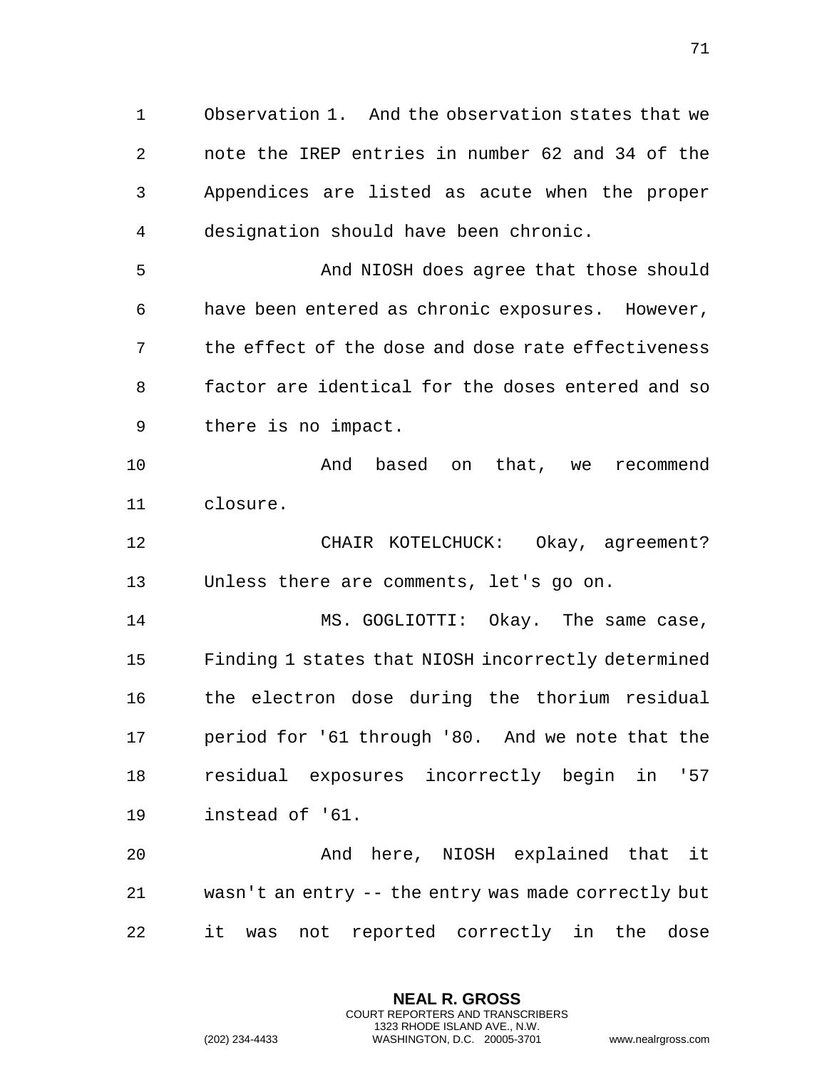Observation 1. And the observation states that we note the IREP entries in number 62 and 34 of the Appendices are listed as acute when the proper designation should have been chronic.

And NIOSH does agree that those should have been entered as chronic exposures. However, the effect of the dose and dose rate effectiveness factor are identical for the doses entered and so there is no impact.

And based on that, we recommend closure.

CHAIR KOTELCHUCK: Okay, agreement? Unless there are comments, let's go on.

MS. GOGLIOTTI: Okay. The same case, Finding 1 states that NIOSH incorrectly determined the electron dose during the thorium residual period for '61 through '80. And we note that the residual exposures incorrectly begin in '57 instead of '61.

And here, NIOSH explained that it wasn't an entry -- the entry was made correctly but it was not reported correctly in the dose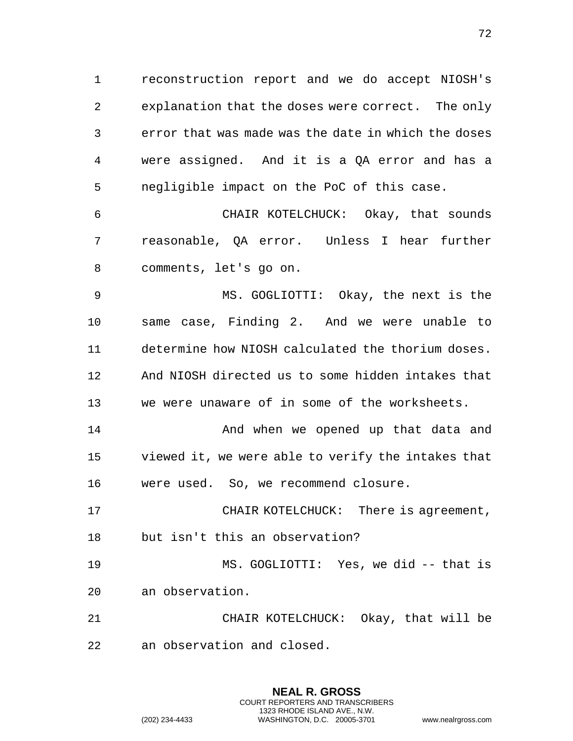reconstruction report and we do accept NIOSH's explanation that the doses were correct. The only error that was made was the date in which the doses were assigned. And it is a QA error and has a negligible impact on the PoC of this case.

CHAIR KOTELCHUCK: Okay, that sounds reasonable, QA error. Unless I hear further comments, let's go on.

MS. GOGLIOTTI: Okay, the next is the same case, Finding 2. And we were unable to determine how NIOSH calculated the thorium doses. And NIOSH directed us to some hidden intakes that we were unaware of in some of the worksheets.

And when we opened up that data and viewed it, we were able to verify the intakes that were used. So, we recommend closure.

CHAIR KOTELCHUCK: There is agreement, but isn't this an observation?

MS. GOGLIOTTI: Yes, we did -- that is an observation.

CHAIR KOTELCHUCK: Okay, that will be an observation and closed.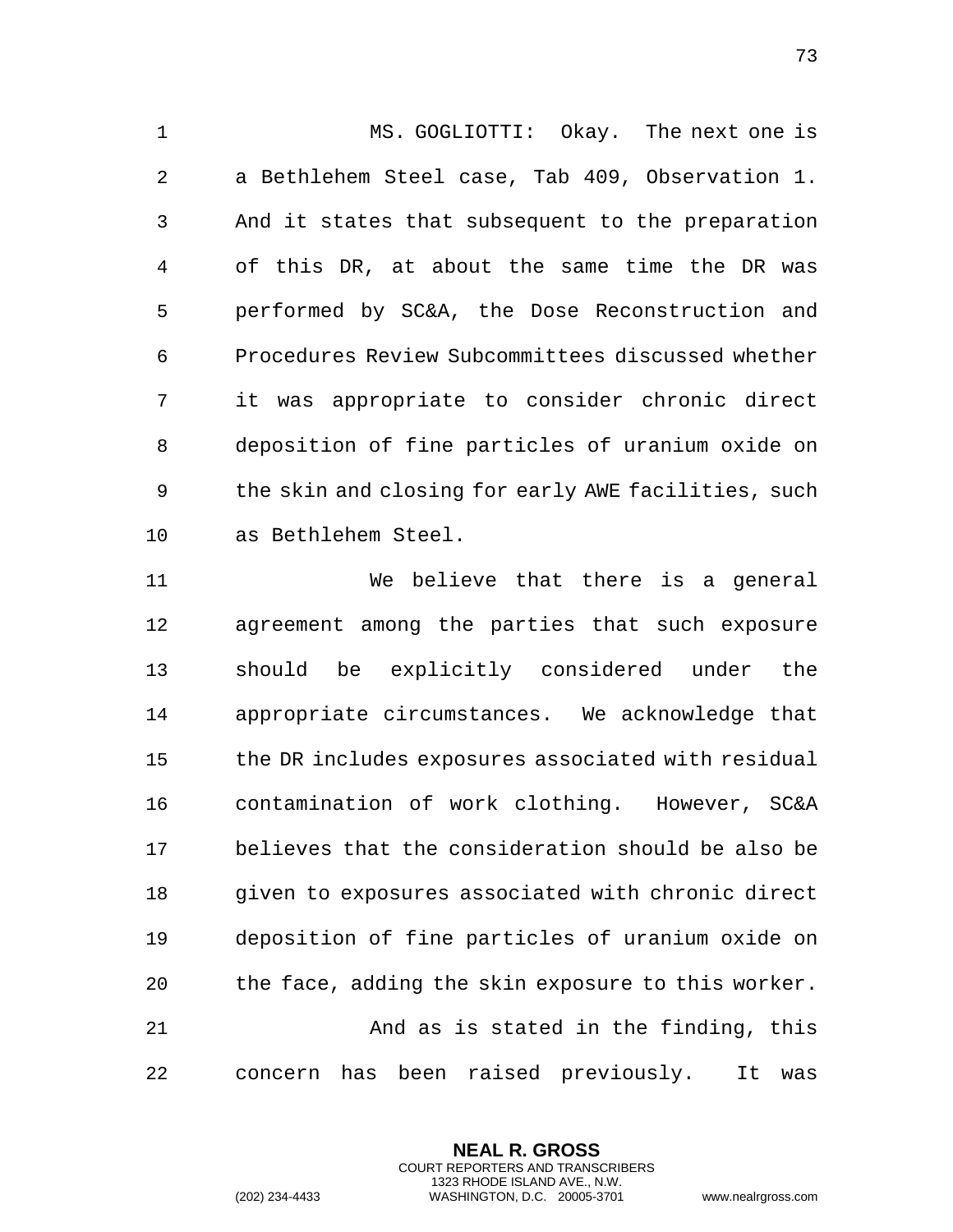MS. GOGLIOTTI: Okay. The next one is a Bethlehem Steel case, Tab 409, Observation 1. And it states that subsequent to the preparation of this DR, at about the same time the DR was performed by SC&A, the Dose Reconstruction and Procedures Review Subcommittees discussed whether it was appropriate to consider chronic direct deposition of fine particles of uranium oxide on the skin and closing for early AWE facilities, such as Bethlehem Steel.

We believe that there is a general agreement among the parties that such exposure should be explicitly considered under the appropriate circumstances. We acknowledge that the DR includes exposures associated with residual contamination of work clothing. However, SC&A believes that the consideration should be also be given to exposures associated with chronic direct deposition of fine particles of uranium oxide on the face, adding the skin exposure to this worker.

And as is stated in the finding, this concern has been raised previously. It was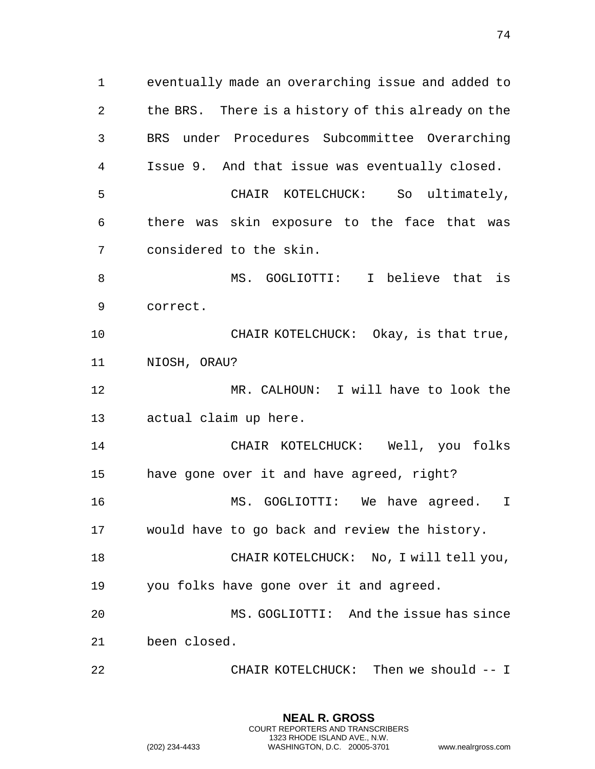eventually made an overarching issue and added to the BRS. There is a history of this already on the BRS under Procedures Subcommittee Overarching Issue 9. And that issue was eventually closed.

CHAIR KOTELCHUCK: So ultimately, there was skin exposure to the face that was considered to the skin.

MS. GOGLIOTTI: I believe that is correct.

CHAIR KOTELCHUCK: Okay, is that true, NIOSH, ORAU?

MR. CALHOUN: I will have to look the actual claim up here.

CHAIR KOTELCHUCK: Well, you folks have gone over it and have agreed, right?

MS. GOGLIOTTI: We have agreed. I would have to go back and review the history.

CHAIR KOTELCHUCK: No, I will tell you, you folks have gone over it and agreed.

MS. GOGLIOTTI: And the issue has since been closed.

CHAIR KOTELCHUCK: Then we should -- I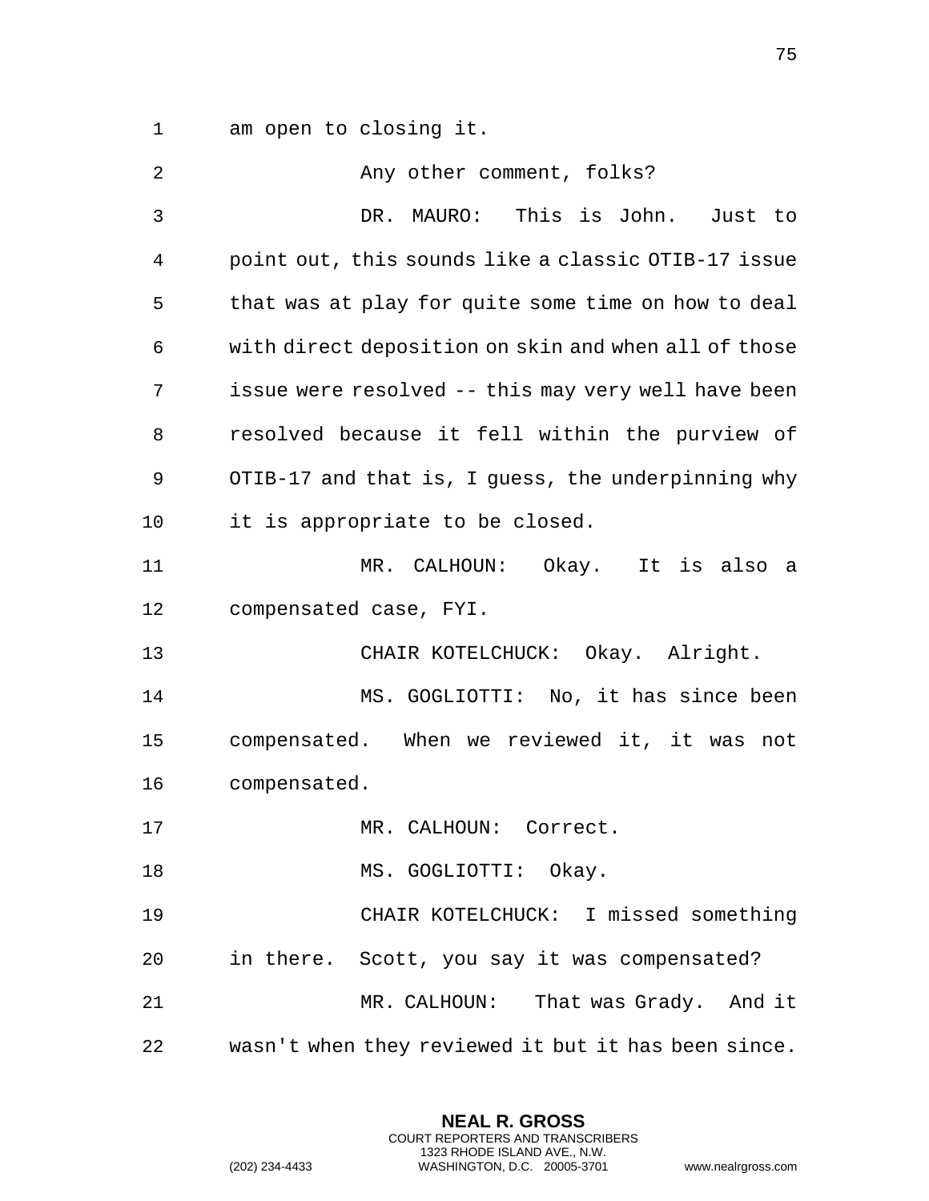am open to closing it.

Any other comment, folks?

DR. MAURO: This is John. Just to point out, this sounds like a classic OTIB-17 issue that was at play for quite some time on how to deal with direct deposition on skin and when all of those issue were resolved -- this may very well have been resolved because it fell within the purview of OTIB-17 and that is, I guess, the underpinning why it is appropriate to be closed.

MR. CALHOUN: Okay. It is also a compensated case, FYI.

CHAIR KOTELCHUCK: Okay. Alright.

MS. GOGLIOTTI: No, it has since been compensated. When we reviewed it, it was not compensated.

MR. CALHOUN: Correct.

MS. GOGLIOTTI: Okay.

CHAIR KOTELCHUCK: I missed something in there. Scott, you say it was compensated?

MR. CALHOUN: That was Grady. And it wasn't when they reviewed it but it has been since.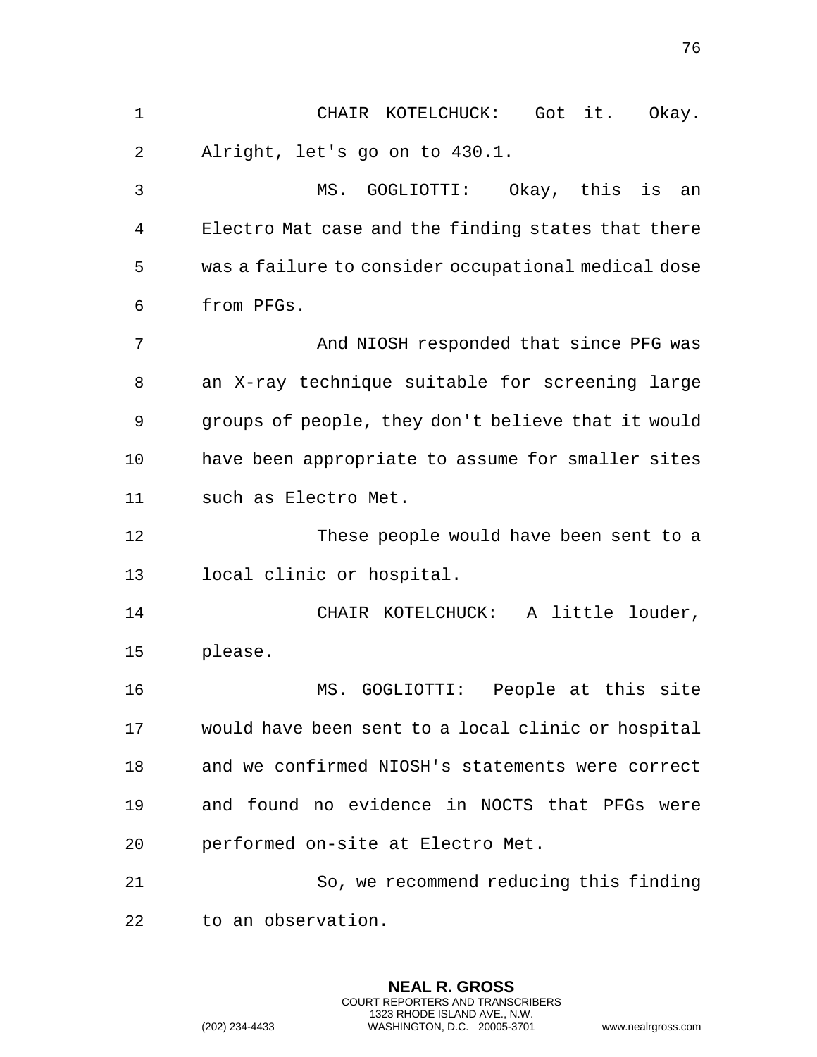CHAIR KOTELCHUCK: Got it. Okay. Alright, let's go on to 430.1.

MS. GOGLIOTTI: Okay, this is an Electro Mat case and the finding states that there was a failure to consider occupational medical dose from PFGs.

And NIOSH responded that since PFG was an X-ray technique suitable for screening large groups of people, they don't believe that it would have been appropriate to assume for smaller sites such as Electro Met.

These people would have been sent to a local clinic or hospital.

CHAIR KOTELCHUCK: A little louder, please.

MS. GOGLIOTTI: People at this site would have been sent to a local clinic or hospital and we confirmed NIOSH's statements were correct and found no evidence in NOCTS that PFGs were performed on-site at Electro Met.

So, we recommend reducing this finding to an observation.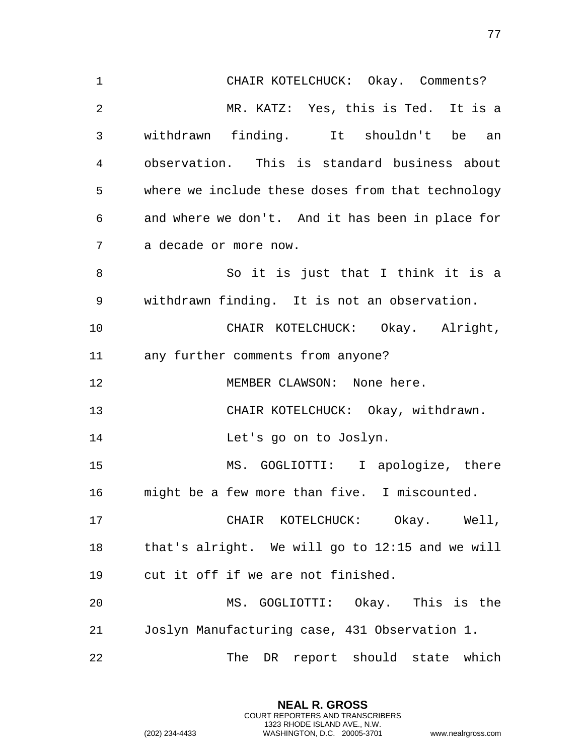CHAIR KOTELCHUCK: Okay. Comments?

MR. KATZ: Yes, this is Ted. It is a withdrawn finding. It shouldn't be an observation. This is standard business about where we include these doses from that technology and where we don't. And it has been in place for a decade or more now.

So it is just that I think it is a withdrawn finding. It is not an observation.

CHAIR KOTELCHUCK: Okay. Alright, any further comments from anyone?

MEMBER CLAWSON: None here.

CHAIR KOTELCHUCK: Okay, withdrawn.

Let's go on to Joslyn.

MS. GOGLIOTTI: I apologize, there might be a few more than five. I miscounted.

CHAIR KOTELCHUCK: Okay. Well, that's alright. We will go to 12:15 and we will cut it off if we are not finished.

MS. GOGLIOTTI: Okay. This is the Joslyn Manufacturing case, 431 Observation 1.

The DR report should state which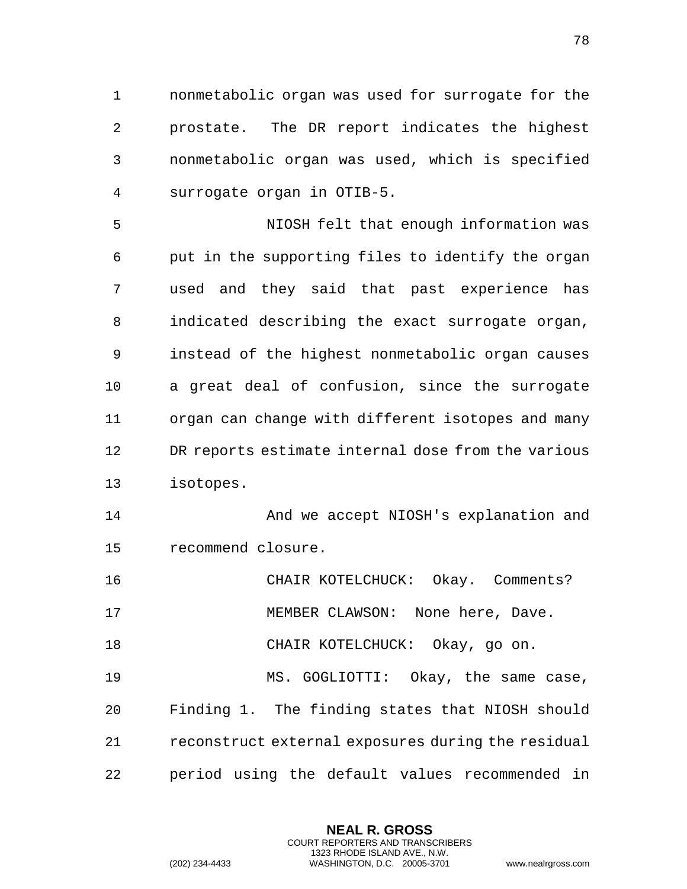nonmetabolic organ was used for surrogate for the prostate. The DR report indicates the highest nonmetabolic organ was used, which is specified surrogate organ in OTIB-5.

NIOSH felt that enough information was put in the supporting files to identify the organ used and they said that past experience has indicated describing the exact surrogate organ, instead of the highest nonmetabolic organ causes a great deal of confusion, since the surrogate organ can change with different isotopes and many DR reports estimate internal dose from the various isotopes.

And we accept NIOSH's explanation and recommend closure.

CHAIR KOTELCHUCK: Okay. Comments?

MEMBER CLAWSON: None here, Dave.

CHAIR KOTELCHUCK: Okay, go on.

MS. GOGLIOTTI: Okay, the same case, Finding 1. The finding states that NIOSH should reconstruct external exposures during the residual period using the default values recommended in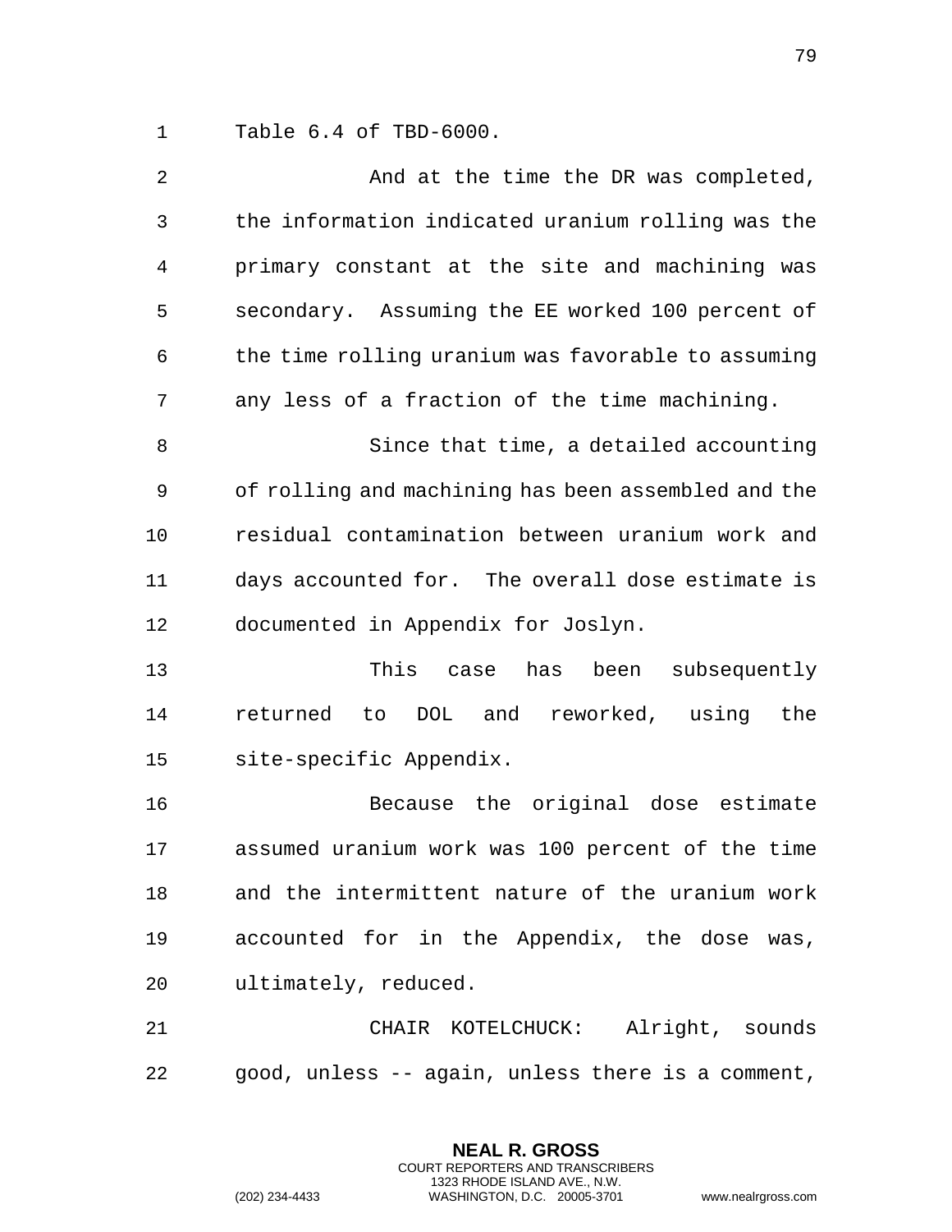Table 6.4 of TBD-6000.

And at the time the DR was completed, the information indicated uranium rolling was the primary constant at the site and machining was secondary. Assuming the EE worked 100 percent of the time rolling uranium was favorable to assuming any less of a fraction of the time machining.

Since that time, a detailed accounting of rolling and machining has been assembled and the residual contamination between uranium work and days accounted for. The overall dose estimate is documented in Appendix for Joslyn.

This case has been subsequently returned to DOL and reworked, using the site-specific Appendix.

Because the original dose estimate assumed uranium work was 100 percent of the time and the intermittent nature of the uranium work accounted for in the Appendix, the dose was, ultimately, reduced.

CHAIR KOTELCHUCK: Alright, sounds good, unless -- again, unless there is a comment,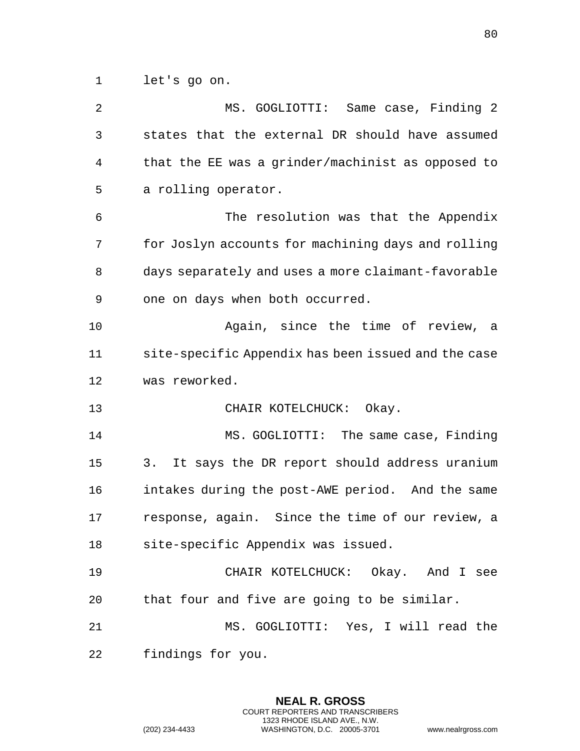let's go on.

MS. GOGLIOTTI: Same case, Finding 2 states that the external DR should have assumed that the EE was a grinder/machinist as opposed to a rolling operator.

The resolution was that the Appendix for Joslyn accounts for machining days and rolling days separately and uses a more claimant-favorable one on days when both occurred.

Again, since the time of review, a site-specific Appendix has been issued and the case was reworked.

CHAIR KOTELCHUCK: Okay.

MS. GOGLIOTTI: The same case, Finding 3. It says the DR report should address uranium intakes during the post-AWE period. And the same response, again. Since the time of our review, a site-specific Appendix was issued.

CHAIR KOTELCHUCK: Okay. And I see that four and five are going to be similar.

MS. GOGLIOTTI: Yes, I will read the findings for you.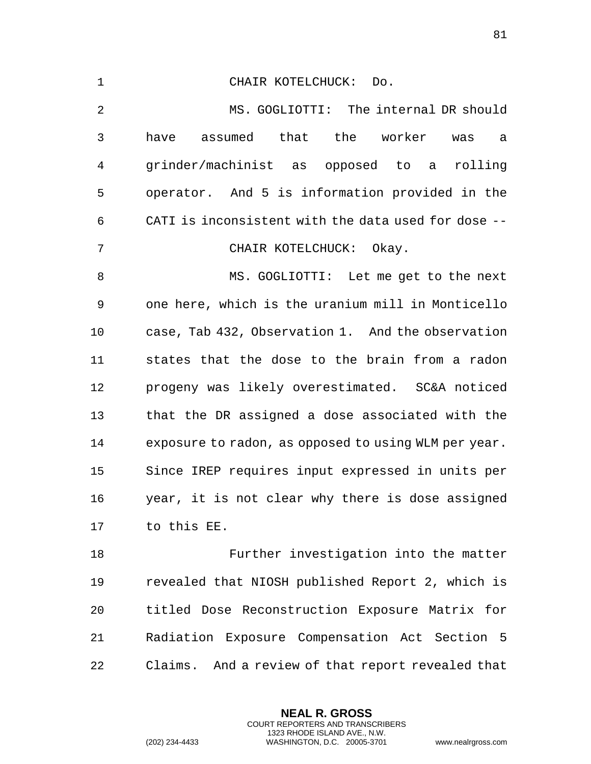CHAIR KOTELCHUCK: Do.

MS. GOGLIOTTI: The internal DR should have assumed that the worker was a grinder/machinist as opposed to a rolling operator. And 5 is information provided in the CATI is inconsistent with the data used for dose --

CHAIR KOTELCHUCK: Okay.

MS. GOGLIOTTI: Let me get to the next one here, which is the uranium mill in Monticello case, Tab 432, Observation 1. And the observation states that the dose to the brain from a radon progeny was likely overestimated. SC&A noticed that the DR assigned a dose associated with the exposure to radon, as opposed to using WLM per year. Since IREP requires input expressed in units per year, it is not clear why there is dose assigned to this EE.

Further investigation into the matter revealed that NIOSH published Report 2, which is titled Dose Reconstruction Exposure Matrix for Radiation Exposure Compensation Act Section 5 Claims. And a review of that report revealed that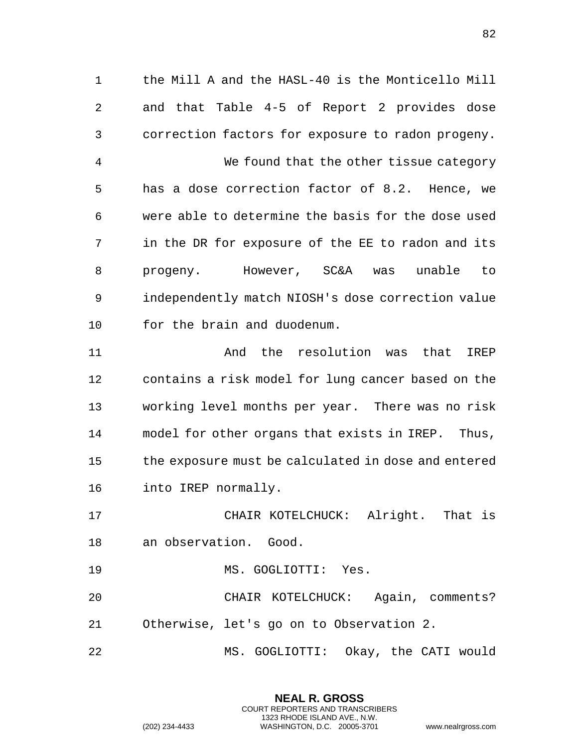the Mill A and the HASL-40 is the Monticello Mill and that Table 4-5 of Report 2 provides dose correction factors for exposure to radon progeny.

We found that the other tissue category has a dose correction factor of 8.2. Hence, we were able to determine the basis for the dose used in the DR for exposure of the EE to radon and its progeny. However, SC&A was unable to independently match NIOSH's dose correction value for the brain and duodenum.

And the resolution was that IREP contains a risk model for lung cancer based on the working level months per year. There was no risk model for other organs that exists in IREP. Thus, the exposure must be calculated in dose and entered into IREP normally.

CHAIR KOTELCHUCK: Alright. That is an observation. Good.

MS. GOGLIOTTI: Yes.

CHAIR KOTELCHUCK: Again, comments? Otherwise, let's go on to Observation 2.

MS. GOGLIOTTI: Okay, the CATI would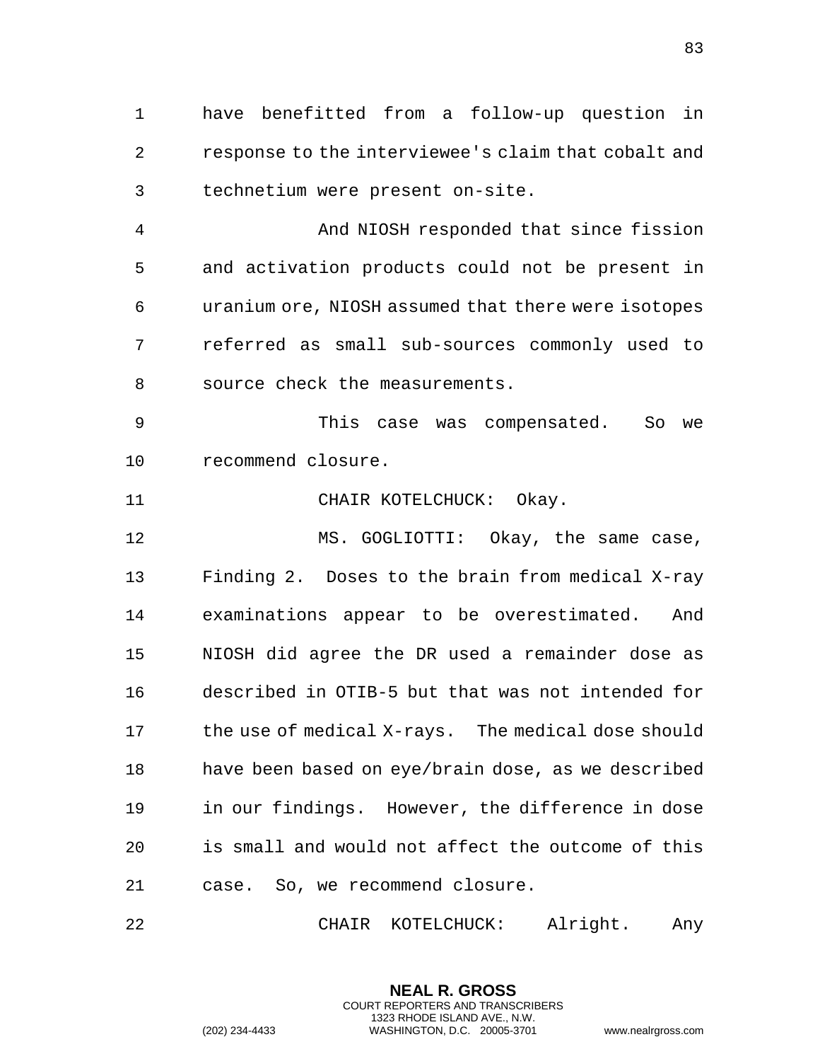have benefitted from a follow-up question in response to the interviewee's claim that cobalt and technetium were present on-site.

And NIOSH responded that since fission and activation products could not be present in uranium ore, NIOSH assumed that there were isotopes referred as small sub-sources commonly used to source check the measurements.

This case was compensated. So we recommend closure.

CHAIR KOTELCHUCK: Okay.

MS. GOGLIOTTI: Okay, the same case, Finding 2. Doses to the brain from medical X-ray examinations appear to be overestimated. And NIOSH did agree the DR used a remainder dose as described in OTIB-5 but that was not intended for the use of medical X-rays. The medical dose should have been based on eye/brain dose, as we described in our findings. However, the difference in dose is small and would not affect the outcome of this case. So, we recommend closure.

CHAIR KOTELCHUCK: Alright. Any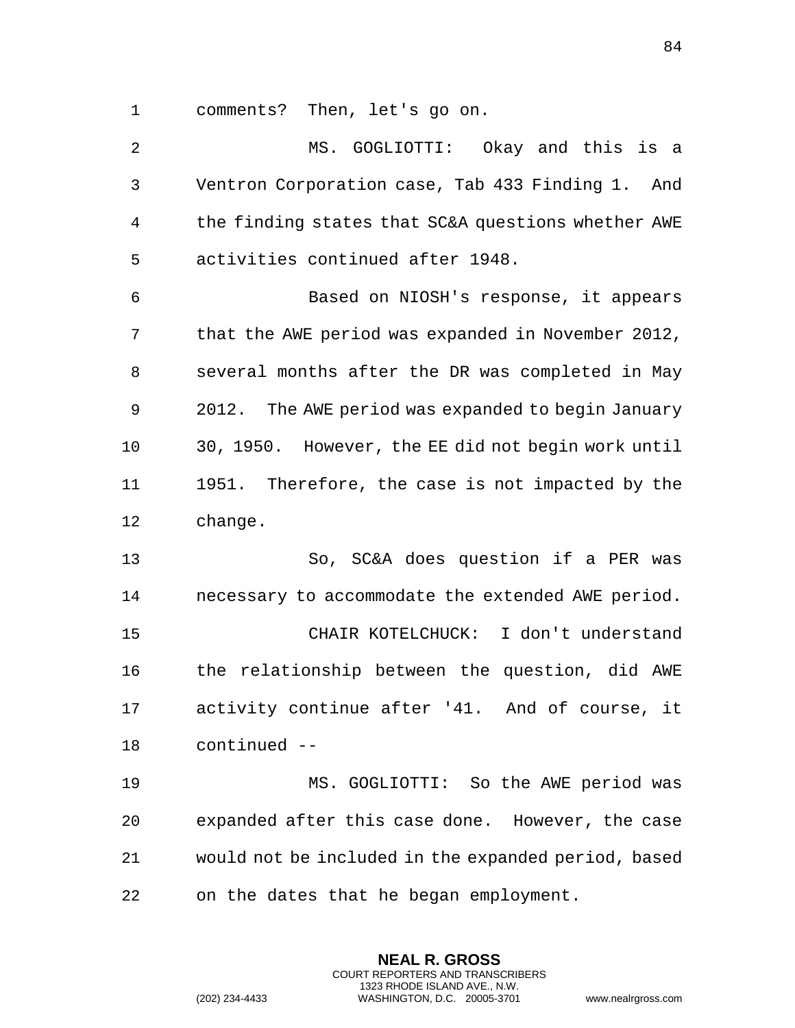comments? Then, let's go on.

MS. GOGLIOTTI: Okay and this is a Ventron Corporation case, Tab 433 Finding 1. And the finding states that SC&A questions whether AWE activities continued after 1948.

Based on NIOSH's response, it appears that the AWE period was expanded in November 2012, several months after the DR was completed in May 2012. The AWE period was expanded to begin January 30, 1950. However, the EE did not begin work until 1951. Therefore, the case is not impacted by the change.

So, SC&A does question if a PER was necessary to accommodate the extended AWE period.

CHAIR KOTELCHUCK: I don't understand the relationship between the question, did AWE activity continue after '41. And of course, it continued --

MS. GOGLIOTTI: So the AWE period was expanded after this case done. However, the case would not be included in the expanded period, based on the dates that he began employment.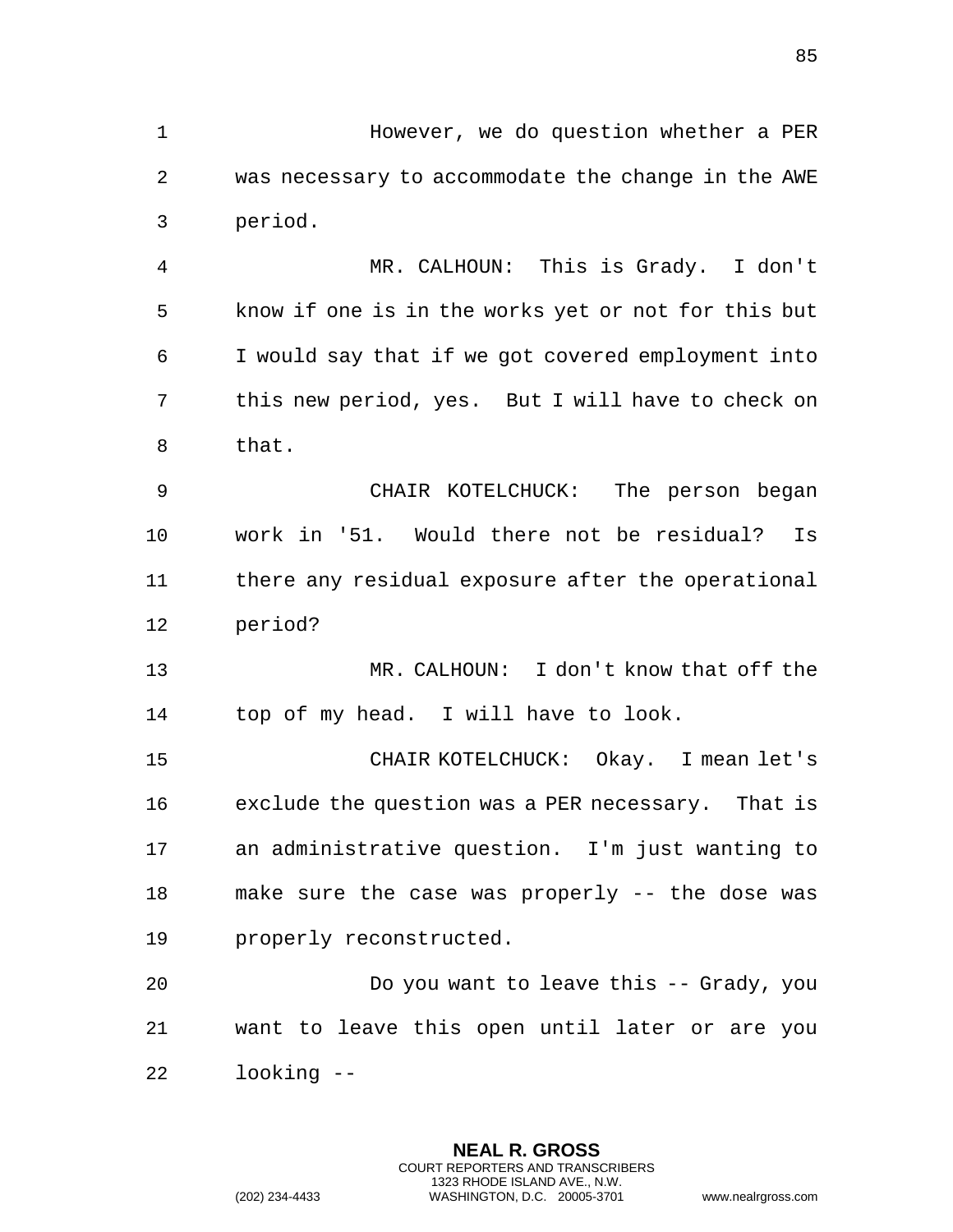However, we do question whether a PER was necessary to accommodate the change in the AWE period.

MR. CALHOUN: This is Grady. I don't know if one is in the works yet or not for this but I would say that if we got covered employment into this new period, yes. But I will have to check on that.

CHAIR KOTELCHUCK: The person began work in '51. Would there not be residual? Is there any residual exposure after the operational period?

MR. CALHOUN: I don't know that off the top of my head. I will have to look.

CHAIR KOTELCHUCK: Okay. I mean let's exclude the question was a PER necessary. That is an administrative question. I'm just wanting to make sure the case was properly -- the dose was properly reconstructed.

Do you want to leave this -- Grady, you want to leave this open until later or are you looking --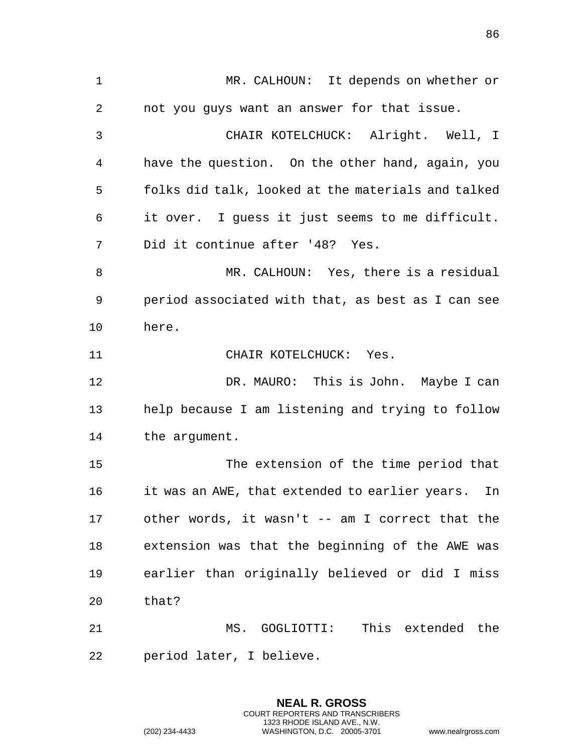MR. CALHOUN: It depends on whether or not you guys want an answer for that issue.

CHAIR KOTELCHUCK: Alright. Well, I have the question. On the other hand, again, you folks did talk, looked at the materials and talked it over. I guess it just seems to me difficult. Did it continue after '48? Yes.

MR. CALHOUN: Yes, there is a residual period associated with that, as best as I can see here.

CHAIR KOTELCHUCK: Yes.

DR. MAURO: This is John. Maybe I can help because I am listening and trying to follow the argument.

The extension of the time period that it was an AWE, that extended to earlier years. In other words, it wasn't -- am I correct that the extension was that the beginning of the AWE was earlier than originally believed or did I miss that?

MS. GOGLIOTTI: This extended the period later, I believe.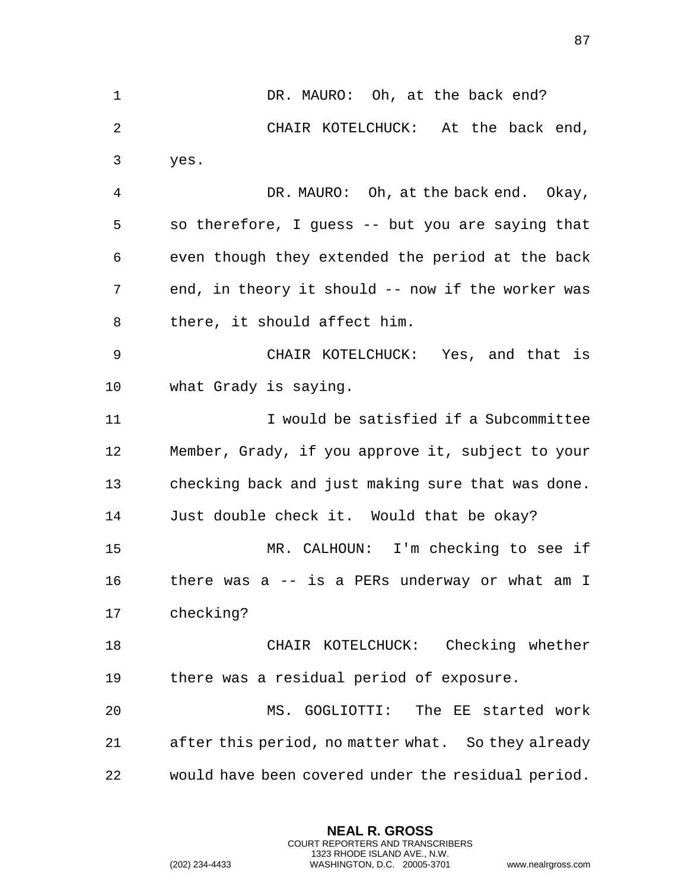DR. MAURO: Oh, at the back end?

CHAIR KOTELCHUCK: At the back end, yes.

DR. MAURO: Oh, at the back end. Okay, so therefore, I guess -- but you are saying that even though they extended the period at the back end, in theory it should -- now if the worker was there, it should affect him.

CHAIR KOTELCHUCK: Yes, and that is what Grady is saying.

I would be satisfied if a Subcommittee Member, Grady, if you approve it, subject to your checking back and just making sure that was done. Just double check it. Would that be okay?

MR. CALHOUN: I'm checking to see if there was a -- is a PERs underway or what am I checking?

CHAIR KOTELCHUCK: Checking whether there was a residual period of exposure.

MS. GOGLIOTTI: The EE started work after this period, no matter what. So they already would have been covered under the residual period.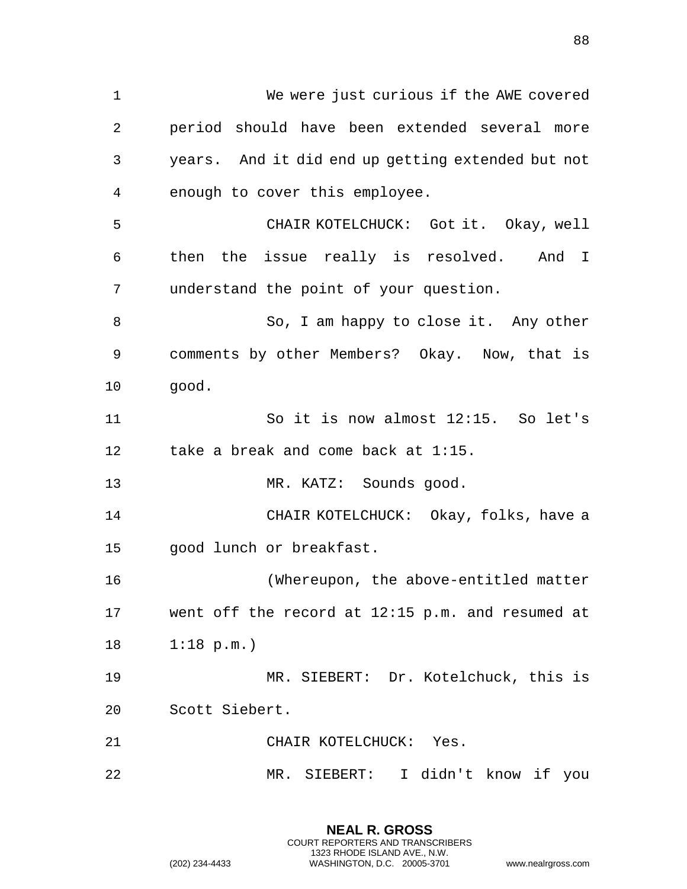We were just curious if the AWE covered period should have been extended several more years. And it did end up getting extended but not enough to cover this employee.

CHAIR KOTELCHUCK: Got it. Okay, well then the issue really is resolved. And I understand the point of your question.

So, I am happy to close it. Any other comments by other Members? Okay. Now, that is good.

So it is now almost 12:15. So let's take a break and come back at 1:15.

MR. KATZ: Sounds good.

CHAIR KOTELCHUCK: Okay, folks, have a good lunch or breakfast.

(Whereupon, the above-entitled matter went off the record at 12:15 p.m. and resumed at 1:18 p.m.)

MR. SIEBERT: Dr. Kotelchuck, this is Scott Siebert.

CHAIR KOTELCHUCK: Yes.

MR. SIEBERT: I didn't know if you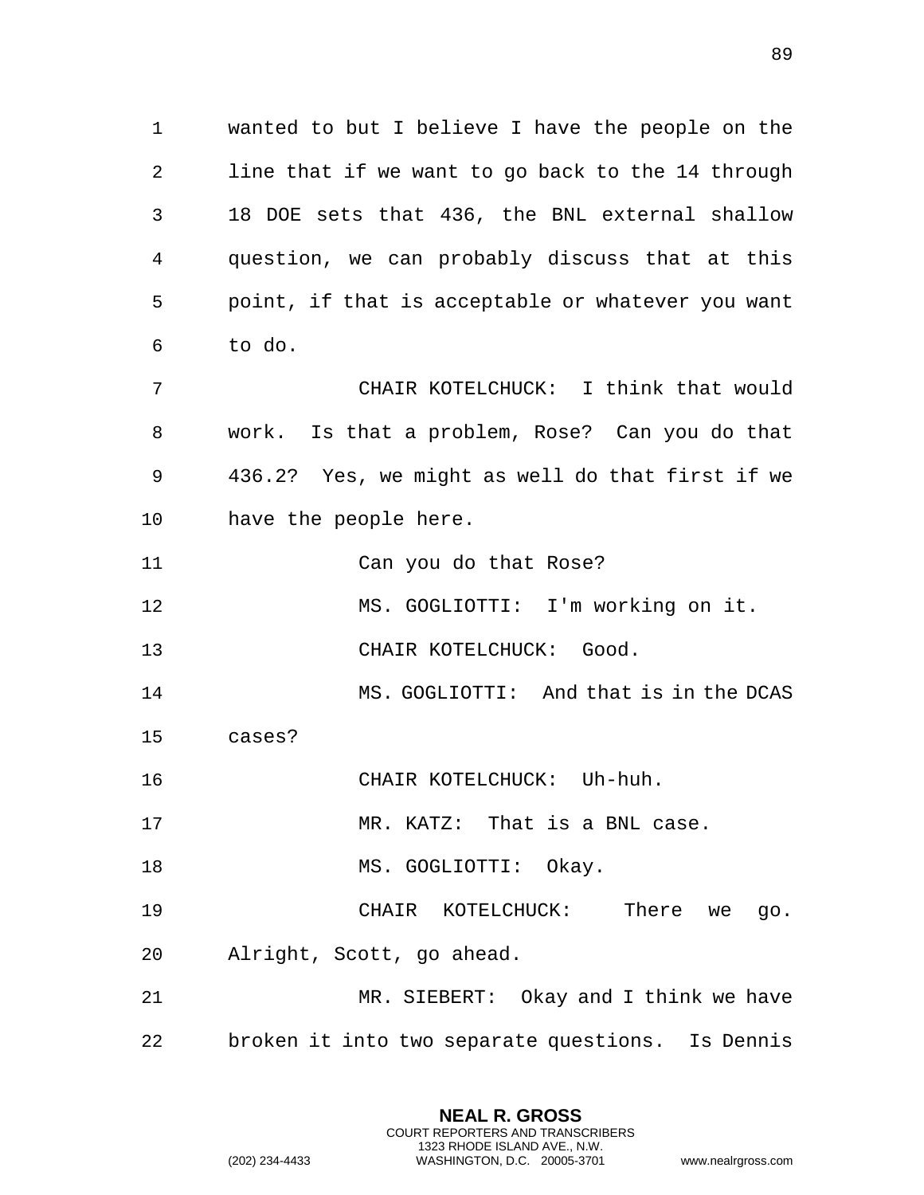wanted to but I believe I have the people on the line that if we want to go back to the 14 through 18 DOE sets that 436, the BNL external shallow question, we can probably discuss that at this point, if that is acceptable or whatever you want to do.

CHAIR KOTELCHUCK: I think that would work. Is that a problem, Rose? Can you do that 436.2? Yes, we might as well do that first if we have the people here.

Can you do that Rose?

MS. GOGLIOTTI: I'm working on it.

CHAIR KOTELCHUCK: Good.

MS. GOGLIOTTI: And that is in the DCAS cases?

CHAIR KOTELCHUCK: Uh-huh.

MR. KATZ: That is a BNL case.

MS. GOGLIOTTI: Okay.

CHAIR KOTELCHUCK: There we go. Alright, Scott, go ahead.

MR. SIEBERT: Okay and I think we have broken it into two separate questions. Is Dennis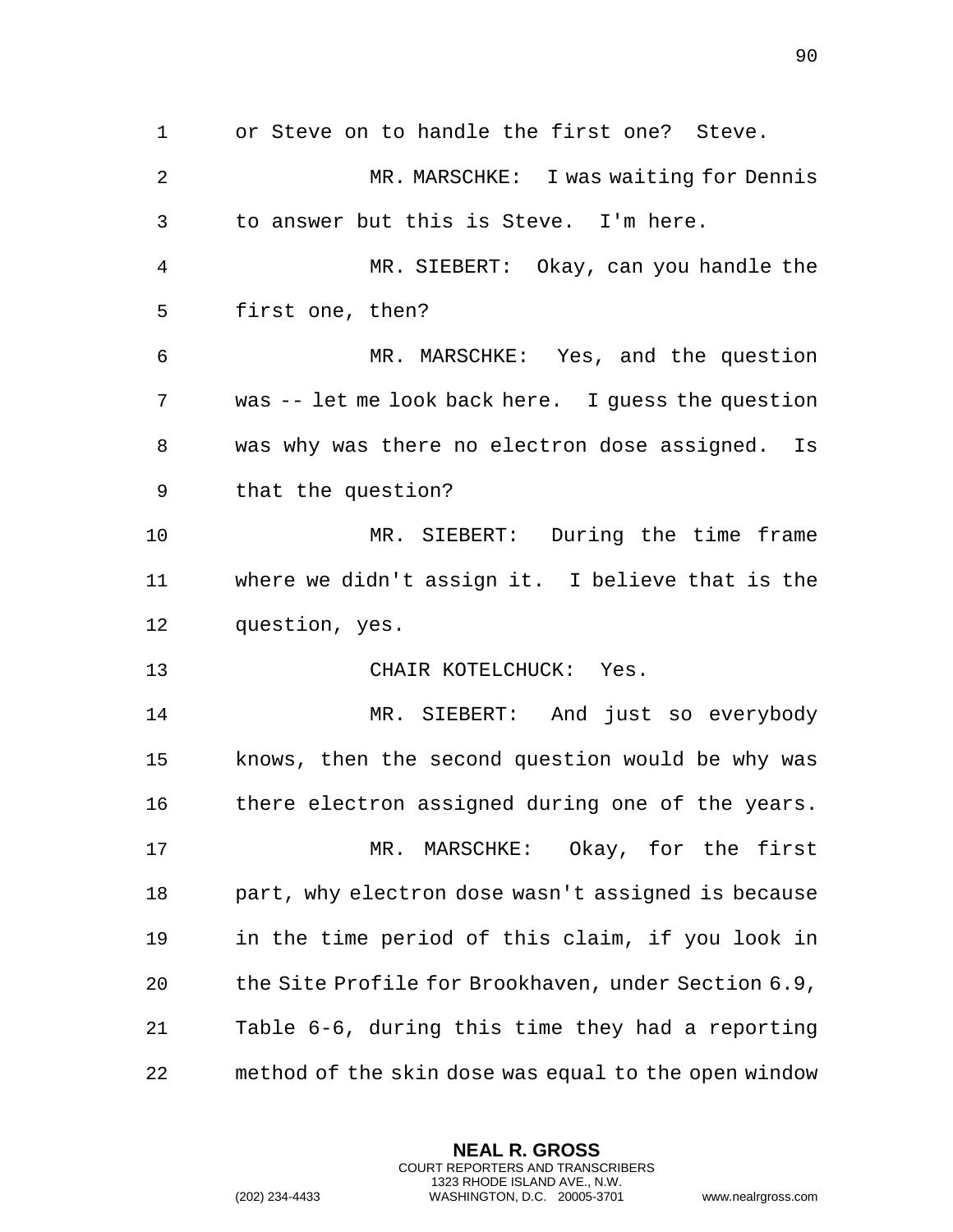or Steve on to handle the first one? Steve.

MR. MARSCHKE: I was waiting for Dennis to answer but this is Steve. I'm here.

MR. SIEBERT: Okay, can you handle the first one, then?

MR. MARSCHKE: Yes, and the question was -- let me look back here. I guess the question was why was there no electron dose assigned. Is that the question?

MR. SIEBERT: During the time frame where we didn't assign it. I believe that is the question, yes.

CHAIR KOTELCHUCK: Yes.

MR. SIEBERT: And just so everybody knows, then the second question would be why was there electron assigned during one of the years.

MR. MARSCHKE: Okay, for the first part, why electron dose wasn't assigned is because in the time period of this claim, if you look in the Site Profile for Brookhaven, under Section 6.9, Table 6-6, during this time they had a reporting method of the skin dose was equal to the open window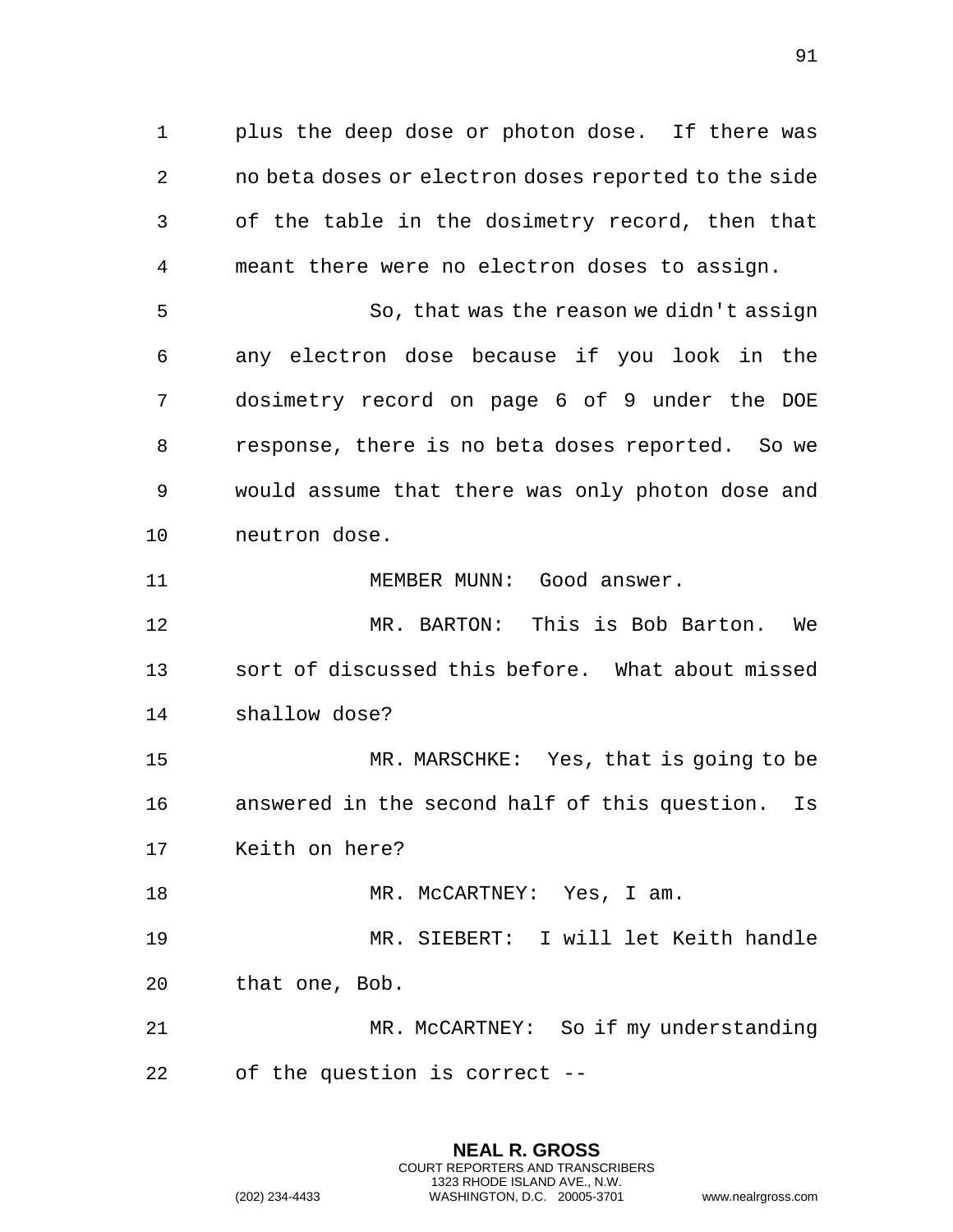plus the deep dose or photon dose. If there was no beta doses or electron doses reported to the side of the table in the dosimetry record, then that meant there were no electron doses to assign.

So, that was the reason we didn't assign any electron dose because if you look in the dosimetry record on page 6 of 9 under the DOE response, there is no beta doses reported. So we would assume that there was only photon dose and neutron dose.

MEMBER MUNN: Good answer.

MR. BARTON: This is Bob Barton. We sort of discussed this before. What about missed shallow dose?

MR. MARSCHKE: Yes, that is going to be answered in the second half of this question. Is Keith on here?

MR. McCARTNEY: Yes, I am.

MR. SIEBERT: I will let Keith handle that one, Bob.

MR. McCARTNEY: So if my understanding of the question is correct --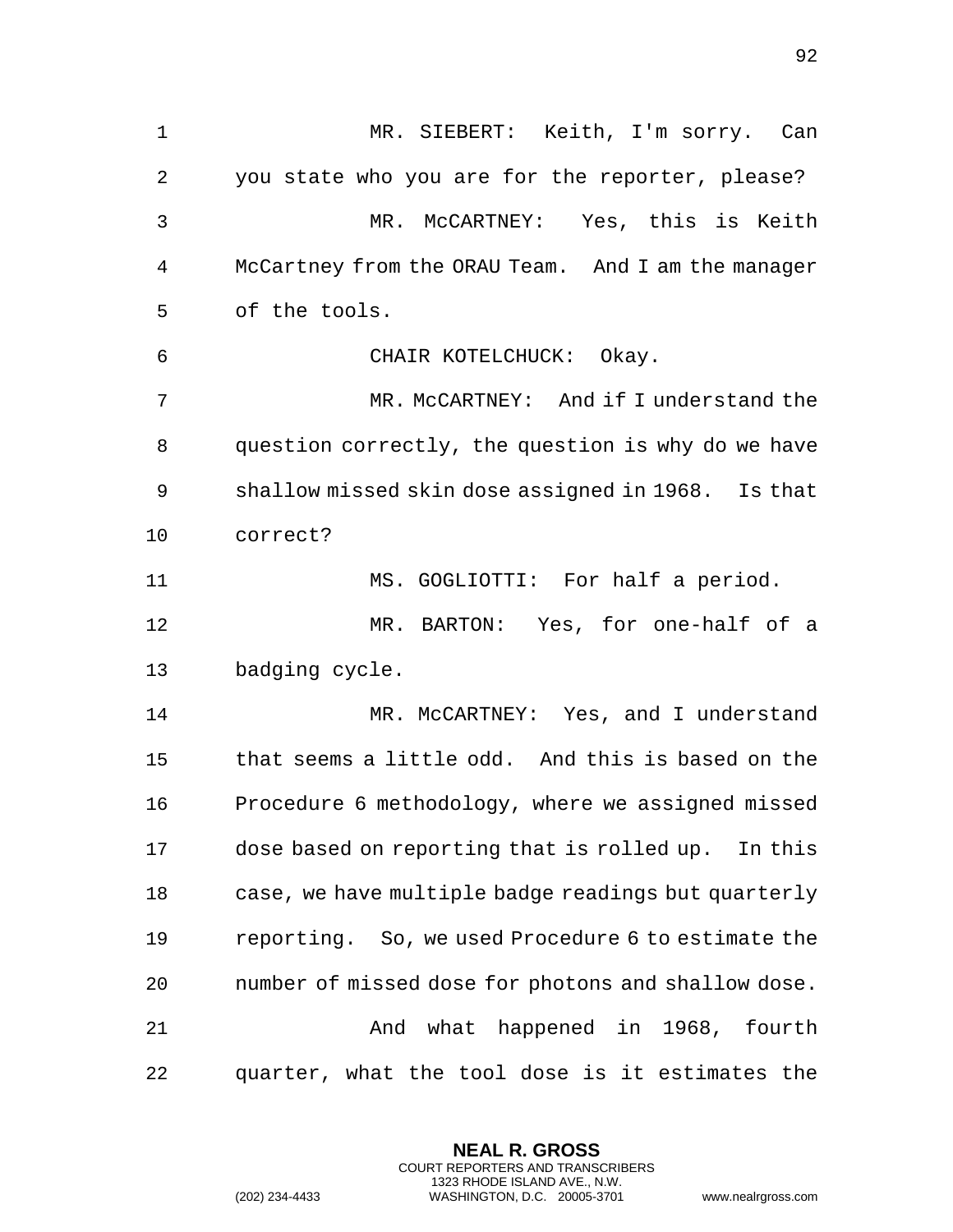MR. SIEBERT: Keith, I'm sorry. Can you state who you are for the reporter, please?

MR. McCARTNEY: Yes, this is Keith McCartney from the ORAU Team. And I am the manager of the tools.

CHAIR KOTELCHUCK: Okay.

MR. McCARTNEY: And if I understand the question correctly, the question is why do we have shallow missed skin dose assigned in 1968. Is that correct?

MS. GOGLIOTTI: For half a period.

MR. BARTON: Yes, for one-half of a badging cycle.

MR. McCARTNEY: Yes, and I understand that seems a little odd. And this is based on the Procedure 6 methodology, where we assigned missed dose based on reporting that is rolled up. In this case, we have multiple badge readings but quarterly reporting. So, we used Procedure 6 to estimate the number of missed dose for photons and shallow dose.

And what happened in 1968, fourth quarter, what the tool dose is it estimates the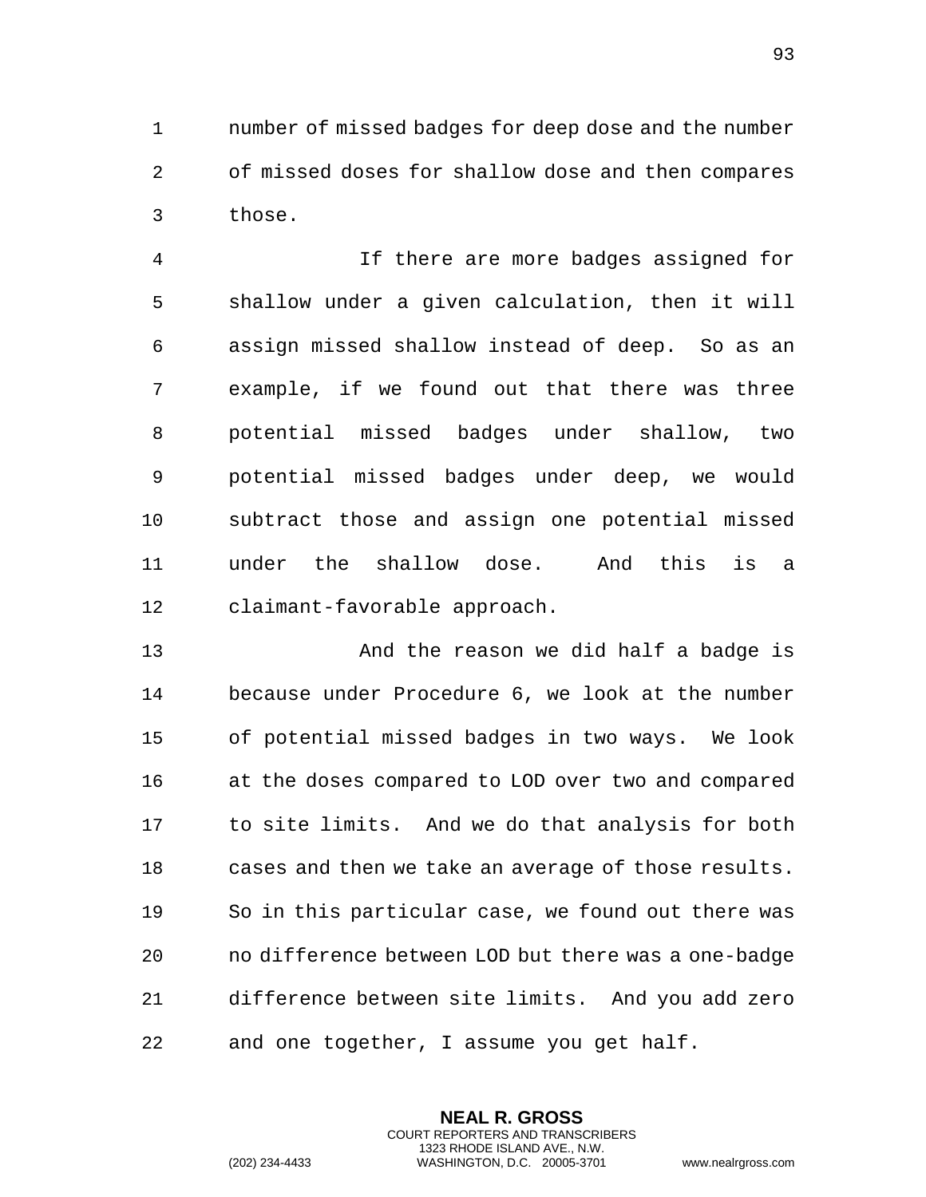number of missed badges for deep dose and the number of missed doses for shallow dose and then compares those.

If there are more badges assigned for shallow under a given calculation, then it will assign missed shallow instead of deep. So as an example, if we found out that there was three potential missed badges under shallow, two potential missed badges under deep, we would subtract those and assign one potential missed under the shallow dose. And this is a claimant-favorable approach.

And the reason we did half a badge is because under Procedure 6, we look at the number of potential missed badges in two ways. We look at the doses compared to LOD over two and compared to site limits. And we do that analysis for both cases and then we take an average of those results. So in this particular case, we found out there was no difference between LOD but there was a one-badge difference between site limits. And you add zero and one together, I assume you get half.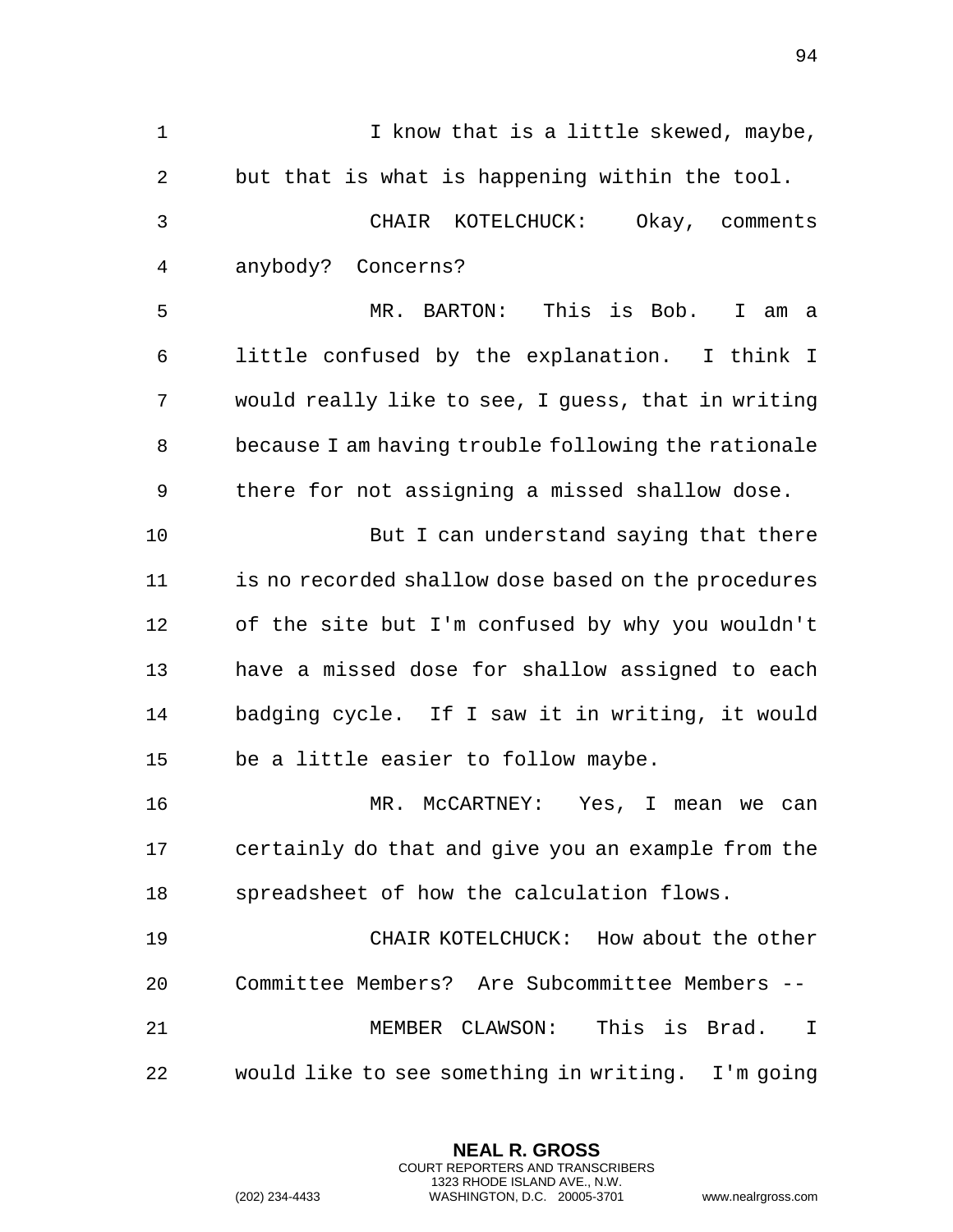I know that is a little skewed, maybe, but that is what is happening within the tool.

CHAIR KOTELCHUCK: Okay, comments anybody? Concerns?

MR. BARTON: This is Bob. I am a little confused by the explanation. I think I would really like to see, I guess, that in writing because I am having trouble following the rationale there for not assigning a missed shallow dose.

But I can understand saying that there is no recorded shallow dose based on the procedures of the site but I'm confused by why you wouldn't have a missed dose for shallow assigned to each badging cycle. If I saw it in writing, it would be a little easier to follow maybe.

MR. McCARTNEY: Yes, I mean we can certainly do that and give you an example from the spreadsheet of how the calculation flows.

CHAIR KOTELCHUCK: How about the other Committee Members? Are Subcommittee Members --

MEMBER CLAWSON: This is Brad. I would like to see something in writing. I'm going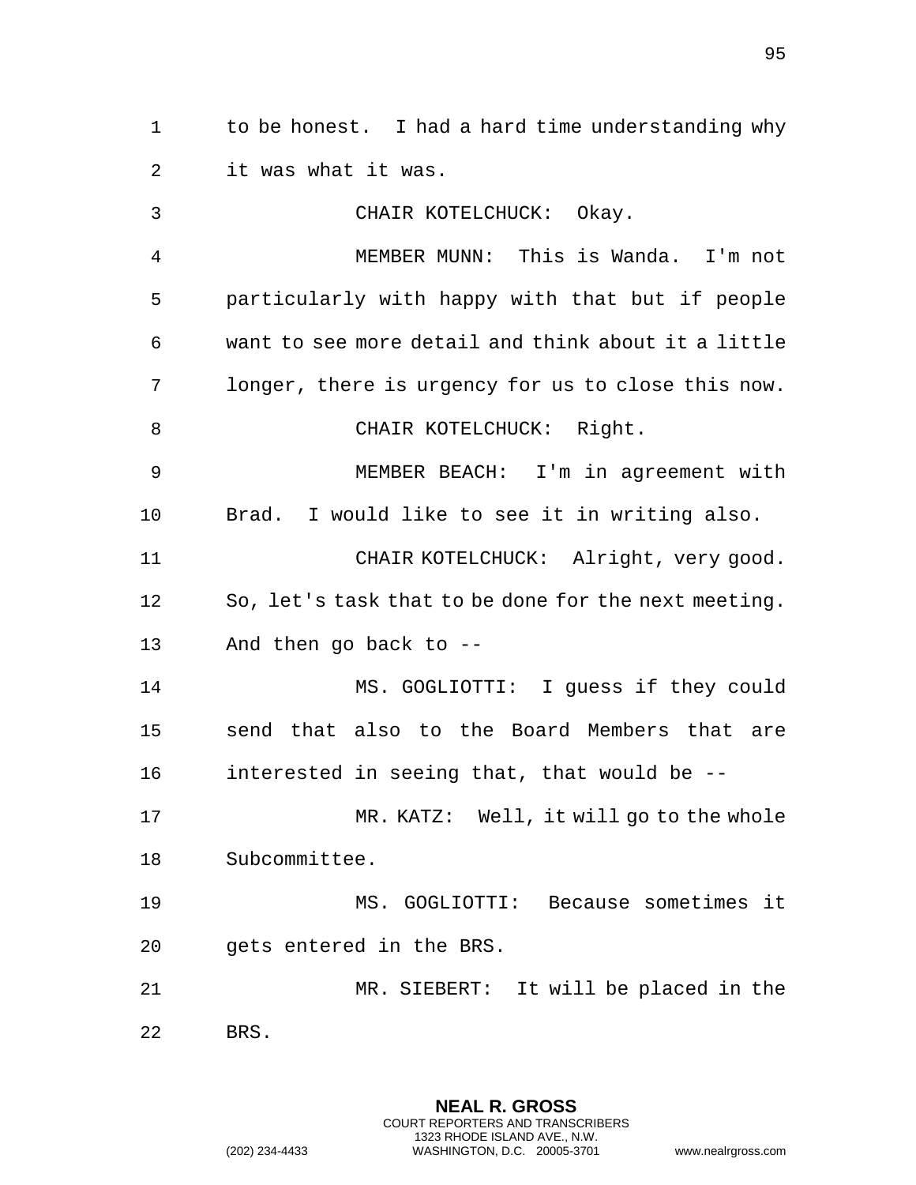to be honest. I had a hard time understanding why it was what it was.

CHAIR KOTELCHUCK: Okay.

MEMBER MUNN: This is Wanda. I'm not particularly with happy with that but if people want to see more detail and think about it a little longer, there is urgency for us to close this now.

CHAIR KOTELCHUCK: Right.

MEMBER BEACH: I'm in agreement with Brad. I would like to see it in writing also.

CHAIR KOTELCHUCK: Alright, very good. So, let's task that to be done for the next meeting. And then go back to --

MS. GOGLIOTTI: I guess if they could send that also to the Board Members that are interested in seeing that, that would be --

MR. KATZ: Well, it will go to the whole Subcommittee.

MS. GOGLIOTTI: Because sometimes it gets entered in the BRS.

MR. SIEBERT: It will be placed in the BRS.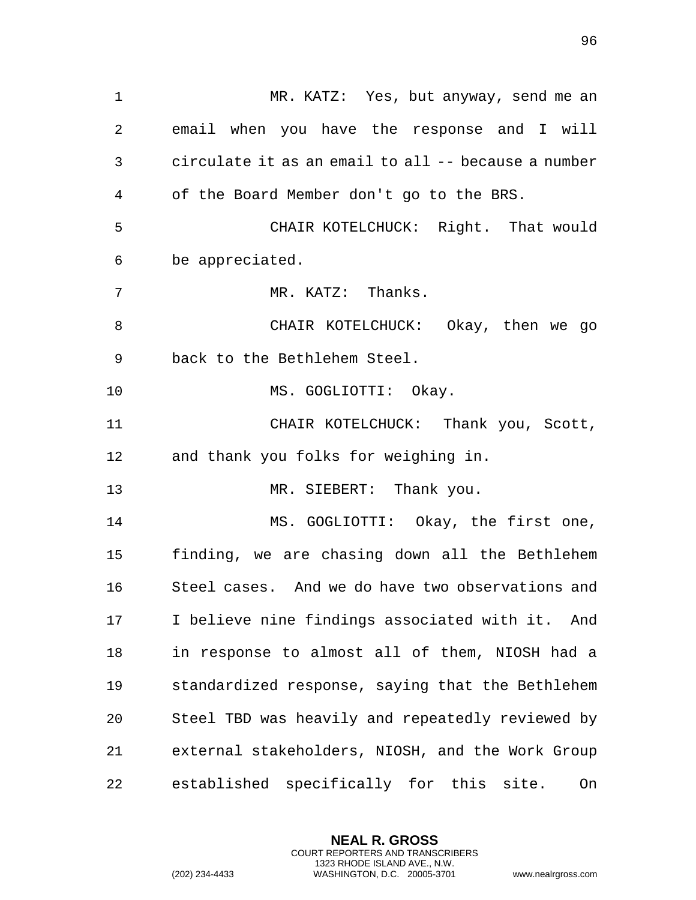MR. KATZ: Yes, but anyway, send me an email when you have the response and I will circulate it as an email to all -- because a number of the Board Member don't go to the BRS.

CHAIR KOTELCHUCK: Right. That would be appreciated.

MR. KATZ: Thanks.

CHAIR KOTELCHUCK: Okay, then we go back to the Bethlehem Steel.

MS. GOGLIOTTI: Okay.

CHAIR KOTELCHUCK: Thank you, Scott, and thank you folks for weighing in.

MR. SIEBERT: Thank you.

MS. GOGLIOTTI: Okay, the first one, finding, we are chasing down all the Bethlehem Steel cases. And we do have two observations and I believe nine findings associated with it. And in response to almost all of them, NIOSH had a standardized response, saying that the Bethlehem Steel TBD was heavily and repeatedly reviewed by external stakeholders, NIOSH, and the Work Group established specifically for this site. On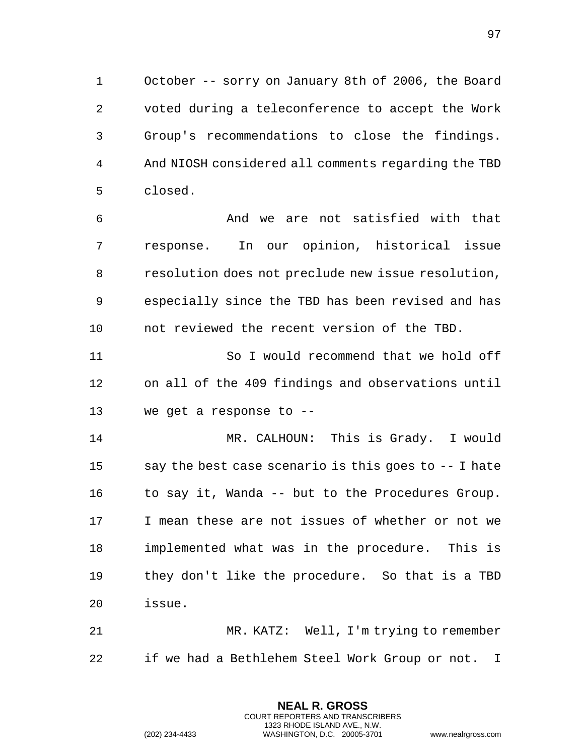October -- sorry on January 8th of 2006, the Board voted during a teleconference to accept the Work Group's recommendations to close the findings. And NIOSH considered all comments regarding the TBD closed.

And we are not satisfied with that response. In our opinion, historical issue resolution does not preclude new issue resolution, especially since the TBD has been revised and has not reviewed the recent version of the TBD.

So I would recommend that we hold off on all of the 409 findings and observations until we get a response to --

MR. CALHOUN: This is Grady. I would say the best case scenario is this goes to -- I hate to say it, Wanda -- but to the Procedures Group. I mean these are not issues of whether or not we implemented what was in the procedure. This is they don't like the procedure. So that is a TBD issue.

MR. KATZ: Well, I'm trying to remember if we had a Bethlehem Steel Work Group or not. I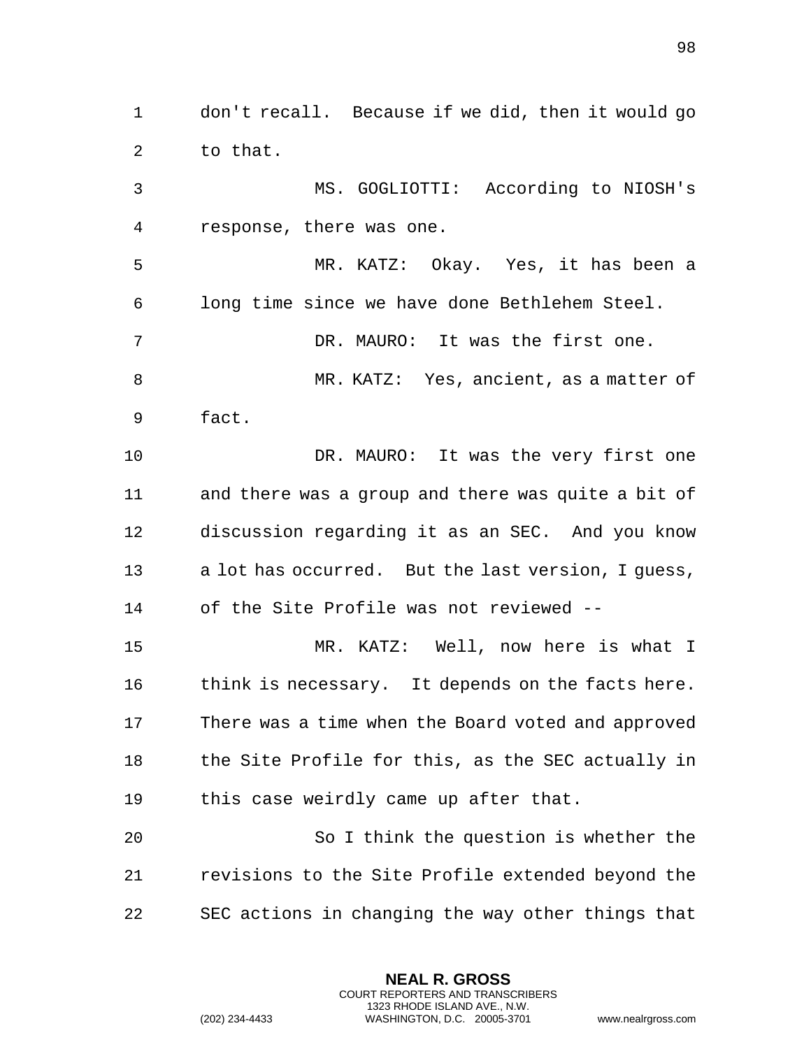don't recall. Because if we did, then it would go to that.

MS. GOGLIOTTI: According to NIOSH's response, there was one.

MR. KATZ: Okay. Yes, it has been a long time since we have done Bethlehem Steel.

DR. MAURO: It was the first one.

MR. KATZ: Yes, ancient, as a matter of fact.

DR. MAURO: It was the very first one and there was a group and there was quite a bit of discussion regarding it as an SEC. And you know a lot has occurred. But the last version, I guess, of the Site Profile was not reviewed --

MR. KATZ: Well, now here is what I think is necessary. It depends on the facts here. There was a time when the Board voted and approved the Site Profile for this, as the SEC actually in this case weirdly came up after that.

So I think the question is whether the revisions to the Site Profile extended beyond the SEC actions in changing the way other things that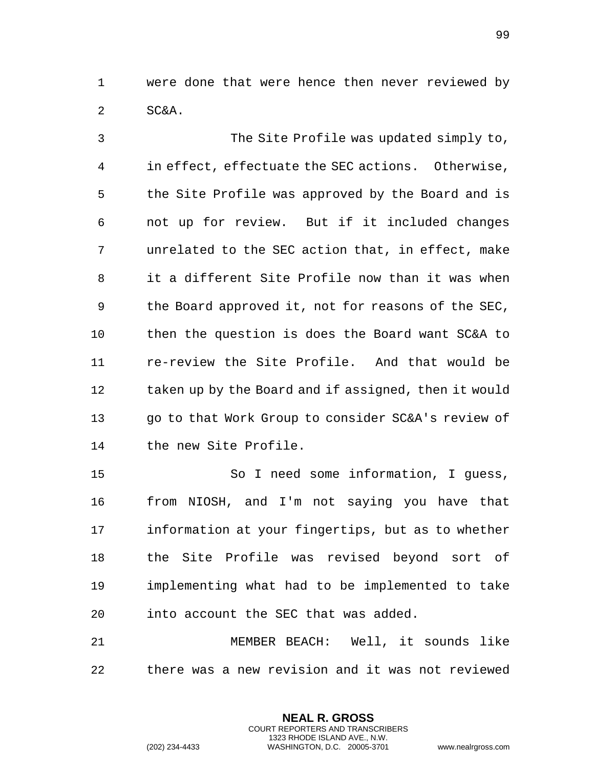were done that were hence then never reviewed by SC&A.

The Site Profile was updated simply to, in effect, effectuate the SEC actions. Otherwise, the Site Profile was approved by the Board and is not up for review. But if it included changes unrelated to the SEC action that, in effect, make it a different Site Profile now than it was when the Board approved it, not for reasons of the SEC, then the question is does the Board want SC&A to re-review the Site Profile. And that would be taken up by the Board and if assigned, then it would go to that Work Group to consider SC&A's review of the new Site Profile.

So I need some information, I guess, from NIOSH, and I'm not saying you have that information at your fingertips, but as to whether the Site Profile was revised beyond sort of implementing what had to be implemented to take into account the SEC that was added.

MEMBER BEACH: Well, it sounds like there was a new revision and it was not reviewed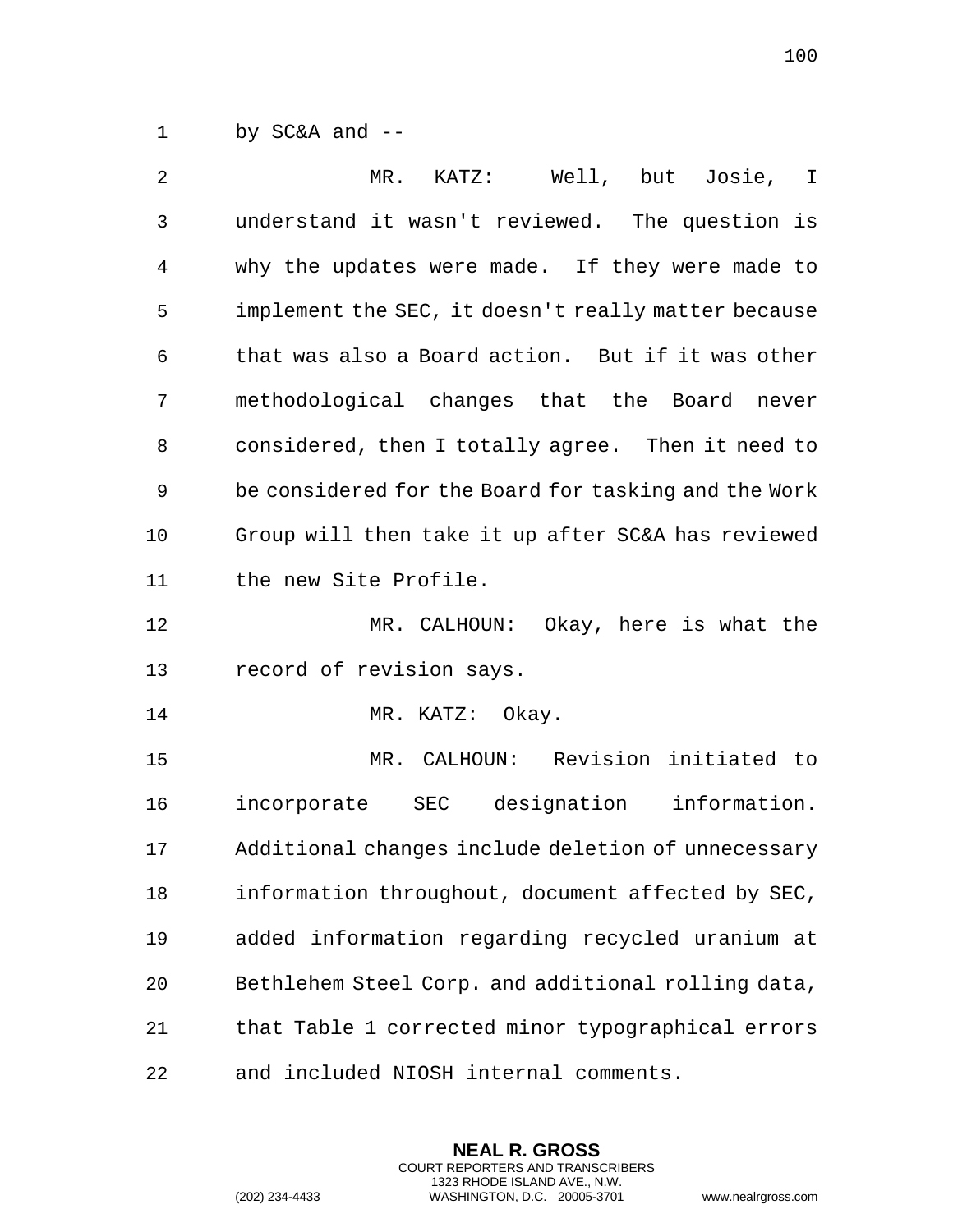by SC&A and --

MR. KATZ: Well, but Josie, I understand it wasn't reviewed. The question is why the updates were made. If they were made to implement the SEC, it doesn't really matter because that was also a Board action. But if it was other methodological changes that the Board never considered, then I totally agree. Then it need to be considered for the Board for tasking and the Work Group will then take it up after SC&A has reviewed the new Site Profile.

MR. CALHOUN: Okay, here is what the record of revision says.

MR. KATZ: Okay.

MR. CALHOUN: Revision initiated to incorporate SEC designation information. Additional changes include deletion of unnecessary information throughout, document affected by SEC, added information regarding recycled uranium at Bethlehem Steel Corp. and additional rolling data, that Table 1 corrected minor typographical errors and included NIOSH internal comments.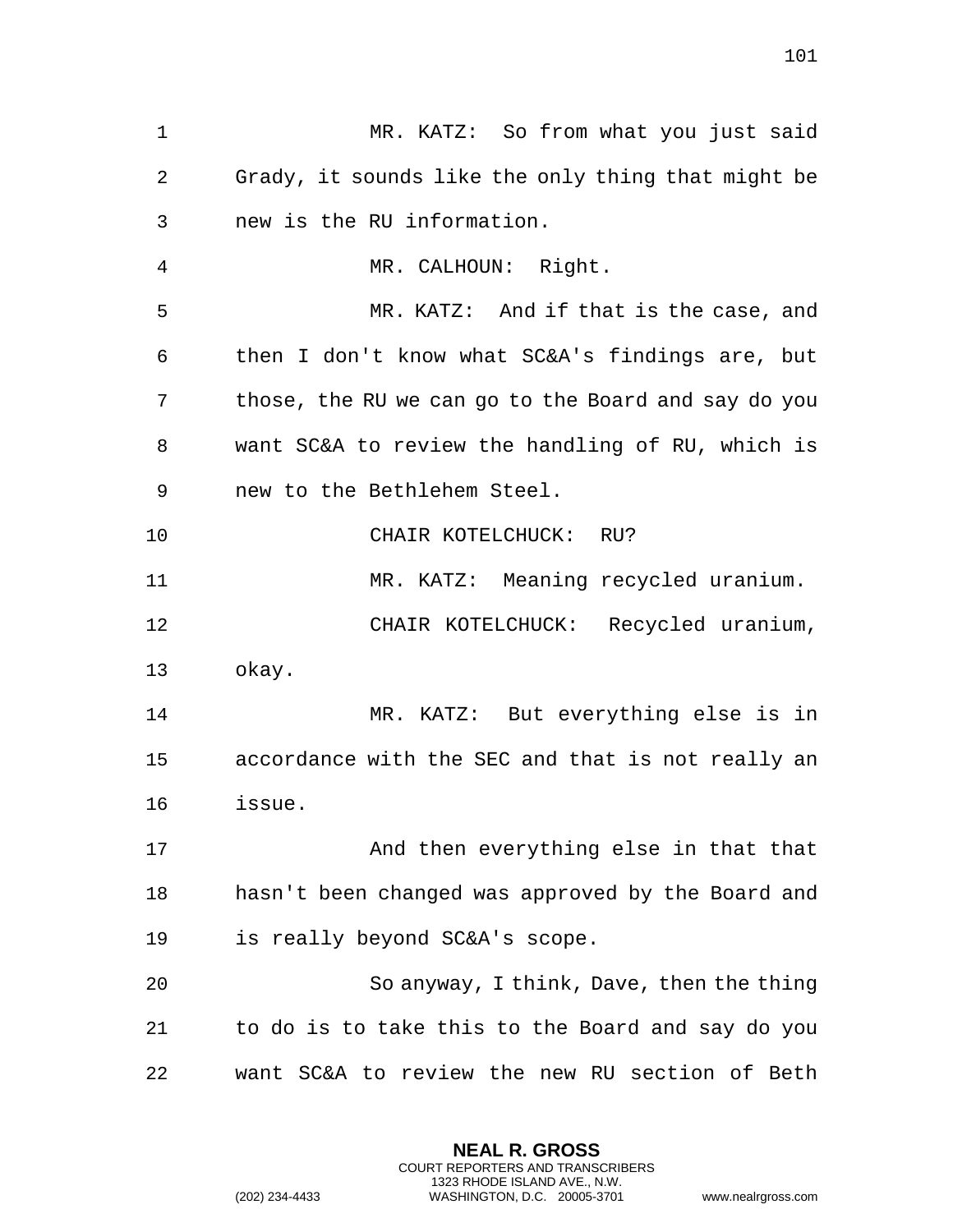MR. KATZ: So from what you just said Grady, it sounds like the only thing that might be new is the RU information.

MR. CALHOUN: Right.

MR. KATZ: And if that is the case, and then I don't know what SC&A's findings are, but those, the RU we can go to the Board and say do you want SC&A to review the handling of RU, which is new to the Bethlehem Steel.

CHAIR KOTELCHUCK: RU?

MR. KATZ: Meaning recycled uranium.

CHAIR KOTELCHUCK: Recycled uranium, okay.

MR. KATZ: But everything else is in accordance with the SEC and that is not really an issue.

And then everything else in that that hasn't been changed was approved by the Board and is really beyond SC&A's scope.

So anyway, I think, Dave, then the thing to do is to take this to the Board and say do you want SC&A to review the new RU section of Beth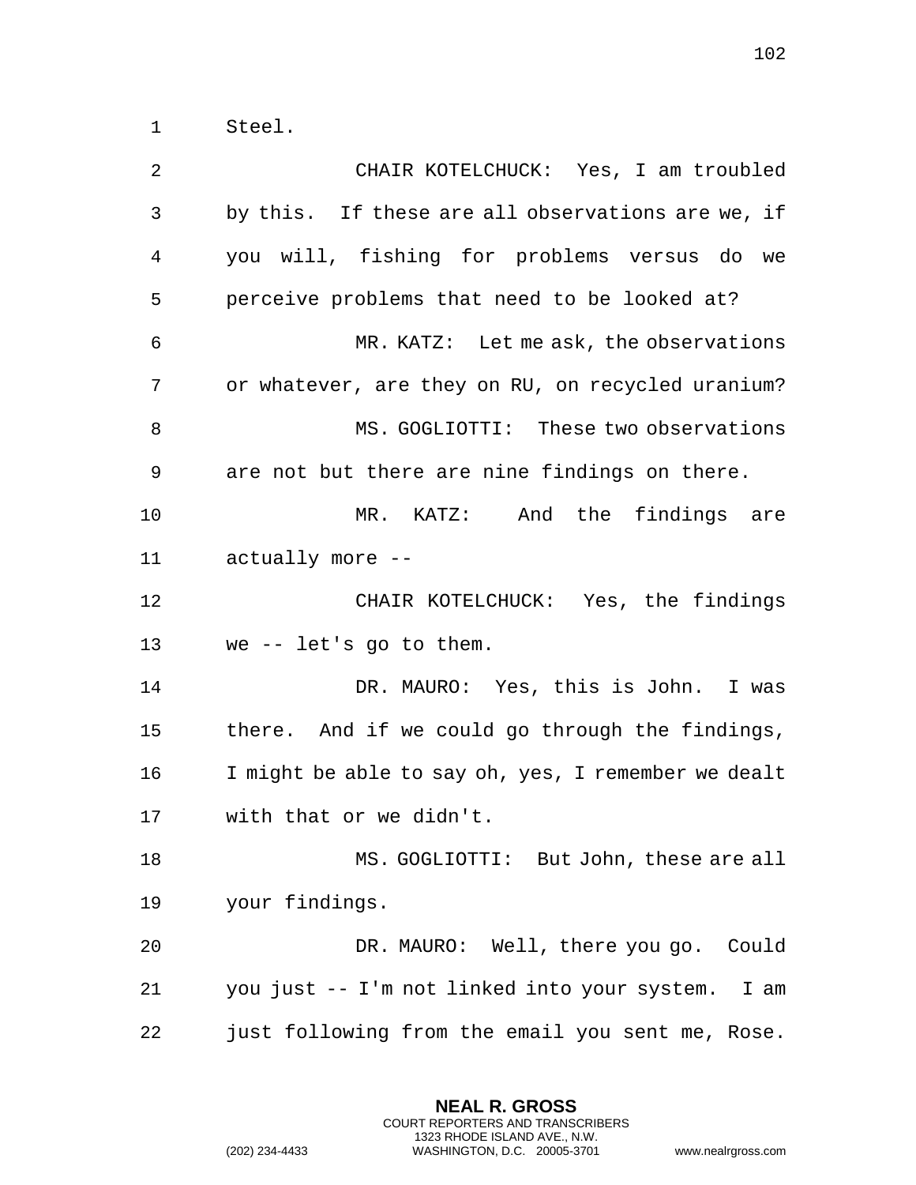Steel.

CHAIR KOTELCHUCK: Yes, I am troubled by this. If these are all observations are we, if you will, fishing for problems versus do we perceive problems that need to be looked at?

MR. KATZ: Let me ask, the observations or whatever, are they on RU, on recycled uranium?

MS. GOGLIOTTI: These two observations are not but there are nine findings on there.

MR. KATZ: And the findings are actually more --

CHAIR KOTELCHUCK: Yes, the findings we -- let's go to them.

DR. MAURO: Yes, this is John. I was there. And if we could go through the findings, I might be able to say oh, yes, I remember we dealt with that or we didn't.

MS. GOGLIOTTI: But John, these are all your findings.

DR. MAURO: Well, there you go. Could you just -- I'm not linked into your system. I am just following from the email you sent me, Rose.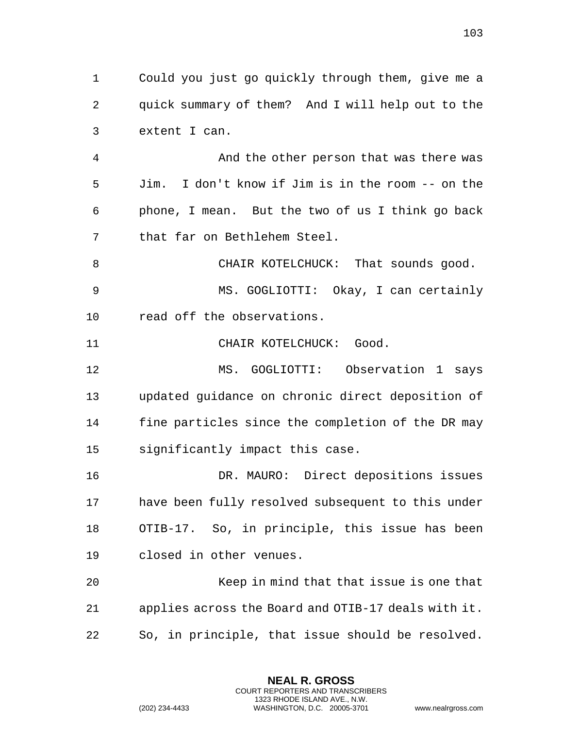Could you just go quickly through them, give me a quick summary of them? And I will help out to the extent I can.

And the other person that was there was Jim. I don't know if Jim is in the room -- on the phone, I mean. But the two of us I think go back that far on Bethlehem Steel.

CHAIR KOTELCHUCK: That sounds good.

MS. GOGLIOTTI: Okay, I can certainly read off the observations.

CHAIR KOTELCHUCK: Good.

MS. GOGLIOTTI: Observation 1 says updated guidance on chronic direct deposition of fine particles since the completion of the DR may significantly impact this case.

DR. MAURO: Direct depositions issues have been fully resolved subsequent to this under OTIB-17. So, in principle, this issue has been closed in other venues.

Keep in mind that that issue is one that applies across the Board and OTIB-17 deals with it. So, in principle, that issue should be resolved.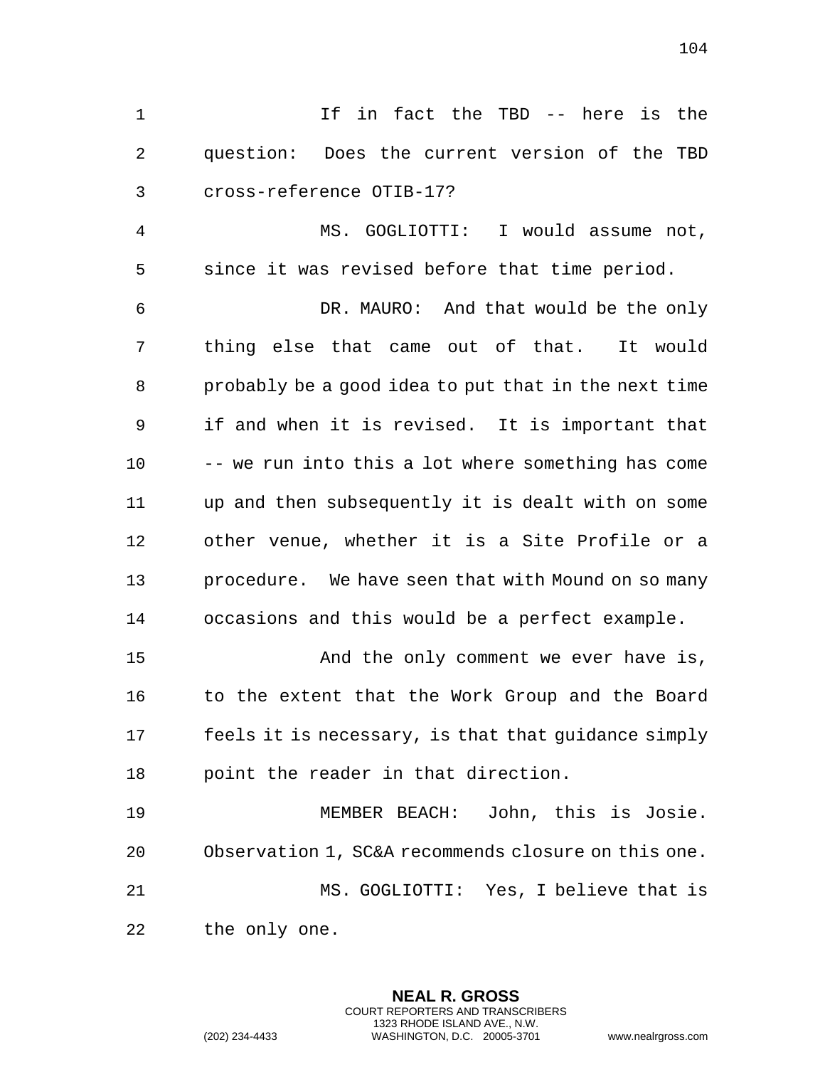If in fact the TBD -- here is the question: Does the current version of the TBD cross-reference OTIB-17?

MS. GOGLIOTTI: I would assume not, since it was revised before that time period.

DR. MAURO: And that would be the only thing else that came out of that. It would probably be a good idea to put that in the next time if and when it is revised. It is important that -- we run into this a lot where something has come up and then subsequently it is dealt with on some other venue, whether it is a Site Profile or a procedure. We have seen that with Mound on so many occasions and this would be a perfect example.

And the only comment we ever have is, to the extent that the Work Group and the Board feels it is necessary, is that that guidance simply point the reader in that direction.

MEMBER BEACH: John, this is Josie. Observation 1, SC&A recommends closure on this one.

MS. GOGLIOTTI: Yes, I believe that is the only one.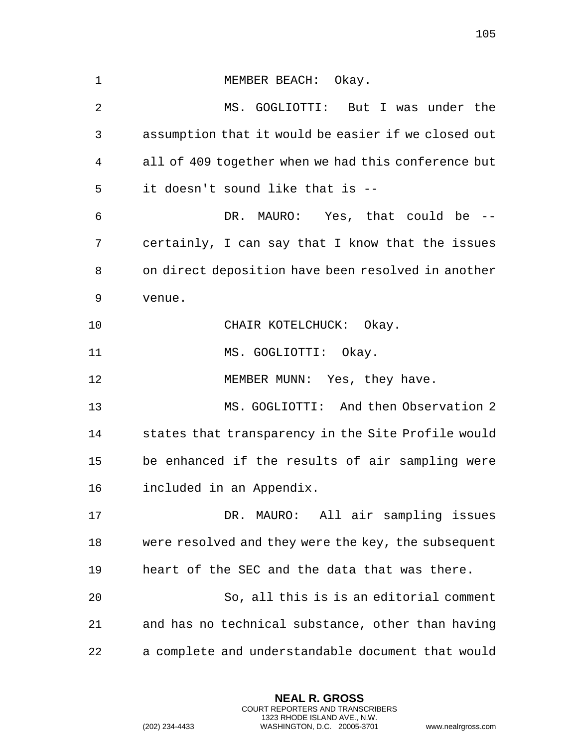MEMBER BEACH: Okay.

MS. GOGLIOTTI: But I was under the assumption that it would be easier if we closed out all of 409 together when we had this conference but it doesn't sound like that is --

DR. MAURO: Yes, that could be -- certainly, I can say that I know that the issues on direct deposition have been resolved in another venue.

CHAIR KOTELCHUCK: Okay.

MS. GOGLIOTTI: Okay.

MEMBER MUNN: Yes, they have.

MS. GOGLIOTTI: And then Observation 2 states that transparency in the Site Profile would be enhanced if the results of air sampling were included in an Appendix.

DR. MAURO: All air sampling issues were resolved and they were the key, the subsequent heart of the SEC and the data that was there.

So, all this is is an editorial comment and has no technical substance, other than having a complete and understandable document that would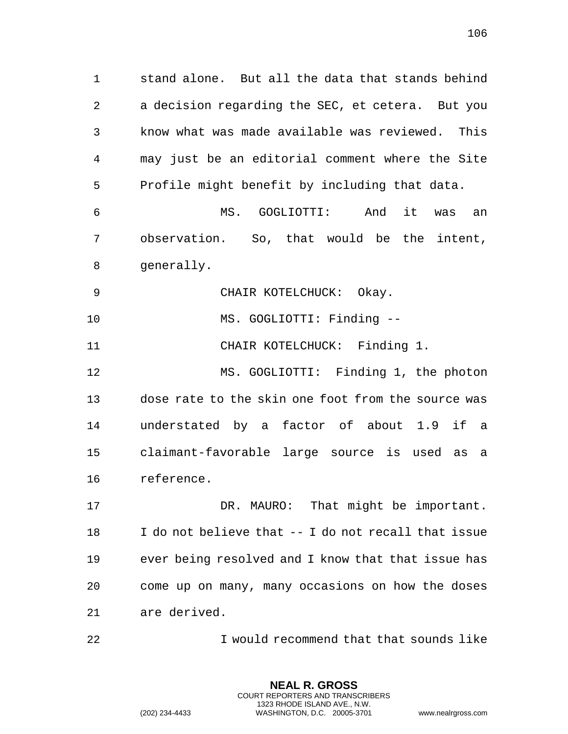stand alone. But all the data that stands behind a decision regarding the SEC, et cetera. But you know what was made available was reviewed. This may just be an editorial comment where the Site Profile might benefit by including that data.

MS. GOGLIOTTI: And it was an observation. So, that would be the intent, generally.

CHAIR KOTELCHUCK: Okay.

MS. GOGLIOTTI: Finding --

CHAIR KOTELCHUCK: Finding 1.

MS. GOGLIOTTI: Finding 1, the photon dose rate to the skin one foot from the source was understated by a factor of about 1.9 if a claimant-favorable large source is used as a reference.

DR. MAURO: That might be important. I do not believe that -- I do not recall that issue ever being resolved and I know that that issue has come up on many, many occasions on how the doses are derived.

I would recommend that that sounds like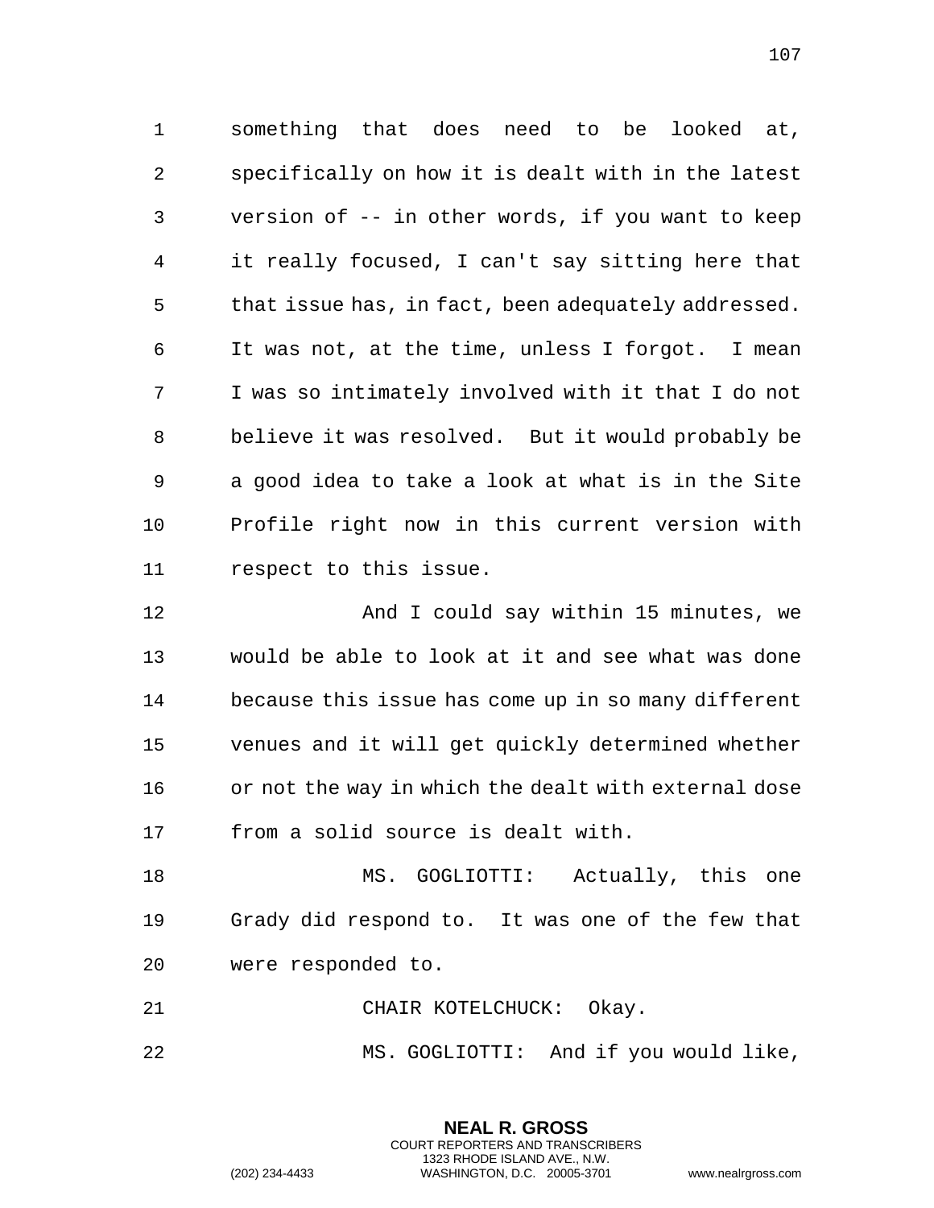something that does need to be looked at, specifically on how it is dealt with in the latest version of -- in other words, if you want to keep it really focused, I can't say sitting here that that issue has, in fact, been adequately addressed. It was not, at the time, unless I forgot. I mean I was so intimately involved with it that I do not believe it was resolved. But it would probably be a good idea to take a look at what is in the Site Profile right now in this current version with respect to this issue.

And I could say within 15 minutes, we would be able to look at it and see what was done because this issue has come up in so many different venues and it will get quickly determined whether or not the way in which the dealt with external dose from a solid source is dealt with.

MS. GOGLIOTTI: Actually, this one Grady did respond to. It was one of the few that were responded to.

CHAIR KOTELCHUCK: Okay.

MS. GOGLIOTTI: And if you would like,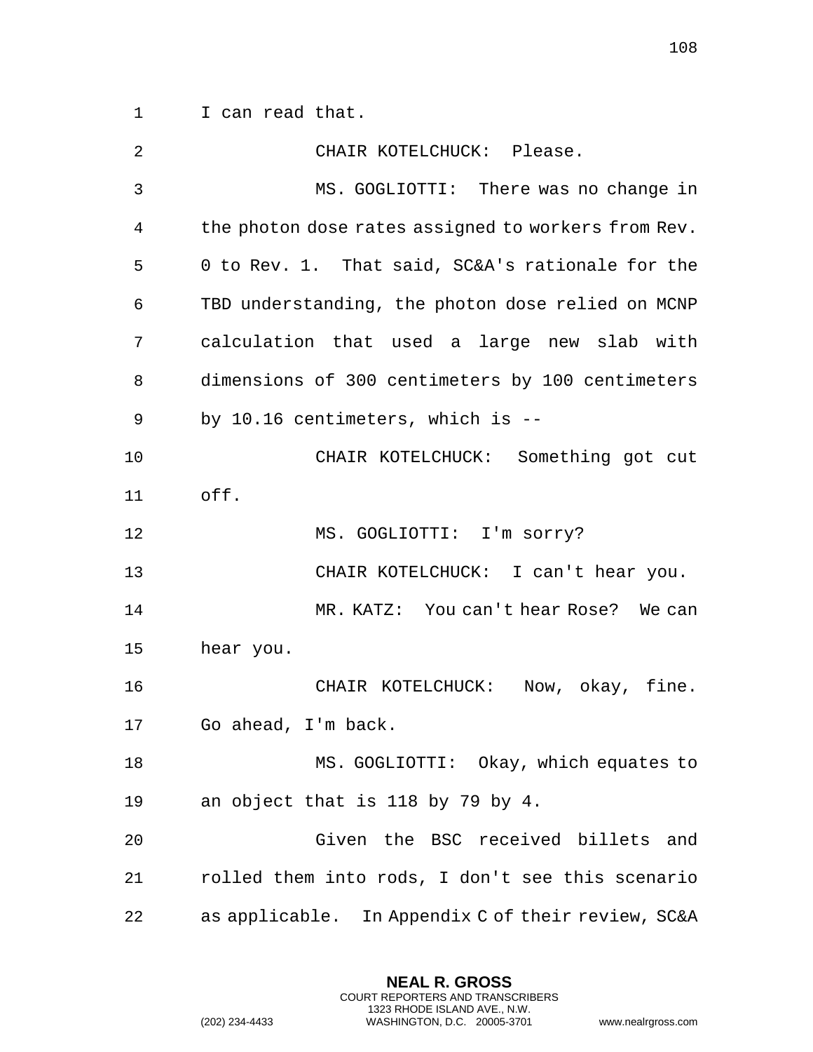I can read that.

CHAIR KOTELCHUCK: Please.

MS. GOGLIOTTI: There was no change in the photon dose rates assigned to workers from Rev. 0 to Rev. 1. That said, SC&A's rationale for the TBD understanding, the photon dose relied on MCNP calculation that used a large new slab with dimensions of 300 centimeters by 100 centimeters by 10.16 centimeters, which is --

CHAIR KOTELCHUCK: Something got cut off.

MS. GOGLIOTTI: I'm sorry?

CHAIR KOTELCHUCK: I can't hear you.

MR. KATZ: You can't hear Rose? We can hear you.

CHAIR KOTELCHUCK: Now, okay, fine. Go ahead, I'm back.

MS. GOGLIOTTI: Okay, which equates to an object that is 118 by 79 by 4.

Given the BSC received billets and rolled them into rods, I don't see this scenario as applicable. In Appendix C of their review, SC&A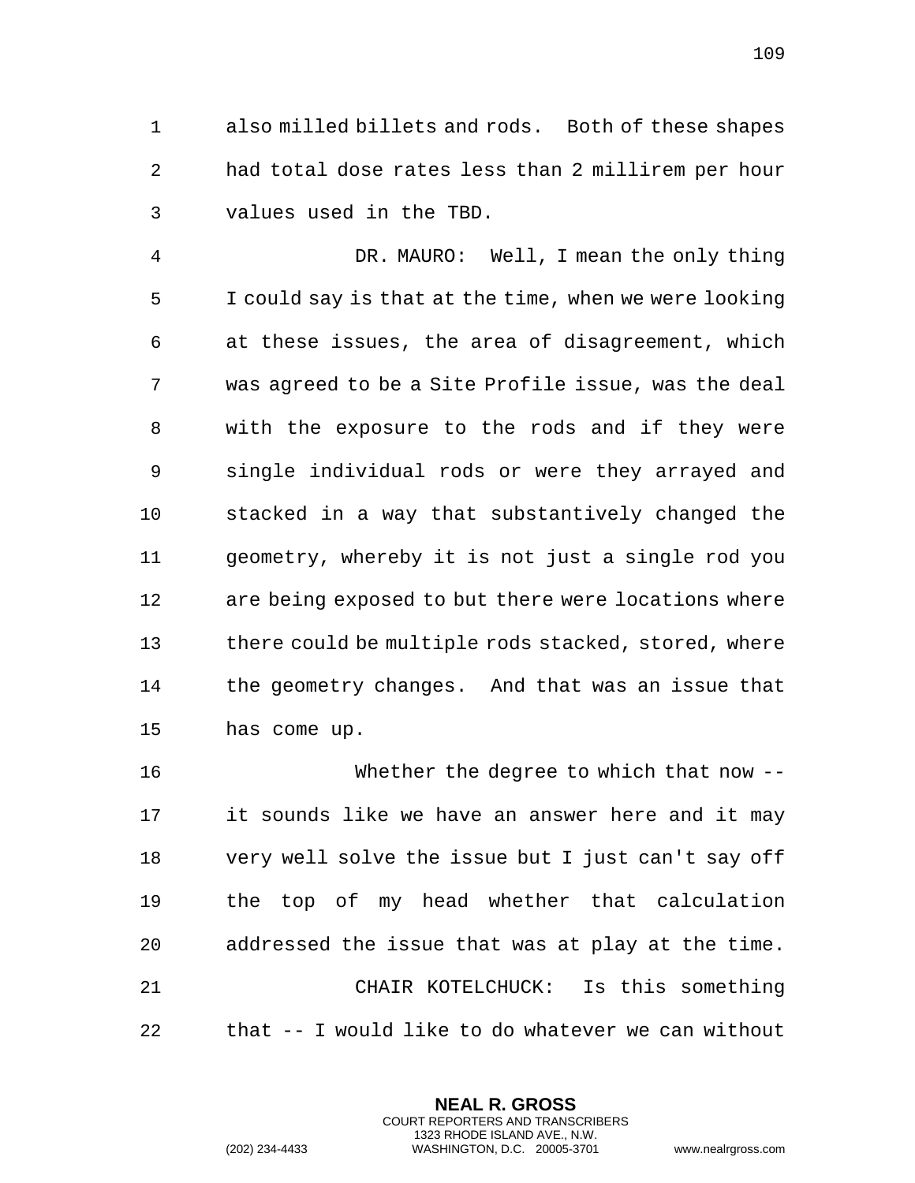also milled billets and rods. Both of these shapes had total dose rates less than 2 millirem per hour values used in the TBD.

DR. MAURO: Well, I mean the only thing I could say is that at the time, when we were looking at these issues, the area of disagreement, which was agreed to be a Site Profile issue, was the deal with the exposure to the rods and if they were single individual rods or were they arrayed and stacked in a way that substantively changed the geometry, whereby it is not just a single rod you are being exposed to but there were locations where there could be multiple rods stacked, stored, where the geometry changes. And that was an issue that has come up.

Whether the degree to which that now -- it sounds like we have an answer here and it may very well solve the issue but I just can't say off the top of my head whether that calculation addressed the issue that was at play at the time.

CHAIR KOTELCHUCK: Is this something that -- I would like to do whatever we can without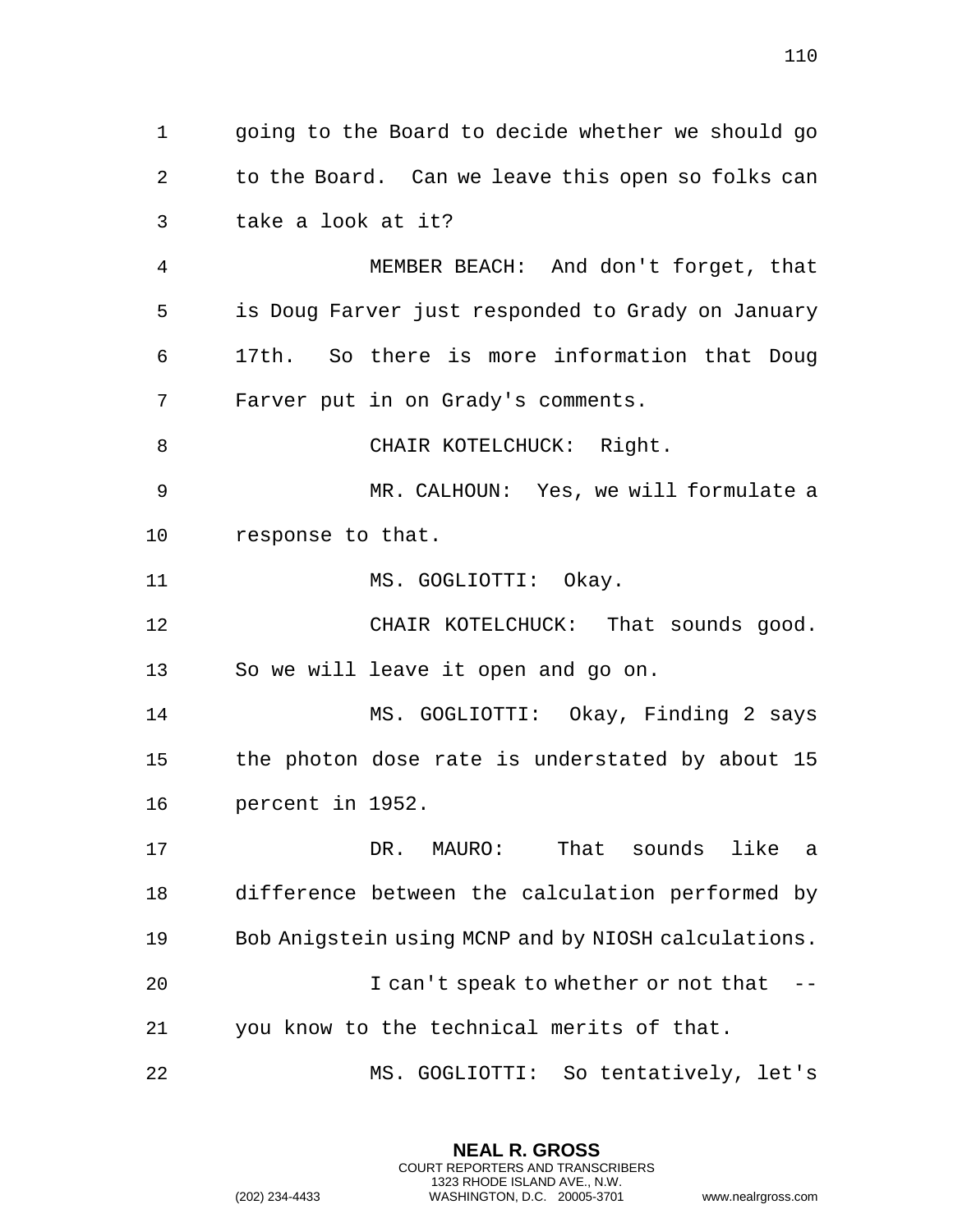going to the Board to decide whether we should go to the Board. Can we leave this open so folks can take a look at it?

MEMBER BEACH: And don't forget, that is Doug Farver just responded to Grady on January 17th. So there is more information that Doug Farver put in on Grady's comments.

CHAIR KOTELCHUCK: Right.

MR. CALHOUN: Yes, we will formulate a response to that.

MS. GOGLIOTTI: Okay.

CHAIR KOTELCHUCK: That sounds good. So we will leave it open and go on.

MS. GOGLIOTTI: Okay, Finding 2 says the photon dose rate is understated by about 15 percent in 1952.

DR. MAURO: That sounds like a difference between the calculation performed by Bob Anigstein using MCNP and by NIOSH calculations.

I can't speak to whether or not that -- you know to the technical merits of that.

MS. GOGLIOTTI: So tentatively, let's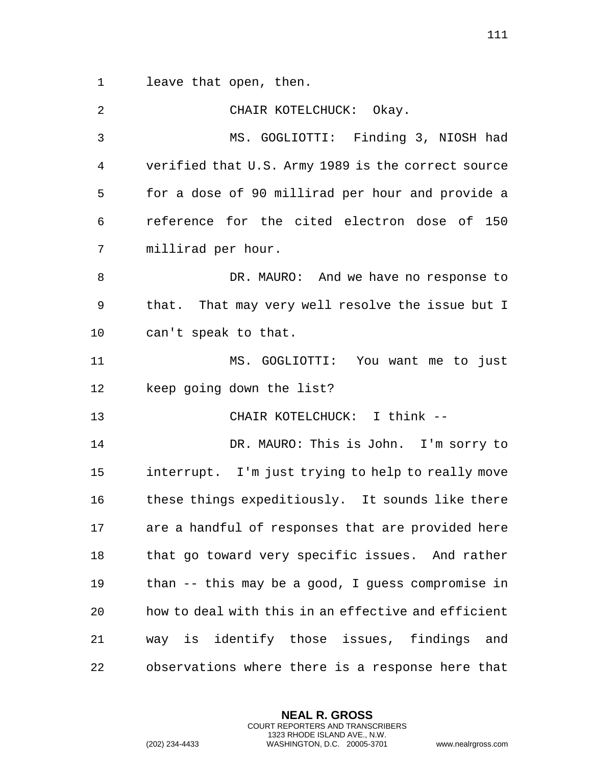leave that open, then.

CHAIR KOTELCHUCK: Okay.

MS. GOGLIOTTI: Finding 3, NIOSH had verified that U.S. Army 1989 is the correct source for a dose of 90 millirad per hour and provide a reference for the cited electron dose of 150 millirad per hour.

DR. MAURO: And we have no response to that. That may very well resolve the issue but I can't speak to that.

MS. GOGLIOTTI: You want me to just keep going down the list?

CHAIR KOTELCHUCK: I think --

DR. MAURO: This is John. I'm sorry to interrupt. I'm just trying to help to really move these things expeditiously. It sounds like there are a handful of responses that are provided here that go toward very specific issues. And rather than -- this may be a good, I guess compromise in how to deal with this in an effective and efficient way is identify those issues, findings and observations where there is a response here that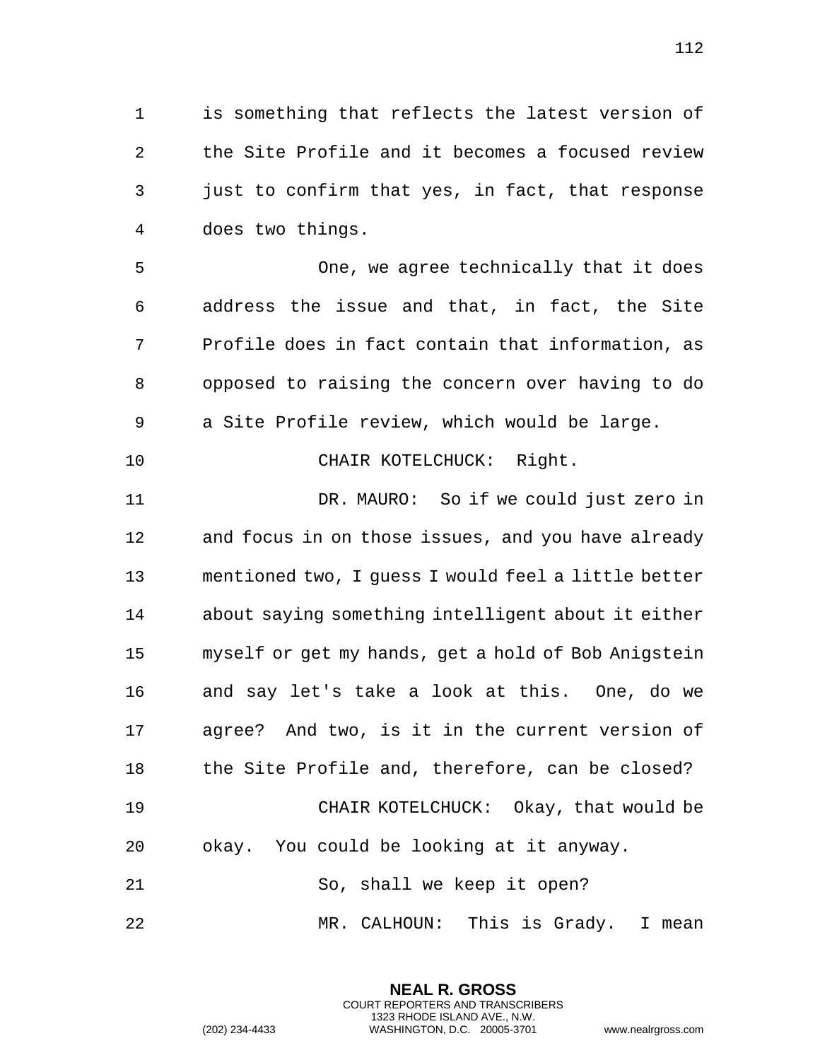is something that reflects the latest version of the Site Profile and it becomes a focused review just to confirm that yes, in fact, that response does two things.

One, we agree technically that it does address the issue and that, in fact, the Site Profile does in fact contain that information, as opposed to raising the concern over having to do a Site Profile review, which would be large.

CHAIR KOTELCHUCK: Right.

DR. MAURO: So if we could just zero in and focus in on those issues, and you have already mentioned two, I guess I would feel a little better about saying something intelligent about it either myself or get my hands, get a hold of Bob Anigstein and say let's take a look at this. One, do we agree? And two, is it in the current version of the Site Profile and, therefore, can be closed?

CHAIR KOTELCHUCK: Okay, that would be okay. You could be looking at it anyway.

So, shall we keep it open?

MR. CALHOUN: This is Grady. I mean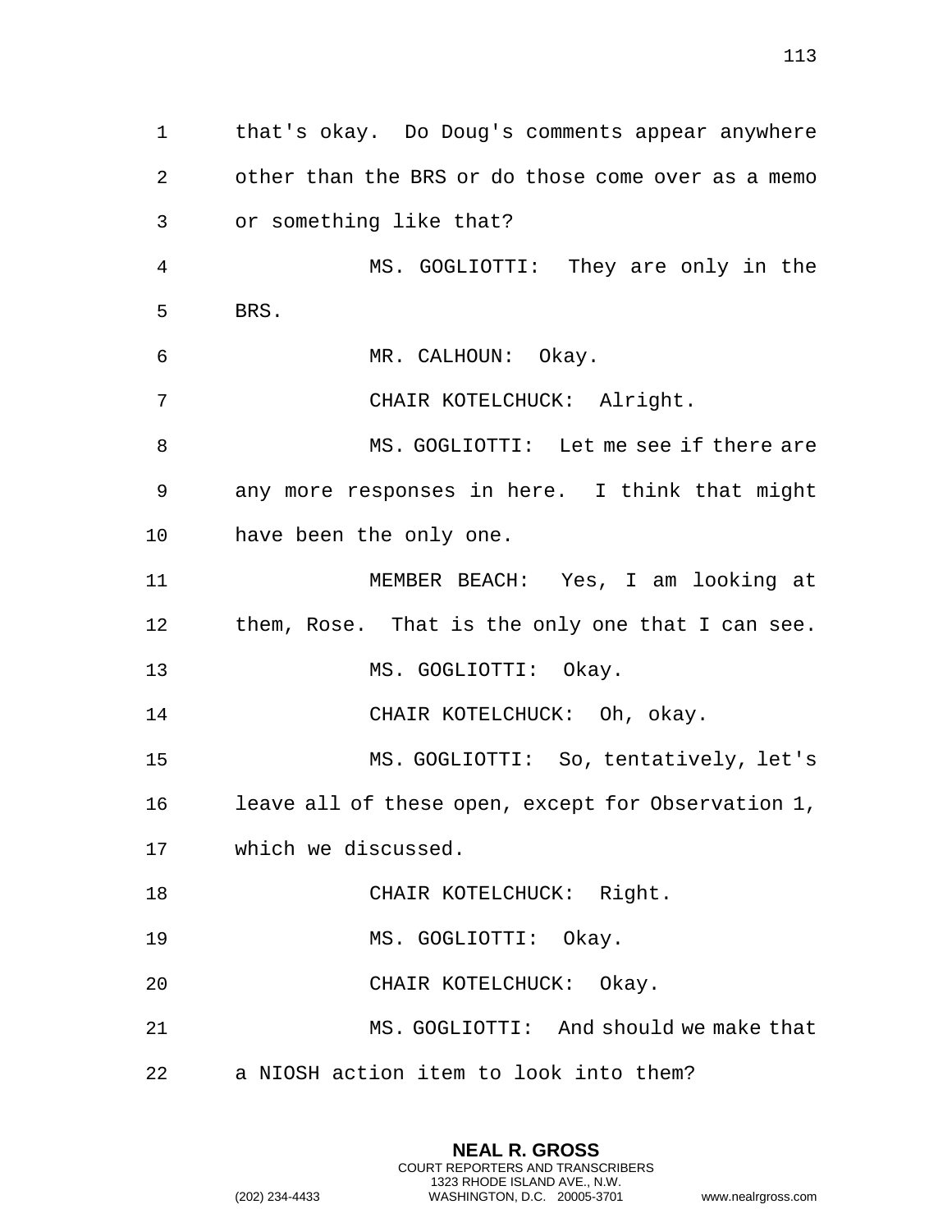that's okay. Do Doug's comments appear anywhere other than the BRS or do those come over as a memo or something like that?

MS. GOGLIOTTI: They are only in the BRS.

MR. CALHOUN: Okay.

CHAIR KOTELCHUCK: Alright.

MS. GOGLIOTTI: Let me see if there are any more responses in here. I think that might have been the only one.

MEMBER BEACH: Yes, I am looking at them, Rose. That is the only one that I can see.

MS. GOGLIOTTI: Okay.

CHAIR KOTELCHUCK: Oh, okay.

MS. GOGLIOTTI: So, tentatively, let's leave all of these open, except for Observation 1, which we discussed.

CHAIR KOTELCHUCK: Right.

MS. GOGLIOTTI: Okay.

CHAIR KOTELCHUCK: Okay.

MS. GOGLIOTTI: And should we make that a NIOSH action item to look into them?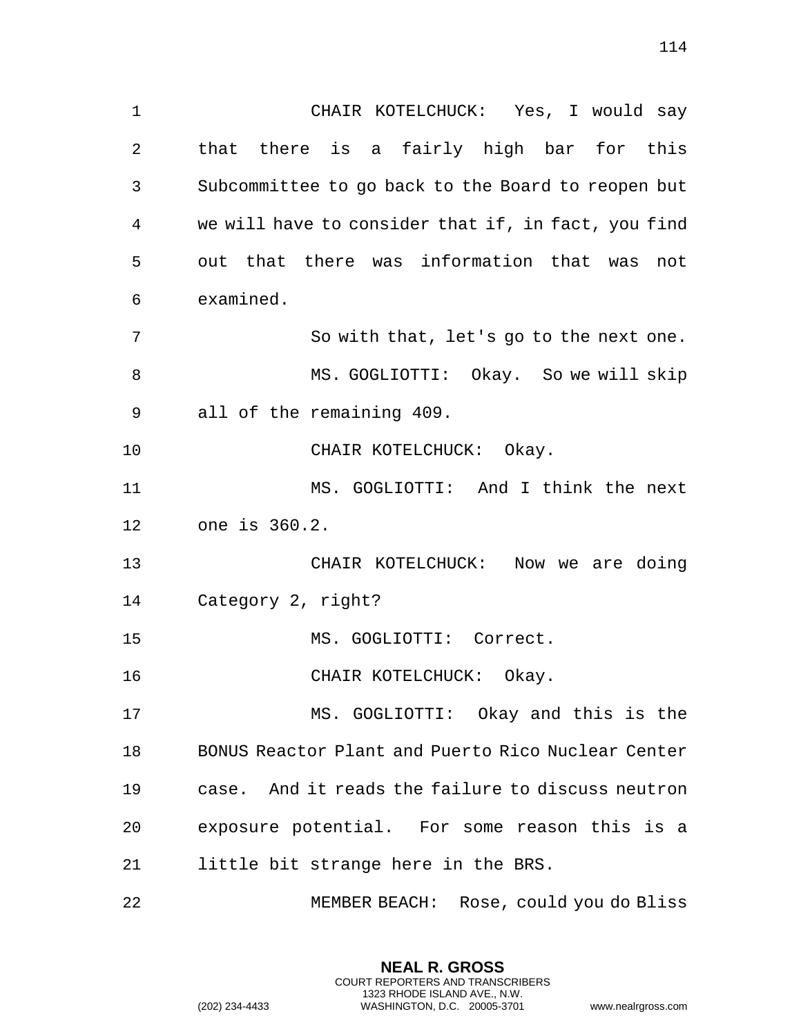CHAIR KOTELCHUCK: Yes, I would say that there is a fairly high bar for this Subcommittee to go back to the Board to reopen but we will have to consider that if, in fact, you find out that there was information that was not examined.

So with that, let's go to the next one.

MS. GOGLIOTTI: Okay. So we will skip all of the remaining 409.

CHAIR KOTELCHUCK: Okay.

MS. GOGLIOTTI: And I think the next one is 360.2.

CHAIR KOTELCHUCK: Now we are doing Category 2, right?

MS. GOGLIOTTI: Correct.

CHAIR KOTELCHUCK: Okay.

MS. GOGLIOTTI: Okay and this is the BONUS Reactor Plant and Puerto Rico Nuclear Center case. And it reads the failure to discuss neutron exposure potential. For some reason this is a little bit strange here in the BRS.

MEMBER BEACH: Rose, could you do Bliss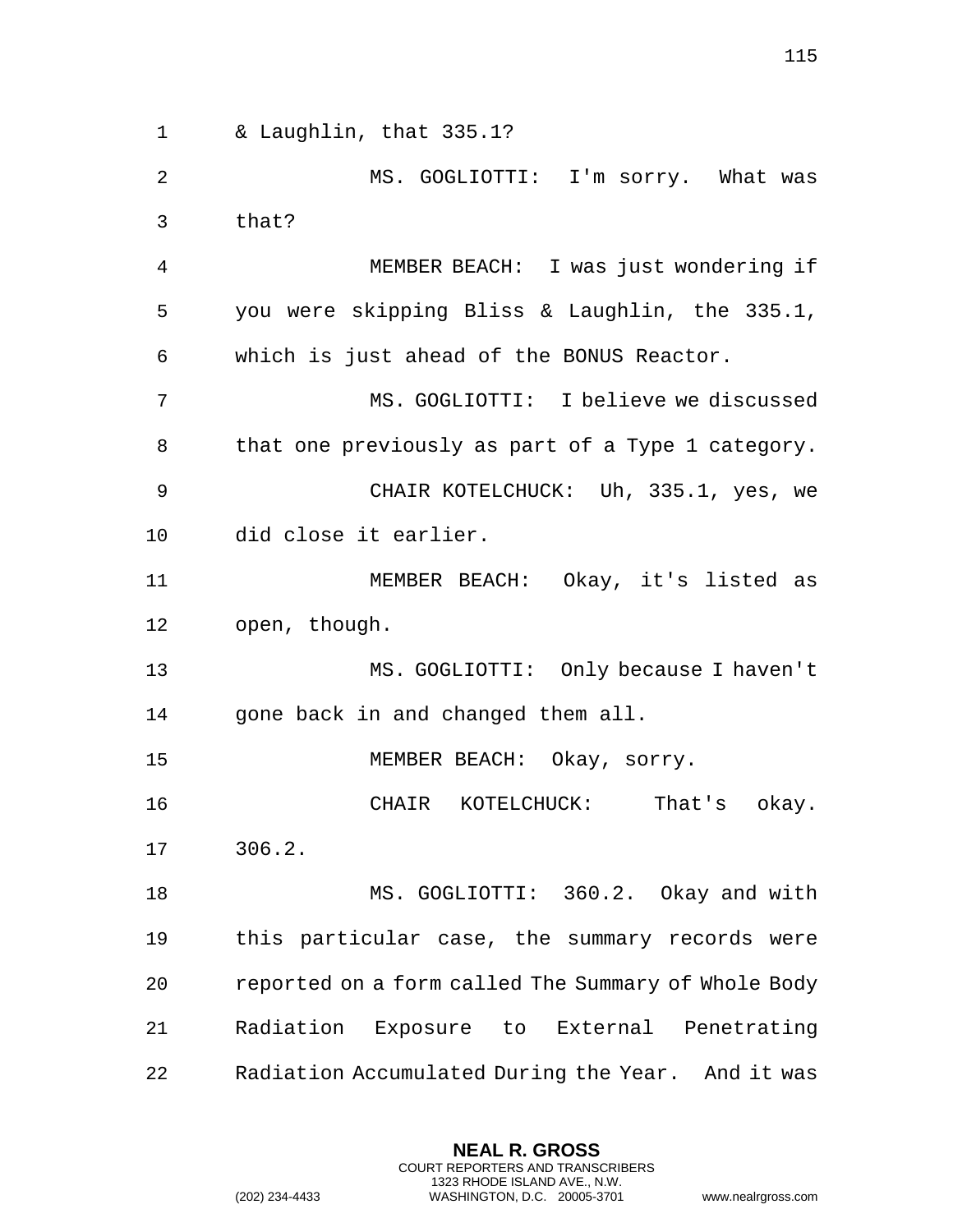& Laughlin, that 335.1?

MS. GOGLIOTTI: I'm sorry. What was that?

MEMBER BEACH: I was just wondering if you were skipping Bliss & Laughlin, the 335.1, which is just ahead of the BONUS Reactor.

MS. GOGLIOTTI: I believe we discussed that one previously as part of a Type 1 category.

CHAIR KOTELCHUCK: Uh, 335.1, yes, we did close it earlier.

MEMBER BEACH: Okay, it's listed as open, though.

MS. GOGLIOTTI: Only because I haven't gone back in and changed them all.

MEMBER BEACH: Okay, sorry.

CHAIR KOTELCHUCK: That's okay. 306.2.

MS. GOGLIOTTI: 360.2. Okay and with this particular case, the summary records were reported on a form called The Summary of Whole Body Radiation Exposure to External Penetrating Radiation Accumulated During the Year. And it was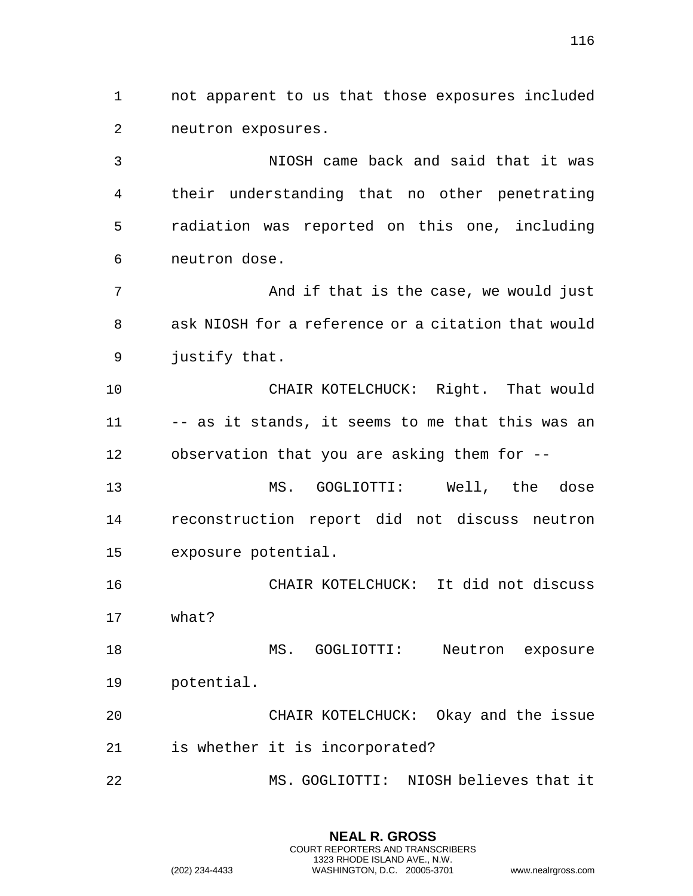not apparent to us that those exposures included neutron exposures.

NIOSH came back and said that it was their understanding that no other penetrating radiation was reported on this one, including neutron dose.

And if that is the case, we would just ask NIOSH for a reference or a citation that would justify that.

CHAIR KOTELCHUCK: Right. That would -- as it stands, it seems to me that this was an observation that you are asking them for --

MS. GOGLIOTTI: Well, the dose reconstruction report did not discuss neutron exposure potential.

CHAIR KOTELCHUCK: It did not discuss what?

MS. GOGLIOTTI: Neutron exposure potential.

CHAIR KOTELCHUCK: Okay and the issue is whether it is incorporated?

MS. GOGLIOTTI: NIOSH believes that it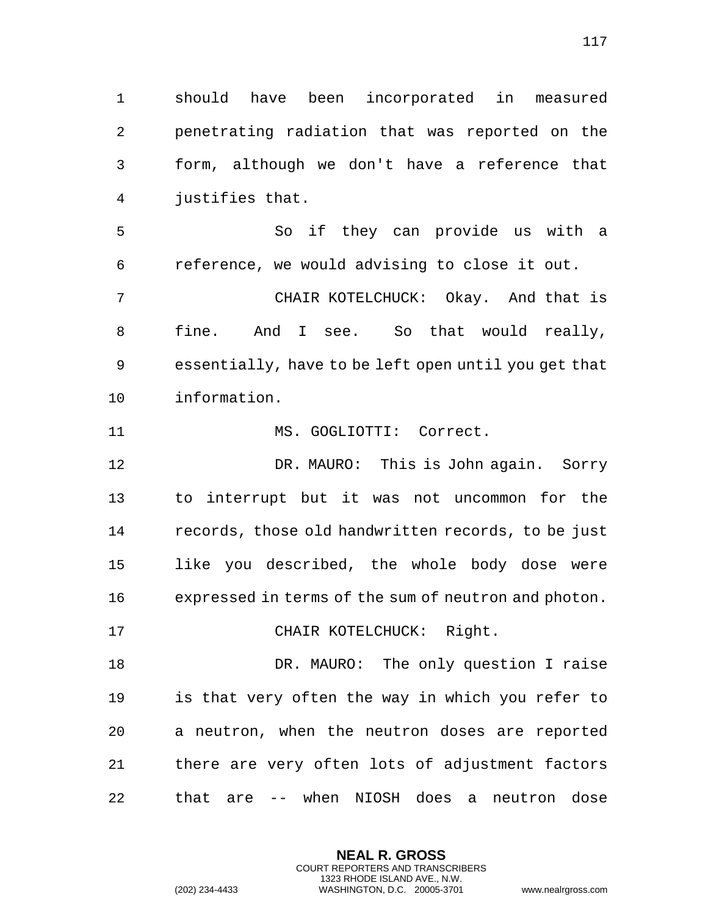should have been incorporated in measured penetrating radiation that was reported on the form, although we don't have a reference that justifies that.

So if they can provide us with a reference, we would advising to close it out.

CHAIR KOTELCHUCK: Okay. And that is fine. And I see. So that would really, essentially, have to be left open until you get that information.

MS. GOGLIOTTI: Correct.

DR. MAURO: This is John again. Sorry to interrupt but it was not uncommon for the records, those old handwritten records, to be just like you described, the whole body dose were expressed in terms of the sum of neutron and photon.

CHAIR KOTELCHUCK: Right.

DR. MAURO: The only question I raise is that very often the way in which you refer to a neutron, when the neutron doses are reported there are very often lots of adjustment factors that are -- when NIOSH does a neutron dose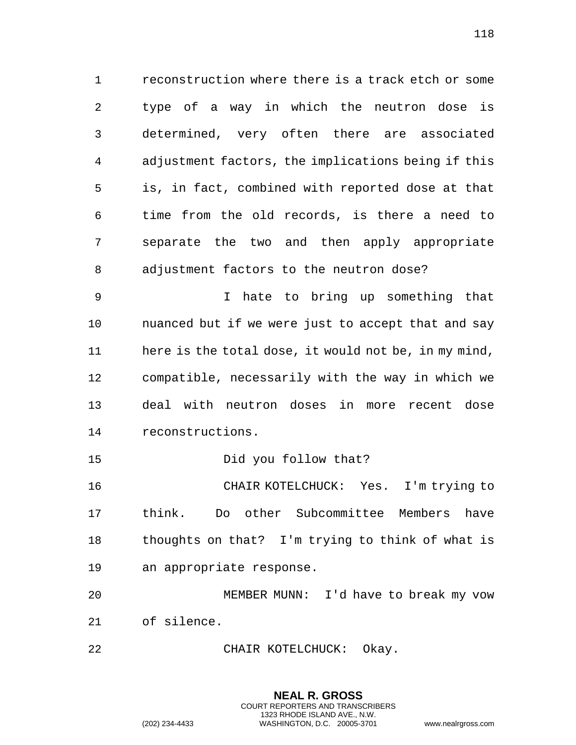reconstruction where there is a track etch or some type of a way in which the neutron dose is determined, very often there are associated adjustment factors, the implications being if this is, in fact, combined with reported dose at that time from the old records, is there a need to separate the two and then apply appropriate adjustment factors to the neutron dose?

I hate to bring up something that nuanced but if we were just to accept that and say here is the total dose, it would not be, in my mind, compatible, necessarily with the way in which we deal with neutron doses in more recent dose reconstructions.

Did you follow that?

CHAIR KOTELCHUCK: Yes. I'm trying to think. Do other Subcommittee Members have thoughts on that? I'm trying to think of what is an appropriate response.

MEMBER MUNN: I'd have to break my vow of silence.

CHAIR KOTELCHUCK: Okay.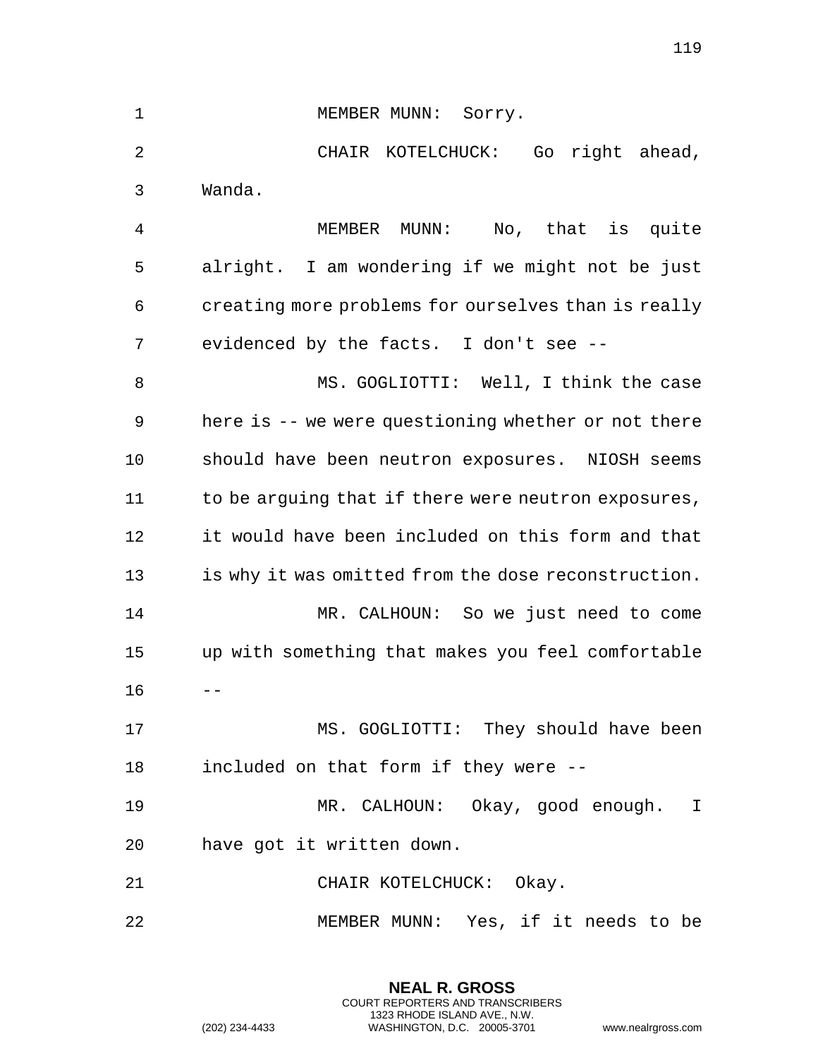MEMBER MUNN: Sorry.

CHAIR KOTELCHUCK: Go right ahead, Wanda.

MEMBER MUNN: No, that is quite alright. I am wondering if we might not be just creating more problems for ourselves than is really evidenced by the facts. I don't see --

MS. GOGLIOTTI: Well, I think the case here is -- we were questioning whether or not there should have been neutron exposures. NIOSH seems to be arguing that if there were neutron exposures, it would have been included on this form and that is why it was omitted from the dose reconstruction.

MR. CALHOUN: So we just need to come up with something that makes you feel comfortable --

MS. GOGLIOTTI: They should have been included on that form if they were --

MR. CALHOUN: Okay, good enough. I have got it written down.

CHAIR KOTELCHUCK: Okay.

MEMBER MUNN: Yes, if it needs to be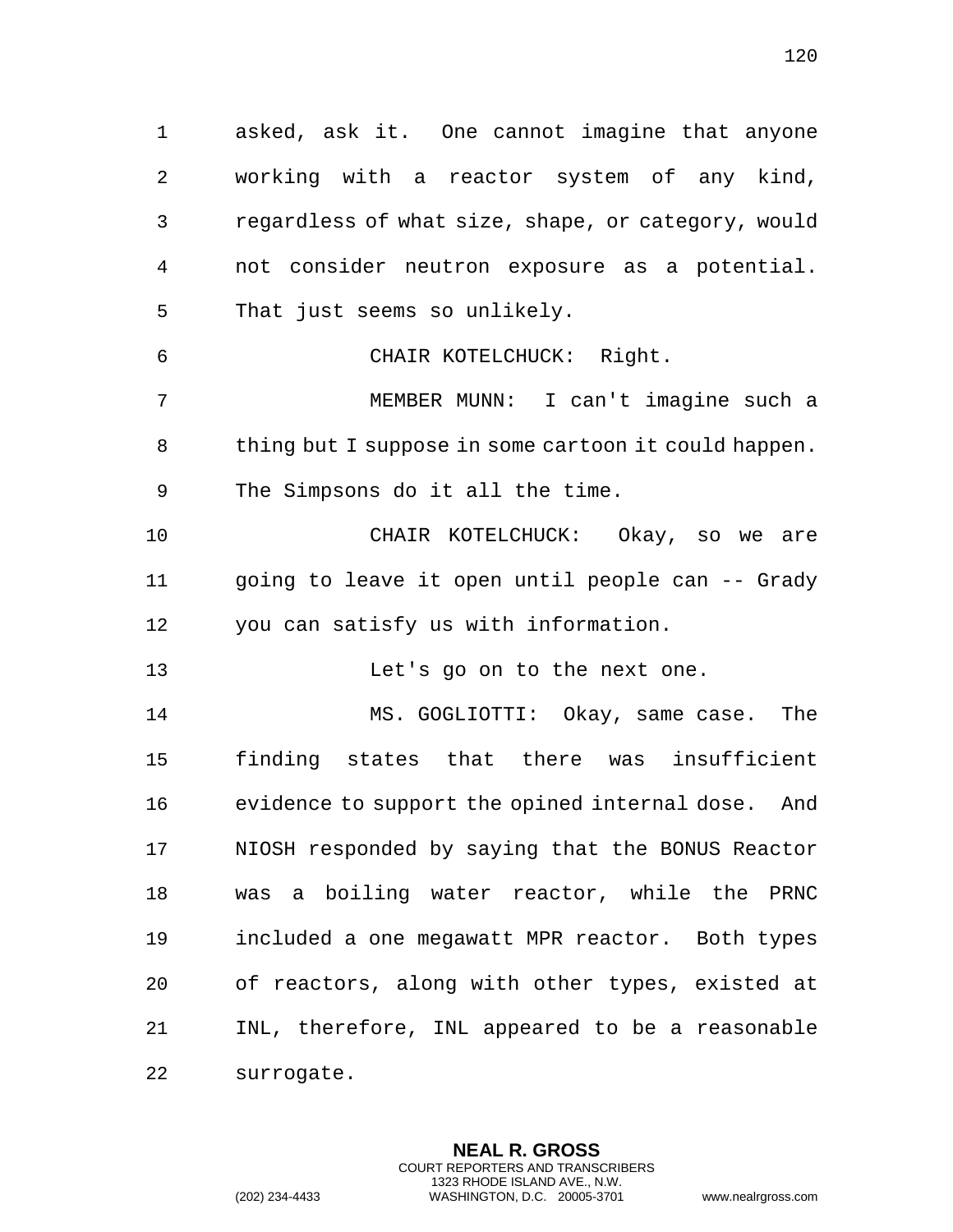asked, ask it. One cannot imagine that anyone working with a reactor system of any kind, regardless of what size, shape, or category, would not consider neutron exposure as a potential. That just seems so unlikely.

CHAIR KOTELCHUCK: Right.

MEMBER MUNN: I can't imagine such a thing but I suppose in some cartoon it could happen. The Simpsons do it all the time.

CHAIR KOTELCHUCK: Okay, so we are going to leave it open until people can -- Grady you can satisfy us with information.

Let's go on to the next one.

MS. GOGLIOTTI: Okay, same case. The finding states that there was insufficient evidence to support the opined internal dose. And NIOSH responded by saying that the BONUS Reactor was a boiling water reactor, while the PRNC included a one megawatt MPR reactor. Both types of reactors, along with other types, existed at INL, therefore, INL appeared to be a reasonable surrogate.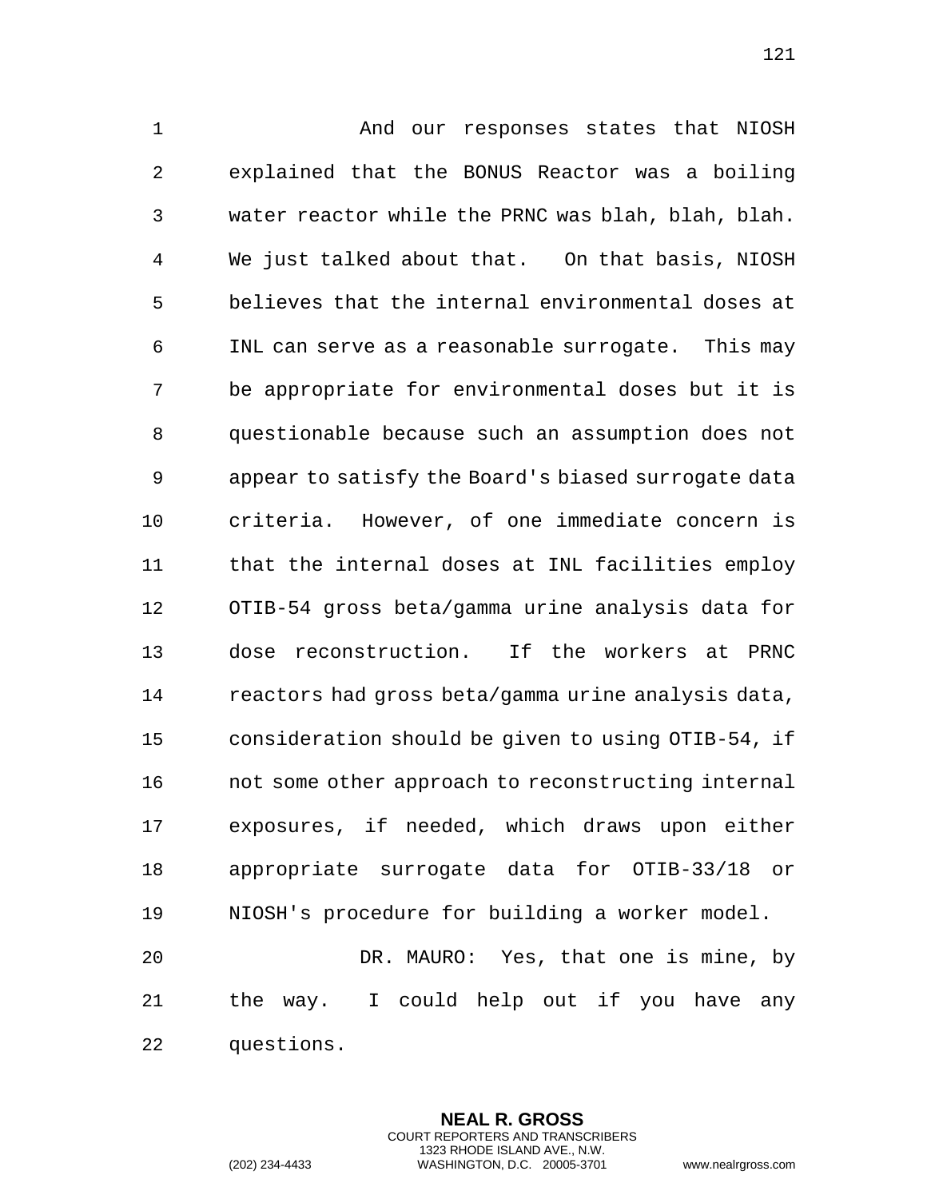And our responses states that NIOSH explained that the BONUS Reactor was a boiling water reactor while the PRNC was blah, blah, blah. We just talked about that. On that basis, NIOSH believes that the internal environmental doses at INL can serve as a reasonable surrogate. This may be appropriate for environmental doses but it is questionable because such an assumption does not appear to satisfy the Board's biased surrogate data criteria. However, of one immediate concern is that the internal doses at INL facilities employ OTIB-54 gross beta/gamma urine analysis data for dose reconstruction. If the workers at PRNC reactors had gross beta/gamma urine analysis data, consideration should be given to using OTIB-54, if not some other approach to reconstructing internal exposures, if needed, which draws upon either appropriate surrogate data for OTIB-33/18 or NIOSH's procedure for building a worker model.

DR. MAURO: Yes, that one is mine, by the way. I could help out if you have any questions.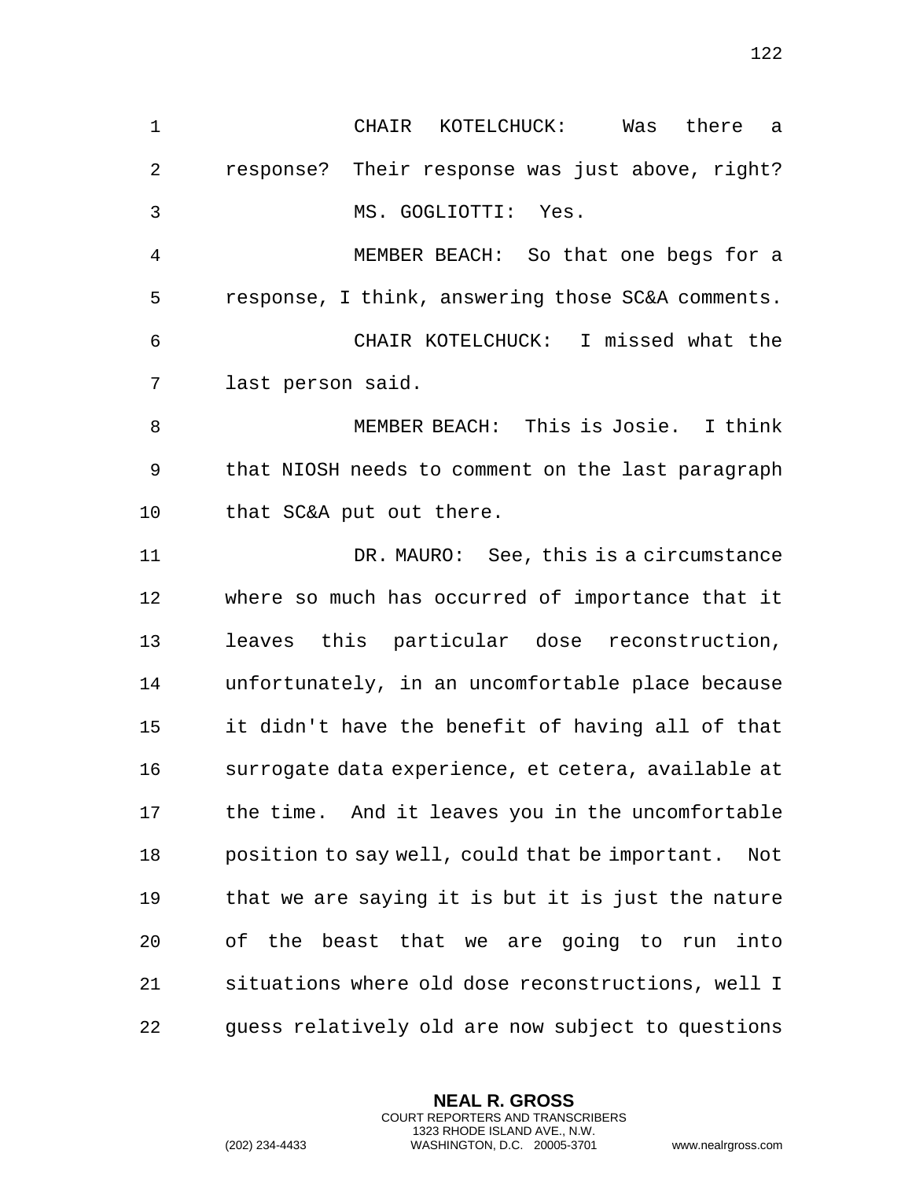CHAIR KOTELCHUCK: Was there a response? Their response was just above, right?

MS. GOGLIOTTI: Yes.

MEMBER BEACH: So that one begs for a response, I think, answering those SC&A comments.

CHAIR KOTELCHUCK: I missed what the last person said.

MEMBER BEACH: This is Josie. I think that NIOSH needs to comment on the last paragraph that SC&A put out there.

DR. MAURO: See, this is a circumstance where so much has occurred of importance that it leaves this particular dose reconstruction, unfortunately, in an uncomfortable place because it didn't have the benefit of having all of that surrogate data experience, et cetera, available at the time. And it leaves you in the uncomfortable position to say well, could that be important. Not that we are saying it is but it is just the nature of the beast that we are going to run into situations where old dose reconstructions, well I guess relatively old are now subject to questions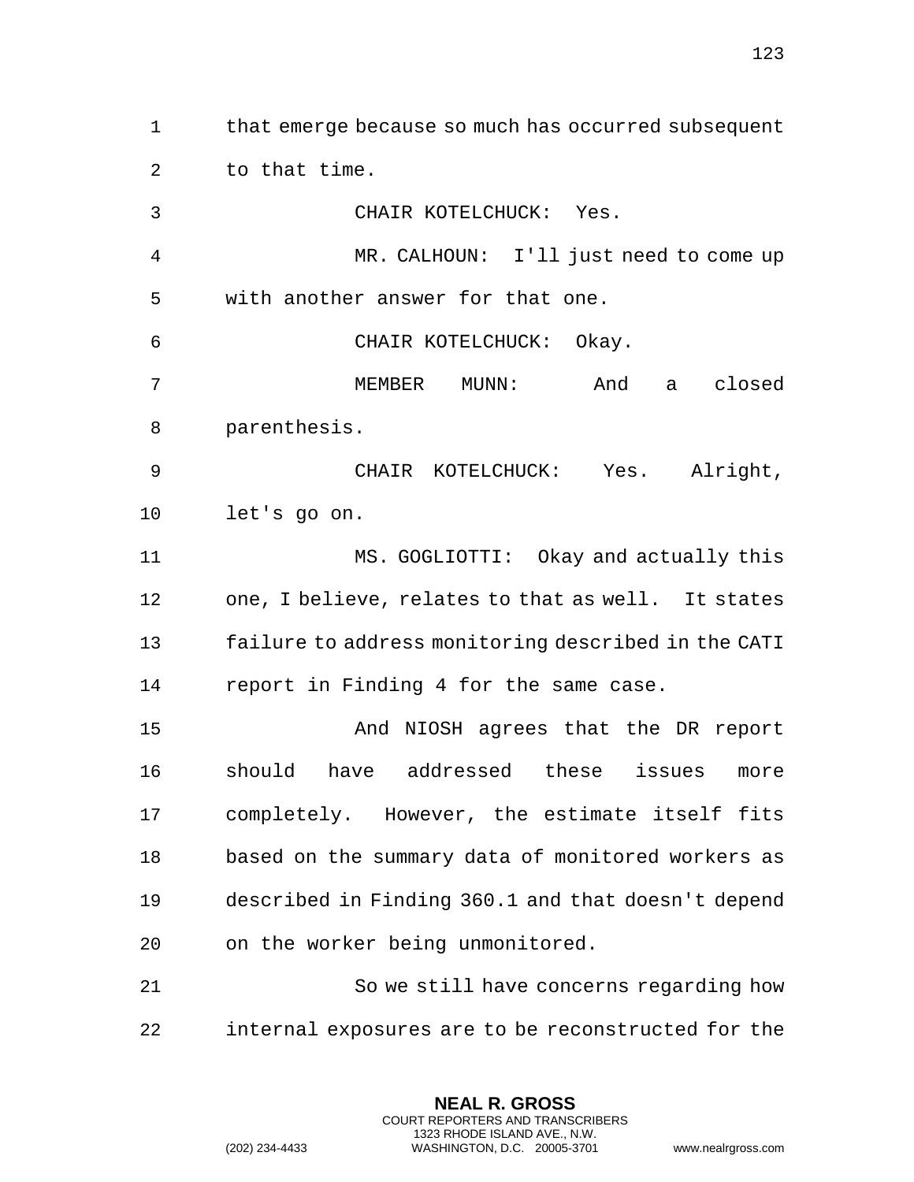that emerge because so much has occurred subsequent to that time.

CHAIR KOTELCHUCK: Yes.

MR. CALHOUN: I'll just need to come up with another answer for that one.

CHAIR KOTELCHUCK: Okay.

MEMBER MUNN: And a closed parenthesis.

CHAIR KOTELCHUCK: Yes. Alright, let's go on.

MS. GOGLIOTTI: Okay and actually this one, I believe, relates to that as well. It states failure to address monitoring described in the CATI report in Finding 4 for the same case.

And NIOSH agrees that the DR report should have addressed these issues more completely. However, the estimate itself fits based on the summary data of monitored workers as described in Finding 360.1 and that doesn't depend on the worker being unmonitored.

So we still have concerns regarding how internal exposures are to be reconstructed for the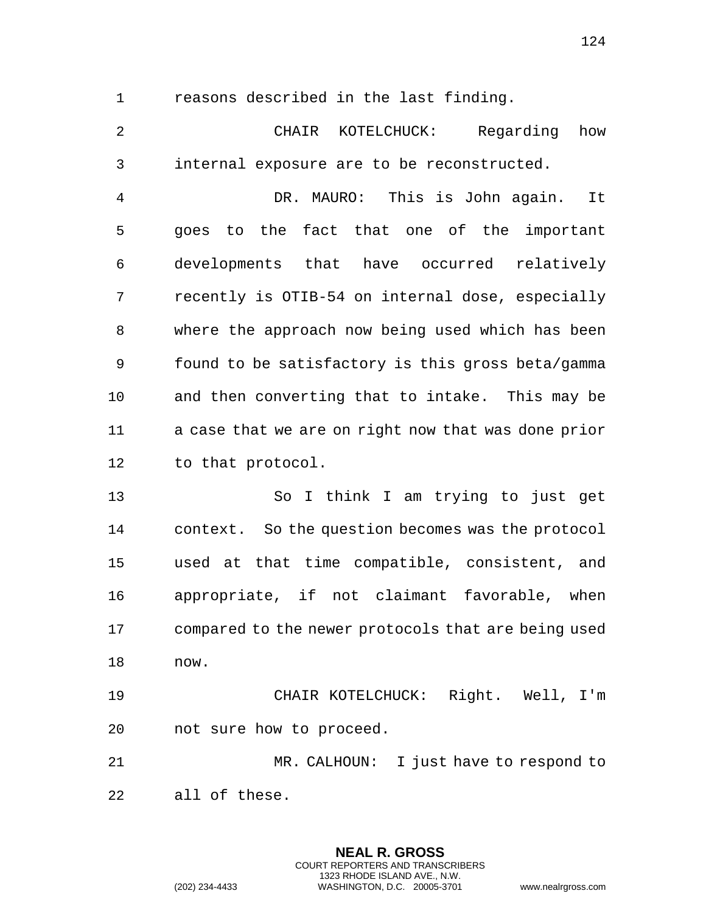reasons described in the last finding.

CHAIR KOTELCHUCK: Regarding how internal exposure are to be reconstructed.

DR. MAURO: This is John again. It goes to the fact that one of the important developments that have occurred relatively recently is OTIB-54 on internal dose, especially where the approach now being used which has been found to be satisfactory is this gross beta/gamma and then converting that to intake. This may be a case that we are on right now that was done prior to that protocol.

So I think I am trying to just get context. So the question becomes was the protocol used at that time compatible, consistent, and appropriate, if not claimant favorable, when compared to the newer protocols that are being used now.

CHAIR KOTELCHUCK: Right. Well, I'm not sure how to proceed.

MR. CALHOUN: I just have to respond to all of these.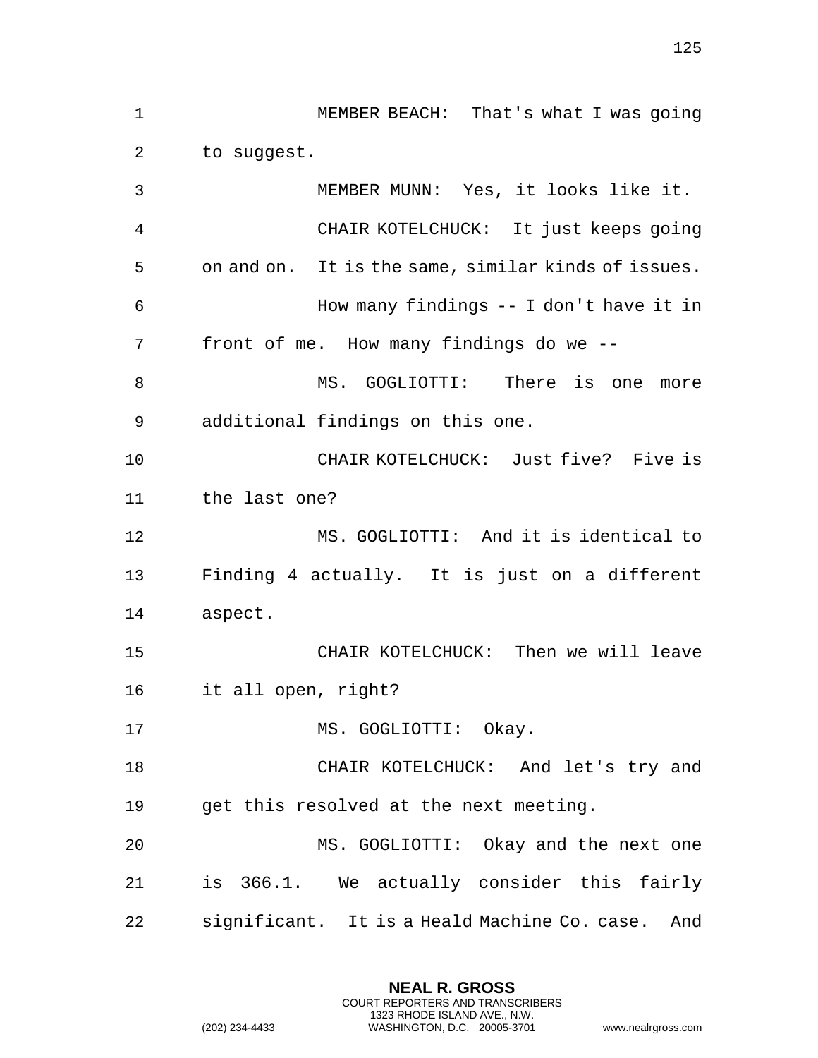MEMBER BEACH: That's what I was going to suggest.

MEMBER MUNN: Yes, it looks like it.

CHAIR KOTELCHUCK: It just keeps going on and on. It is the same, similar kinds of issues.

How many findings -- I don't have it in front of me. How many findings do we --

MS. GOGLIOTTI: There is one more additional findings on this one.

CHAIR KOTELCHUCK: Just five? Five is the last one?

MS. GOGLIOTTI: And it is identical to Finding 4 actually. It is just on a different aspect.

CHAIR KOTELCHUCK: Then we will leave it all open, right?

MS. GOGLIOTTI: Okay.

CHAIR KOTELCHUCK: And let's try and get this resolved at the next meeting.

MS. GOGLIOTTI: Okay and the next one is 366.1. We actually consider this fairly significant. It is a Heald Machine Co. case. And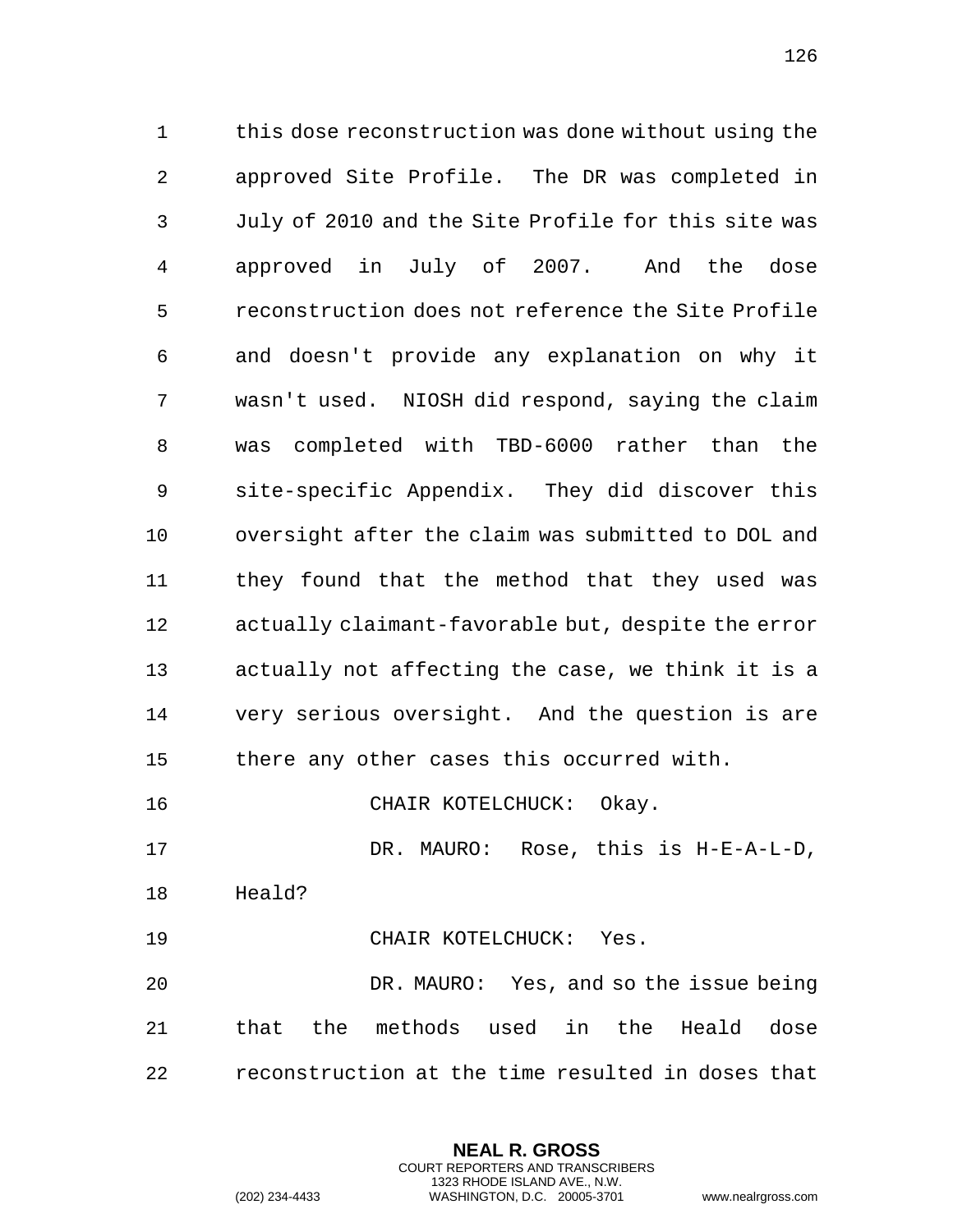this dose reconstruction was done without using the approved Site Profile. The DR was completed in July of 2010 and the Site Profile for this site was approved in July of 2007. And the dose reconstruction does not reference the Site Profile and doesn't provide any explanation on why it wasn't used. NIOSH did respond, saying the claim was completed with TBD-6000 rather than the site-specific Appendix. They did discover this oversight after the claim was submitted to DOL and they found that the method that they used was actually claimant-favorable but, despite the error actually not affecting the case, we think it is a very serious oversight. And the question is are there any other cases this occurred with.

CHAIR KOTELCHUCK: Okay.

DR. MAURO: Rose, this is H-E-A-L-D, Heald?

CHAIR KOTELCHUCK: Yes.

DR. MAURO: Yes, and so the issue being that the methods used in the Heald dose reconstruction at the time resulted in doses that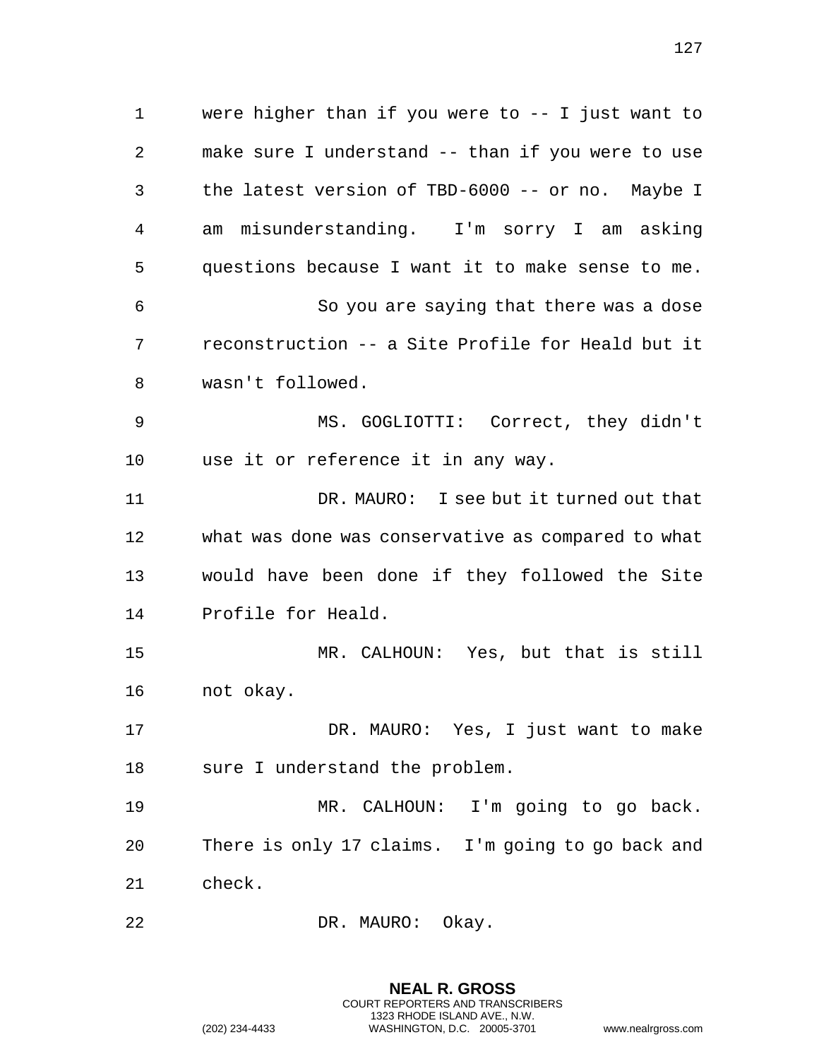were higher than if you were to -- I just want to make sure I understand -- than if you were to use the latest version of TBD-6000 -- or no. Maybe I am misunderstanding. I'm sorry I am asking questions because I want it to make sense to me.

So you are saying that there was a dose reconstruction -- a Site Profile for Heald but it wasn't followed.

MS. GOGLIOTTI: Correct, they didn't use it or reference it in any way.

DR. MAURO: I see but it turned out that what was done was conservative as compared to what would have been done if they followed the Site Profile for Heald.

MR. CALHOUN: Yes, but that is still not okay.

DR. MAURO: Yes, I just want to make sure I understand the problem.

MR. CALHOUN: I'm going to go back. There is only 17 claims. I'm going to go back and check.

DR. MAURO: Okay.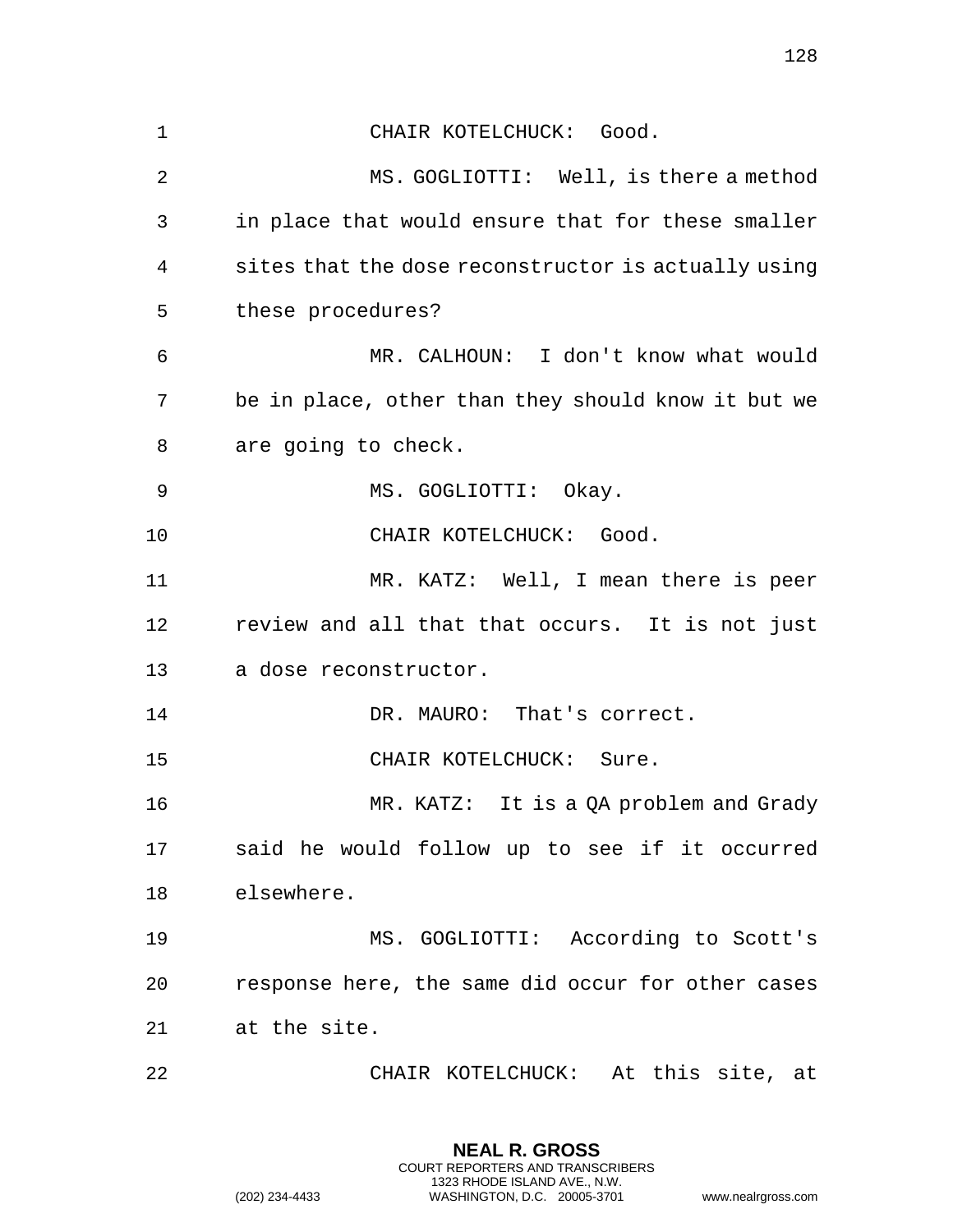CHAIR KOTELCHUCK: Good.

MS. GOGLIOTTI: Well, is there a method in place that would ensure that for these smaller sites that the dose reconstructor is actually using these procedures?

MR. CALHOUN: I don't know what would be in place, other than they should know it but we are going to check.

MS. GOGLIOTTI: Okay.

CHAIR KOTELCHUCK: Good.

MR. KATZ: Well, I mean there is peer review and all that that occurs. It is not just a dose reconstructor.

DR. MAURO: That's correct.

CHAIR KOTELCHUCK: Sure.

MR. KATZ: It is a QA problem and Grady said he would follow up to see if it occurred elsewhere.

MS. GOGLIOTTI: According to Scott's response here, the same did occur for other cases at the site.

CHAIR KOTELCHUCK: At this site, at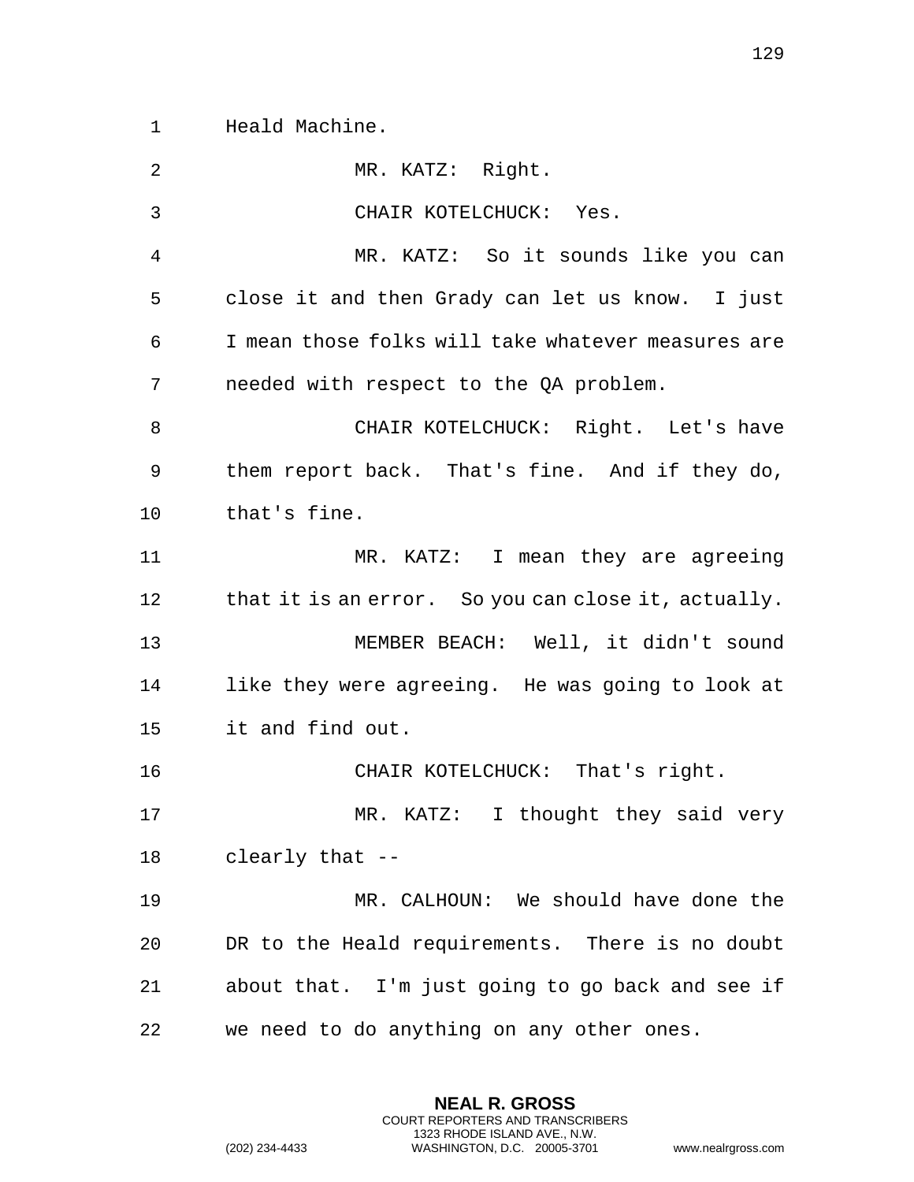Heald Machine.

MR. KATZ: Right.

CHAIR KOTELCHUCK: Yes.

MR. KATZ: So it sounds like you can close it and then Grady can let us know. I just I mean those folks will take whatever measures are needed with respect to the QA problem.

CHAIR KOTELCHUCK: Right. Let's have them report back. That's fine. And if they do, that's fine.

MR. KATZ: I mean they are agreeing that it is an error. So you can close it, actually.

MEMBER BEACH: Well, it didn't sound like they were agreeing. He was going to look at it and find out.

CHAIR KOTELCHUCK: That's right.

MR. KATZ: I thought they said very clearly that --

MR. CALHOUN: We should have done the DR to the Heald requirements. There is no doubt about that. I'm just going to go back and see if we need to do anything on any other ones.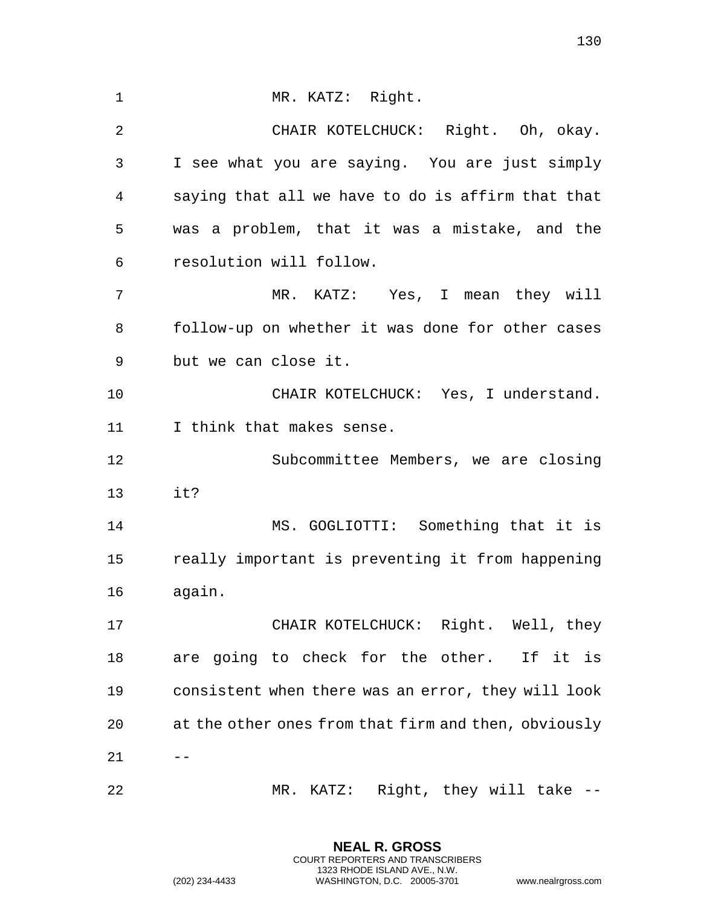MR. KATZ: Right.

CHAIR KOTELCHUCK: Right. Oh, okay. I see what you are saying. You are just simply saying that all we have to do is affirm that that was a problem, that it was a mistake, and the resolution will follow.

MR. KATZ: Yes, I mean they will follow-up on whether it was done for other cases but we can close it.

CHAIR KOTELCHUCK: Yes, I understand. I think that makes sense.

Subcommittee Members, we are closing it?

MS. GOGLIOTTI: Something that it is really important is preventing it from happening again.

CHAIR KOTELCHUCK: Right. Well, they are going to check for the other. If it is consistent when there was an error, they will look at the other ones from that firm and then, obviously --

MR. KATZ: Right, they will take --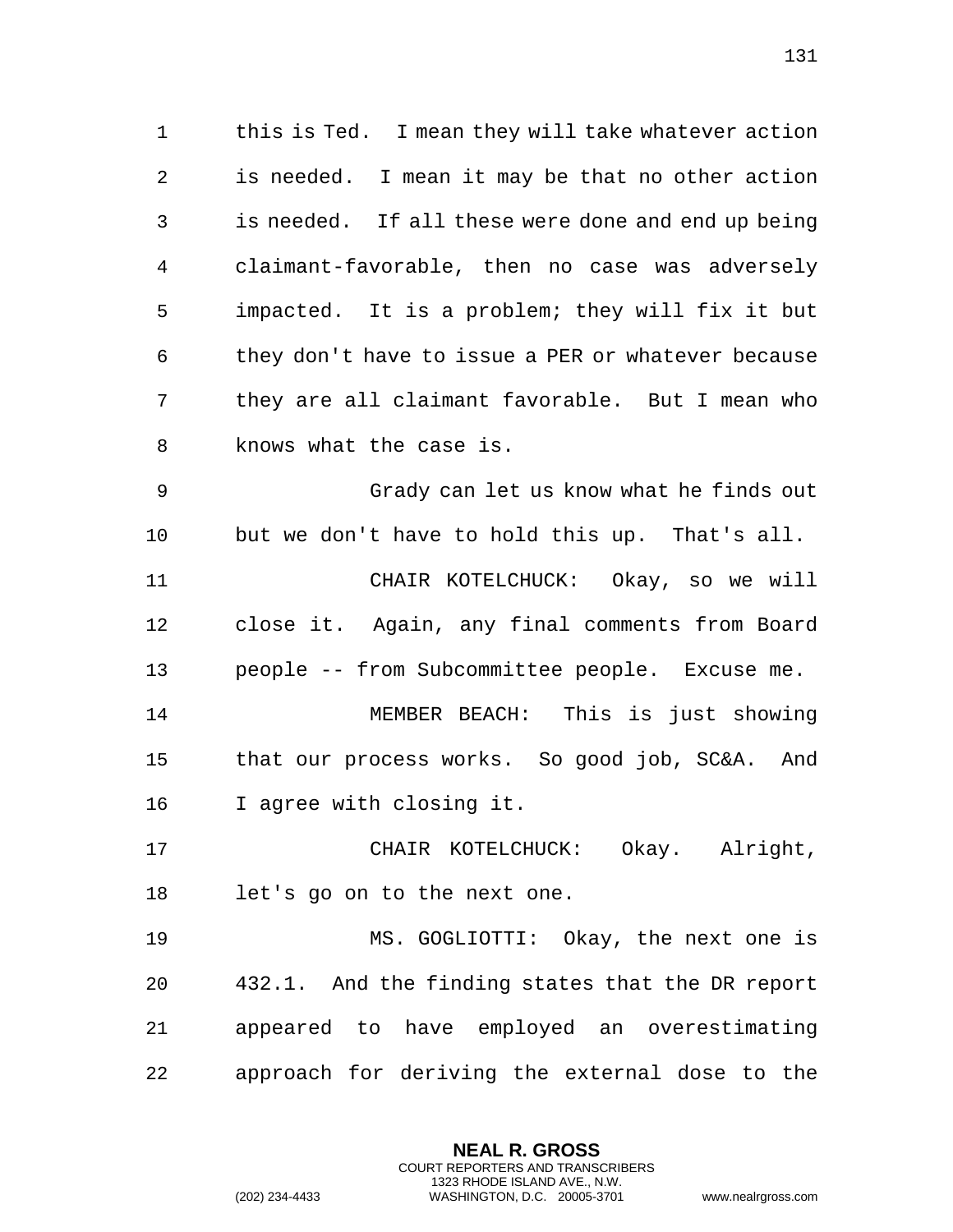this is Ted. I mean they will take whatever action is needed. I mean it may be that no other action is needed. If all these were done and end up being claimant-favorable, then no case was adversely impacted. It is a problem; they will fix it but they don't have to issue a PER or whatever because they are all claimant favorable. But I mean who knows what the case is.

Grady can let us know what he finds out but we don't have to hold this up. That's all.

CHAIR KOTELCHUCK: Okay, so we will close it. Again, any final comments from Board people -- from Subcommittee people. Excuse me.

MEMBER BEACH: This is just showing that our process works. So good job, SC&A. And I agree with closing it.

CHAIR KOTELCHUCK: Okay. Alright, let's go on to the next one.

MS. GOGLIOTTI: Okay, the next one is 432.1. And the finding states that the DR report appeared to have employed an overestimating approach for deriving the external dose to the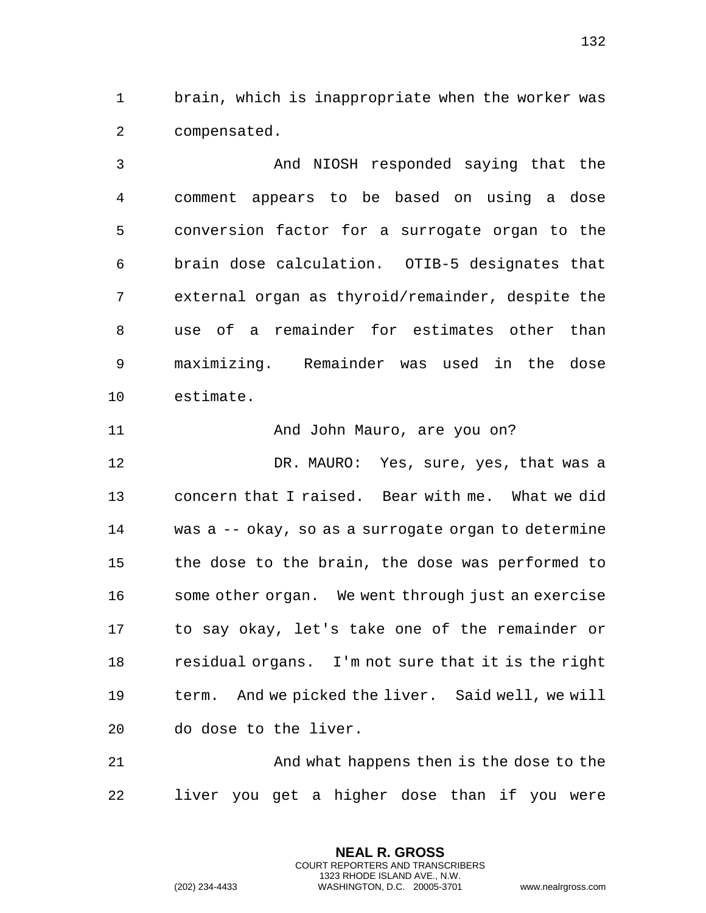brain, which is inappropriate when the worker was compensated.

And NIOSH responded saying that the comment appears to be based on using a dose conversion factor for a surrogate organ to the brain dose calculation. OTIB-5 designates that external organ as thyroid/remainder, despite the use of a remainder for estimates other than maximizing. Remainder was used in the dose estimate.

And John Mauro, are you on?

DR. MAURO: Yes, sure, yes, that was a concern that I raised. Bear with me. What we did was a -- okay, so as a surrogate organ to determine the dose to the brain, the dose was performed to some other organ. We went through just an exercise to say okay, let's take one of the remainder or residual organs. I'm not sure that it is the right term. And we picked the liver. Said well, we will do dose to the liver.

And what happens then is the dose to the liver you get a higher dose than if you were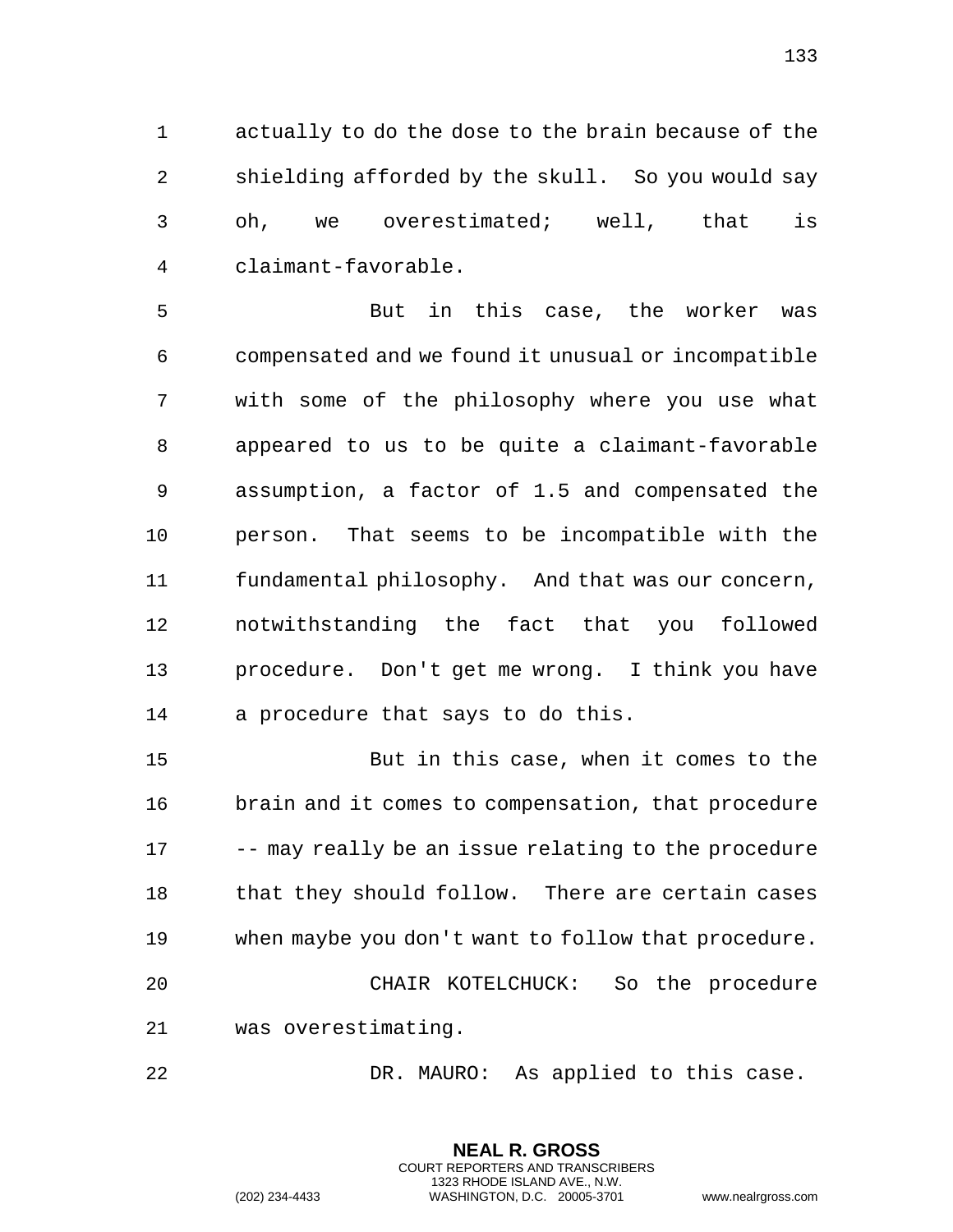actually to do the dose to the brain because of the shielding afforded by the skull. So you would say oh, we overestimated; well, that is claimant-favorable.

But in this case, the worker was compensated and we found it unusual or incompatible with some of the philosophy where you use what appeared to us to be quite a claimant-favorable assumption, a factor of 1.5 and compensated the person. That seems to be incompatible with the fundamental philosophy. And that was our concern, notwithstanding the fact that you followed procedure. Don't get me wrong. I think you have a procedure that says to do this.

But in this case, when it comes to the brain and it comes to compensation, that procedure -- may really be an issue relating to the procedure that they should follow. There are certain cases when maybe you don't want to follow that procedure.

CHAIR KOTELCHUCK: So the procedure was overestimating.

DR. MAURO: As applied to this case.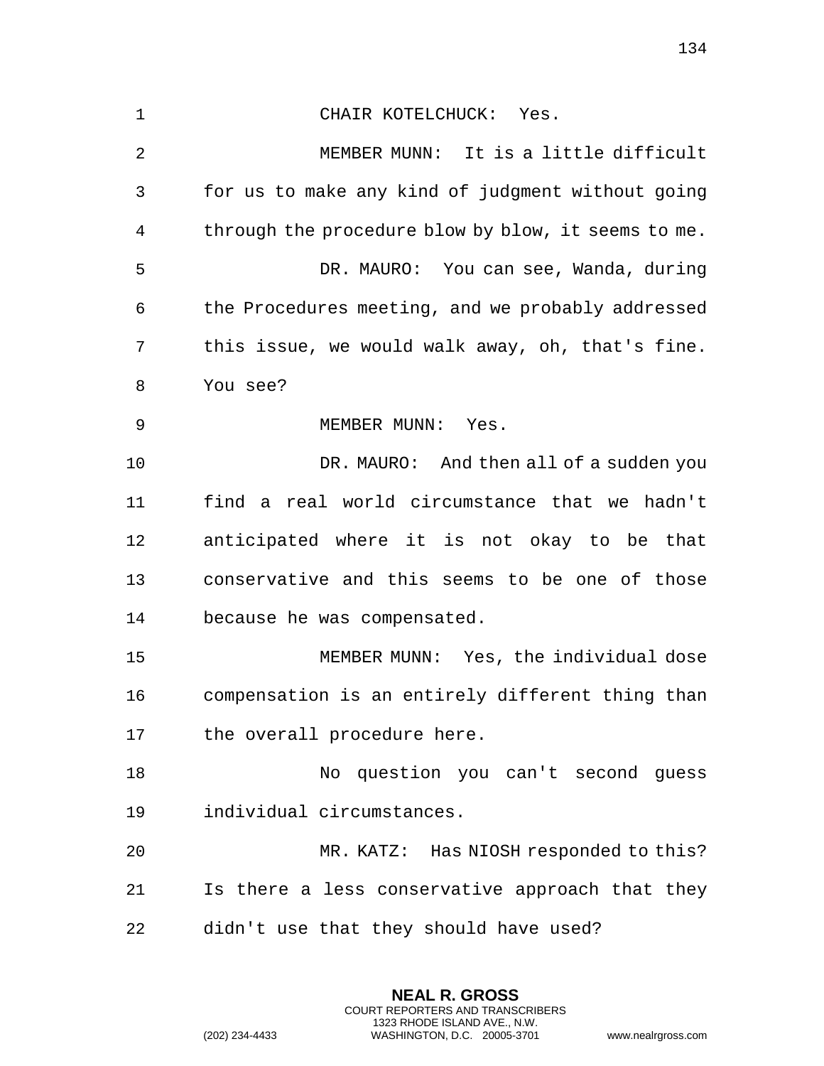CHAIR KOTELCHUCK: Yes.

MEMBER MUNN: It is a little difficult for us to make any kind of judgment without going through the procedure blow by blow, it seems to me.

DR. MAURO: You can see, Wanda, during the Procedures meeting, and we probably addressed this issue, we would walk away, oh, that's fine. You see?

MEMBER MUNN: Yes.

DR. MAURO: And then all of a sudden you find a real world circumstance that we hadn't anticipated where it is not okay to be that conservative and this seems to be one of those because he was compensated.

MEMBER MUNN: Yes, the individual dose compensation is an entirely different thing than the overall procedure here.

No question you can't second guess individual circumstances.

MR. KATZ: Has NIOSH responded to this? Is there a less conservative approach that they didn't use that they should have used?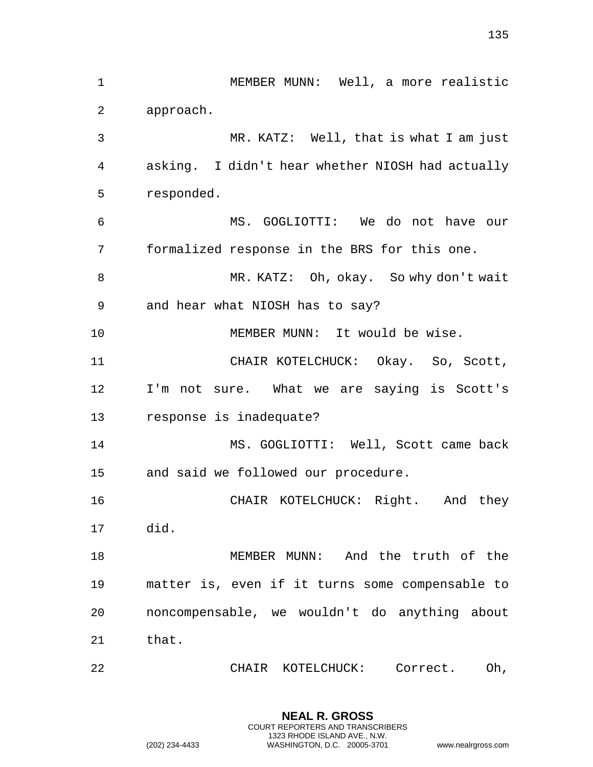MEMBER MUNN: Well, a more realistic approach.

MR. KATZ: Well, that is what I am just asking. I didn't hear whether NIOSH had actually responded.

MS. GOGLIOTTI: We do not have our formalized response in the BRS for this one.

MR. KATZ: Oh, okay. So why don't wait and hear what NIOSH has to say?

MEMBER MUNN: It would be wise.

CHAIR KOTELCHUCK: Okay. So, Scott, I'm not sure. What we are saying is Scott's response is inadequate?

MS. GOGLIOTTI: Well, Scott came back and said we followed our procedure.

CHAIR KOTELCHUCK: Right. And they did.

MEMBER MUNN: And the truth of the matter is, even if it turns some compensable to noncompensable, we wouldn't do anything about that.

CHAIR KOTELCHUCK: Correct. Oh,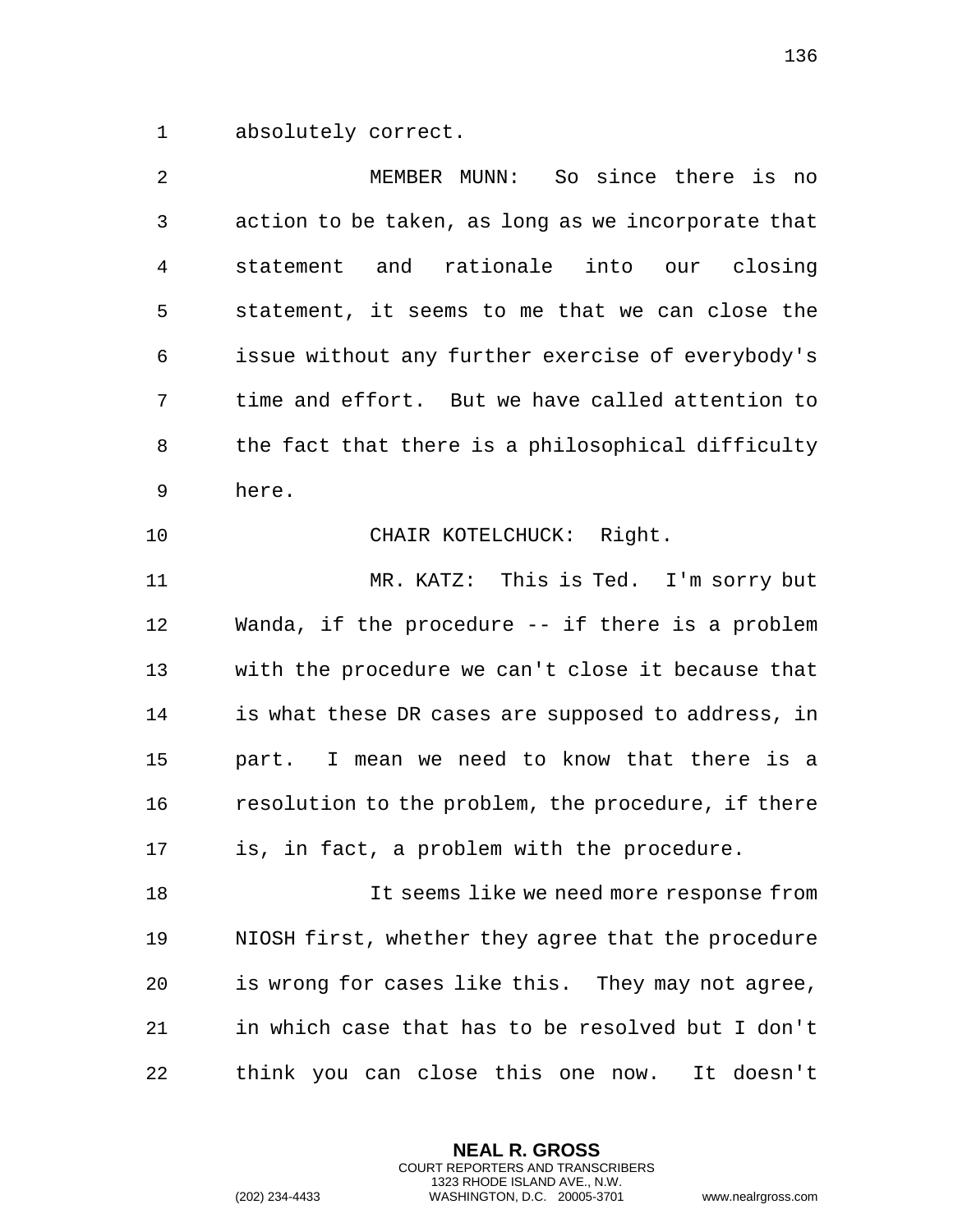absolutely correct.

MEMBER MUNN: So since there is no action to be taken, as long as we incorporate that statement and rationale into our closing statement, it seems to me that we can close the issue without any further exercise of everybody's time and effort. But we have called attention to the fact that there is a philosophical difficulty here.

CHAIR KOTELCHUCK: Right.

MR. KATZ: This is Ted. I'm sorry but Wanda, if the procedure -- if there is a problem with the procedure we can't close it because that is what these DR cases are supposed to address, in part. I mean we need to know that there is a resolution to the problem, the procedure, if there is, in fact, a problem with the procedure.

It seems like we need more response from NIOSH first, whether they agree that the procedure is wrong for cases like this. They may not agree, in which case that has to be resolved but I don't think you can close this one now. It doesn't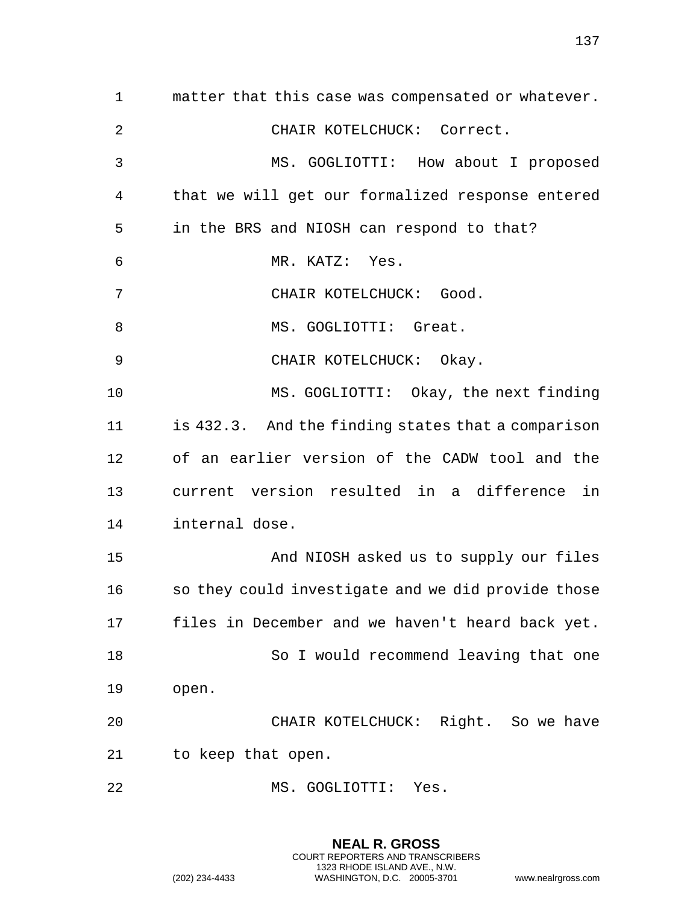matter that this case was compensated or whatever.

CHAIR KOTELCHUCK: Correct.

MS. GOGLIOTTI: How about I proposed that we will get our formalized response entered in the BRS and NIOSH can respond to that?

MR. KATZ: Yes.

CHAIR KOTELCHUCK: Good.

MS. GOGLIOTTI: Great.

CHAIR KOTELCHUCK: Okay.

MS. GOGLIOTTI: Okay, the next finding is 432.3. And the finding states that a comparison of an earlier version of the CADW tool and the current version resulted in a difference in internal dose.

And NIOSH asked us to supply our files so they could investigate and we did provide those files in December and we haven't heard back yet.

So I would recommend leaving that one open.

CHAIR KOTELCHUCK: Right. So we have to keep that open.

MS. GOGLIOTTI: Yes.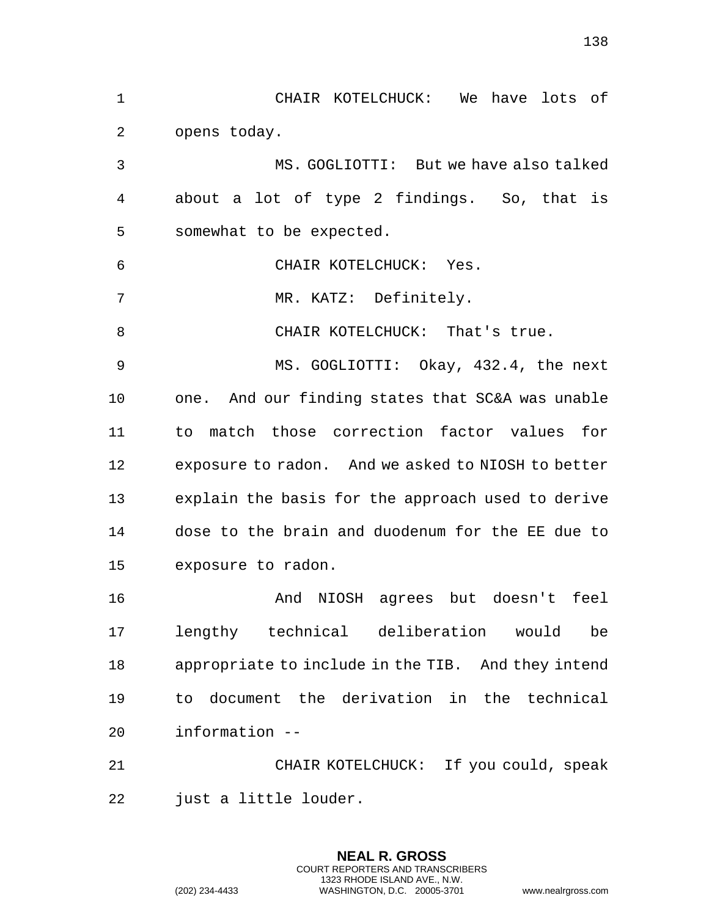CHAIR KOTELCHUCK: We have lots of opens today.

MS. GOGLIOTTI: But we have also talked about a lot of type 2 findings. So, that is somewhat to be expected.

CHAIR KOTELCHUCK: Yes.

MR. KATZ: Definitely.

CHAIR KOTELCHUCK: That's true.

MS. GOGLIOTTI: Okay, 432.4, the next one. And our finding states that SC&A was unable to match those correction factor values for exposure to radon. And we asked to NIOSH to better explain the basis for the approach used to derive dose to the brain and duodenum for the EE due to exposure to radon.

And NIOSH agrees but doesn't feel lengthy technical deliberation would be appropriate to include in the TIB. And they intend to document the derivation in the technical information --

CHAIR KOTELCHUCK: If you could, speak just a little louder.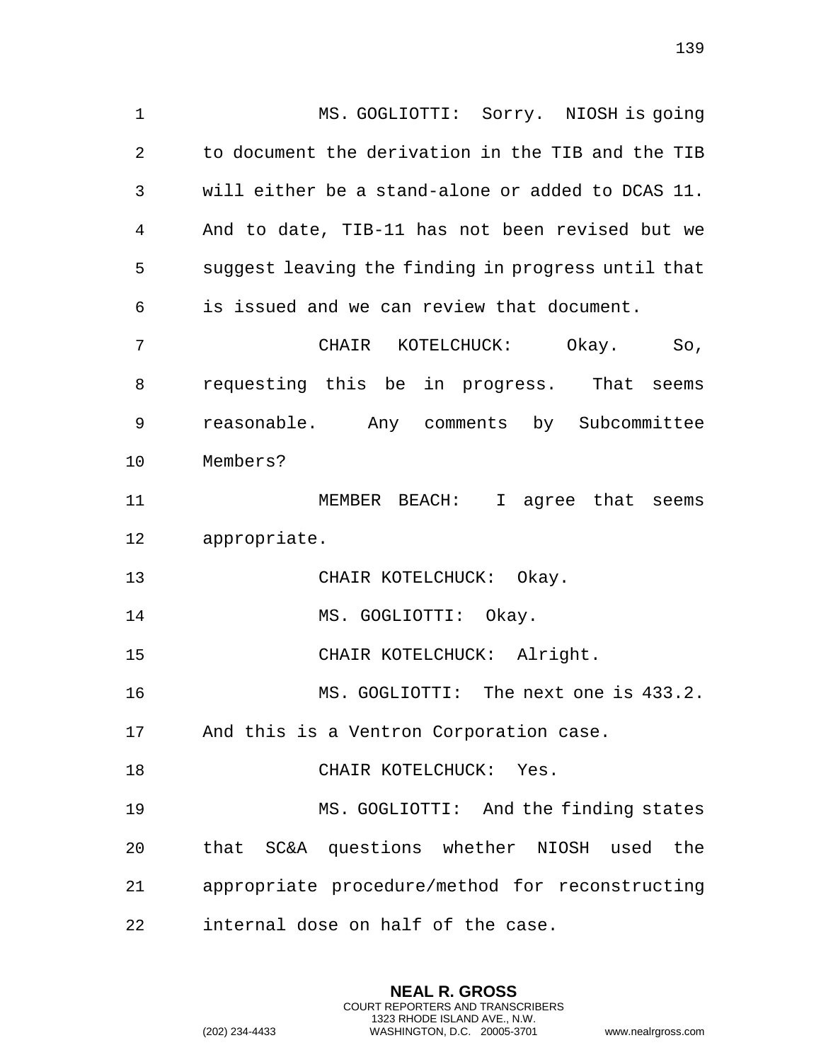MS. GOGLIOTTI: Sorry. NIOSH is going to document the derivation in the TIB and the TIB will either be a stand-alone or added to DCAS 11. And to date, TIB-11 has not been revised but we suggest leaving the finding in progress until that is issued and we can review that document.

CHAIR KOTELCHUCK: Okay. So, requesting this be in progress. That seems reasonable. Any comments by Subcommittee Members?

MEMBER BEACH: I agree that seems appropriate.

CHAIR KOTELCHUCK: Okay.

MS. GOGLIOTTI: Okay.

CHAIR KOTELCHUCK: Alright.

MS. GOGLIOTTI: The next one is 433.2. And this is a Ventron Corporation case.

CHAIR KOTELCHUCK: Yes.

MS. GOGLIOTTI: And the finding states that SC&A questions whether NIOSH used the appropriate procedure/method for reconstructing internal dose on half of the case.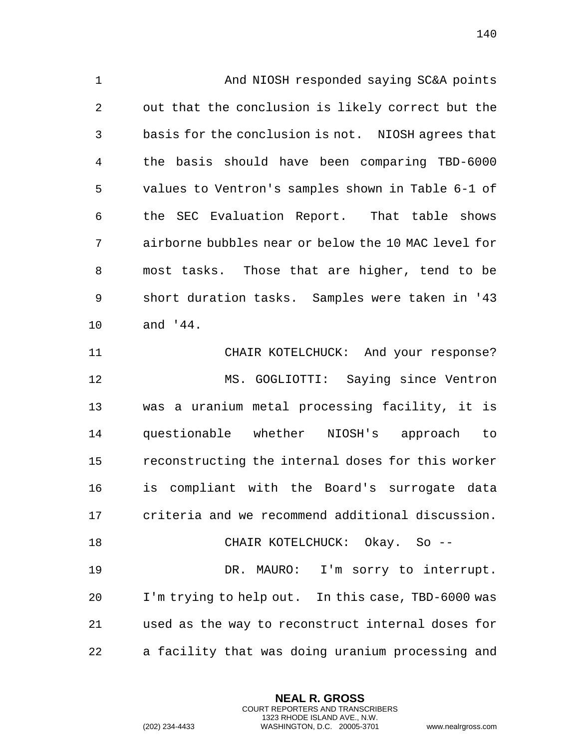And NIOSH responded saying SC&A points out that the conclusion is likely correct but the basis for the conclusion is not. NIOSH agrees that the basis should have been comparing TBD-6000 values to Ventron's samples shown in Table 6-1 of the SEC Evaluation Report. That table shows airborne bubbles near or below the 10 MAC level for most tasks. Those that are higher, tend to be short duration tasks. Samples were taken in '43 and '44.

CHAIR KOTELCHUCK: And your response?

MS. GOGLIOTTI: Saying since Ventron was a uranium metal processing facility, it is questionable whether NIOSH's approach to reconstructing the internal doses for this worker is compliant with the Board's surrogate data criteria and we recommend additional discussion.

CHAIR KOTELCHUCK: Okay. So --

DR. MAURO: I'm sorry to interrupt. I'm trying to help out. In this case, TBD-6000 was used as the way to reconstruct internal doses for a facility that was doing uranium processing and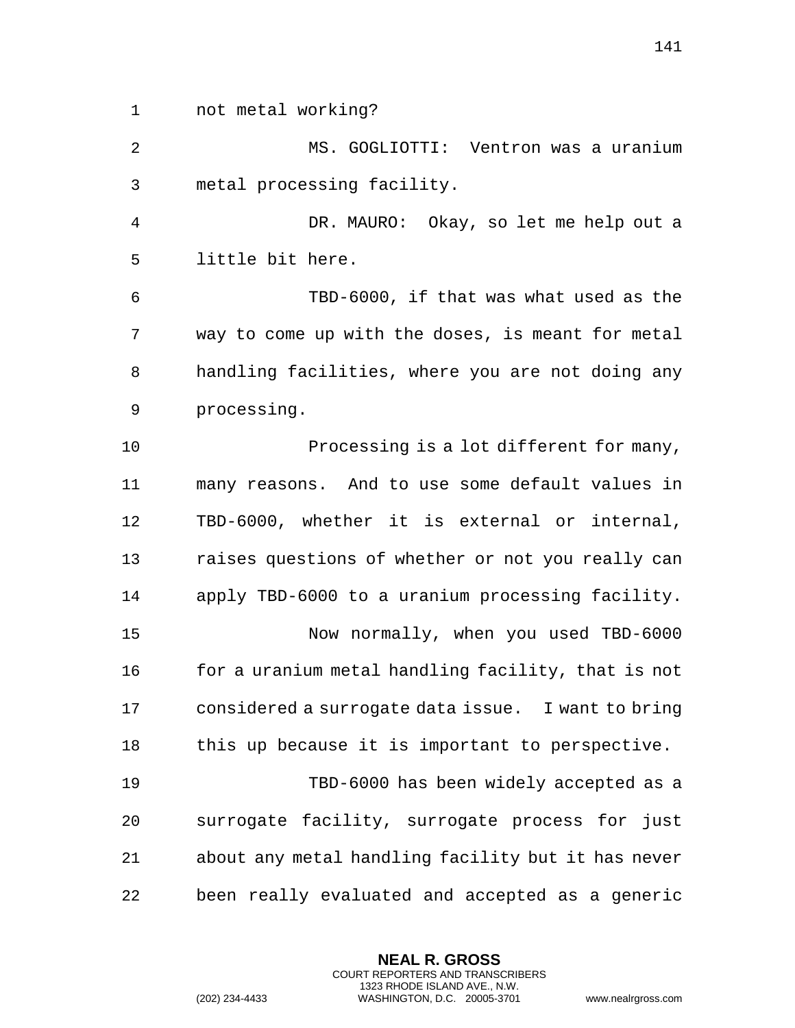not metal working?

MS. GOGLIOTTI: Ventron was a uranium metal processing facility.

DR. MAURO: Okay, so let me help out a little bit here.

TBD-6000, if that was what used as the way to come up with the doses, is meant for metal handling facilities, where you are not doing any processing.

Processing is a lot different for many, many reasons. And to use some default values in TBD-6000, whether it is external or internal, raises questions of whether or not you really can apply TBD-6000 to a uranium processing facility.

Now normally, when you used TBD-6000 for a uranium metal handling facility, that is not considered a surrogate data issue. I want to bring this up because it is important to perspective.

TBD-6000 has been widely accepted as a surrogate facility, surrogate process for just about any metal handling facility but it has never been really evaluated and accepted as a generic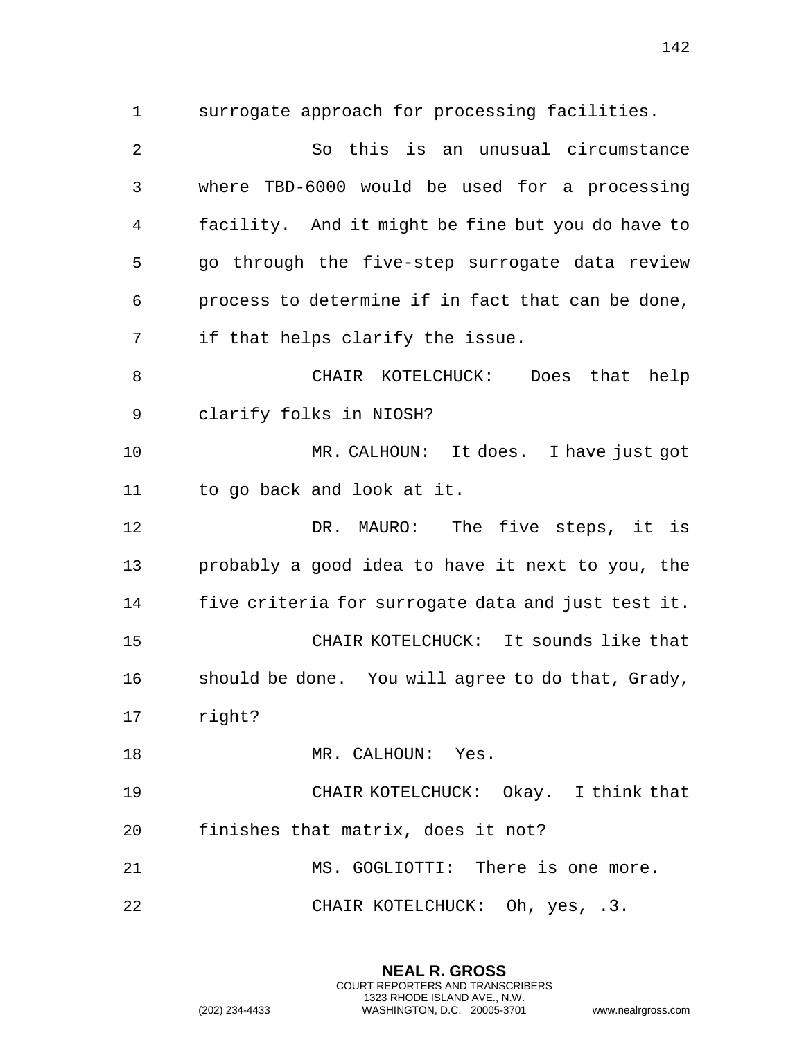surrogate approach for processing facilities.

So this is an unusual circumstance where TBD-6000 would be used for a processing facility. And it might be fine but you do have to go through the five-step surrogate data review process to determine if in fact that can be done, if that helps clarify the issue.

CHAIR KOTELCHUCK: Does that help clarify folks in NIOSH?

MR. CALHOUN: It does. I have just got to go back and look at it.

DR. MAURO: The five steps, it is probably a good idea to have it next to you, the five criteria for surrogate data and just test it.

CHAIR KOTELCHUCK: It sounds like that should be done. You will agree to do that, Grady, right?

MR. CALHOUN: Yes.

CHAIR KOTELCHUCK: Okay. I think that finishes that matrix, does it not?

MS. GOGLIOTTI: There is one more.

CHAIR KOTELCHUCK: Oh, yes, .3.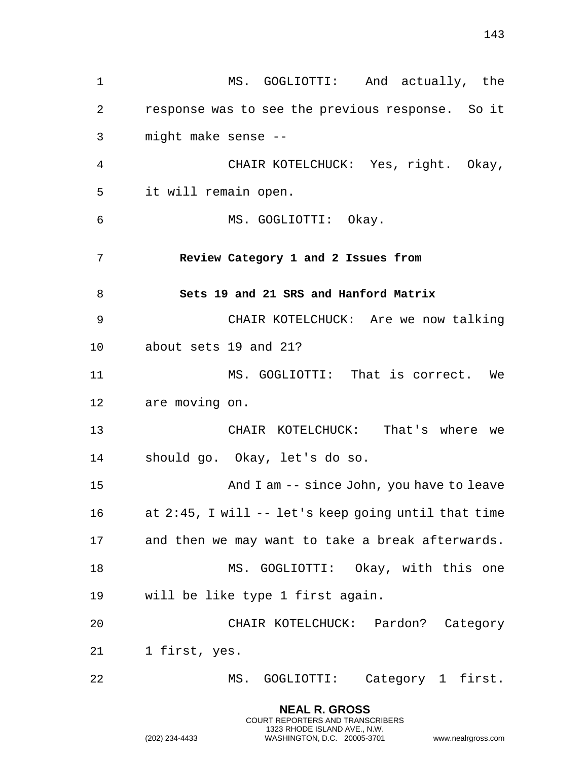MS. GOGLIOTTI: And actually, the response was to see the previous response. So it might make sense --

CHAIR KOTELCHUCK: Yes, right. Okay, it will remain open.

MS. GOGLIOTTI: Okay.

**Review Category 1 and 2 Issues from Sets 19 and 21 SRS and Hanford Matrix**

CHAIR KOTELCHUCK: Are we now talking about sets 19 and 21?

MS. GOGLIOTTI: That is correct. We are moving on.

CHAIR KOTELCHUCK: That's where we should go. Okay, let's do so.

And I am -- since John, you have to leave at 2:45, I will -- let's keep going until that time and then we may want to take a break afterwards.

MS. GOGLIOTTI: Okay, with this one will be like type 1 first again.

CHAIR KOTELCHUCK: Pardon? Category 1 first, yes.

MS. GOGLIOTTI: Category 1 first.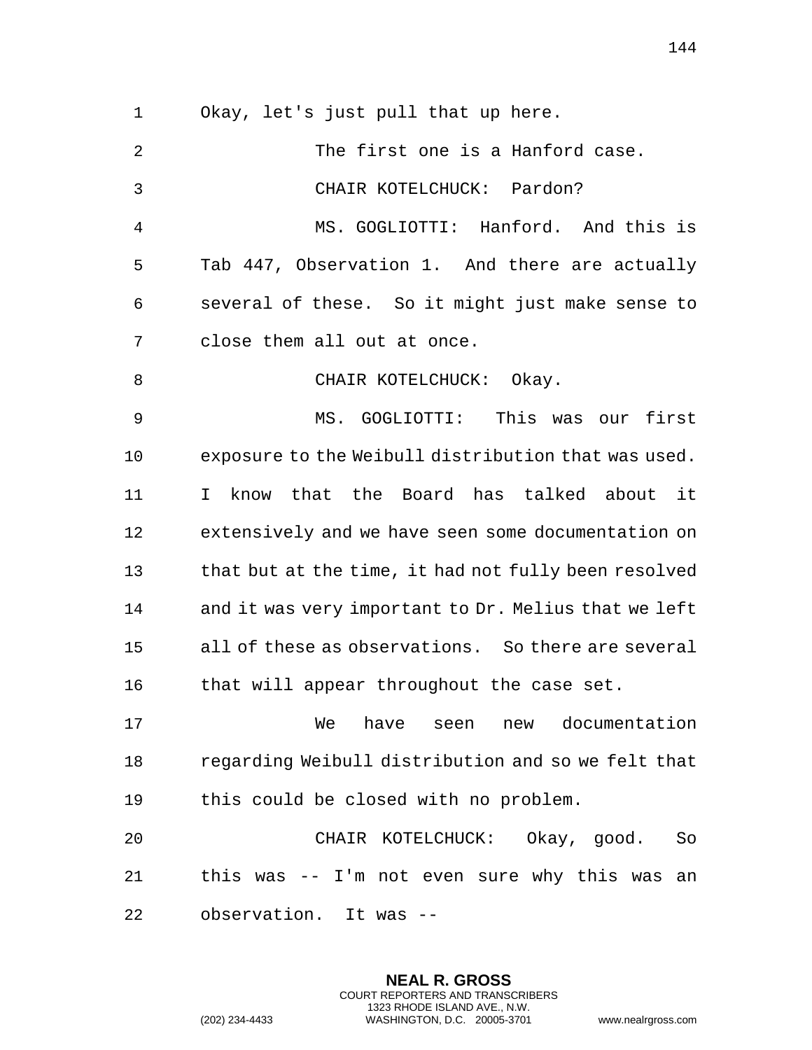Okay, let's just pull that up here.

The first one is a Hanford case.

CHAIR KOTELCHUCK: Pardon?

MS. GOGLIOTTI: Hanford. And this is Tab 447, Observation 1. And there are actually several of these. So it might just make sense to close them all out at once.

CHAIR KOTELCHUCK: Okay.

MS. GOGLIOTTI: This was our first exposure to the Weibull distribution that was used. I know that the Board has talked about it extensively and we have seen some documentation on that but at the time, it had not fully been resolved and it was very important to Dr. Melius that we left all of these as observations. So there are several that will appear throughout the case set.

We have seen new documentation regarding Weibull distribution and so we felt that this could be closed with no problem.

CHAIR KOTELCHUCK: Okay, good. So this was -- I'm not even sure why this was an observation. It was --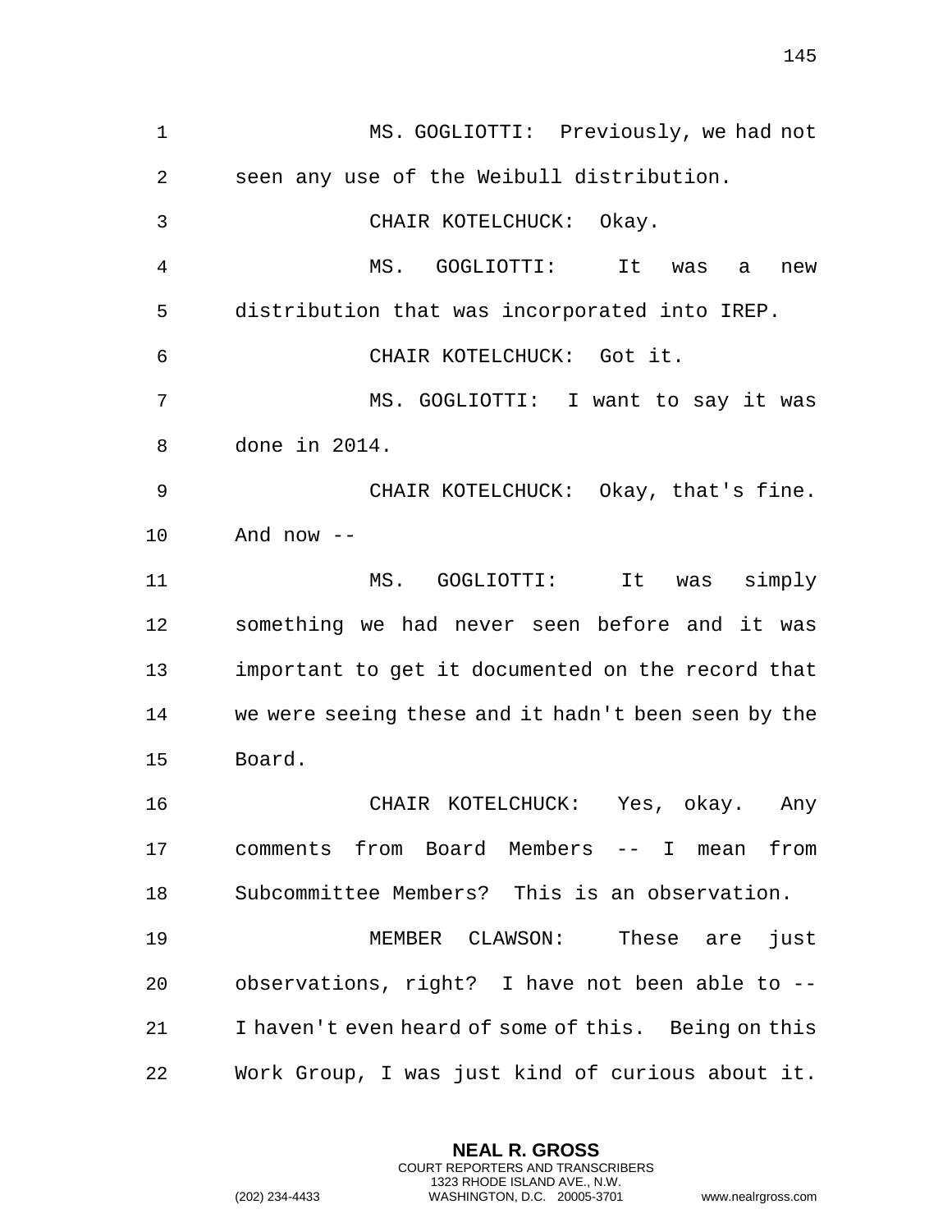MS. GOGLIOTTI: Previously, we had not seen any use of the Weibull distribution.

CHAIR KOTELCHUCK: Okay.

MS. GOGLIOTTI: It was a new distribution that was incorporated into IREP.

CHAIR KOTELCHUCK: Got it.

MS. GOGLIOTTI: I want to say it was done in 2014.

CHAIR KOTELCHUCK: Okay, that's fine. And now --

MS. GOGLIOTTI: It was simply something we had never seen before and it was important to get it documented on the record that we were seeing these and it hadn't been seen by the Board.

CHAIR KOTELCHUCK: Yes, okay. Any comments from Board Members -- I mean from Subcommittee Members? This is an observation.

MEMBER CLAWSON: These are just observations, right? I have not been able to -- I haven't even heard of some of this. Being on this Work Group, I was just kind of curious about it.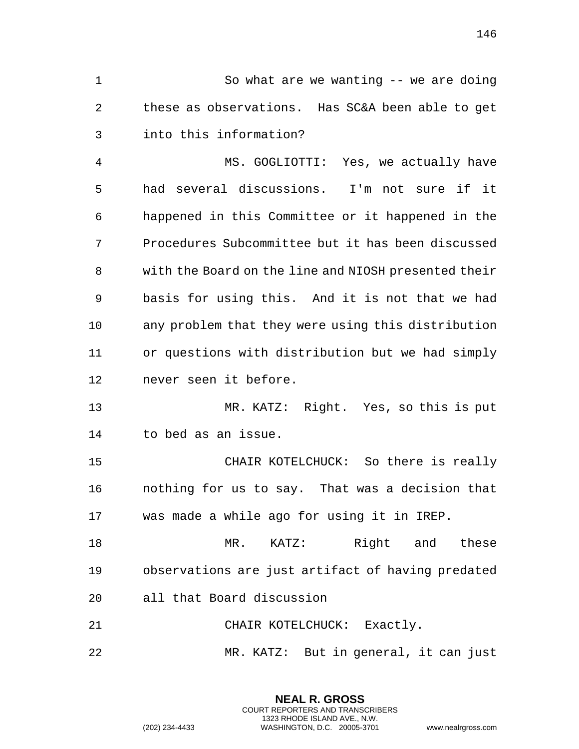So what are we wanting -- we are doing these as observations. Has SC&A been able to get into this information?

MS. GOGLIOTTI: Yes, we actually have had several discussions. I'm not sure if it happened in this Committee or it happened in the Procedures Subcommittee but it has been discussed with the Board on the line and NIOSH presented their basis for using this. And it is not that we had any problem that they were using this distribution or questions with distribution but we had simply never seen it before.

MR. KATZ: Right. Yes, so this is put to bed as an issue.

CHAIR KOTELCHUCK: So there is really nothing for us to say. That was a decision that was made a while ago for using it in IREP.

MR. KATZ: Right and these observations are just artifact of having predated all that Board discussion

CHAIR KOTELCHUCK: Exactly.

MR. KATZ: But in general, it can just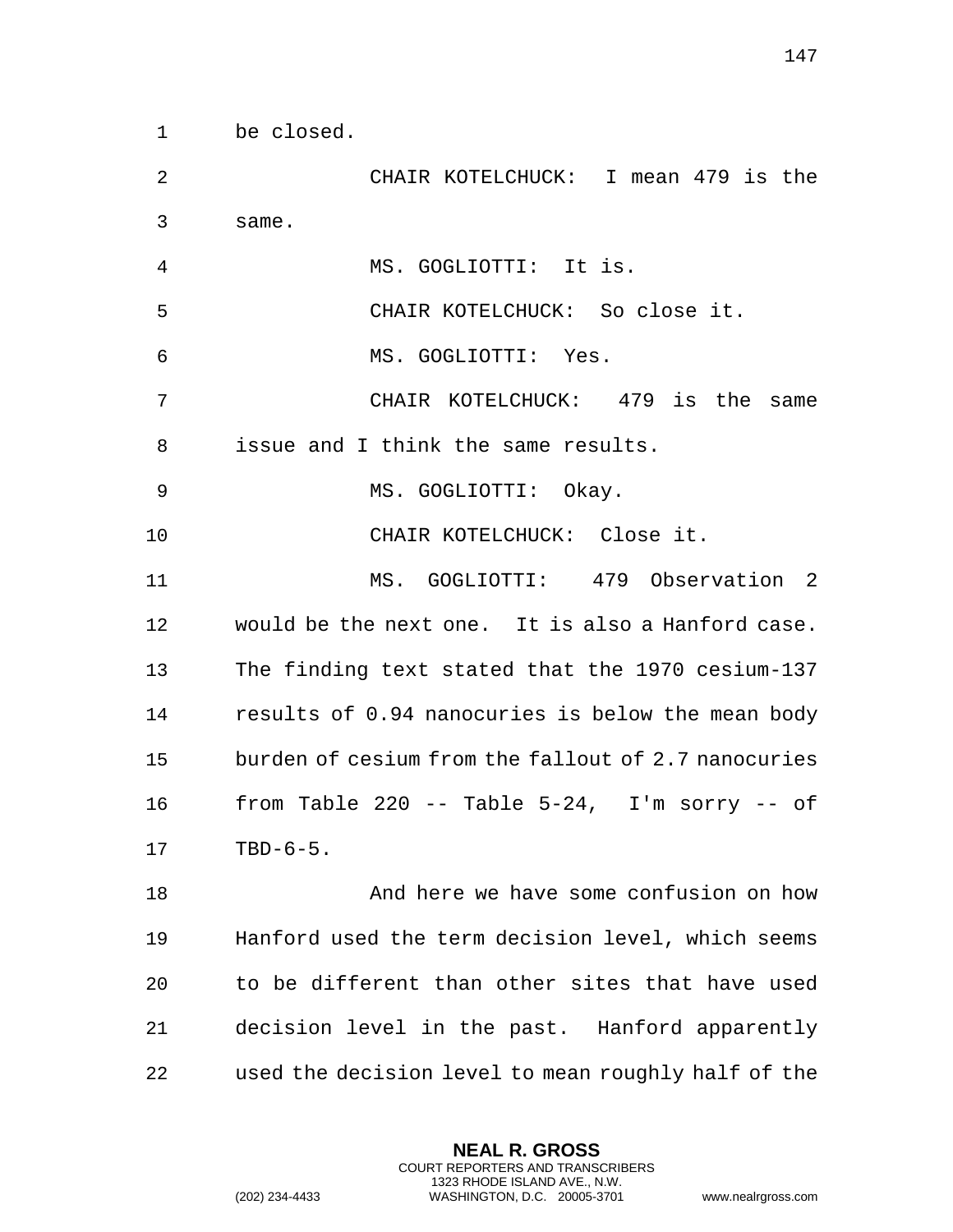be closed.

CHAIR KOTELCHUCK: I mean 479 is the same.

MS. GOGLIOTTI: It is.

CHAIR KOTELCHUCK: So close it.

MS. GOGLIOTTI: Yes.

CHAIR KOTELCHUCK: 479 is the same issue and I think the same results.

MS. GOGLIOTTI: Okay.

CHAIR KOTELCHUCK: Close it.

MS. GOGLIOTTI: 479 Observation 2 would be the next one. It is also a Hanford case. The finding text stated that the 1970 cesium-137 results of 0.94 nanocuries is below the mean body burden of cesium from the fallout of 2.7 nanocuries from Table 220 -- Table 5-24, I'm sorry -- of TBD-6-5.

And here we have some confusion on how Hanford used the term decision level, which seems to be different than other sites that have used decision level in the past. Hanford apparently used the decision level to mean roughly half of the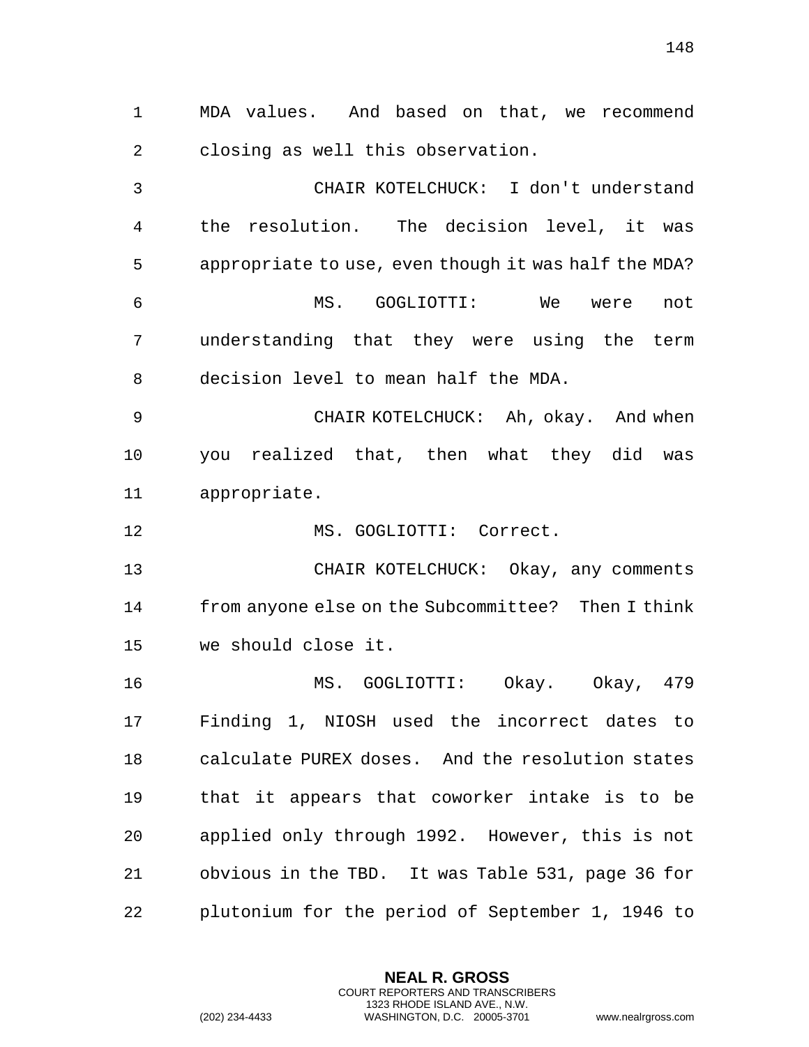MDA values. And based on that, we recommend closing as well this observation.

CHAIR KOTELCHUCK: I don't understand the resolution. The decision level, it was appropriate to use, even though it was half the MDA?

MS. GOGLIOTTI: We were not understanding that they were using the term decision level to mean half the MDA.

CHAIR KOTELCHUCK: Ah, okay. And when you realized that, then what they did was appropriate.

MS. GOGLIOTTI: Correct.

CHAIR KOTELCHUCK: Okay, any comments from anyone else on the Subcommittee? Then I think we should close it.

MS. GOGLIOTTI: Okay. Okay, 479 Finding 1, NIOSH used the incorrect dates to calculate PUREX doses. And the resolution states that it appears that coworker intake is to be applied only through 1992. However, this is not obvious in the TBD. It was Table 531, page 36 for plutonium for the period of September 1, 1946 to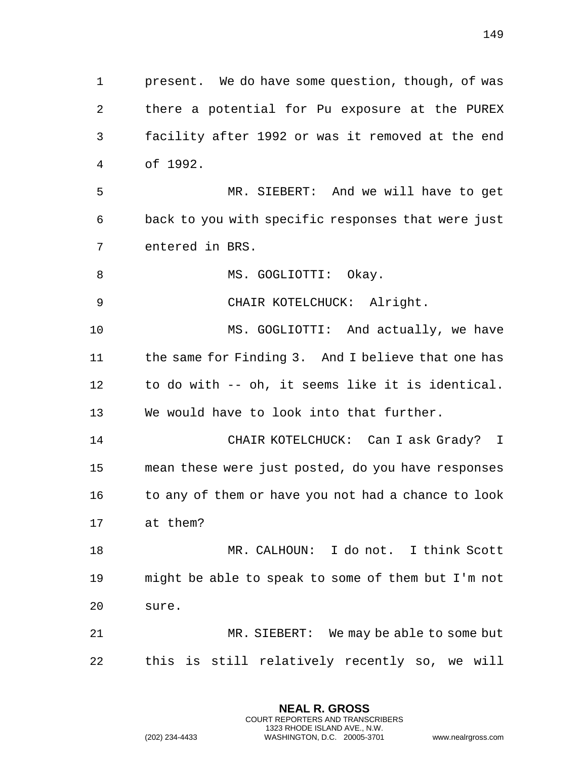present. We do have some question, though, of was there a potential for Pu exposure at the PUREX facility after 1992 or was it removed at the end of 1992.

MR. SIEBERT: And we will have to get back to you with specific responses that were just entered in BRS.

MS. GOGLIOTTI: Okay.

CHAIR KOTELCHUCK: Alright.

MS. GOGLIOTTI: And actually, we have the same for Finding 3. And I believe that one has to do with -- oh, it seems like it is identical. We would have to look into that further.

CHAIR KOTELCHUCK: Can I ask Grady? I mean these were just posted, do you have responses to any of them or have you not had a chance to look at them?

MR. CALHOUN: I do not. I think Scott might be able to speak to some of them but I'm not sure.

MR. SIEBERT: We may be able to some but this is still relatively recently so, we will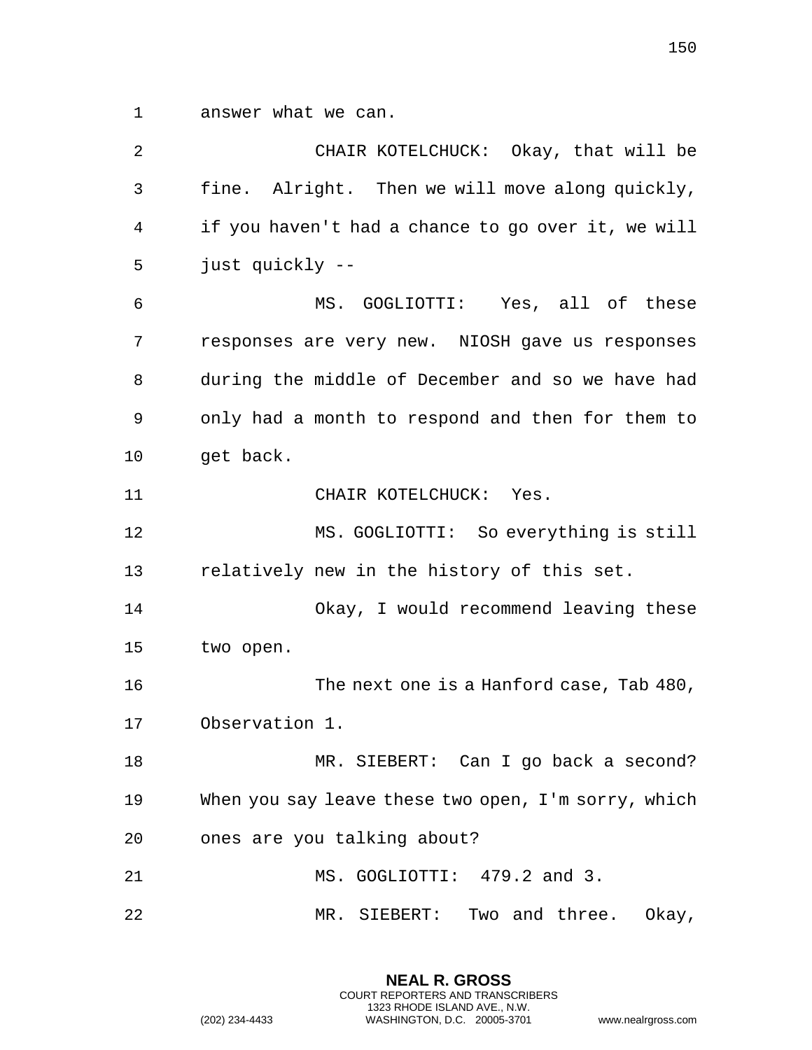answer what we can.

CHAIR KOTELCHUCK: Okay, that will be fine. Alright. Then we will move along quickly, if you haven't had a chance to go over it, we will just quickly --

MS. GOGLIOTTI: Yes, all of these responses are very new. NIOSH gave us responses during the middle of December and so we have had only had a month to respond and then for them to get back.

CHAIR KOTELCHUCK: Yes.

MS. GOGLIOTTI: So everything is still relatively new in the history of this set.

Okay, I would recommend leaving these two open.

The next one is a Hanford case, Tab 480, Observation 1.

MR. SIEBERT: Can I go back a second? When you say leave these two open, I'm sorry, which ones are you talking about?

MS. GOGLIOTTI: 479.2 and 3.

MR. SIEBERT: Two and three. Okay,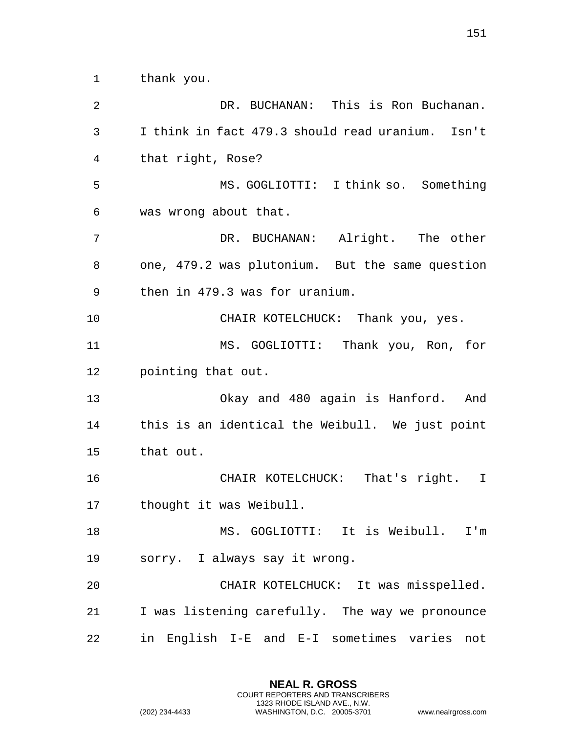thank you.

DR. BUCHANAN: This is Ron Buchanan. I think in fact 479.3 should read uranium. Isn't that right, Rose?

MS. GOGLIOTTI: I think so. Something was wrong about that.

DR. BUCHANAN: Alright. The other one, 479.2 was plutonium. But the same question then in 479.3 was for uranium.

CHAIR KOTELCHUCK: Thank you, yes.

MS. GOGLIOTTI: Thank you, Ron, for pointing that out.

Okay and 480 again is Hanford. And this is an identical the Weibull. We just point that out.

CHAIR KOTELCHUCK: That's right. I thought it was Weibull.

MS. GOGLIOTTI: It is Weibull. I'm sorry. I always say it wrong.

CHAIR KOTELCHUCK: It was misspelled. I was listening carefully. The way we pronounce in English I-E and E-I sometimes varies not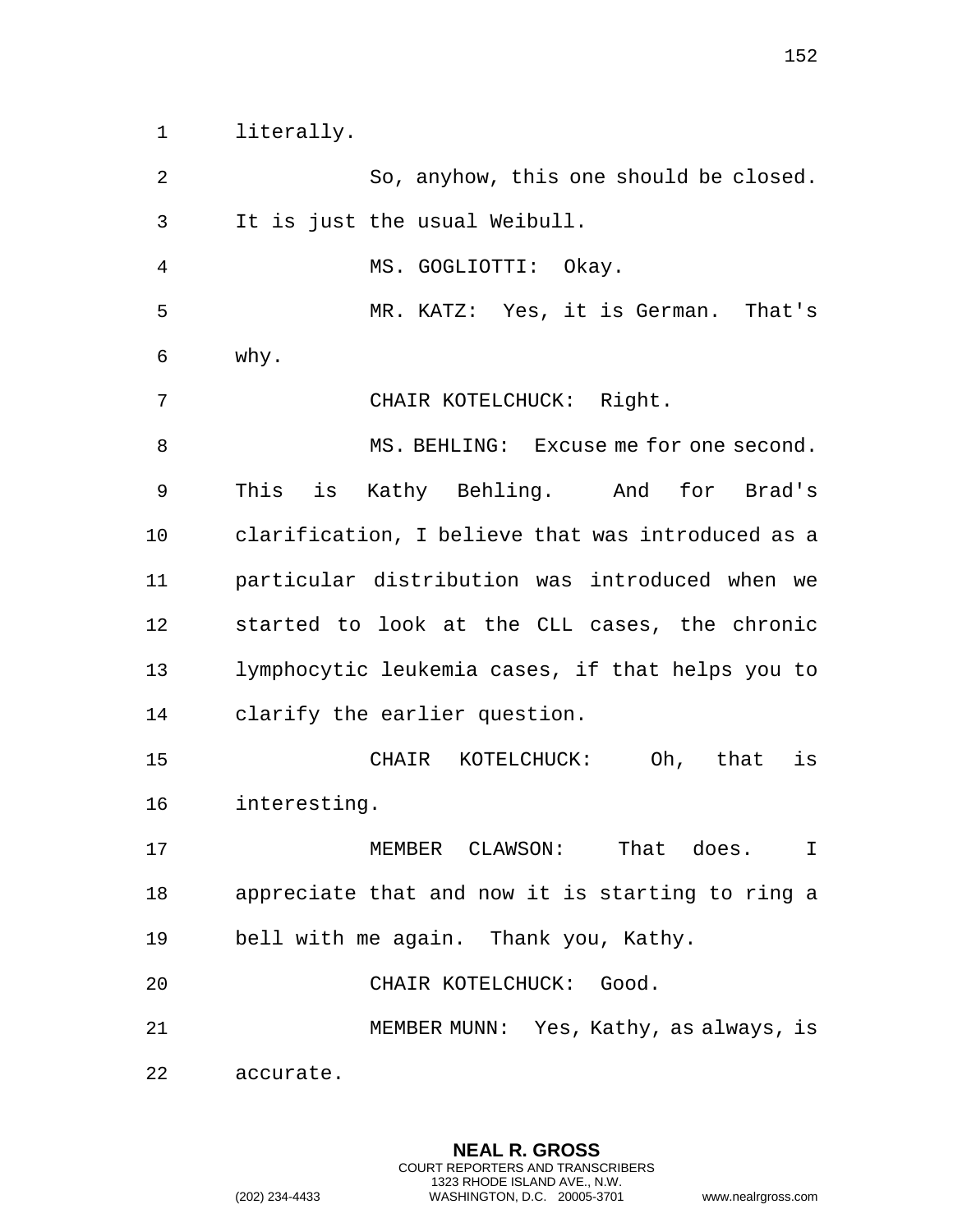literally.

So, anyhow, this one should be closed. It is just the usual Weibull.

MS. GOGLIOTTI: Okay.

MR. KATZ: Yes, it is German. That's why.

CHAIR KOTELCHUCK: Right.

MS. BEHLING: Excuse me for one second. This is Kathy Behling. And for Brad's clarification, I believe that was introduced as a particular distribution was introduced when we started to look at the CLL cases, the chronic lymphocytic leukemia cases, if that helps you to clarify the earlier question.

CHAIR KOTELCHUCK: Oh, that is interesting.

MEMBER CLAWSON: That does. I appreciate that and now it is starting to ring a bell with me again. Thank you, Kathy.

CHAIR KOTELCHUCK: Good.

MEMBER MUNN: Yes, Kathy, as always, is accurate.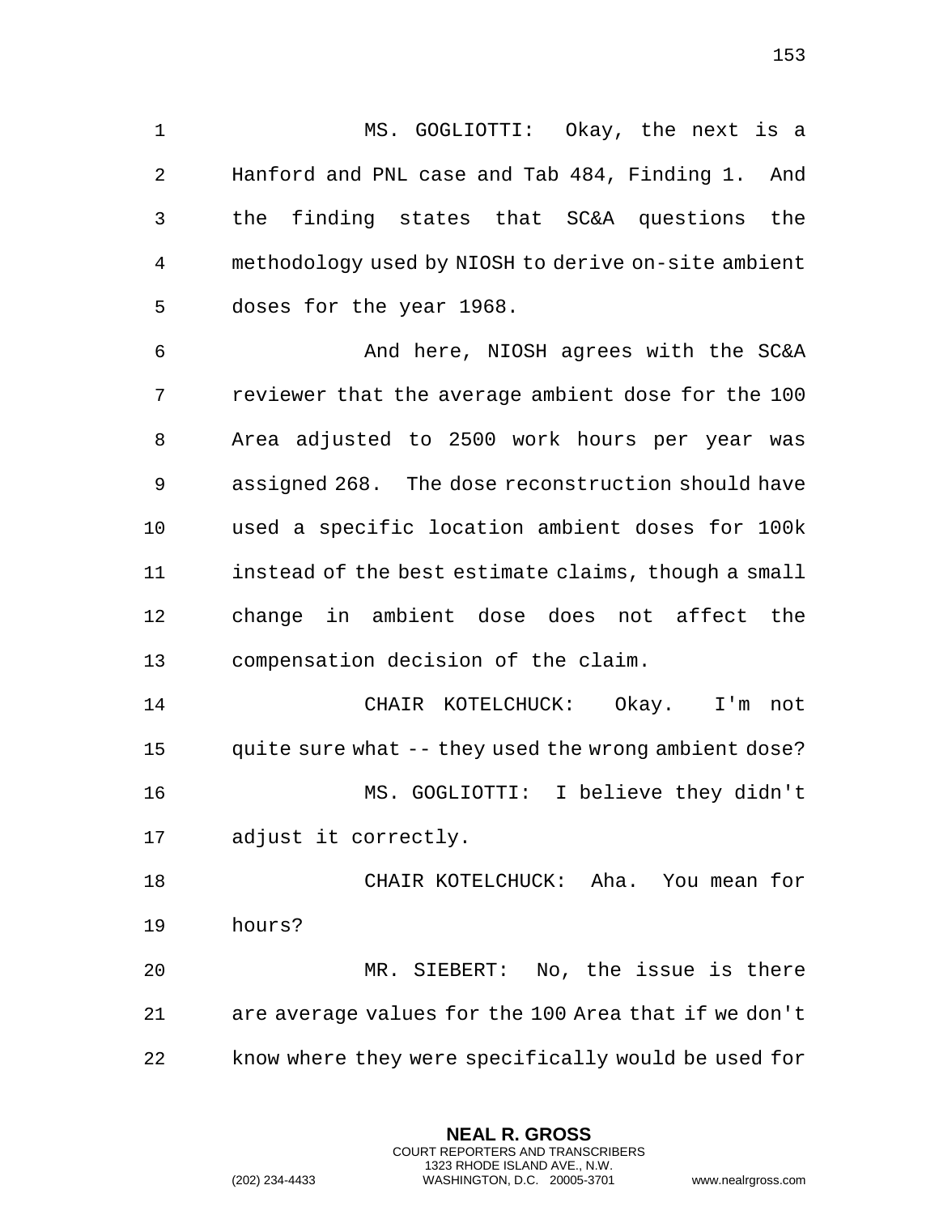MS. GOGLIOTTI: Okay, the next is a Hanford and PNL case and Tab 484, Finding 1. And the finding states that SC&A questions the methodology used by NIOSH to derive on-site ambient doses for the year 1968.

And here, NIOSH agrees with the SC&A reviewer that the average ambient dose for the 100 Area adjusted to 2500 work hours per year was assigned 268. The dose reconstruction should have used a specific location ambient doses for 100k instead of the best estimate claims, though a small change in ambient dose does not affect the compensation decision of the claim.

CHAIR KOTELCHUCK: Okay. I'm not quite sure what -- they used the wrong ambient dose?

MS. GOGLIOTTI: I believe they didn't adjust it correctly.

CHAIR KOTELCHUCK: Aha. You mean for hours?

MR. SIEBERT: No, the issue is there are average values for the 100 Area that if we don't know where they were specifically would be used for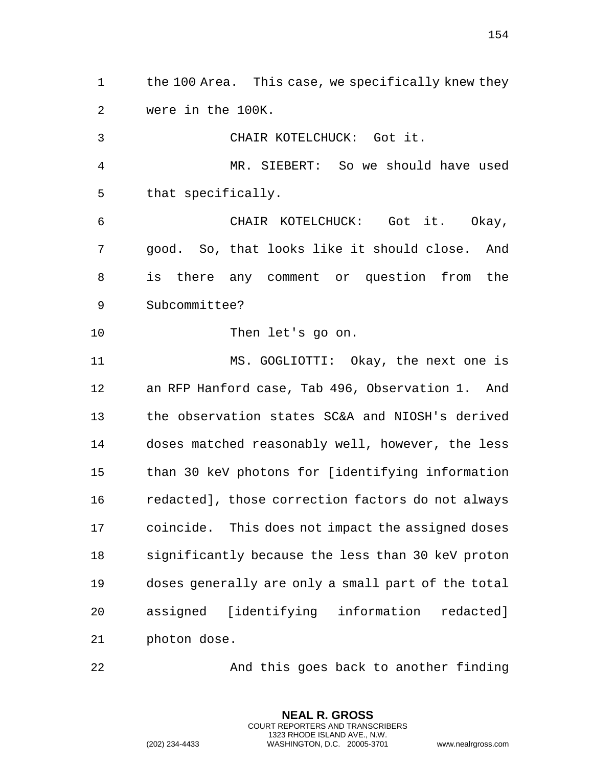the 100 Area. This case, we specifically knew they were in the 100K.

CHAIR KOTELCHUCK: Got it.

MR. SIEBERT: So we should have used that specifically.

CHAIR KOTELCHUCK: Got it. Okay, good. So, that looks like it should close. And is there any comment or question from the Subcommittee?

Then let's go on.

MS. GOGLIOTTI: Okay, the next one is an RFP Hanford case, Tab 496, Observation 1. And the observation states SC&A and NIOSH's derived doses matched reasonably well, however, the less than 30 keV photons for [identifying information redacted], those correction factors do not always coincide. This does not impact the assigned doses significantly because the less than 30 keV proton doses generally are only a small part of the total assigned [identifying information redacted] photon dose.

And this goes back to another finding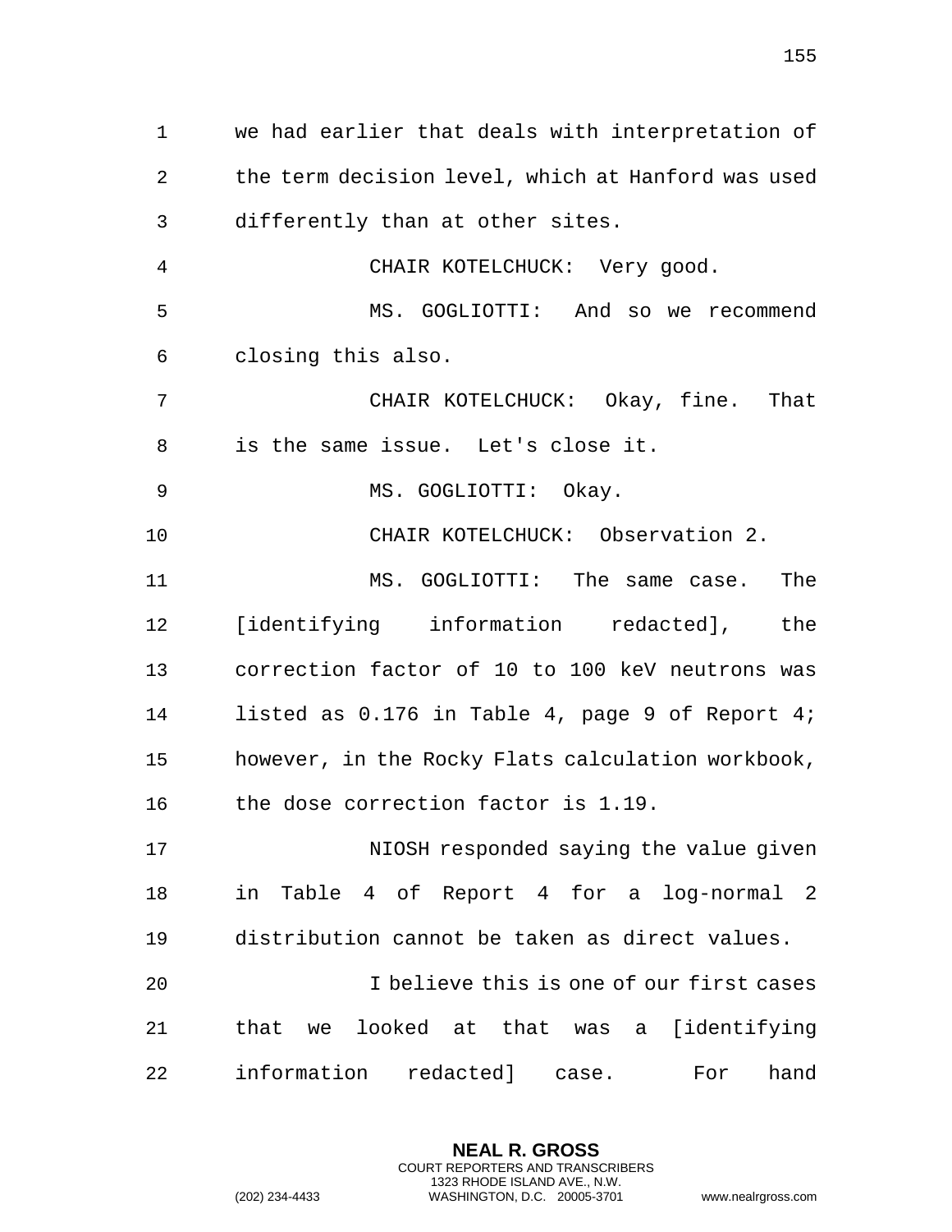we had earlier that deals with interpretation of the term decision level, which at Hanford was used differently than at other sites.

CHAIR KOTELCHUCK: Very good.

MS. GOGLIOTTI: And so we recommend closing this also.

CHAIR KOTELCHUCK: Okay, fine. That is the same issue. Let's close it.

MS. GOGLIOTTI: Okay.

CHAIR KOTELCHUCK: Observation 2.

MS. GOGLIOTTI: The same case. The [identifying information redacted], the correction factor of 10 to 100 keV neutrons was listed as 0.176 in Table 4, page 9 of Report 4; however, in the Rocky Flats calculation workbook, the dose correction factor is 1.19.

NIOSH responded saying the value given in Table 4 of Report 4 for a log-normal 2 distribution cannot be taken as direct values.

I believe this is one of our first cases that we looked at that was a [identifying information redacted] case. For hand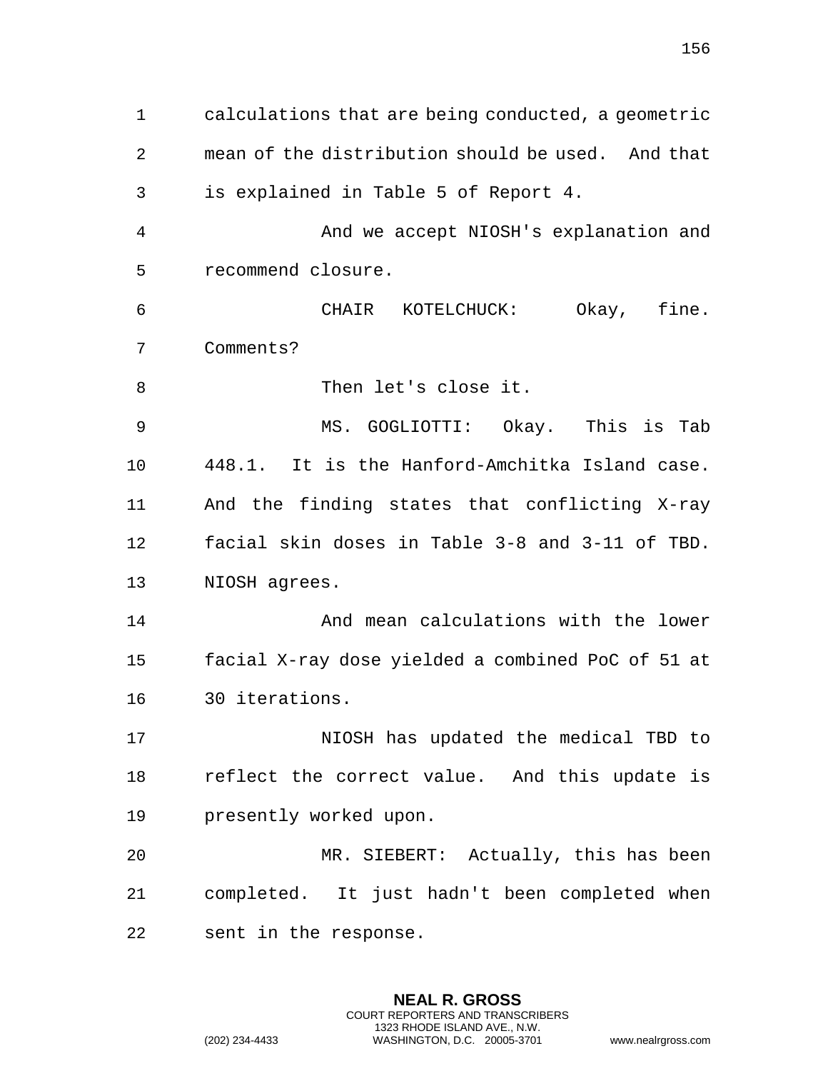calculations that are being conducted, a geometric mean of the distribution should be used. And that is explained in Table 5 of Report 4.

And we accept NIOSH's explanation and recommend closure.

CHAIR KOTELCHUCK: Okay, fine. Comments?

Then let's close it.

MS. GOGLIOTTI: Okay. This is Tab 448.1. It is the Hanford-Amchitka Island case. And the finding states that conflicting X-ray facial skin doses in Table 3-8 and 3-11 of TBD. NIOSH agrees.

And mean calculations with the lower facial X-ray dose yielded a combined PoC of 51 at 30 iterations.

NIOSH has updated the medical TBD to reflect the correct value. And this update is presently worked upon.

MR. SIEBERT: Actually, this has been completed. It just hadn't been completed when sent in the response.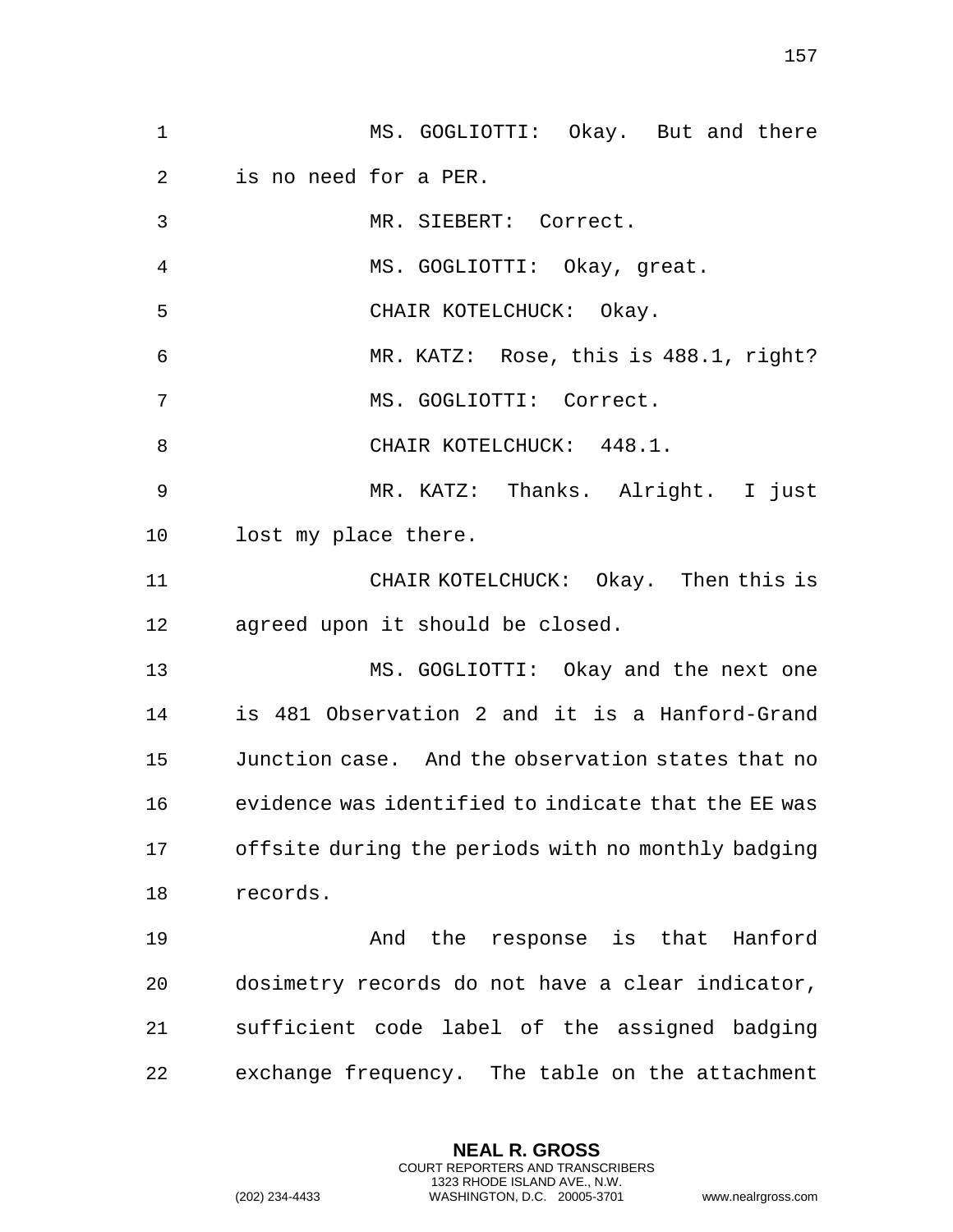MS. GOGLIOTTI: Okay. But and there is no need for a PER.

MR. SIEBERT: Correct.

MS. GOGLIOTTI: Okay, great.

CHAIR KOTELCHUCK: Okay.

MR. KATZ: Rose, this is 488.1, right?

MS. GOGLIOTTI: Correct.

CHAIR KOTELCHUCK: 448.1.

MR. KATZ: Thanks. Alright. I just lost my place there.

CHAIR KOTELCHUCK: Okay. Then this is agreed upon it should be closed.

MS. GOGLIOTTI: Okay and the next one is 481 Observation 2 and it is a Hanford-Grand Junction case. And the observation states that no evidence was identified to indicate that the EE was offsite during the periods with no monthly badging records.

And the response is that Hanford dosimetry records do not have a clear indicator, sufficient code label of the assigned badging exchange frequency. The table on the attachment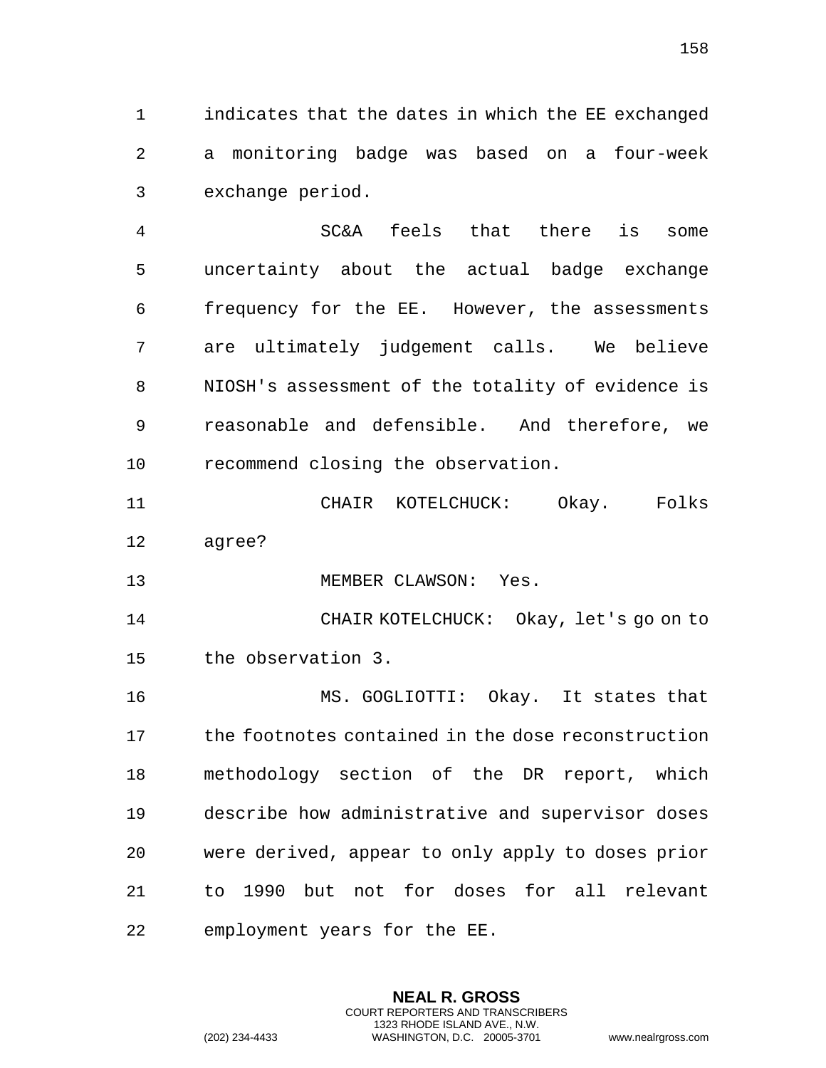indicates that the dates in which the EE exchanged a monitoring badge was based on a four-week exchange period.

SC&A feels that there is some uncertainty about the actual badge exchange frequency for the EE. However, the assessments are ultimately judgement calls. We believe NIOSH's assessment of the totality of evidence is reasonable and defensible. And therefore, we recommend closing the observation.

CHAIR KOTELCHUCK: Okay. Folks agree?

MEMBER CLAWSON: Yes.

CHAIR KOTELCHUCK: Okay, let's go on to the observation 3.

MS. GOGLIOTTI: Okay. It states that the footnotes contained in the dose reconstruction methodology section of the DR report, which describe how administrative and supervisor doses were derived, appear to only apply to doses prior to 1990 but not for doses for all relevant employment years for the EE.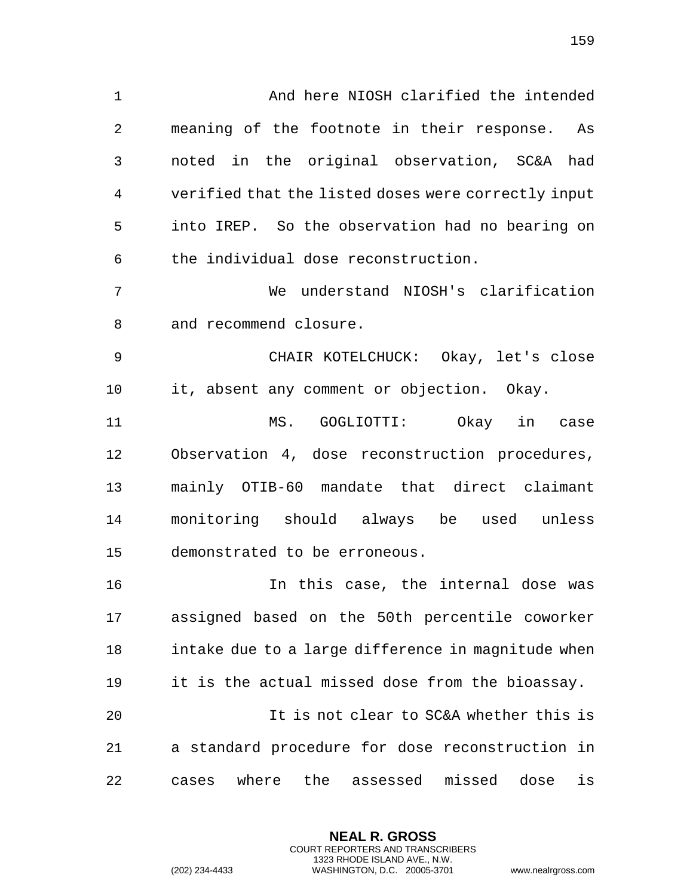And here NIOSH clarified the intended meaning of the footnote in their response. As noted in the original observation, SC&A had verified that the listed doses were correctly input into IREP. So the observation had no bearing on the individual dose reconstruction.

We understand NIOSH's clarification and recommend closure.

CHAIR KOTELCHUCK: Okay, let's close it, absent any comment or objection. Okay.

MS. GOGLIOTTI: Okay in case Observation 4, dose reconstruction procedures, mainly OTIB-60 mandate that direct claimant monitoring should always be used unless demonstrated to be erroneous.

In this case, the internal dose was assigned based on the 50th percentile coworker intake due to a large difference in magnitude when it is the actual missed dose from the bioassay.

It is not clear to SC&A whether this is a standard procedure for dose reconstruction in cases where the assessed missed dose is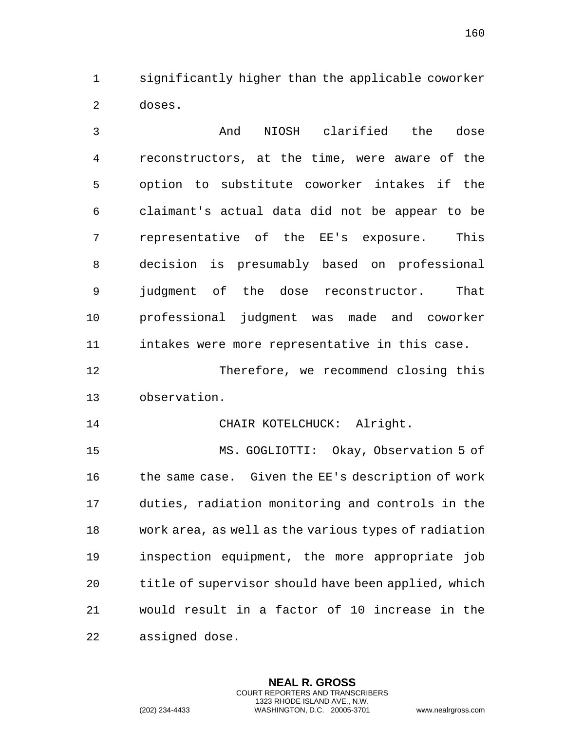significantly higher than the applicable coworker doses.

And NIOSH clarified the dose reconstructors, at the time, were aware of the option to substitute coworker intakes if the claimant's actual data did not be appear to be representative of the EE's exposure. This decision is presumably based on professional judgment of the dose reconstructor. That professional judgment was made and coworker intakes were more representative in this case.

Therefore, we recommend closing this observation.

CHAIR KOTELCHUCK: Alright.

MS. GOGLIOTTI: Okay, Observation 5 of the same case. Given the EE's description of work duties, radiation monitoring and controls in the work area, as well as the various types of radiation inspection equipment, the more appropriate job title of supervisor should have been applied, which would result in a factor of 10 increase in the assigned dose.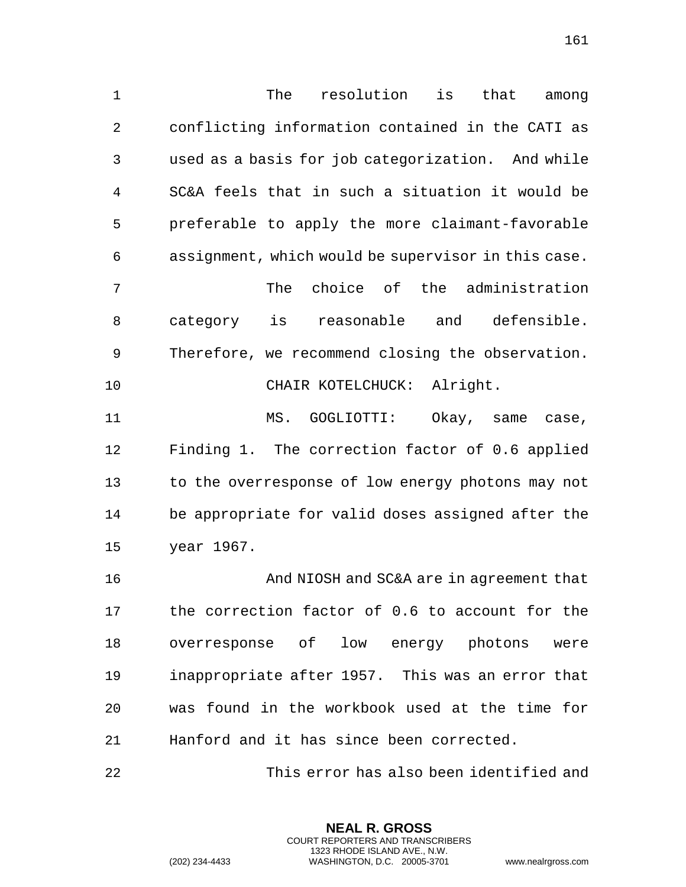The resolution is that among conflicting information contained in the CATI as used as a basis for job categorization. And while SC&A feels that in such a situation it would be preferable to apply the more claimant-favorable assignment, which would be supervisor in this case.

The choice of the administration category is reasonable and defensible. Therefore, we recommend closing the observation.

CHAIR KOTELCHUCK: Alright.

MS. GOGLIOTTI: Okay, same case, Finding 1. The correction factor of 0.6 applied to the overresponse of low energy photons may not be appropriate for valid doses assigned after the year 1967.

And NIOSH and SC&A are in agreement that the correction factor of 0.6 to account for the overresponse of low energy photons were inappropriate after 1957. This was an error that was found in the workbook used at the time for Hanford and it has since been corrected.

This error has also been identified and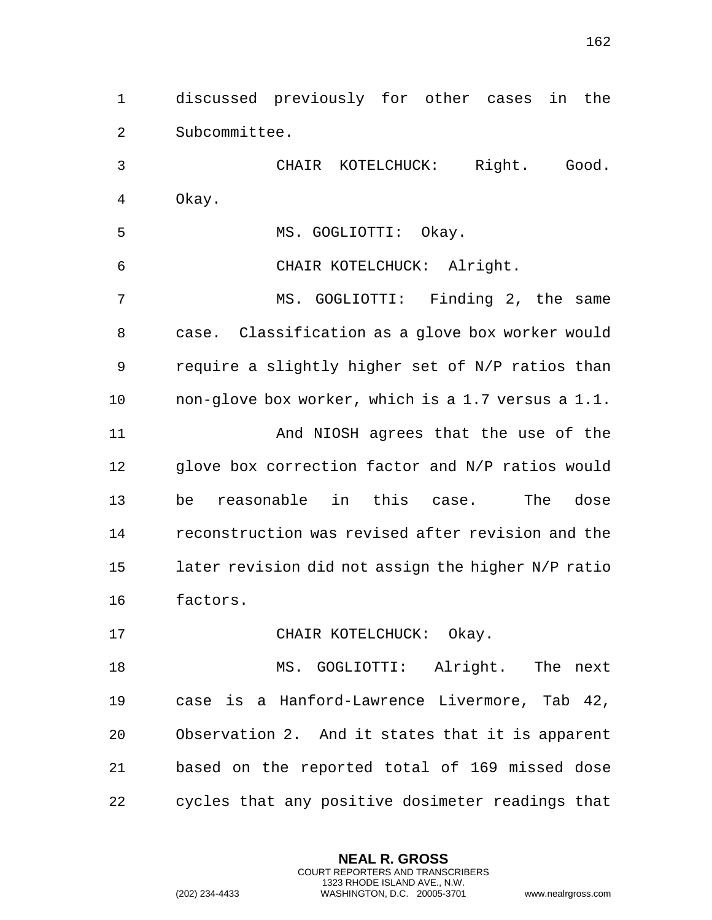discussed previously for other cases in the Subcommittee.

CHAIR KOTELCHUCK: Right. Good. Okay.

MS. GOGLIOTTI: Okay.

CHAIR KOTELCHUCK: Alright.

MS. GOGLIOTTI: Finding 2, the same case. Classification as a glove box worker would require a slightly higher set of N/P ratios than non-glove box worker, which is a 1.7 versus a 1.1.

And NIOSH agrees that the use of the glove box correction factor and N/P ratios would be reasonable in this case. The dose reconstruction was revised after revision and the later revision did not assign the higher N/P ratio factors.

CHAIR KOTELCHUCK: Okay.

MS. GOGLIOTTI: Alright. The next case is a Hanford-Lawrence Livermore, Tab 42, Observation 2. And it states that it is apparent based on the reported total of 169 missed dose cycles that any positive dosimeter readings that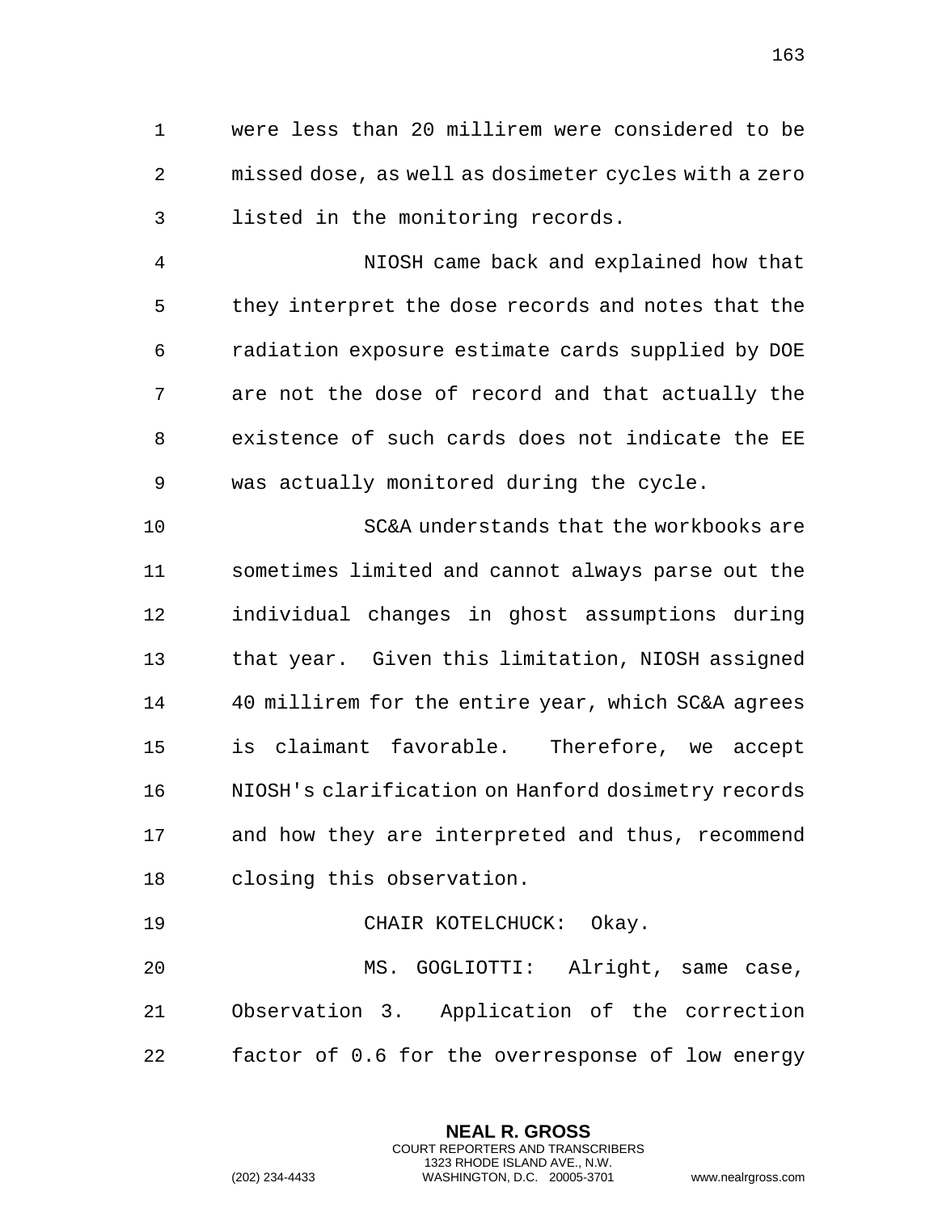were less than 20 millirem were considered to be missed dose, as well as dosimeter cycles with a zero listed in the monitoring records.

NIOSH came back and explained how that they interpret the dose records and notes that the radiation exposure estimate cards supplied by DOE are not the dose of record and that actually the existence of such cards does not indicate the EE was actually monitored during the cycle.

SC&A understands that the workbooks are sometimes limited and cannot always parse out the individual changes in ghost assumptions during that year. Given this limitation, NIOSH assigned 40 millirem for the entire year, which SC&A agrees is claimant favorable. Therefore, we accept NIOSH's clarification on Hanford dosimetry records and how they are interpreted and thus, recommend closing this observation.

CHAIR KOTELCHUCK: Okay.

MS. GOGLIOTTI: Alright, same case, Observation 3. Application of the correction factor of 0.6 for the overresponse of low energy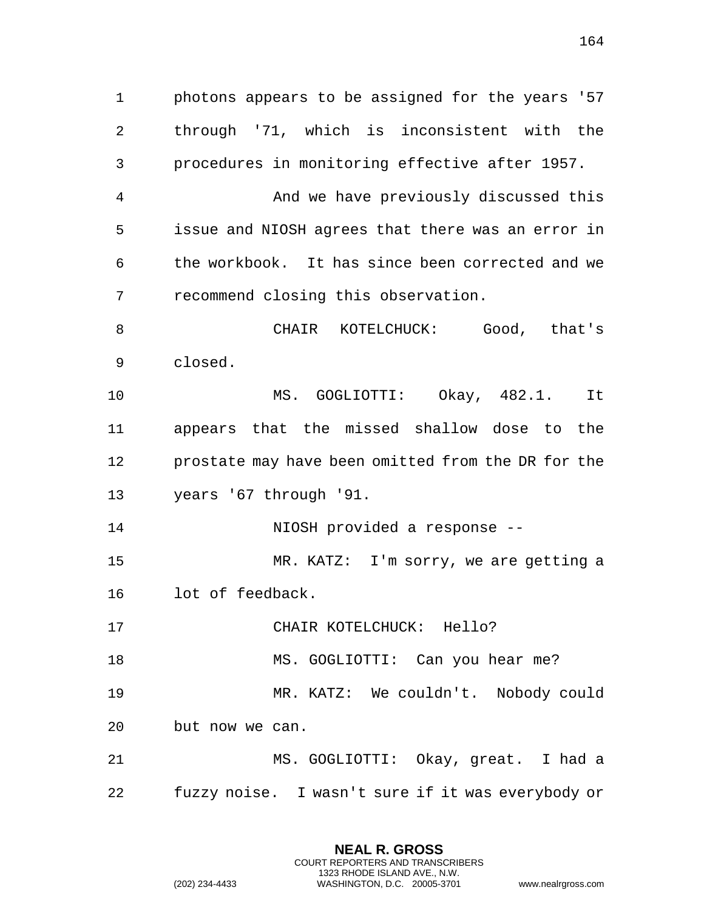photons appears to be assigned for the years '57 through '71, which is inconsistent with the procedures in monitoring effective after 1957.

And we have previously discussed this issue and NIOSH agrees that there was an error in the workbook. It has since been corrected and we recommend closing this observation.

CHAIR KOTELCHUCK: Good, that's closed.

MS. GOGLIOTTI: Okay, 482.1. It appears that the missed shallow dose to the prostate may have been omitted from the DR for the years '67 through '91.

NIOSH provided a response --

MR. KATZ: I'm sorry, we are getting a lot of feedback.

CHAIR KOTELCHUCK: Hello?

MS. GOGLIOTTI: Can you hear me?

MR. KATZ: We couldn't. Nobody could but now we can.

MS. GOGLIOTTI: Okay, great. I had a fuzzy noise. I wasn't sure if it was everybody or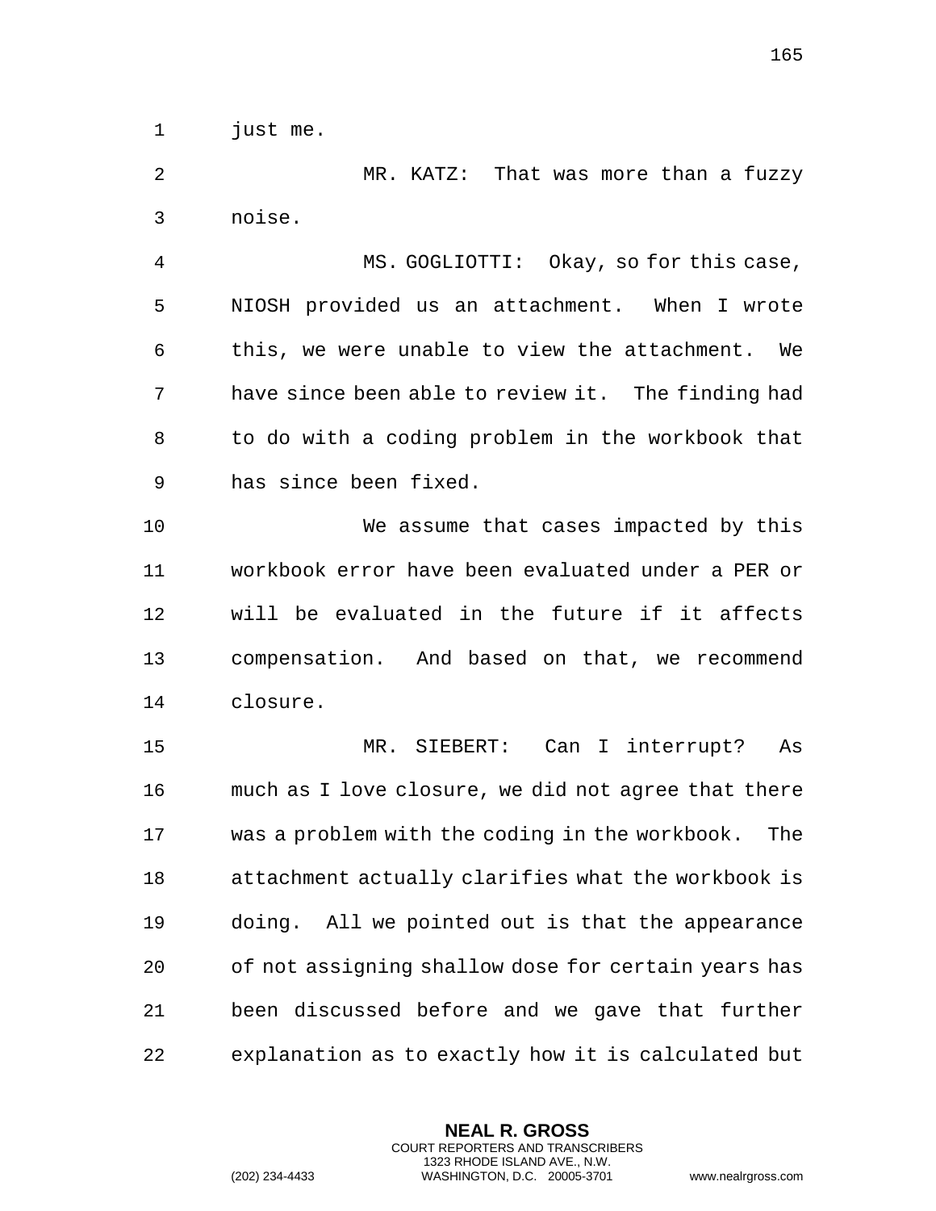just me.

MR. KATZ: That was more than a fuzzy noise.

MS. GOGLIOTTI: Okay, so for this case, NIOSH provided us an attachment. When I wrote this, we were unable to view the attachment. We have since been able to review it. The finding had to do with a coding problem in the workbook that has since been fixed.

We assume that cases impacted by this workbook error have been evaluated under a PER or will be evaluated in the future if it affects compensation. And based on that, we recommend closure.

MR. SIEBERT: Can I interrupt? As much as I love closure, we did not agree that there was a problem with the coding in the workbook. The attachment actually clarifies what the workbook is doing. All we pointed out is that the appearance of not assigning shallow dose for certain years has been discussed before and we gave that further explanation as to exactly how it is calculated but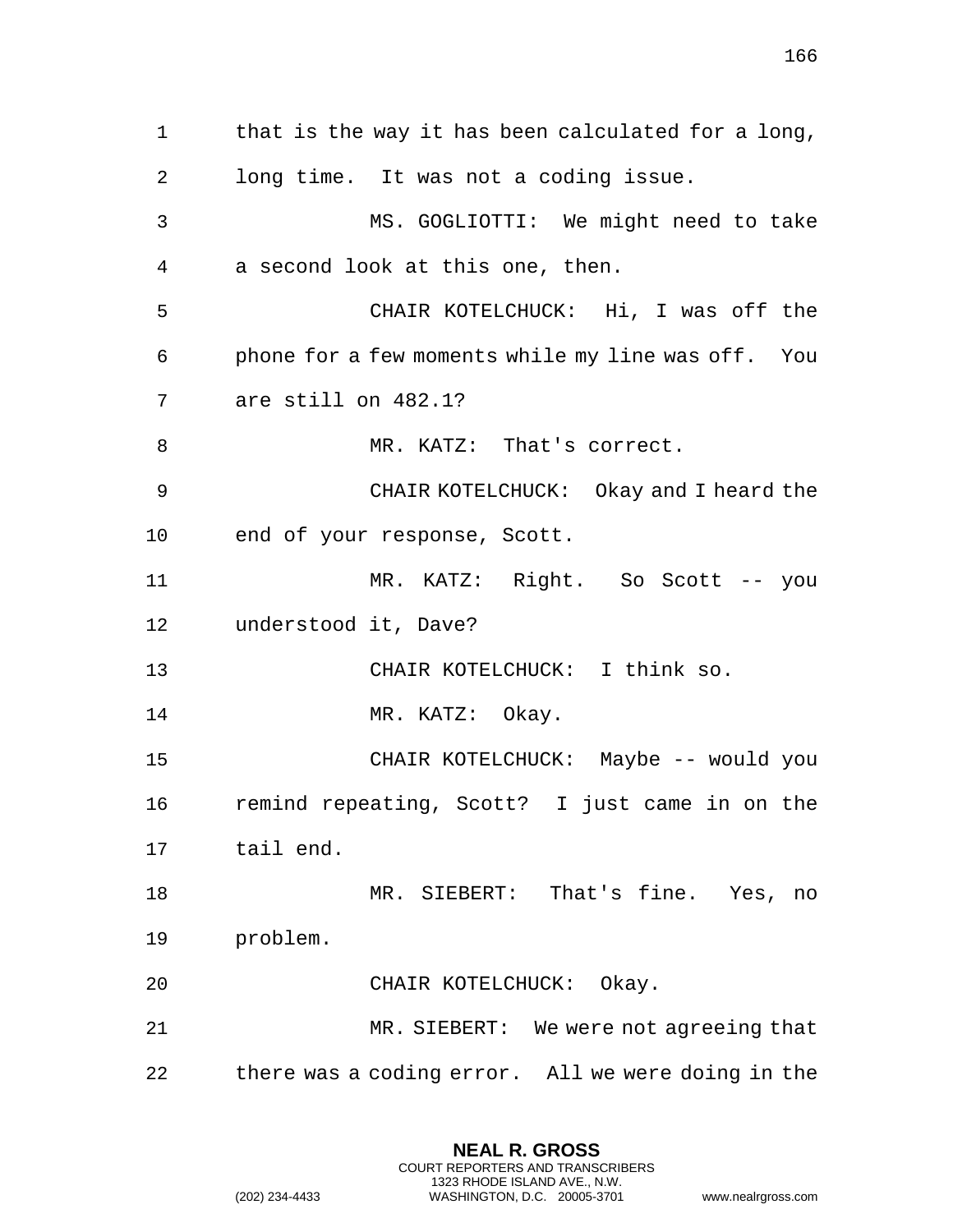that is the way it has been calculated for a long, long time. It was not a coding issue.

MS. GOGLIOTTI: We might need to take a second look at this one, then.

CHAIR KOTELCHUCK: Hi, I was off the phone for a few moments while my line was off. You are still on 482.1?

MR. KATZ: That's correct.

CHAIR KOTELCHUCK: Okay and I heard the end of your response, Scott.

MR. KATZ: Right. So Scott -- you understood it, Dave?

CHAIR KOTELCHUCK: I think so.

MR. KATZ: Okay.

CHAIR KOTELCHUCK: Maybe -- would you remind repeating, Scott? I just came in on the tail end.

MR. SIEBERT: That's fine. Yes, no problem.

CHAIR KOTELCHUCK: Okay.

MR. SIEBERT: We were not agreeing that there was a coding error. All we were doing in the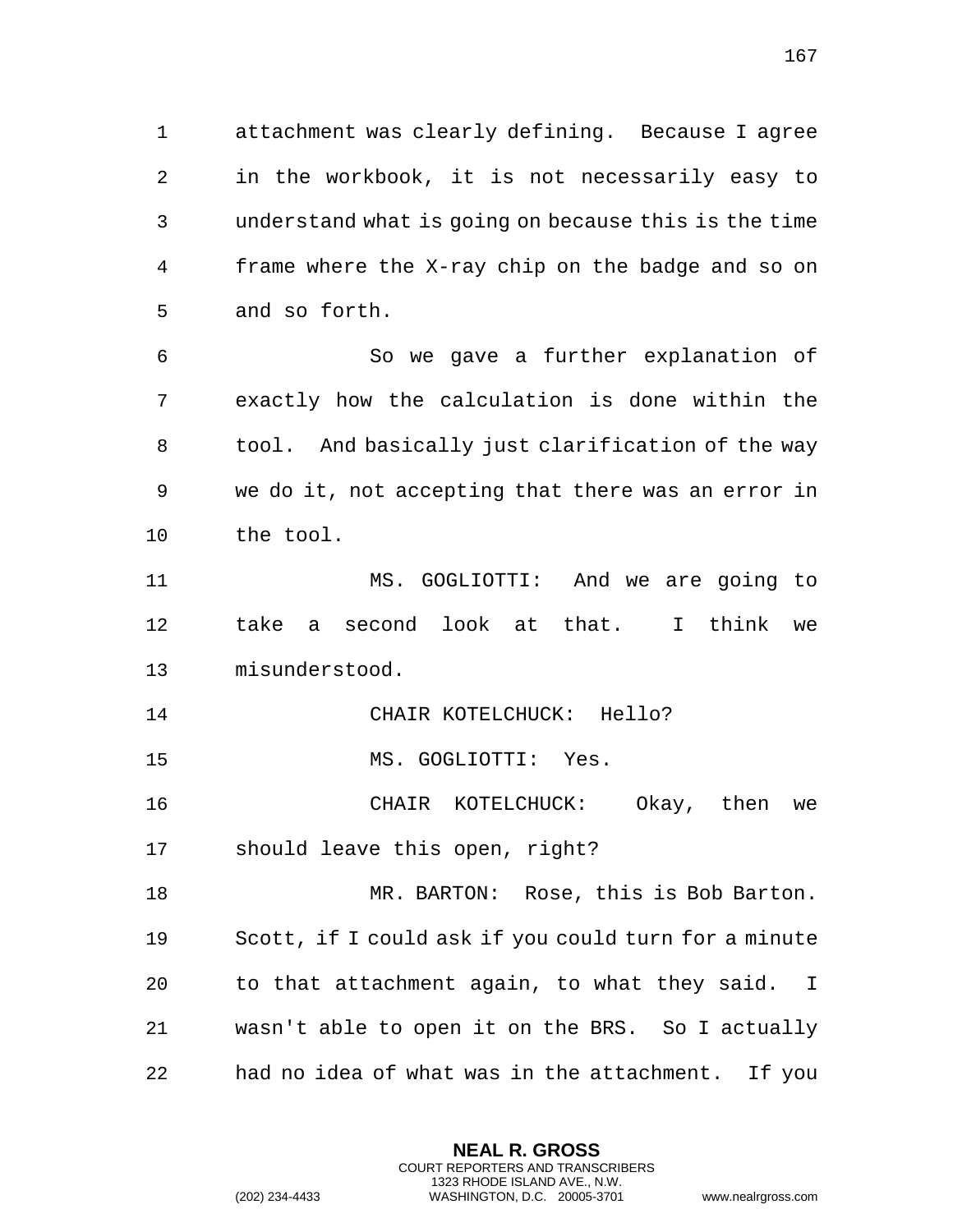attachment was clearly defining. Because I agree in the workbook, it is not necessarily easy to understand what is going on because this is the time frame where the X-ray chip on the badge and so on and so forth.

So we gave a further explanation of exactly how the calculation is done within the tool. And basically just clarification of the way we do it, not accepting that there was an error in the tool.

MS. GOGLIOTTI: And we are going to take a second look at that. I think we misunderstood.

CHAIR KOTELCHUCK: Hello?

MS. GOGLIOTTI: Yes.

CHAIR KOTELCHUCK: Okay, then we should leave this open, right?

MR. BARTON: Rose, this is Bob Barton. Scott, if I could ask if you could turn for a minute to that attachment again, to what they said. I wasn't able to open it on the BRS. So I actually had no idea of what was in the attachment. If you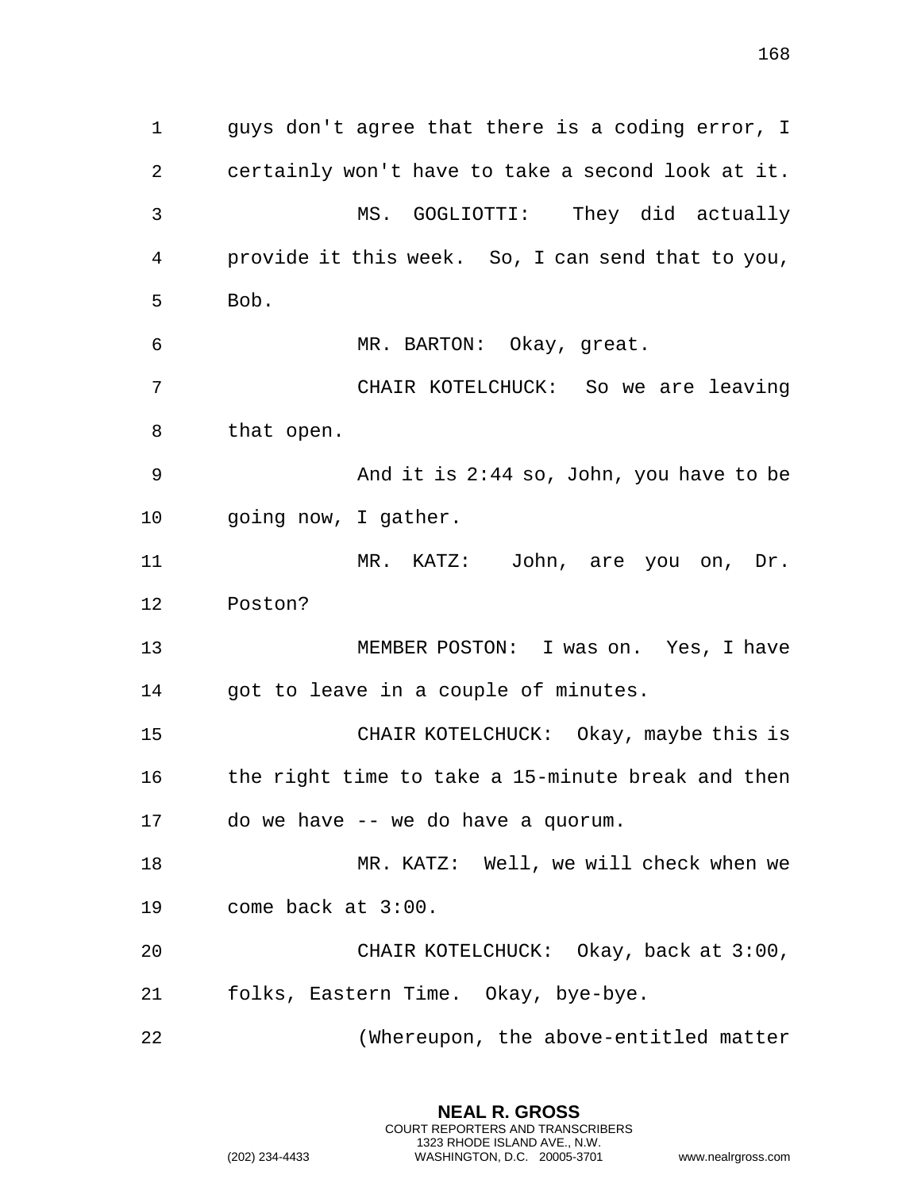guys don't agree that there is a coding error, I certainly won't have to take a second look at it.

MS. GOGLIOTTI: They did actually provide it this week. So, I can send that to you, Bob.

MR. BARTON: Okay, great.

CHAIR KOTELCHUCK: So we are leaving that open.

And it is 2:44 so, John, you have to be going now, I gather.

MR. KATZ: John, are you on, Dr. Poston?

MEMBER POSTON: I was on. Yes, I have got to leave in a couple of minutes.

CHAIR KOTELCHUCK: Okay, maybe this is the right time to take a 15-minute break and then do we have -- we do have a quorum.

MR. KATZ: Well, we will check when we come back at 3:00.

CHAIR KOTELCHUCK: Okay, back at 3:00, folks, Eastern Time. Okay, bye-bye.

(Whereupon, the above-entitled matter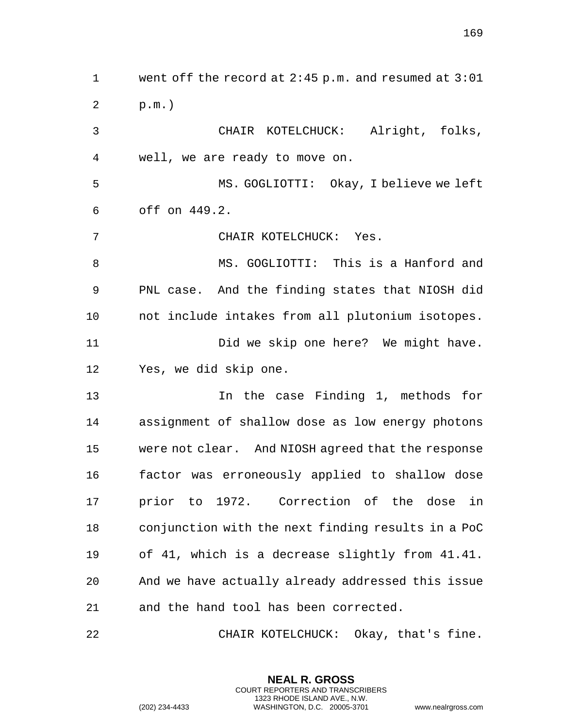went off the record at 2:45 p.m. and resumed at 3:01 p.m.)

CHAIR KOTELCHUCK: Alright, folks, well, we are ready to move on.

MS. GOGLIOTTI: Okay, I believe we left off on 449.2.

CHAIR KOTELCHUCK: Yes.

MS. GOGLIOTTI: This is a Hanford and PNL case. And the finding states that NIOSH did not include intakes from all plutonium isotopes.

Did we skip one here? We might have. Yes, we did skip one.

In the case Finding 1, methods for assignment of shallow dose as low energy photons were not clear. And NIOSH agreed that the response factor was erroneously applied to shallow dose prior to 1972. Correction of the dose in conjunction with the next finding results in a PoC of 41, which is a decrease slightly from 41.41. And we have actually already addressed this issue and the hand tool has been corrected.

CHAIR KOTELCHUCK: Okay, that's fine.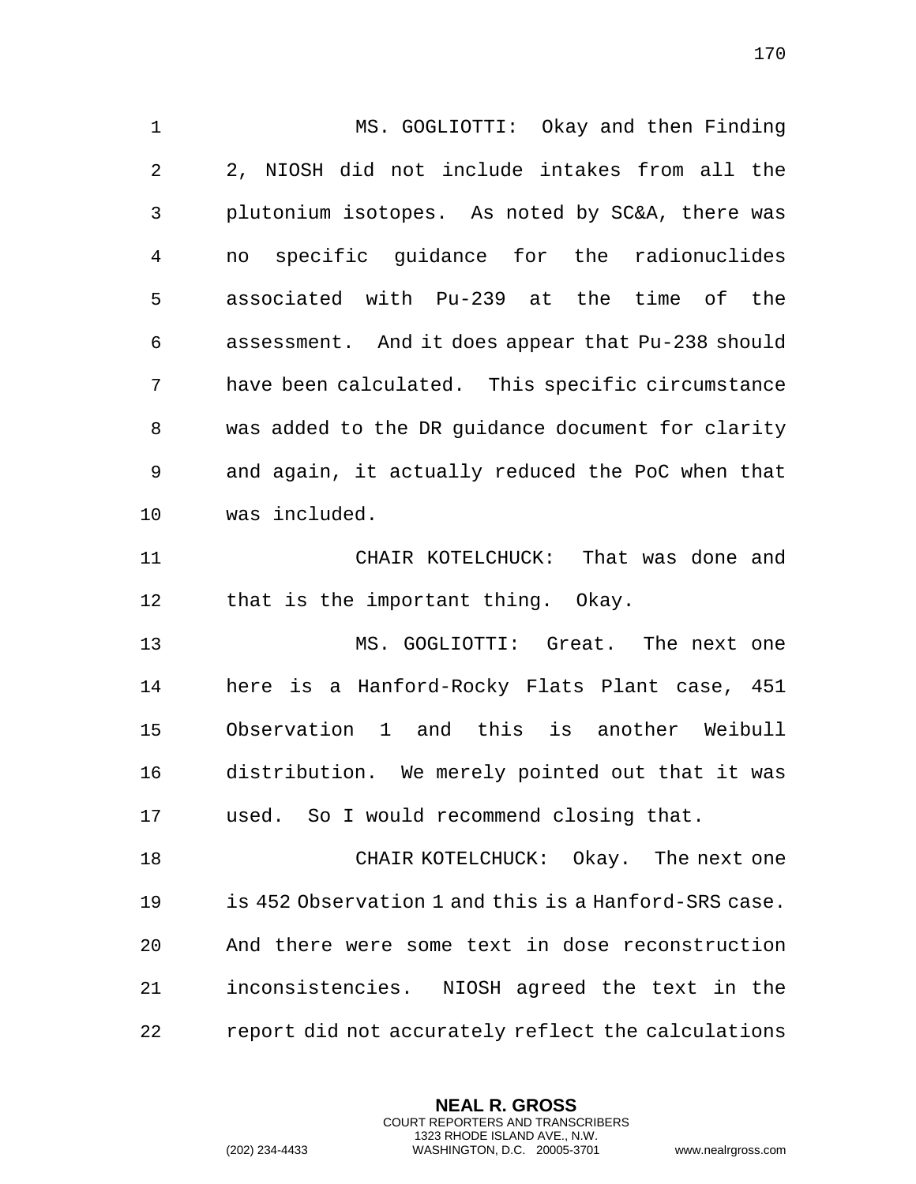MS. GOGLIOTTI: Okay and then Finding 2, NIOSH did not include intakes from all the plutonium isotopes. As noted by SC&A, there was no specific guidance for the radionuclides associated with Pu-239 at the time of the assessment. And it does appear that Pu-238 should have been calculated. This specific circumstance was added to the DR guidance document for clarity and again, it actually reduced the PoC when that was included.

CHAIR KOTELCHUCK: That was done and that is the important thing. Okay.

MS. GOGLIOTTI: Great. The next one here is a Hanford-Rocky Flats Plant case, 451 Observation 1 and this is another Weibull distribution. We merely pointed out that it was used. So I would recommend closing that.

CHAIR KOTELCHUCK: Okay. The next one is 452 Observation 1 and this is a Hanford-SRS case. And there were some text in dose reconstruction inconsistencies. NIOSH agreed the text in the report did not accurately reflect the calculations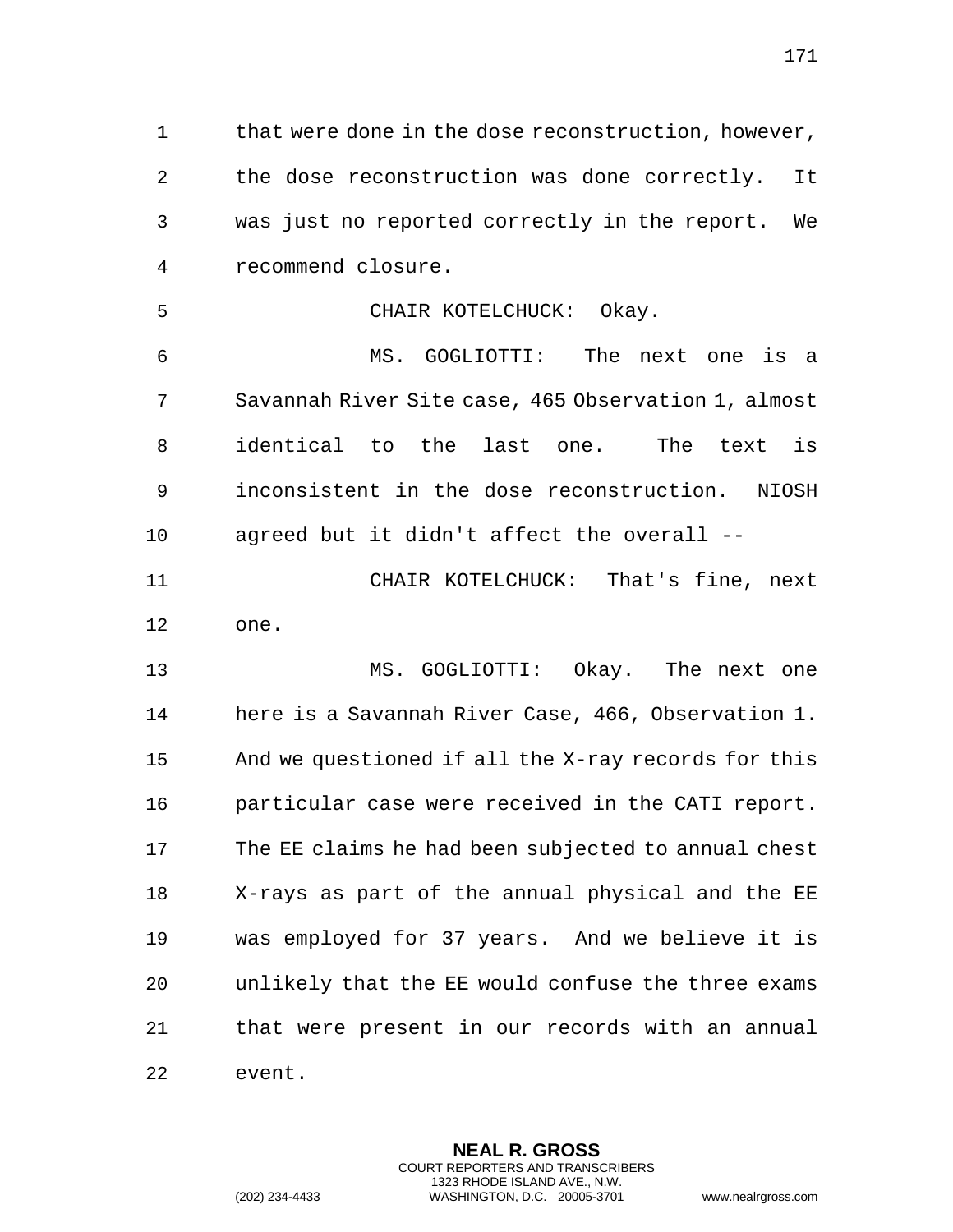that were done in the dose reconstruction, however, the dose reconstruction was done correctly. It was just no reported correctly in the report. We recommend closure.

CHAIR KOTELCHUCK: Okay.

MS. GOGLIOTTI: The next one is a Savannah River Site case, 465 Observation 1, almost identical to the last one. The text is inconsistent in the dose reconstruction. NIOSH agreed but it didn't affect the overall --

CHAIR KOTELCHUCK: That's fine, next one.

MS. GOGLIOTTI: Okay. The next one here is a Savannah River Case, 466, Observation 1. And we questioned if all the X-ray records for this particular case were received in the CATI report. The EE claims he had been subjected to annual chest X-rays as part of the annual physical and the EE was employed for 37 years. And we believe it is unlikely that the EE would confuse the three exams that were present in our records with an annual event.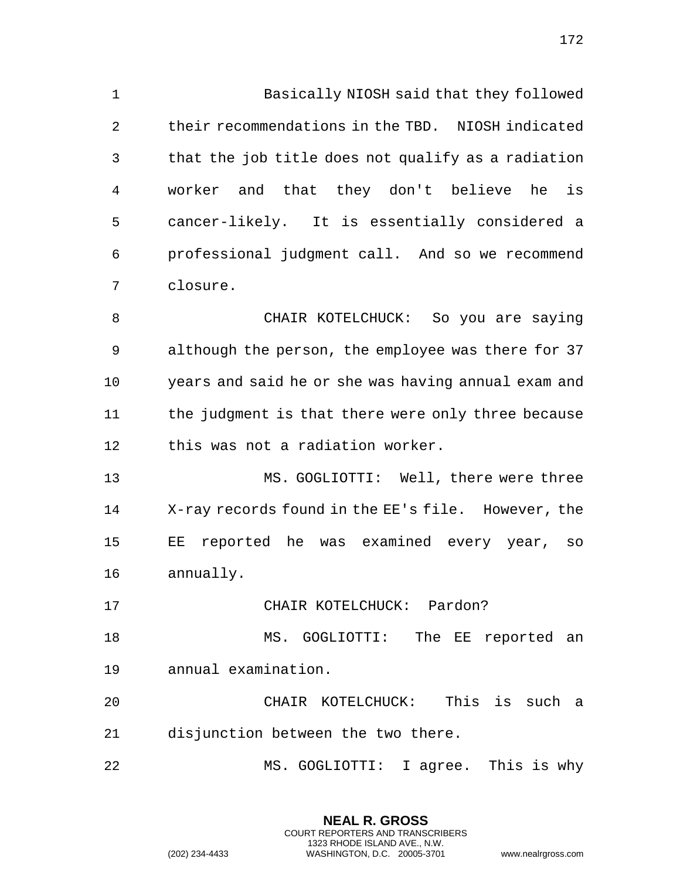Basically NIOSH said that they followed their recommendations in the TBD. NIOSH indicated that the job title does not qualify as a radiation worker and that they don't believe he is cancer-likely. It is essentially considered a professional judgment call. And so we recommend closure.

CHAIR KOTELCHUCK: So you are saying although the person, the employee was there for 37 years and said he or she was having annual exam and the judgment is that there were only three because this was not a radiation worker.

MS. GOGLIOTTI: Well, there were three X-ray records found in the EE's file. However, the EE reported he was examined every year, so annually.

CHAIR KOTELCHUCK: Pardon?

MS. GOGLIOTTI: The EE reported an annual examination.

CHAIR KOTELCHUCK: This is such a disjunction between the two there.

MS. GOGLIOTTI: I agree. This is why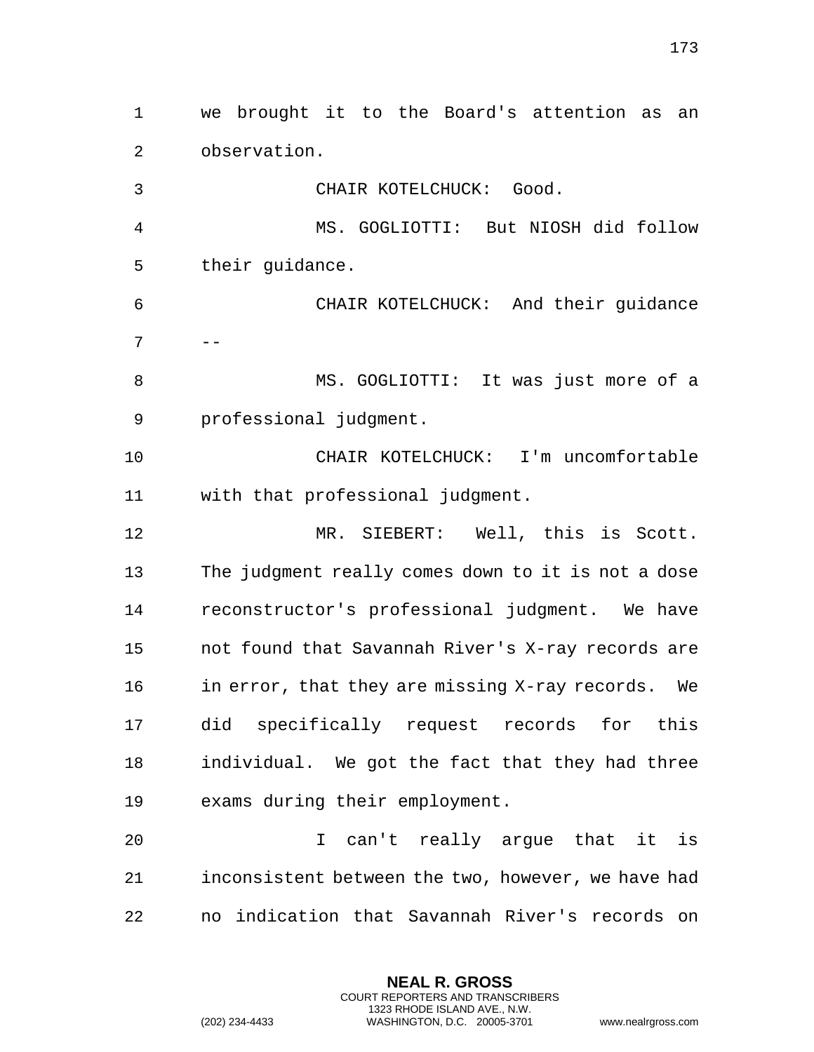we brought it to the Board's attention as an observation.

CHAIR KOTELCHUCK: Good.

MS. GOGLIOTTI: But NIOSH did follow their guidance.

CHAIR KOTELCHUCK: And their guidance --

MS. GOGLIOTTI: It was just more of a professional judgment.

CHAIR KOTELCHUCK: I'm uncomfortable with that professional judgment.

MR. SIEBERT: Well, this is Scott. The judgment really comes down to it is not a dose reconstructor's professional judgment. We have not found that Savannah River's X-ray records are in error, that they are missing X-ray records. We did specifically request records for this individual. We got the fact that they had three exams during their employment.

I can't really argue that it is inconsistent between the two, however, we have had no indication that Savannah River's records on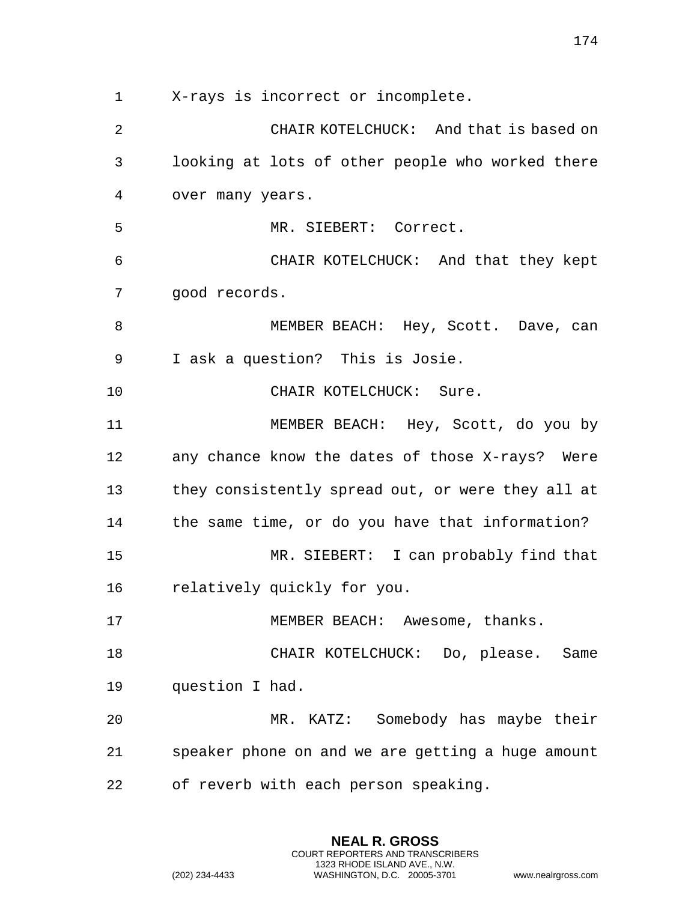X-rays is incorrect or incomplete.

CHAIR KOTELCHUCK: And that is based on looking at lots of other people who worked there over many years.

MR. SIEBERT: Correct.

CHAIR KOTELCHUCK: And that they kept good records.

MEMBER BEACH: Hey, Scott. Dave, can I ask a question? This is Josie.

CHAIR KOTELCHUCK: Sure.

MEMBER BEACH: Hey, Scott, do you by any chance know the dates of those X-rays? Were they consistently spread out, or were they all at the same time, or do you have that information?

MR. SIEBERT: I can probably find that relatively quickly for you.

MEMBER BEACH: Awesome, thanks.

CHAIR KOTELCHUCK: Do, please. Same question I had.

MR. KATZ: Somebody has maybe their speaker phone on and we are getting a huge amount of reverb with each person speaking.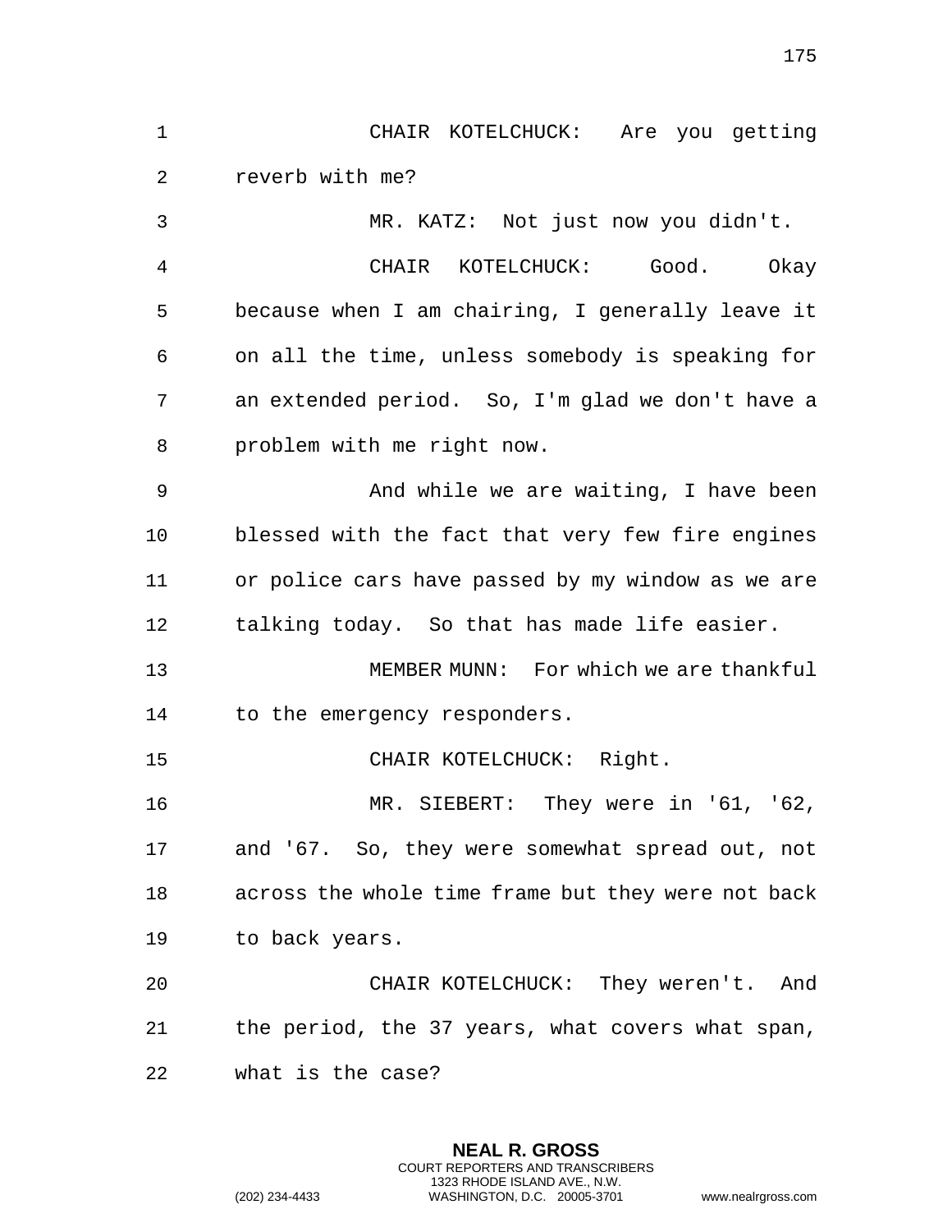CHAIR KOTELCHUCK: Are you getting reverb with me?

MR. KATZ: Not just now you didn't.

CHAIR KOTELCHUCK: Good. Okay because when I am chairing, I generally leave it on all the time, unless somebody is speaking for an extended period. So, I'm glad we don't have a problem with me right now.

And while we are waiting, I have been blessed with the fact that very few fire engines or police cars have passed by my window as we are talking today. So that has made life easier.

MEMBER MUNN: For which we are thankful to the emergency responders.

CHAIR KOTELCHUCK: Right.

MR. SIEBERT: They were in '61, '62, and '67. So, they were somewhat spread out, not across the whole time frame but they were not back to back years.

CHAIR KOTELCHUCK: They weren't. And the period, the 37 years, what covers what span, what is the case?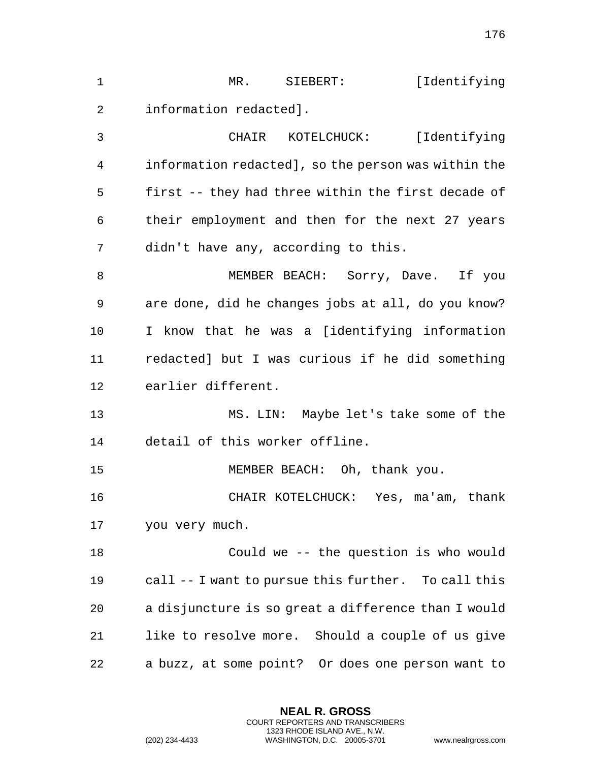MR. SIEBERT: [Identifying information redacted].

CHAIR KOTELCHUCK: [Identifying information redacted], so the person was within the first -- they had three within the first decade of their employment and then for the next 27 years didn't have any, according to this.

MEMBER BEACH: Sorry, Dave. If you are done, did he changes jobs at all, do you know? I know that he was a [identifying information redacted] but I was curious if he did something earlier different.

MS. LIN: Maybe let's take some of the detail of this worker offline.

MEMBER BEACH: Oh, thank you.

CHAIR KOTELCHUCK: Yes, ma'am, thank you very much.

Could we -- the question is who would call -- I want to pursue this further. To call this a disjuncture is so great a difference than I would like to resolve more. Should a couple of us give a buzz, at some point? Or does one person want to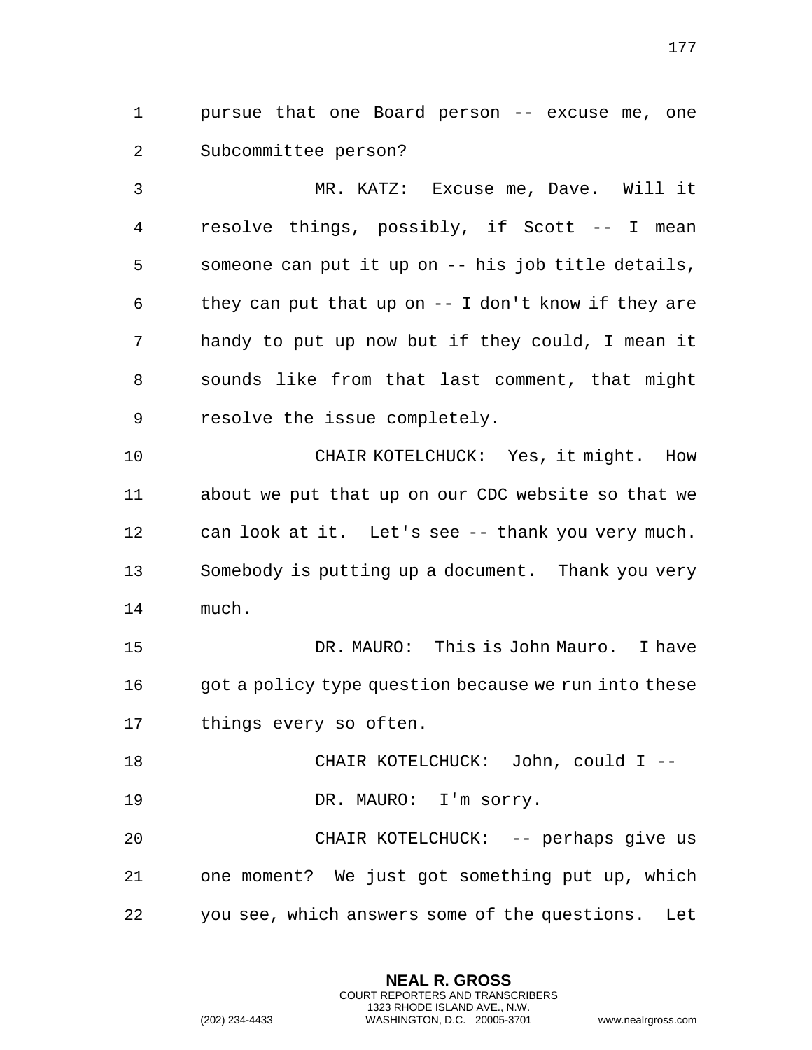pursue that one Board person -- excuse me, one Subcommittee person?

MR. KATZ: Excuse me, Dave. Will it resolve things, possibly, if Scott -- I mean someone can put it up on -- his job title details, they can put that up on -- I don't know if they are handy to put up now but if they could, I mean it sounds like from that last comment, that might resolve the issue completely.

CHAIR KOTELCHUCK: Yes, it might. How about we put that up on our CDC website so that we can look at it. Let's see -- thank you very much. Somebody is putting up a document. Thank you very much.

DR. MAURO: This is John Mauro. I have got a policy type question because we run into these things every so often.

CHAIR KOTELCHUCK: John, could I --

DR. MAURO: I'm sorry.

CHAIR KOTELCHUCK: -- perhaps give us one moment? We just got something put up, which you see, which answers some of the questions. Let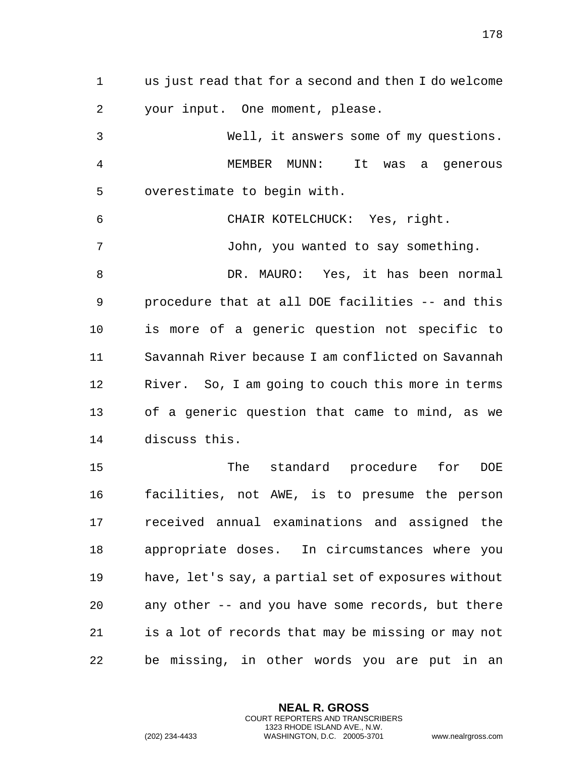us just read that for a second and then I do welcome your input. One moment, please.

Well, it answers some of my questions.

MEMBER MUNN: It was a generous overestimate to begin with.

CHAIR KOTELCHUCK: Yes, right.

John, you wanted to say something.

DR. MAURO: Yes, it has been normal procedure that at all DOE facilities -- and this is more of a generic question not specific to Savannah River because I am conflicted on Savannah River. So, I am going to couch this more in terms of a generic question that came to mind, as we discuss this.

The standard procedure for DOE facilities, not AWE, is to presume the person received annual examinations and assigned the appropriate doses. In circumstances where you have, let's say, a partial set of exposures without any other -- and you have some records, but there is a lot of records that may be missing or may not be missing, in other words you are put in an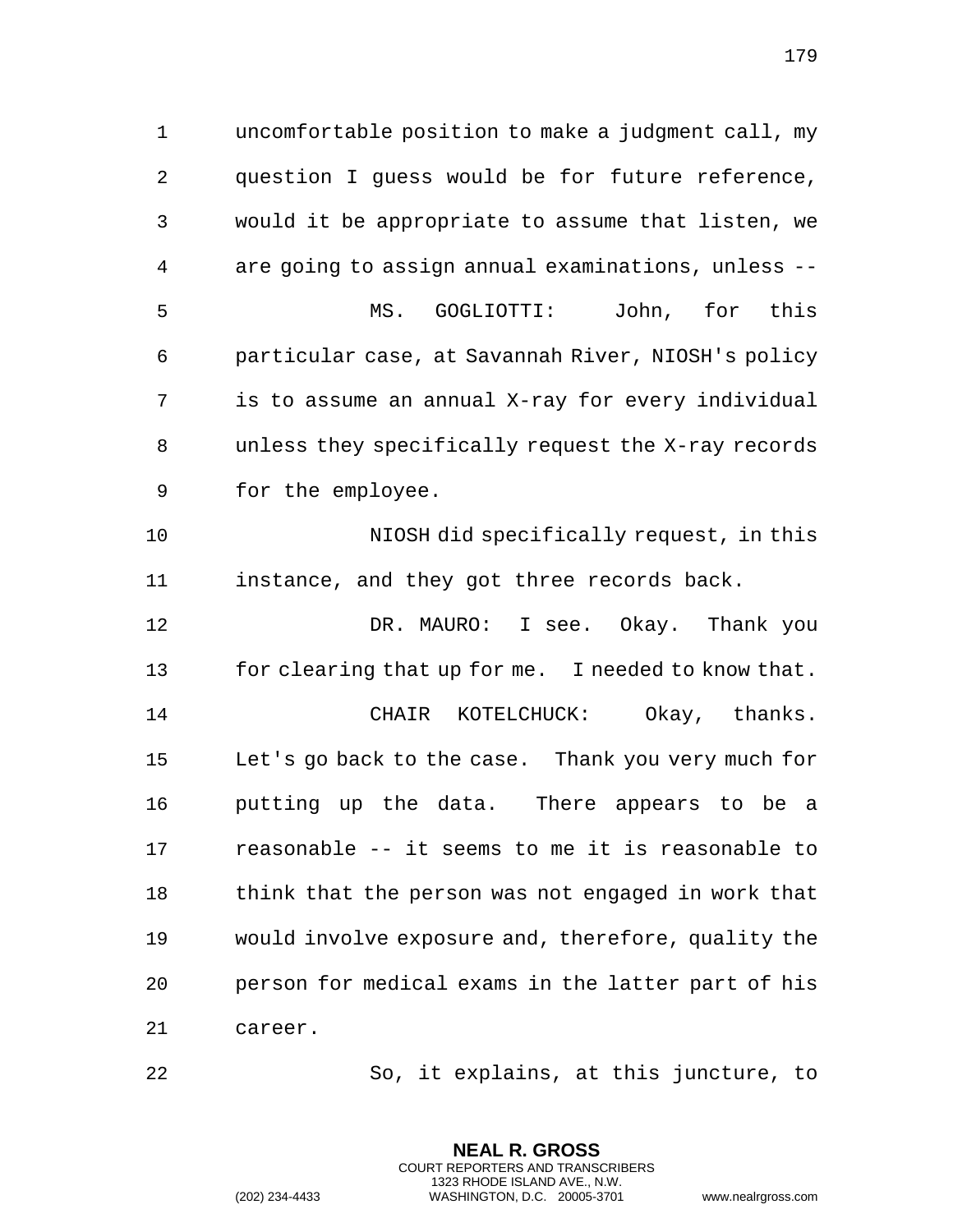uncomfortable position to make a judgment call, my question I guess would be for future reference, would it be appropriate to assume that listen, we are going to assign annual examinations, unless --

MS. GOGLIOTTI: John, for this particular case, at Savannah River, NIOSH's policy is to assume an annual X-ray for every individual unless they specifically request the X-ray records for the employee.

NIOSH did specifically request, in this instance, and they got three records back.

DR. MAURO: I see. Okay. Thank you for clearing that up for me. I needed to know that.

CHAIR KOTELCHUCK: Okay, thanks. Let's go back to the case. Thank you very much for putting up the data. There appears to be a reasonable -- it seems to me it is reasonable to think that the person was not engaged in work that would involve exposure and, therefore, quality the person for medical exams in the latter part of his career.

So, it explains, at this juncture, to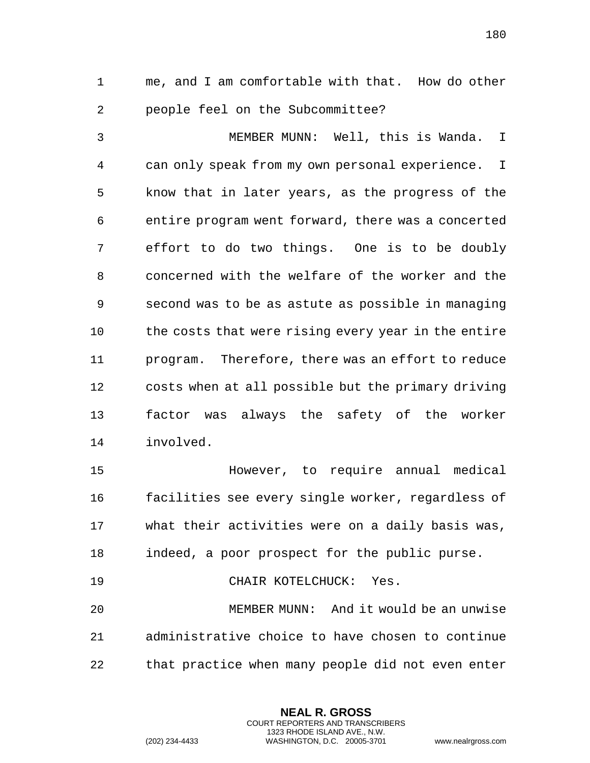me, and I am comfortable with that. How do other people feel on the Subcommittee?

MEMBER MUNN: Well, this is Wanda. I can only speak from my own personal experience. I know that in later years, as the progress of the entire program went forward, there was a concerted effort to do two things. One is to be doubly concerned with the welfare of the worker and the second was to be as astute as possible in managing the costs that were rising every year in the entire program. Therefore, there was an effort to reduce costs when at all possible but the primary driving factor was always the safety of the worker involved.

However, to require annual medical facilities see every single worker, regardless of what their activities were on a daily basis was, indeed, a poor prospect for the public purse.

CHAIR KOTELCHUCK: Yes.

MEMBER MUNN: And it would be an unwise administrative choice to have chosen to continue that practice when many people did not even enter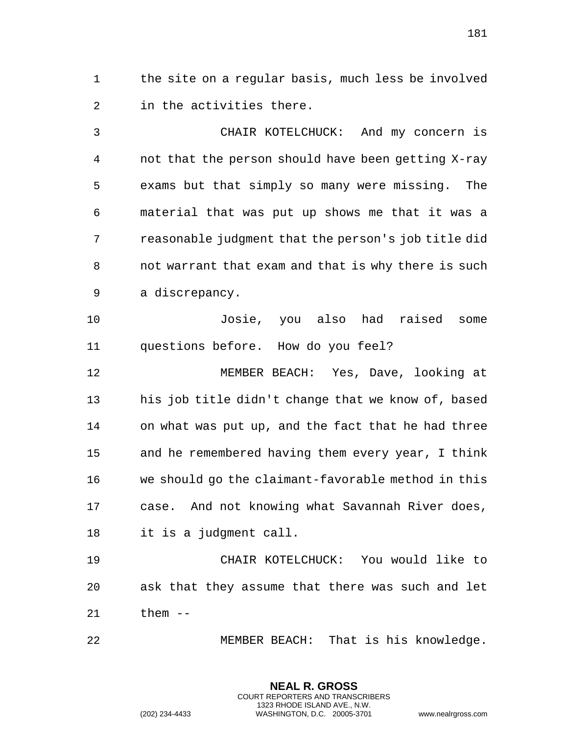the site on a regular basis, much less be involved in the activities there.

CHAIR KOTELCHUCK: And my concern is not that the person should have been getting X-ray exams but that simply so many were missing. The material that was put up shows me that it was a reasonable judgment that the person's job title did not warrant that exam and that is why there is such a discrepancy.

Josie, you also had raised some questions before. How do you feel?

MEMBER BEACH: Yes, Dave, looking at his job title didn't change that we know of, based on what was put up, and the fact that he had three and he remembered having them every year, I think we should go the claimant-favorable method in this case. And not knowing what Savannah River does, it is a judgment call.

CHAIR KOTELCHUCK: You would like to ask that they assume that there was such and let them --

MEMBER BEACH: That is his knowledge.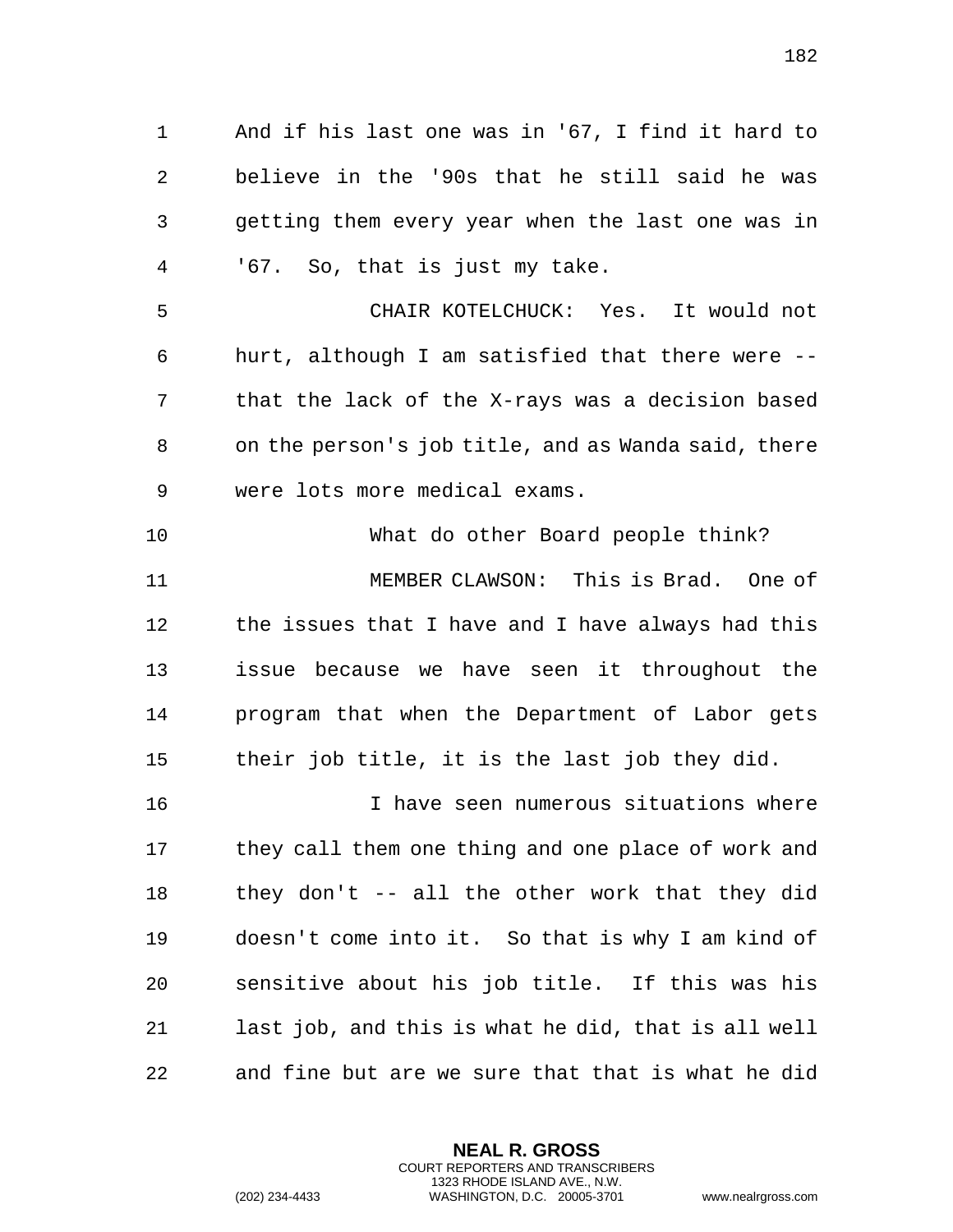And if his last one was in '67, I find it hard to believe in the '90s that he still said he was getting them every year when the last one was in '67. So, that is just my take.

CHAIR KOTELCHUCK: Yes. It would not hurt, although I am satisfied that there were -- that the lack of the X-rays was a decision based on the person's job title, and as Wanda said, there were lots more medical exams.

What do other Board people think?

MEMBER CLAWSON: This is Brad. One of the issues that I have and I have always had this issue because we have seen it throughout the program that when the Department of Labor gets their job title, it is the last job they did.

I have seen numerous situations where they call them one thing and one place of work and they don't -- all the other work that they did doesn't come into it. So that is why I am kind of sensitive about his job title. If this was his last job, and this is what he did, that is all well and fine but are we sure that that is what he did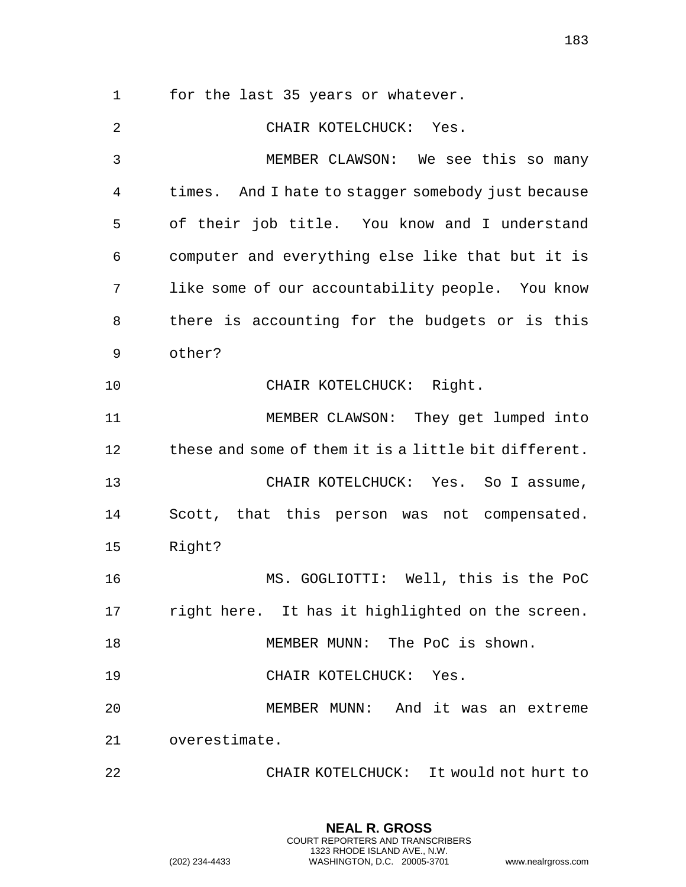for the last 35 years or whatever.

CHAIR KOTELCHUCK: Yes.

MEMBER CLAWSON: We see this so many times. And I hate to stagger somebody just because of their job title. You know and I understand computer and everything else like that but it is like some of our accountability people. You know there is accounting for the budgets or is this other?

CHAIR KOTELCHUCK: Right.

MEMBER CLAWSON: They get lumped into these and some of them it is a little bit different.

CHAIR KOTELCHUCK: Yes. So I assume, Scott, that this person was not compensated. Right?

MS. GOGLIOTTI: Well, this is the PoC right here. It has it highlighted on the screen.

MEMBER MUNN: The PoC is shown.

CHAIR KOTELCHUCK: Yes.

MEMBER MUNN: And it was an extreme overestimate.

CHAIR KOTELCHUCK: It would not hurt to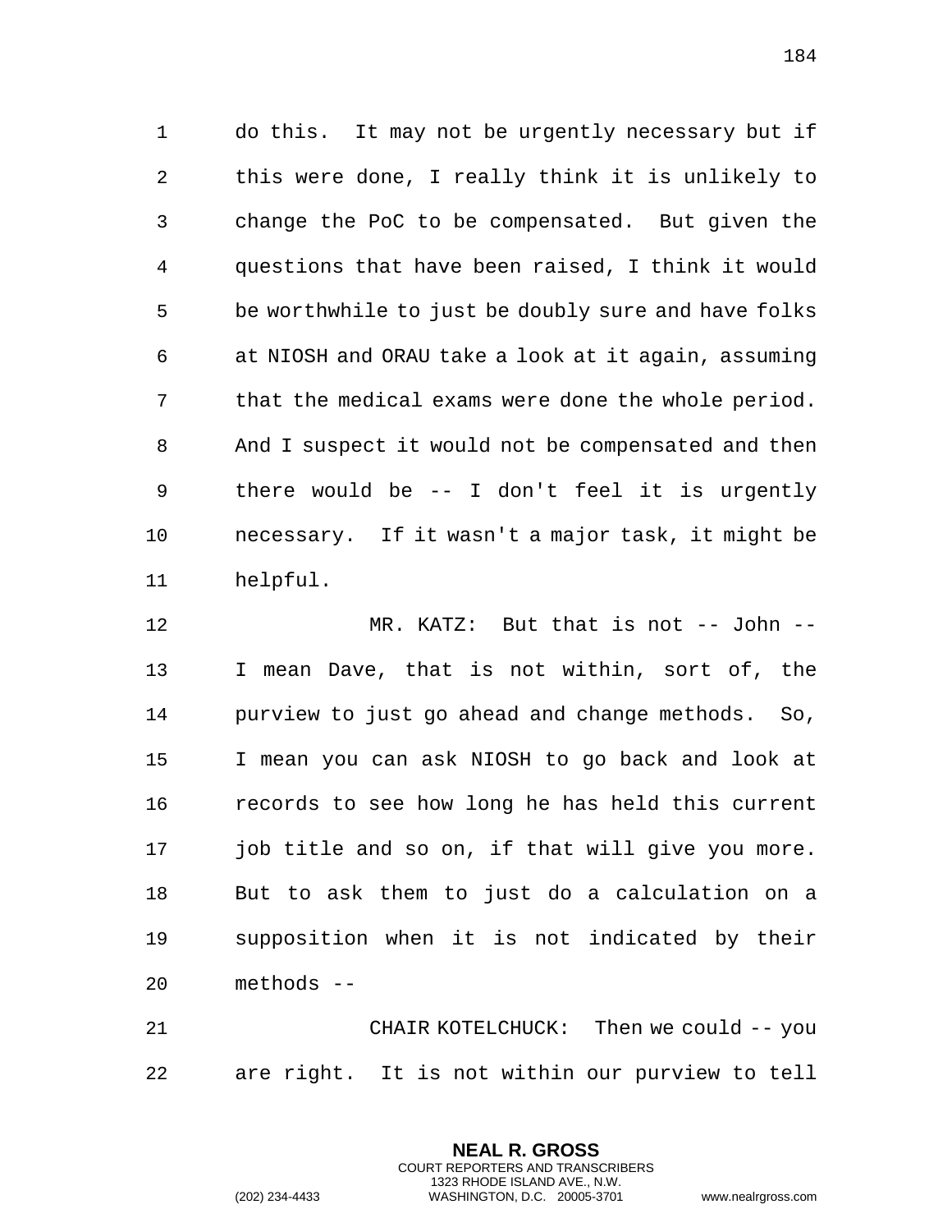do this. It may not be urgently necessary but if this were done, I really think it is unlikely to change the PoC to be compensated. But given the questions that have been raised, I think it would be worthwhile to just be doubly sure and have folks at NIOSH and ORAU take a look at it again, assuming that the medical exams were done the whole period. And I suspect it would not be compensated and then there would be -- I don't feel it is urgently necessary. If it wasn't a major task, it might be helpful.

MR. KATZ: But that is not -- John -- I mean Dave, that is not within, sort of, the purview to just go ahead and change methods. So, I mean you can ask NIOSH to go back and look at records to see how long he has held this current job title and so on, if that will give you more. But to ask them to just do a calculation on a supposition when it is not indicated by their methods --

CHAIR KOTELCHUCK: Then we could -- you are right. It is not within our purview to tell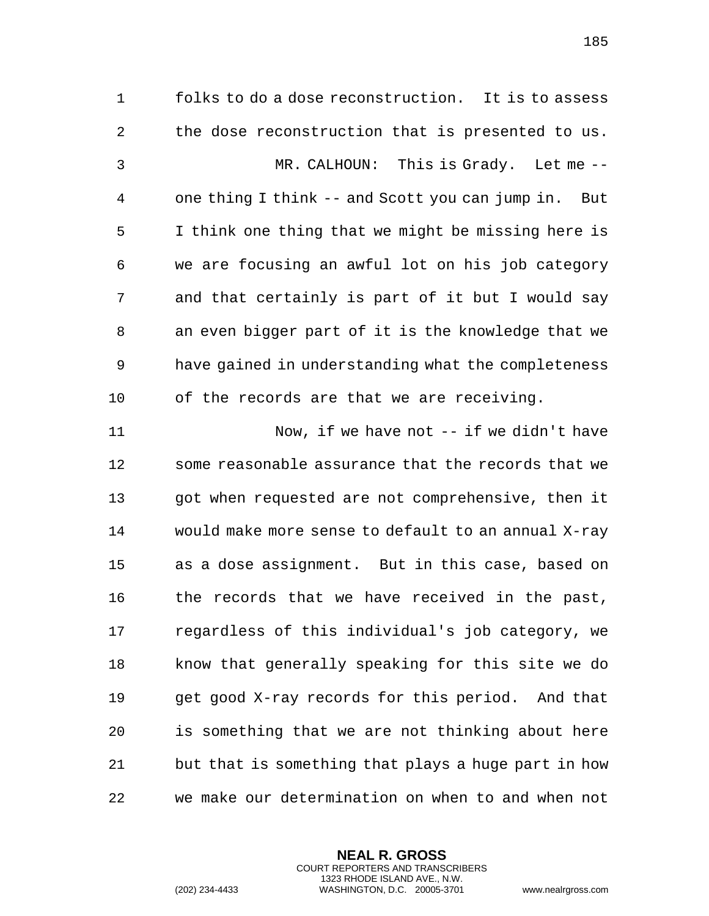folks to do a dose reconstruction. It is to assess the dose reconstruction that is presented to us.

MR. CALHOUN: This is Grady. Let me -- one thing I think -- and Scott you can jump in. But I think one thing that we might be missing here is we are focusing an awful lot on his job category and that certainly is part of it but I would say an even bigger part of it is the knowledge that we have gained in understanding what the completeness of the records are that we are receiving.

Now, if we have not -- if we didn't have some reasonable assurance that the records that we got when requested are not comprehensive, then it would make more sense to default to an annual X-ray as a dose assignment. But in this case, based on the records that we have received in the past, regardless of this individual's job category, we know that generally speaking for this site we do get good X-ray records for this period. And that is something that we are not thinking about here but that is something that plays a huge part in how we make our determination on when to and when not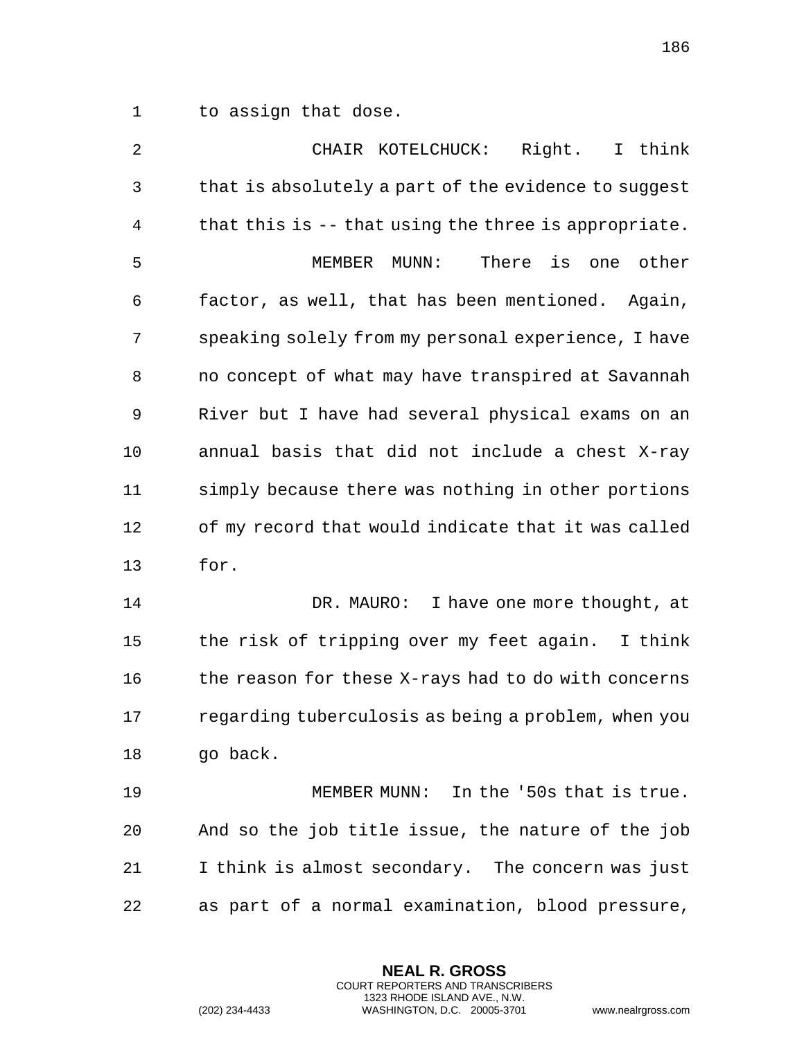to assign that dose.

CHAIR KOTELCHUCK: Right. I think that is absolutely a part of the evidence to suggest that this is -- that using the three is appropriate.

MEMBER MUNN: There is one other factor, as well, that has been mentioned. Again, speaking solely from my personal experience, I have no concept of what may have transpired at Savannah River but I have had several physical exams on an annual basis that did not include a chest X-ray simply because there was nothing in other portions of my record that would indicate that it was called for.

DR. MAURO: I have one more thought, at the risk of tripping over my feet again. I think the reason for these X-rays had to do with concerns regarding tuberculosis as being a problem, when you go back.

MEMBER MUNN: In the '50s that is true. And so the job title issue, the nature of the job I think is almost secondary. The concern was just as part of a normal examination, blood pressure,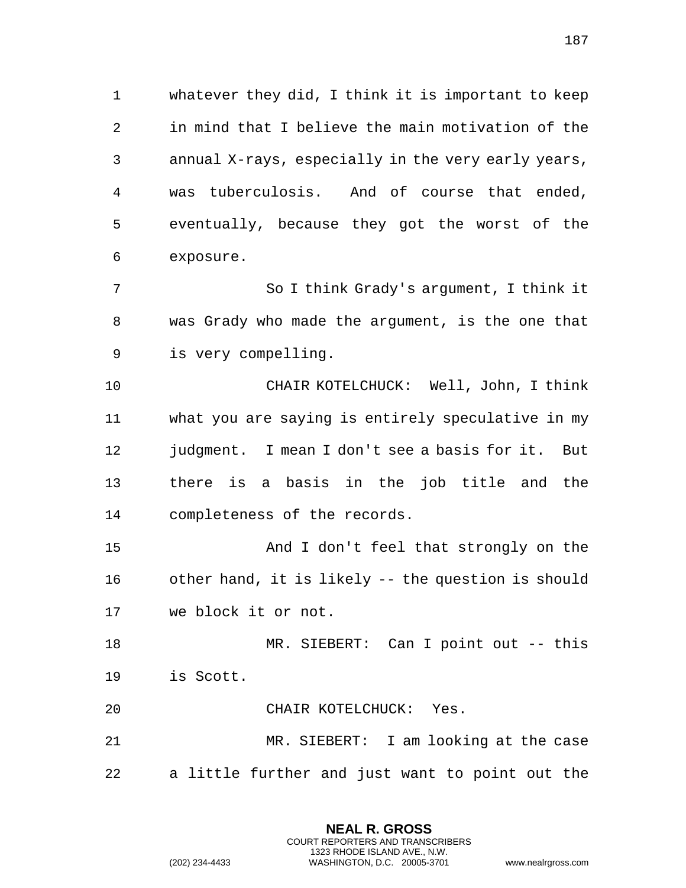whatever they did, I think it is important to keep in mind that I believe the main motivation of the annual X-rays, especially in the very early years, was tuberculosis. And of course that ended, eventually, because they got the worst of the exposure.

So I think Grady's argument, I think it was Grady who made the argument, is the one that is very compelling.

CHAIR KOTELCHUCK: Well, John, I think what you are saying is entirely speculative in my judgment. I mean I don't see a basis for it. But there is a basis in the job title and the completeness of the records.

And I don't feel that strongly on the other hand, it is likely -- the question is should we block it or not.

MR. SIEBERT: Can I point out -- this is Scott.

CHAIR KOTELCHUCK: Yes.

MR. SIEBERT: I am looking at the case a little further and just want to point out the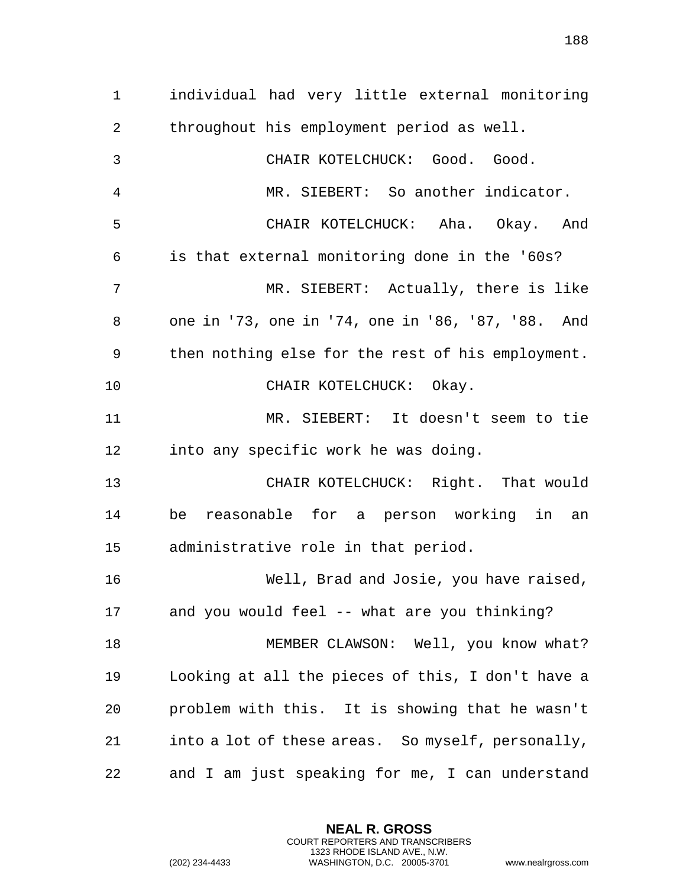individual had very little external monitoring throughout his employment period as well.

CHAIR KOTELCHUCK: Good. Good.

MR. SIEBERT: So another indicator.

CHAIR KOTELCHUCK: Aha. Okay. And is that external monitoring done in the '60s?

MR. SIEBERT: Actually, there is like one in '73, one in '74, one in '86, '87, '88. And then nothing else for the rest of his employment.

CHAIR KOTELCHUCK: Okay.

MR. SIEBERT: It doesn't seem to tie into any specific work he was doing.

CHAIR KOTELCHUCK: Right. That would be reasonable for a person working in an administrative role in that period.

Well, Brad and Josie, you have raised, and you would feel -- what are you thinking?

MEMBER CLAWSON: Well, you know what? Looking at all the pieces of this, I don't have a problem with this. It is showing that he wasn't into a lot of these areas. So myself, personally, and I am just speaking for me, I can understand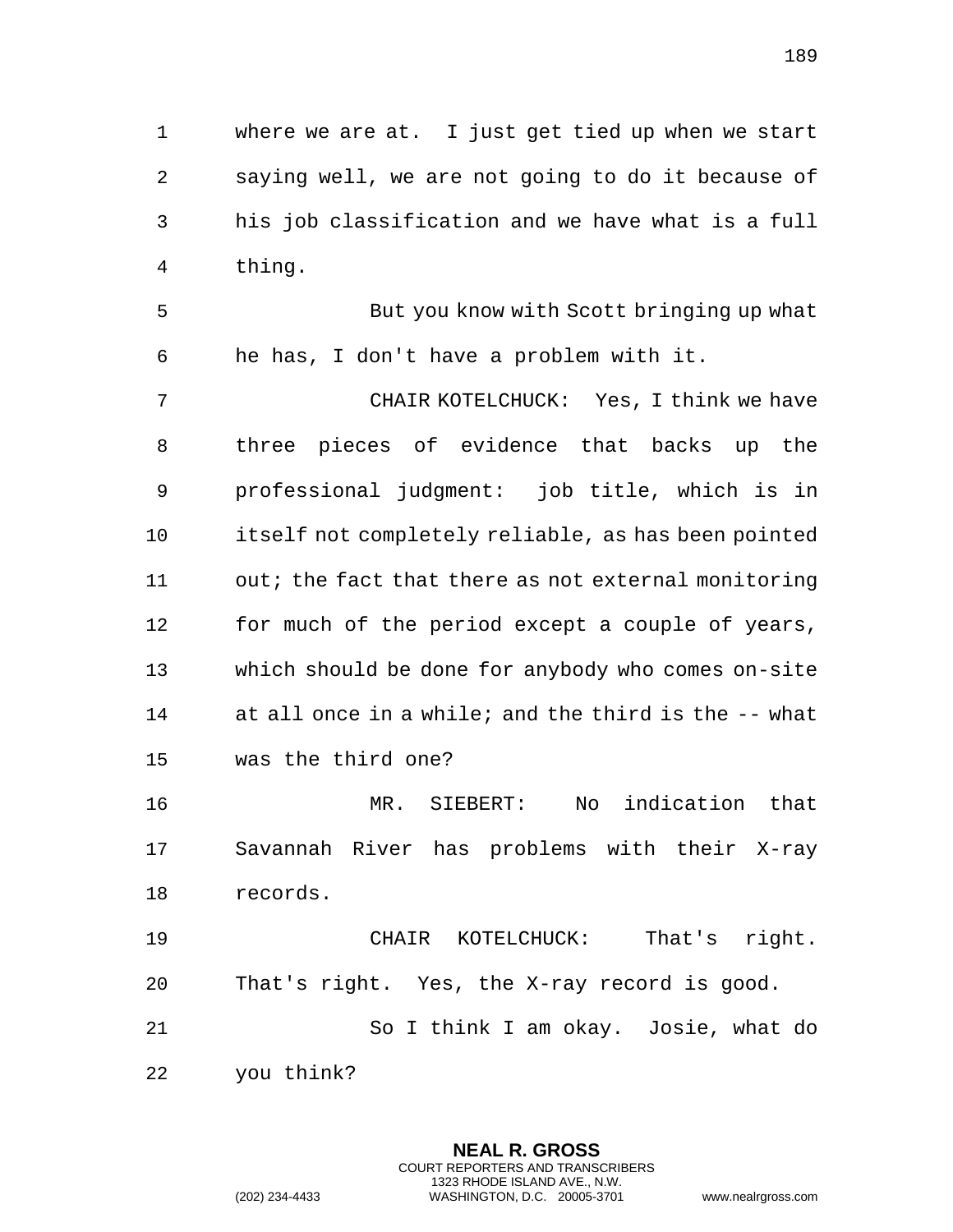where we are at. I just get tied up when we start saying well, we are not going to do it because of his job classification and we have what is a full thing.

But you know with Scott bringing up what he has, I don't have a problem with it.

CHAIR KOTELCHUCK: Yes, I think we have three pieces of evidence that backs up the professional judgment: job title, which is in itself not completely reliable, as has been pointed out; the fact that there as not external monitoring for much of the period except a couple of years, which should be done for anybody who comes on-site at all once in a while; and the third is the -- what was the third one?

MR. SIEBERT: No indication that Savannah River has problems with their X-ray records.

CHAIR KOTELCHUCK: That's right. That's right. Yes, the X-ray record is good.

So I think I am okay. Josie, what do you think?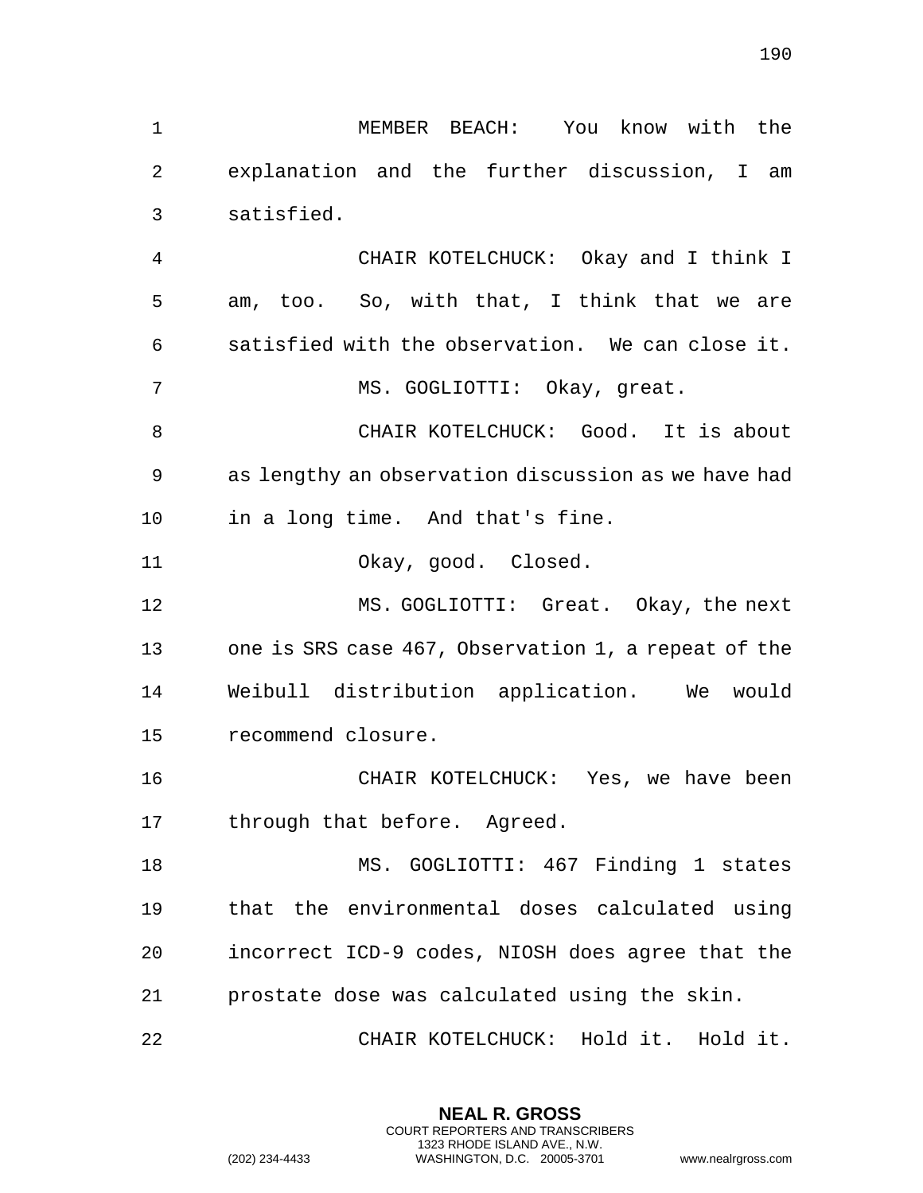MEMBER BEACH: You know with the explanation and the further discussion, I am satisfied.

CHAIR KOTELCHUCK: Okay and I think I am, too. So, with that, I think that we are satisfied with the observation. We can close it.

MS. GOGLIOTTI: Okay, great.

CHAIR KOTELCHUCK: Good. It is about as lengthy an observation discussion as we have had in a long time. And that's fine.

Okay, good. Closed.

MS. GOGLIOTTI: Great. Okay, the next one is SRS case 467, Observation 1, a repeat of the Weibull distribution application. We would recommend closure.

CHAIR KOTELCHUCK: Yes, we have been through that before. Agreed.

MS. GOGLIOTTI: 467 Finding 1 states that the environmental doses calculated using incorrect ICD-9 codes, NIOSH does agree that the prostate dose was calculated using the skin.

CHAIR KOTELCHUCK: Hold it. Hold it.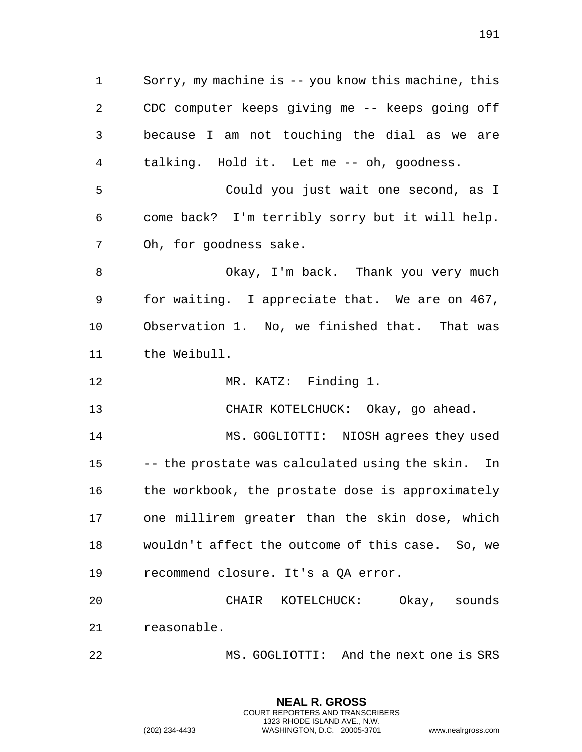Sorry, my machine is -- you know this machine, this CDC computer keeps giving me -- keeps going off because I am not touching the dial as we are talking. Hold it. Let me -- oh, goodness.

Could you just wait one second, as I come back? I'm terribly sorry but it will help. Oh, for goodness sake.

Okay, I'm back. Thank you very much for waiting. I appreciate that. We are on 467, Observation 1. No, we finished that. That was the Weibull.

MR. KATZ: Finding 1.

CHAIR KOTELCHUCK: Okay, go ahead.

MS. GOGLIOTTI: NIOSH agrees they used -- the prostate was calculated using the skin. In the workbook, the prostate dose is approximately one millirem greater than the skin dose, which wouldn't affect the outcome of this case. So, we recommend closure. It's a QA error.

CHAIR KOTELCHUCK: Okay, sounds reasonable.

MS. GOGLIOTTI: And the next one is SRS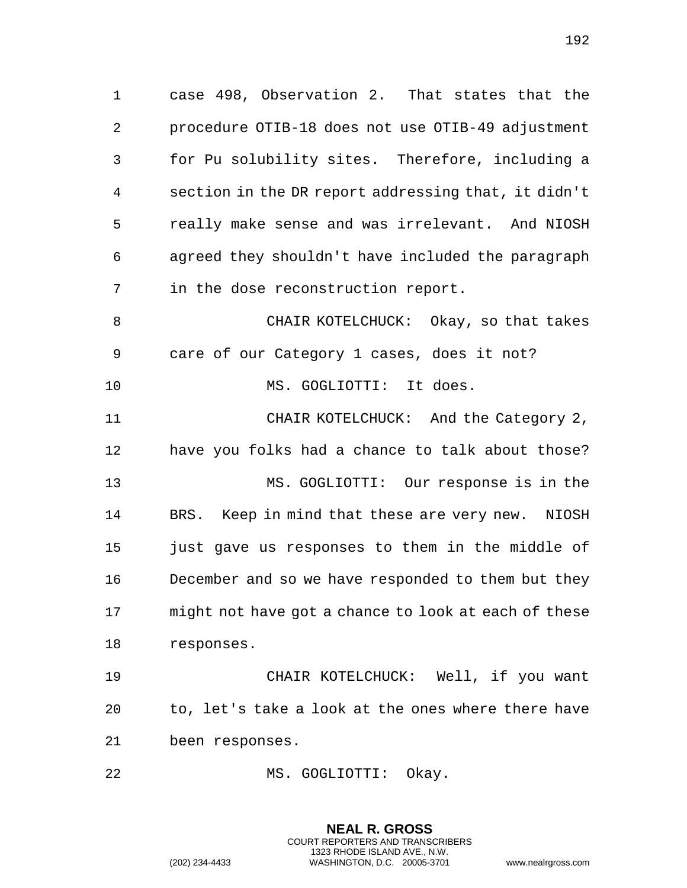case 498, Observation 2. That states that the procedure OTIB-18 does not use OTIB-49 adjustment for Pu solubility sites. Therefore, including a section in the DR report addressing that, it didn't really make sense and was irrelevant. And NIOSH agreed they shouldn't have included the paragraph in the dose reconstruction report.

CHAIR KOTELCHUCK: Okay, so that takes care of our Category 1 cases, does it not?

MS. GOGLIOTTI: It does.

CHAIR KOTELCHUCK: And the Category 2, have you folks had a chance to talk about those?

MS. GOGLIOTTI: Our response is in the BRS. Keep in mind that these are very new. NIOSH just gave us responses to them in the middle of December and so we have responded to them but they might not have got a chance to look at each of these responses.

CHAIR KOTELCHUCK: Well, if you want to, let's take a look at the ones where there have been responses.

MS. GOGLIOTTI: Okay.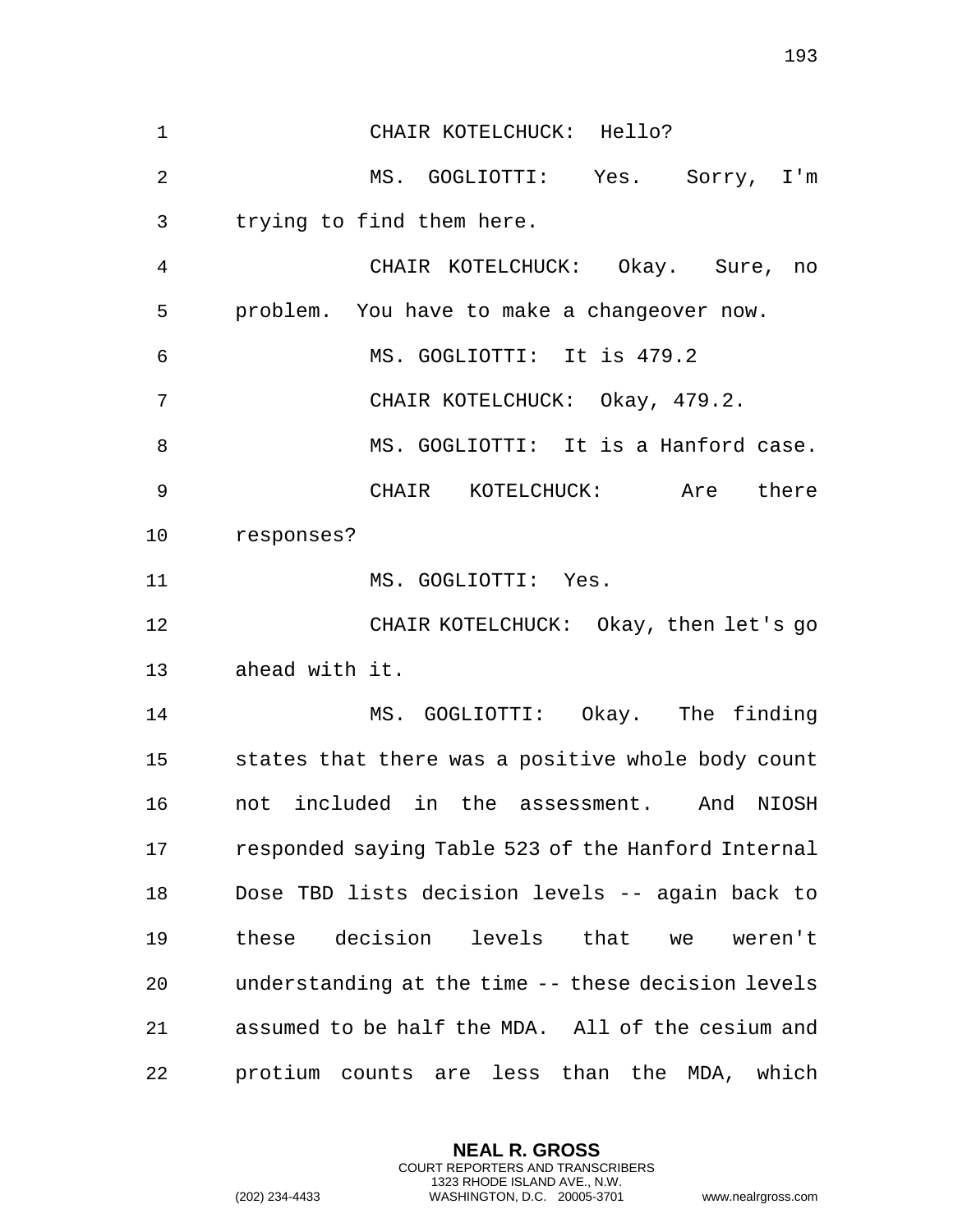CHAIR KOTELCHUCK: Hello?

MS. GOGLIOTTI: Yes. Sorry, I'm trying to find them here.

CHAIR KOTELCHUCK: Okay. Sure, no problem. You have to make a changeover now.

MS. GOGLIOTTI: It is 479.2

CHAIR KOTELCHUCK: Okay, 479.2.

MS. GOGLIOTTI: It is a Hanford case.

CHAIR KOTELCHUCK: Are there responses?

MS. GOGLIOTTI: Yes.

CHAIR KOTELCHUCK: Okay, then let's go ahead with it.

MS. GOGLIOTTI: Okay. The finding states that there was a positive whole body count not included in the assessment. And NIOSH responded saying Table 523 of the Hanford Internal Dose TBD lists decision levels -- again back to these decision levels that we weren't understanding at the time -- these decision levels assumed to be half the MDA. All of the cesium and protium counts are less than the MDA, which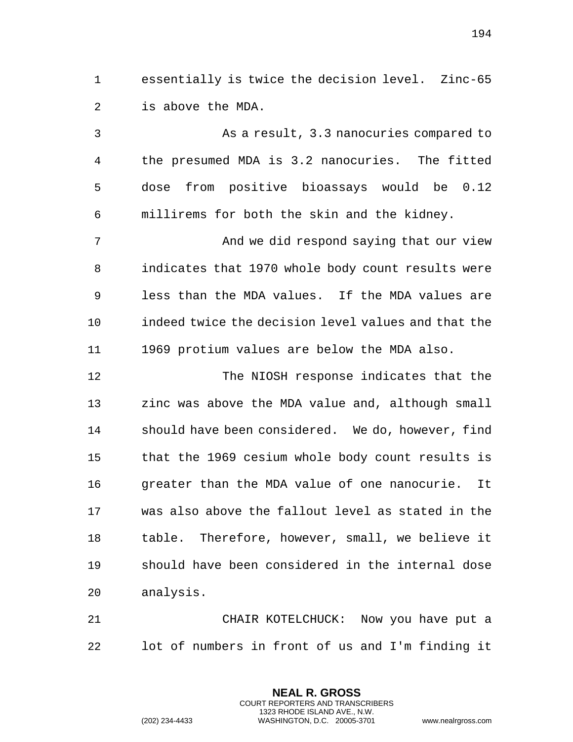essentially is twice the decision level. Zinc-65 is above the MDA.

As a result, 3.3 nanocuries compared to the presumed MDA is 3.2 nanocuries. The fitted dose from positive bioassays would be 0.12 millirems for both the skin and the kidney.

And we did respond saying that our view indicates that 1970 whole body count results were less than the MDA values. If the MDA values are indeed twice the decision level values and that the 1969 protium values are below the MDA also.

The NIOSH response indicates that the zinc was above the MDA value and, although small should have been considered. We do, however, find that the 1969 cesium whole body count results is greater than the MDA value of one nanocurie. It was also above the fallout level as stated in the table. Therefore, however, small, we believe it should have been considered in the internal dose analysis.

CHAIR KOTELCHUCK: Now you have put a lot of numbers in front of us and I'm finding it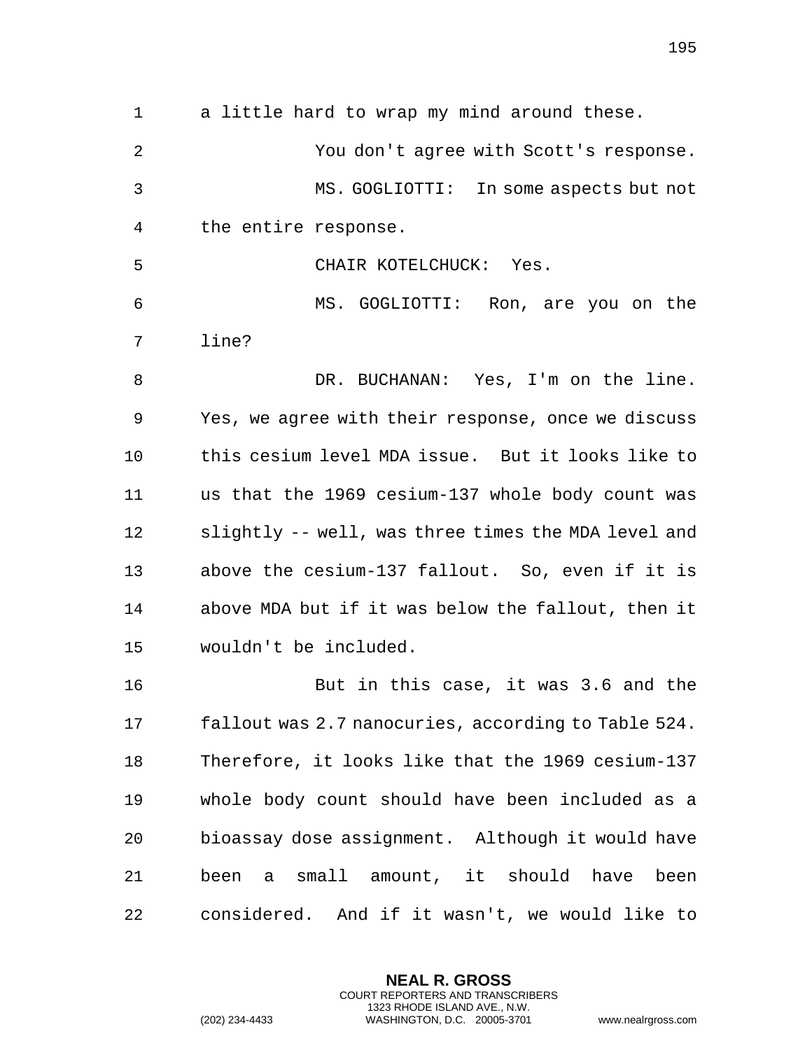a little hard to wrap my mind around these.

You don't agree with Scott's response.

MS. GOGLIOTTI: In some aspects but not the entire response.

CHAIR KOTELCHUCK: Yes.

MS. GOGLIOTTI: Ron, are you on the line?

DR. BUCHANAN: Yes, I'm on the line. Yes, we agree with their response, once we discuss this cesium level MDA issue. But it looks like to us that the 1969 cesium-137 whole body count was slightly -- well, was three times the MDA level and above the cesium-137 fallout. So, even if it is above MDA but if it was below the fallout, then it wouldn't be included.

But in this case, it was 3.6 and the fallout was 2.7 nanocuries, according to Table 524. Therefore, it looks like that the 1969 cesium-137 whole body count should have been included as a bioassay dose assignment. Although it would have been a small amount, it should have been considered. And if it wasn't, we would like to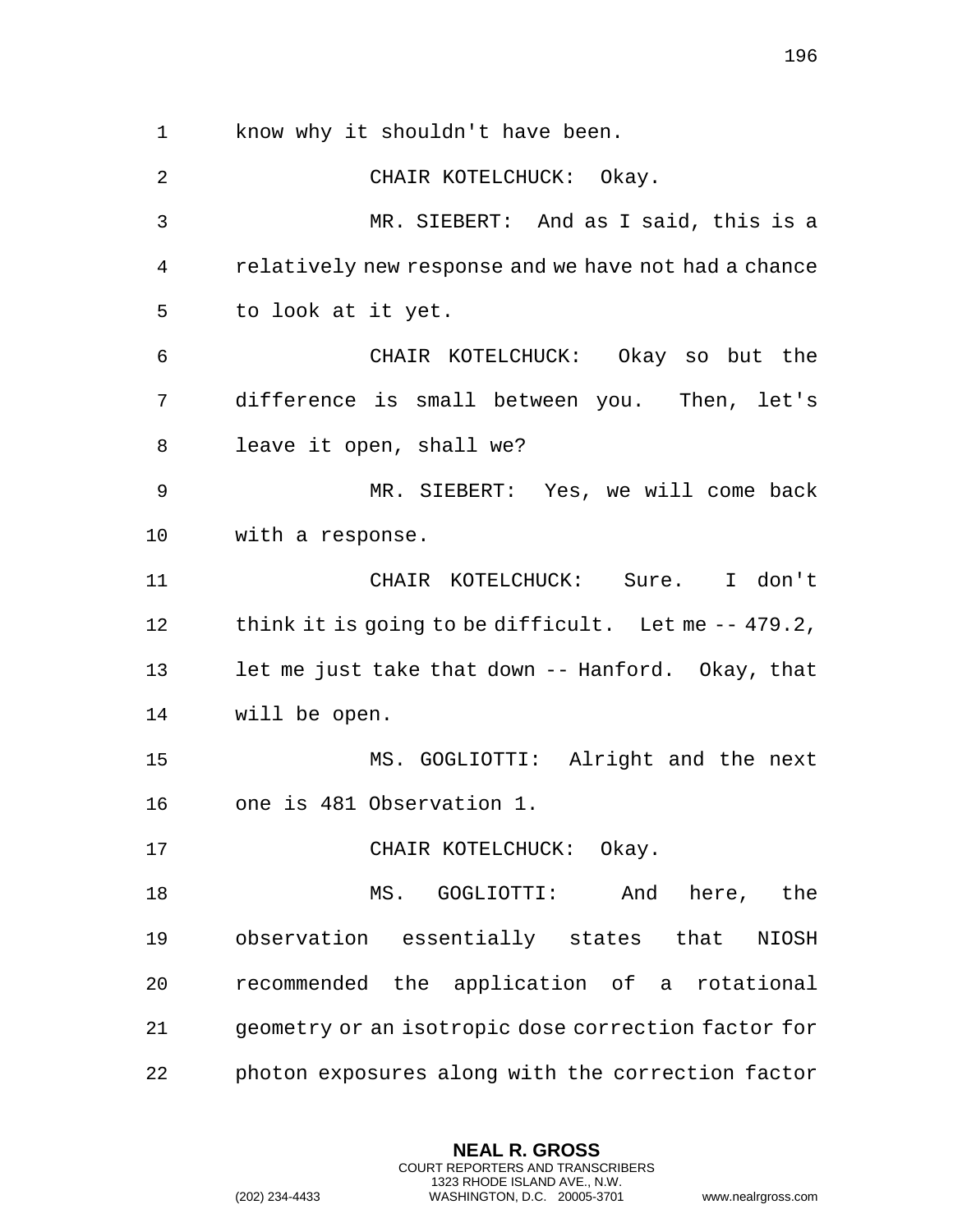know why it shouldn't have been.

CHAIR KOTELCHUCK: Okay.

MR. SIEBERT: And as I said, this is a relatively new response and we have not had a chance to look at it yet.

CHAIR KOTELCHUCK: Okay so but the difference is small between you. Then, let's leave it open, shall we?

MR. SIEBERT: Yes, we will come back with a response.

CHAIR KOTELCHUCK: Sure. I don't think it is going to be difficult. Let me -- 479.2, let me just take that down -- Hanford. Okay, that will be open.

MS. GOGLIOTTI: Alright and the next one is 481 Observation 1.

CHAIR KOTELCHUCK: Okay.

MS. GOGLIOTTI: And here, the observation essentially states that NIOSH recommended the application of a rotational geometry or an isotropic dose correction factor for photon exposures along with the correction factor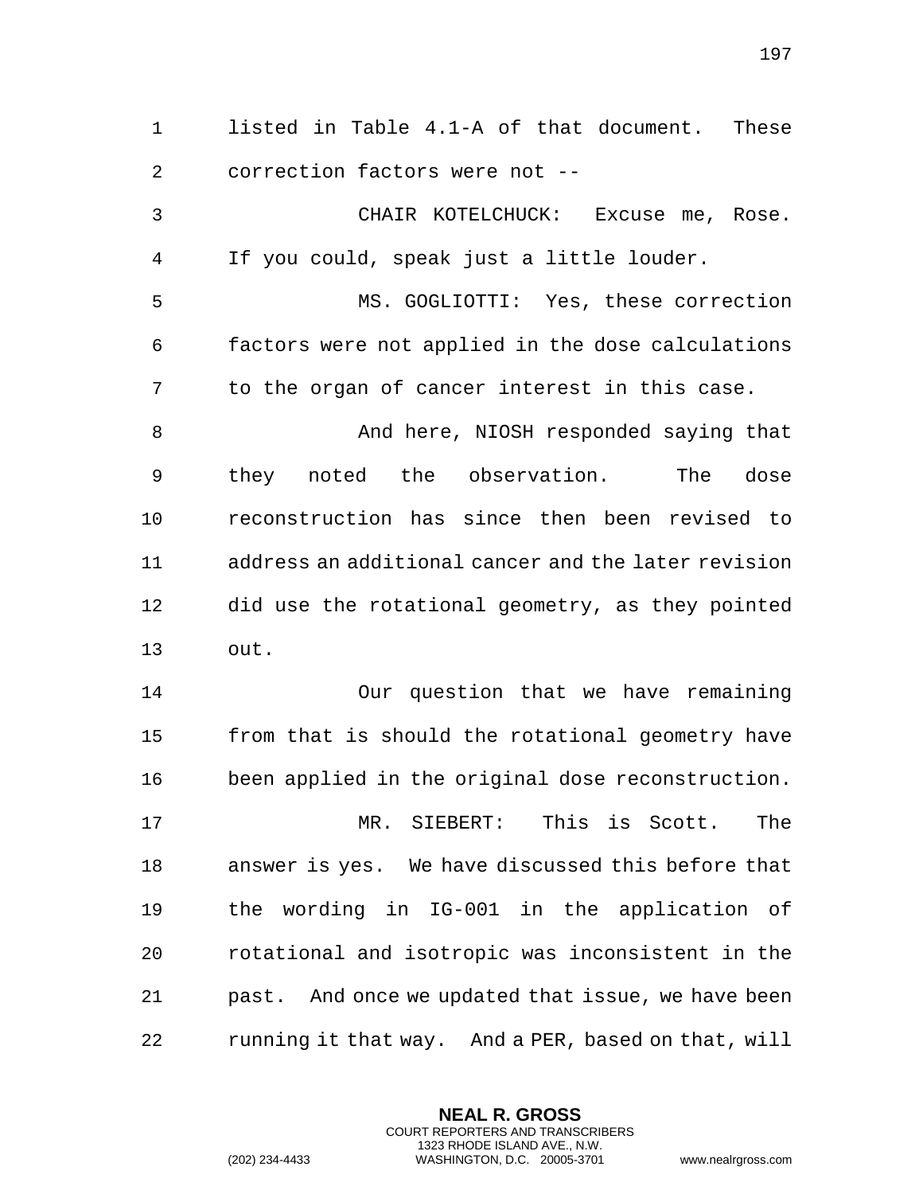listed in Table 4.1-A of that document. These correction factors were not --

CHAIR KOTELCHUCK: Excuse me, Rose. If you could, speak just a little louder.

MS. GOGLIOTTI: Yes, these correction factors were not applied in the dose calculations to the organ of cancer interest in this case.

And here, NIOSH responded saying that they noted the observation. The dose reconstruction has since then been revised to address an additional cancer and the later revision did use the rotational geometry, as they pointed out.

Our question that we have remaining from that is should the rotational geometry have been applied in the original dose reconstruction.

MR. SIEBERT: This is Scott. The answer is yes. We have discussed this before that the wording in IG-001 in the application of rotational and isotropic was inconsistent in the past. And once we updated that issue, we have been running it that way. And a PER, based on that, will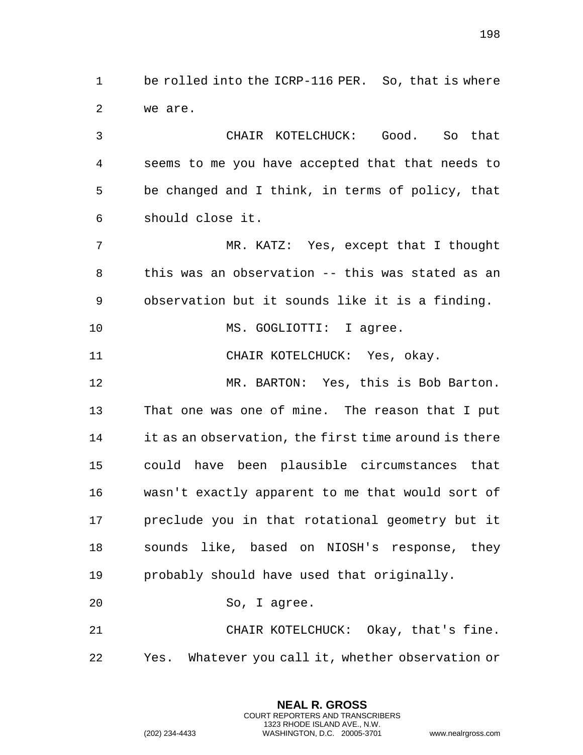be rolled into the ICRP-116 PER. So, that is where we are.

CHAIR KOTELCHUCK: Good. So that seems to me you have accepted that that needs to be changed and I think, in terms of policy, that should close it.

MR. KATZ: Yes, except that I thought this was an observation -- this was stated as an observation but it sounds like it is a finding.

MS. GOGLIOTTI: I agree.

CHAIR KOTELCHUCK: Yes, okay.

MR. BARTON: Yes, this is Bob Barton. That one was one of mine. The reason that I put it as an observation, the first time around is there could have been plausible circumstances that wasn't exactly apparent to me that would sort of preclude you in that rotational geometry but it sounds like, based on NIOSH's response, they probably should have used that originally.

So, I agree.

CHAIR KOTELCHUCK: Okay, that's fine. Yes. Whatever you call it, whether observation or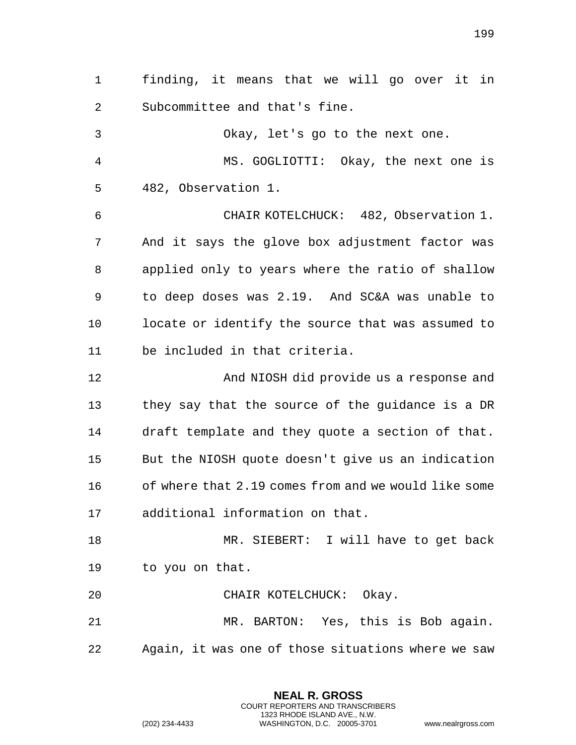finding, it means that we will go over it in Subcommittee and that's fine.

Okay, let's go to the next one.

MS. GOGLIOTTI: Okay, the next one is 482, Observation 1.

CHAIR KOTELCHUCK: 482, Observation 1. And it says the glove box adjustment factor was applied only to years where the ratio of shallow to deep doses was 2.19. And SC&A was unable to locate or identify the source that was assumed to be included in that criteria.

And NIOSH did provide us a response and they say that the source of the guidance is a DR draft template and they quote a section of that. But the NIOSH quote doesn't give us an indication of where that 2.19 comes from and we would like some additional information on that.

MR. SIEBERT: I will have to get back to you on that.

CHAIR KOTELCHUCK: Okay.

MR. BARTON: Yes, this is Bob again. Again, it was one of those situations where we saw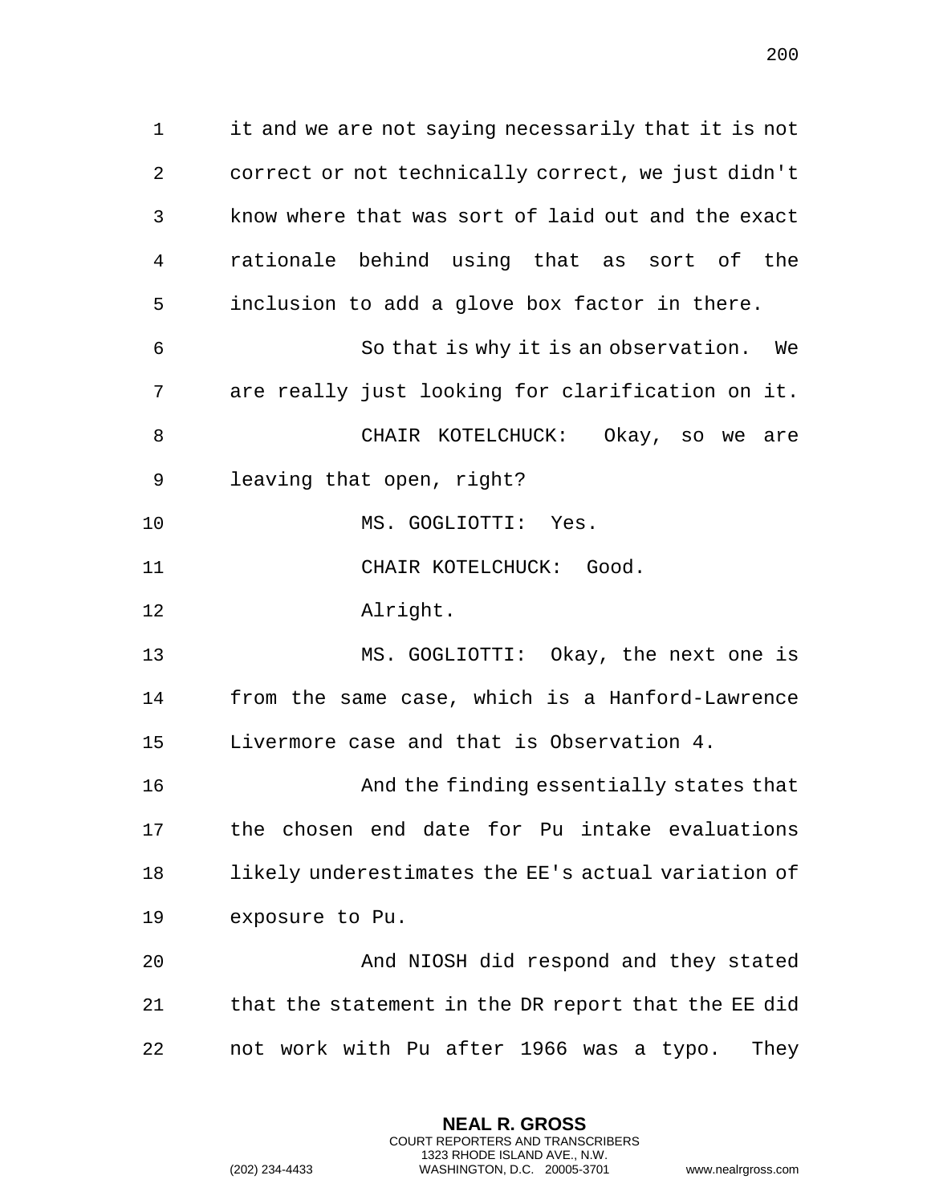it and we are not saying necessarily that it is not correct or not technically correct, we just didn't know where that was sort of laid out and the exact rationale behind using that as sort of the inclusion to add a glove box factor in there.

So that is why it is an observation. We are really just looking for clarification on it.

CHAIR KOTELCHUCK: Okay, so we are leaving that open, right?

MS. GOGLIOTTI: Yes.

CHAIR KOTELCHUCK: Good.

Alright.

MS. GOGLIOTTI: Okay, the next one is from the same case, which is a Hanford-Lawrence Livermore case and that is Observation 4.

And the finding essentially states that the chosen end date for Pu intake evaluations likely underestimates the EE's actual variation of exposure to Pu.

And NIOSH did respond and they stated that the statement in the DR report that the EE did not work with Pu after 1966 was a typo. They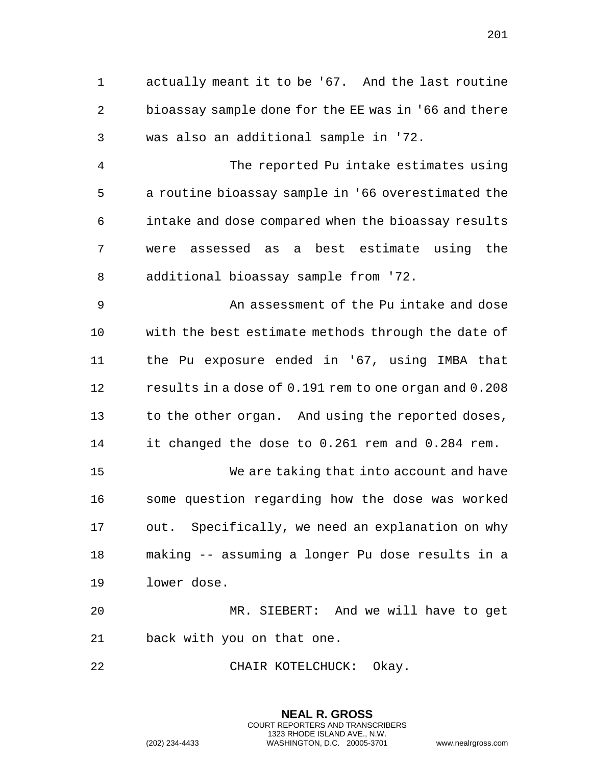actually meant it to be '67. And the last routine bioassay sample done for the EE was in '66 and there was also an additional sample in '72.

The reported Pu intake estimates using a routine bioassay sample in '66 overestimated the intake and dose compared when the bioassay results were assessed as a best estimate using the additional bioassay sample from '72.

An assessment of the Pu intake and dose with the best estimate methods through the date of the Pu exposure ended in '67, using IMBA that results in a dose of 0.191 rem to one organ and 0.208 to the other organ. And using the reported doses, it changed the dose to 0.261 rem and 0.284 rem.

We are taking that into account and have some question regarding how the dose was worked out. Specifically, we need an explanation on why making -- assuming a longer Pu dose results in a lower dose.

MR. SIEBERT: And we will have to get back with you on that one.

CHAIR KOTELCHUCK: Okay.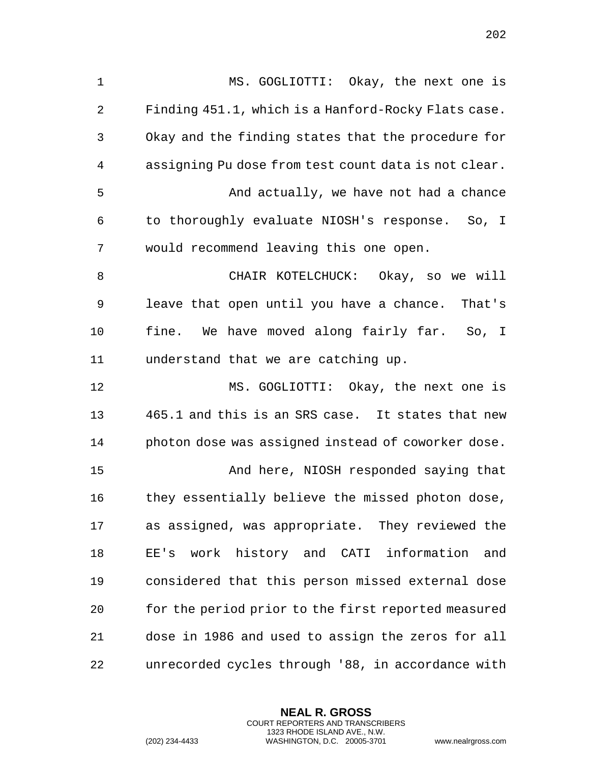MS. GOGLIOTTI: Okay, the next one is Finding 451.1, which is a Hanford-Rocky Flats case. Okay and the finding states that the procedure for assigning Pu dose from test count data is not clear.

And actually, we have not had a chance to thoroughly evaluate NIOSH's response. So, I would recommend leaving this one open.

CHAIR KOTELCHUCK: Okay, so we will leave that open until you have a chance. That's fine. We have moved along fairly far. So, I understand that we are catching up.

MS. GOGLIOTTI: Okay, the next one is 465.1 and this is an SRS case. It states that new photon dose was assigned instead of coworker dose.

And here, NIOSH responded saying that they essentially believe the missed photon dose, as assigned, was appropriate. They reviewed the EE's work history and CATI information and considered that this person missed external dose for the period prior to the first reported measured dose in 1986 and used to assign the zeros for all unrecorded cycles through '88, in accordance with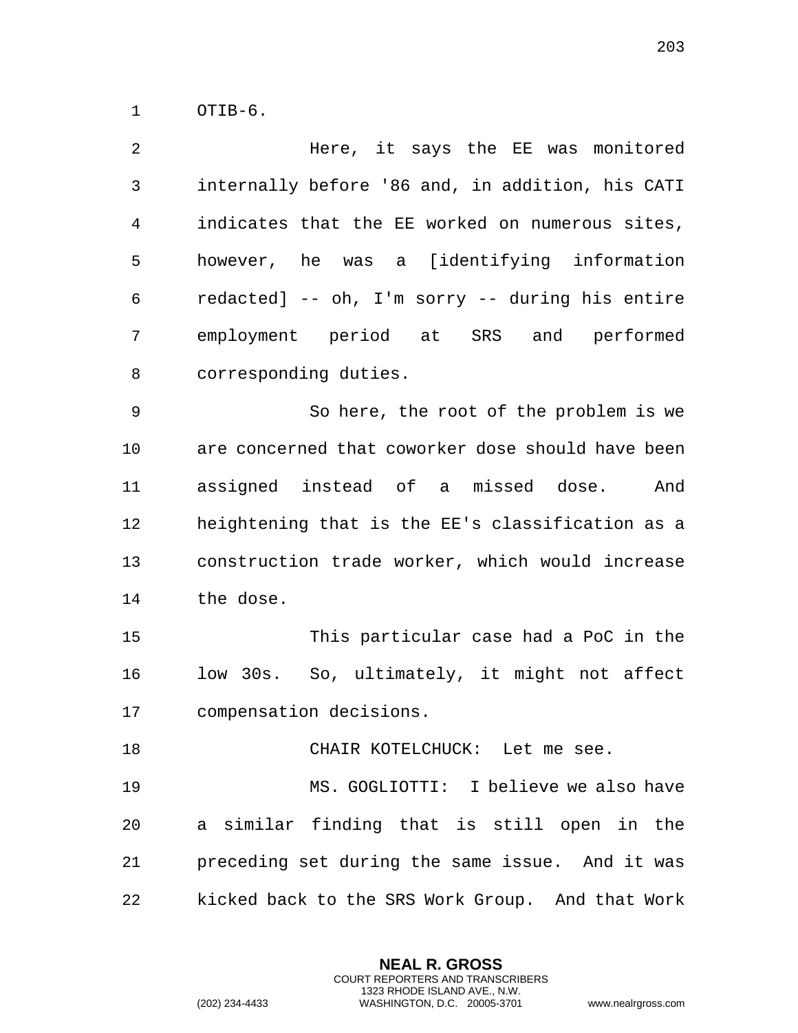OTIB-6.

Here, it says the EE was monitored internally before '86 and, in addition, his CATI indicates that the EE worked on numerous sites, however, he was a [identifying information redacted] -- oh, I'm sorry -- during his entire employment period at SRS and performed corresponding duties.

So here, the root of the problem is we are concerned that coworker dose should have been assigned instead of a missed dose. And heightening that is the EE's classification as a construction trade worker, which would increase the dose.

This particular case had a PoC in the low 30s. So, ultimately, it might not affect compensation decisions.

CHAIR KOTELCHUCK: Let me see.

MS. GOGLIOTTI: I believe we also have a similar finding that is still open in the preceding set during the same issue. And it was kicked back to the SRS Work Group. And that Work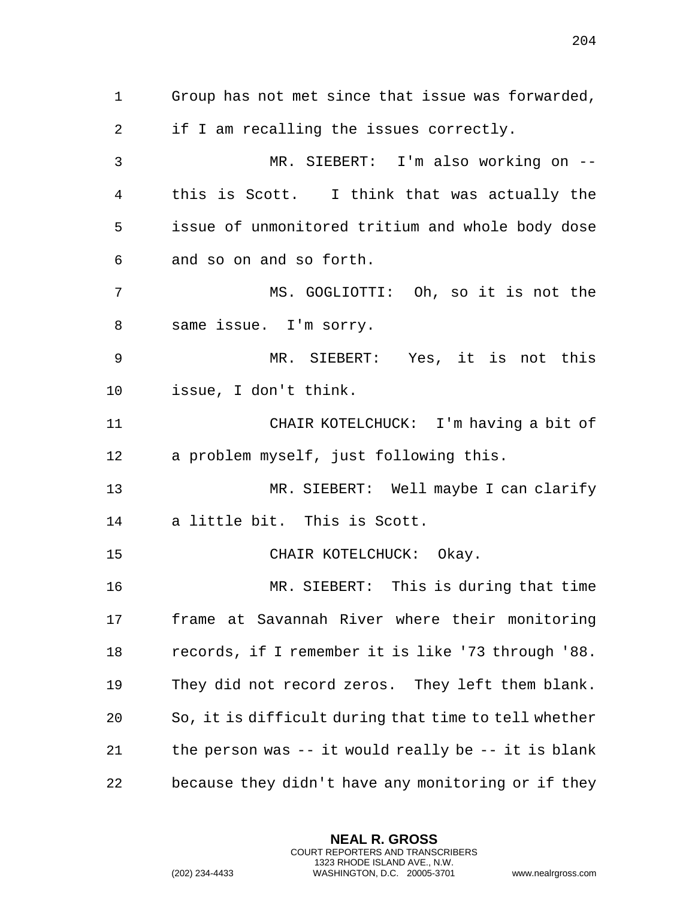Group has not met since that issue was forwarded, if I am recalling the issues correctly.

MR. SIEBERT: I'm also working on -- this is Scott. I think that was actually the issue of unmonitored tritium and whole body dose and so on and so forth.

MS. GOGLIOTTI: Oh, so it is not the same issue. I'm sorry.

MR. SIEBERT: Yes, it is not this issue, I don't think.

CHAIR KOTELCHUCK: I'm having a bit of a problem myself, just following this.

MR. SIEBERT: Well maybe I can clarify a little bit. This is Scott.

CHAIR KOTELCHUCK: Okay.

MR. SIEBERT: This is during that time frame at Savannah River where their monitoring records, if I remember it is like '73 through '88. They did not record zeros. They left them blank. So, it is difficult during that time to tell whether the person was -- it would really be -- it is blank because they didn't have any monitoring or if they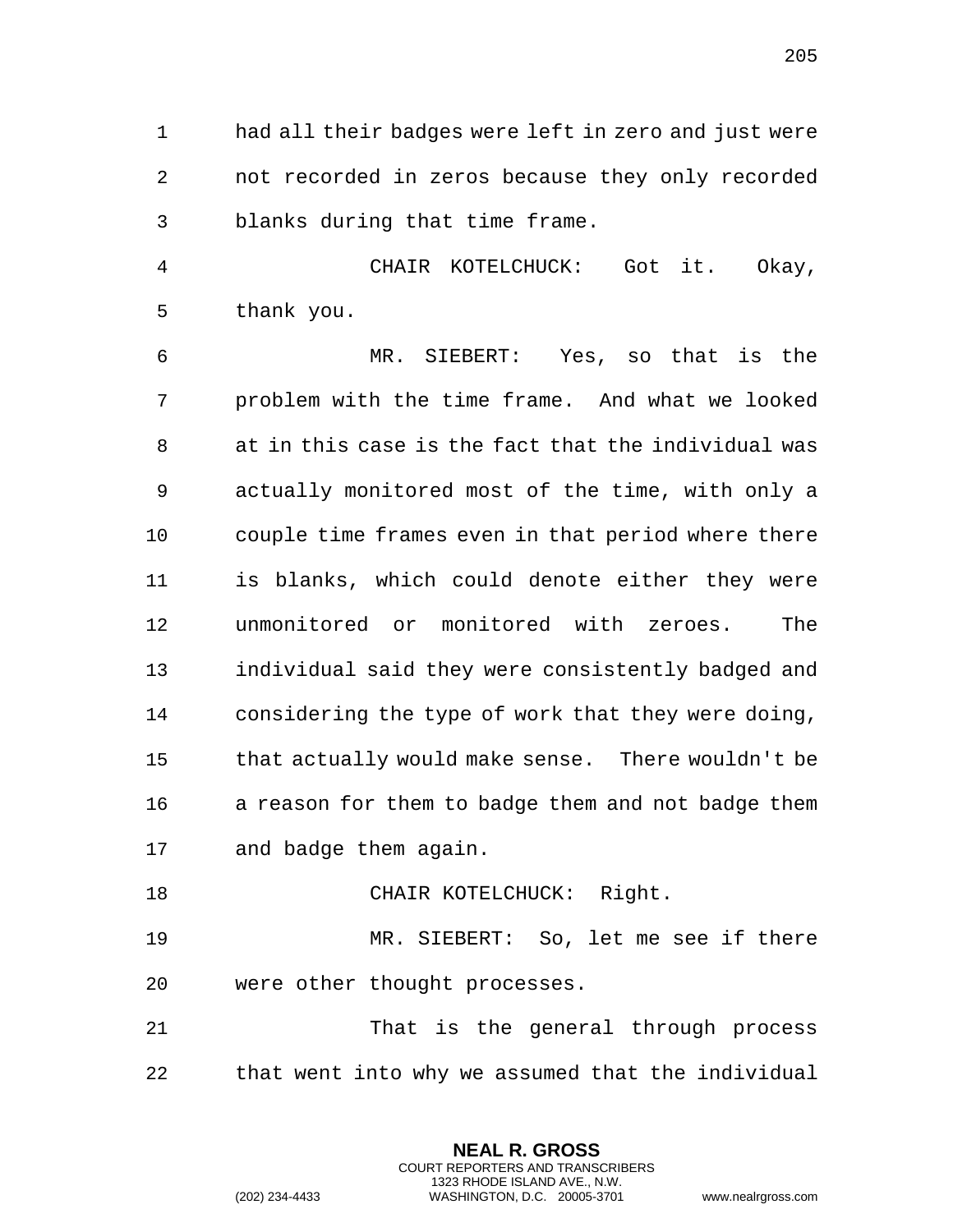had all their badges were left in zero and just were not recorded in zeros because they only recorded blanks during that time frame.

CHAIR KOTELCHUCK: Got it. Okay, thank you.

MR. SIEBERT: Yes, so that is the problem with the time frame. And what we looked at in this case is the fact that the individual was actually monitored most of the time, with only a couple time frames even in that period where there is blanks, which could denote either they were unmonitored or monitored with zeroes. The individual said they were consistently badged and considering the type of work that they were doing, that actually would make sense. There wouldn't be a reason for them to badge them and not badge them and badge them again.

CHAIR KOTELCHUCK: Right.

MR. SIEBERT: So, let me see if there were other thought processes.

That is the general through process that went into why we assumed that the individual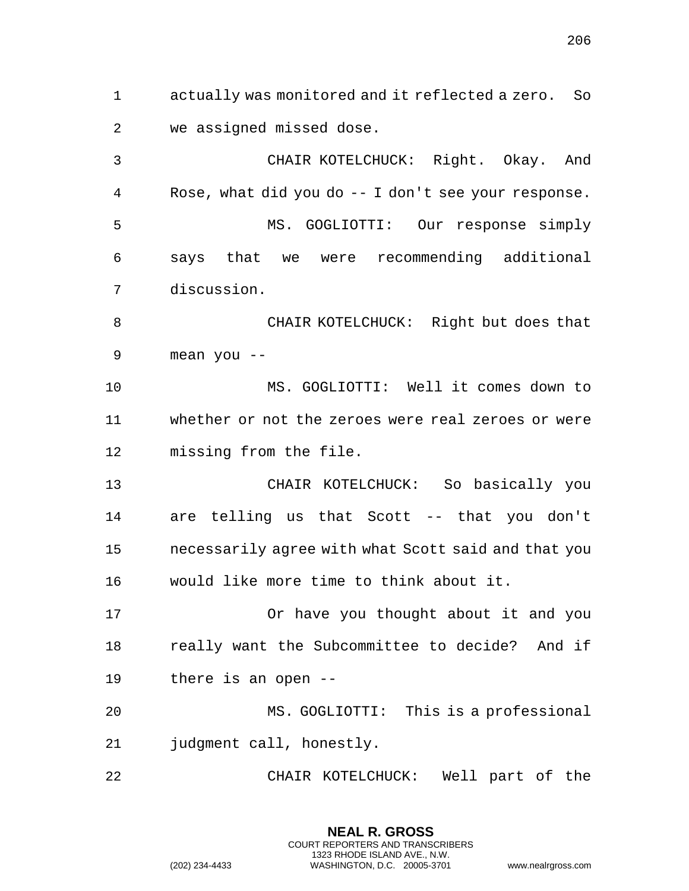actually was monitored and it reflected a zero. So we assigned missed dose.

CHAIR KOTELCHUCK: Right. Okay. And Rose, what did you do -- I don't see your response.

MS. GOGLIOTTI: Our response simply says that we were recommending additional discussion.

CHAIR KOTELCHUCK: Right but does that mean you --

MS. GOGLIOTTI: Well it comes down to whether or not the zeroes were real zeroes or were missing from the file.

CHAIR KOTELCHUCK: So basically you are telling us that Scott -- that you don't necessarily agree with what Scott said and that you would like more time to think about it.

Or have you thought about it and you really want the Subcommittee to decide? And if there is an open --

MS. GOGLIOTTI: This is a professional judgment call, honestly.

CHAIR KOTELCHUCK: Well part of the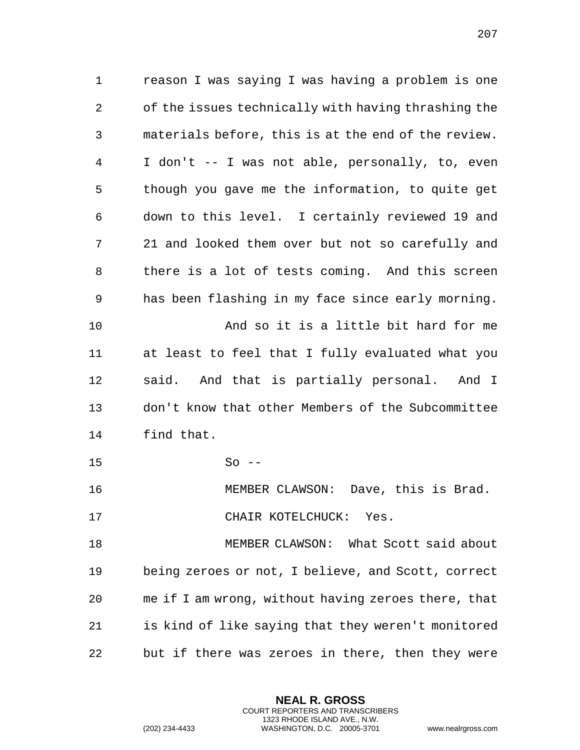reason I was saying I was having a problem is one of the issues technically with having thrashing the materials before, this is at the end of the review. I don't -- I was not able, personally, to, even though you gave me the information, to quite get down to this level. I certainly reviewed 19 and 21 and looked them over but not so carefully and there is a lot of tests coming. And this screen has been flashing in my face since early morning.

And so it is a little bit hard for me at least to feel that I fully evaluated what you said. And that is partially personal. And I don't know that other Members of the Subcommittee find that.

So --

MEMBER CLAWSON: Dave, this is Brad.

CHAIR KOTELCHUCK: Yes.

MEMBER CLAWSON: What Scott said about being zeroes or not, I believe, and Scott, correct me if I am wrong, without having zeroes there, that is kind of like saying that they weren't monitored but if there was zeroes in there, then they were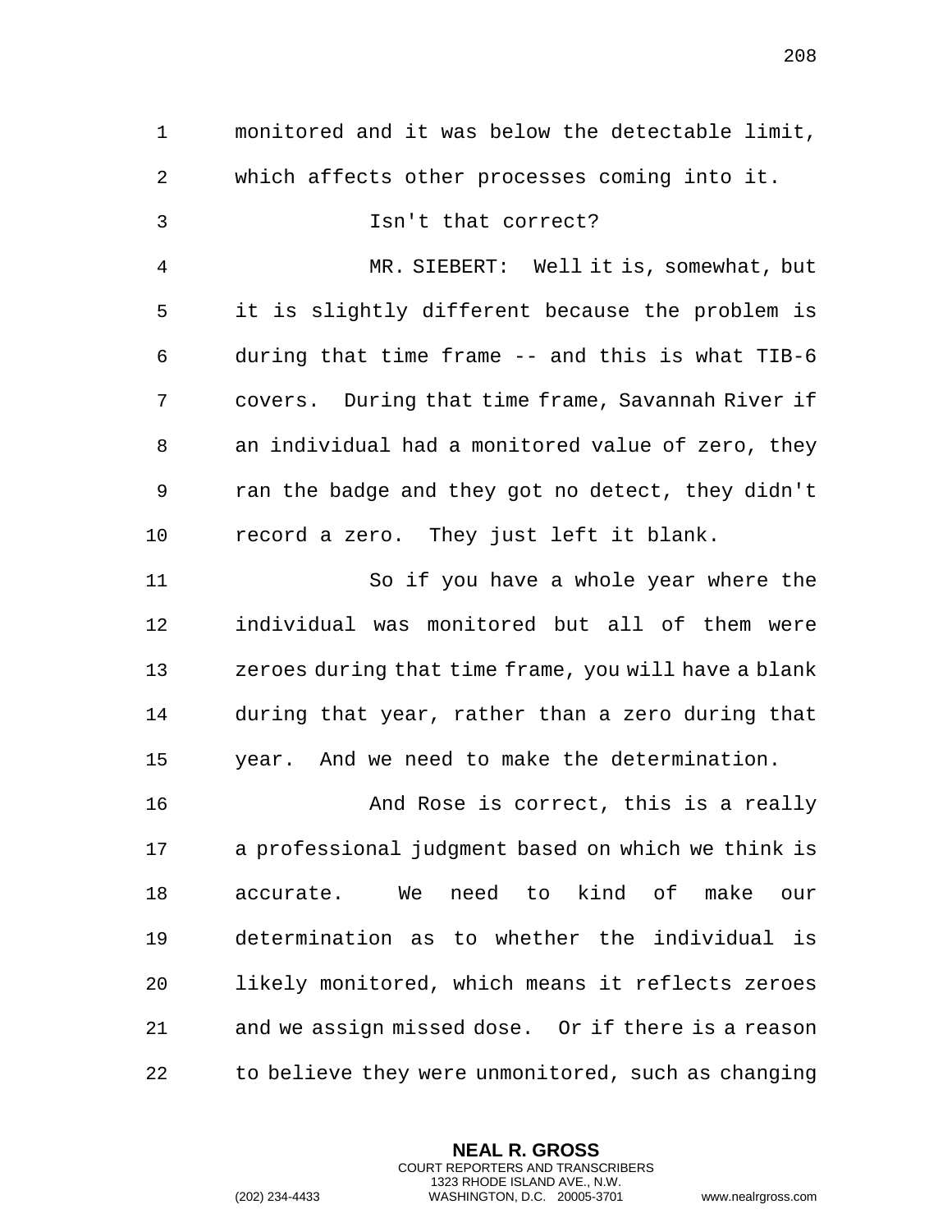monitored and it was below the detectable limit, which affects other processes coming into it.

Isn't that correct?

MR. SIEBERT: Well it is, somewhat, but it is slightly different because the problem is during that time frame -- and this is what TIB-6 covers. During that time frame, Savannah River if an individual had a monitored value of zero, they ran the badge and they got no detect, they didn't record a zero. They just left it blank.

So if you have a whole year where the individual was monitored but all of them were zeroes during that time frame, you will have a blank during that year, rather than a zero during that year. And we need to make the determination.

And Rose is correct, this is a really a professional judgment based on which we think is accurate. We need to kind of make our determination as to whether the individual is likely monitored, which means it reflects zeroes and we assign missed dose. Or if there is a reason to believe they were unmonitored, such as changing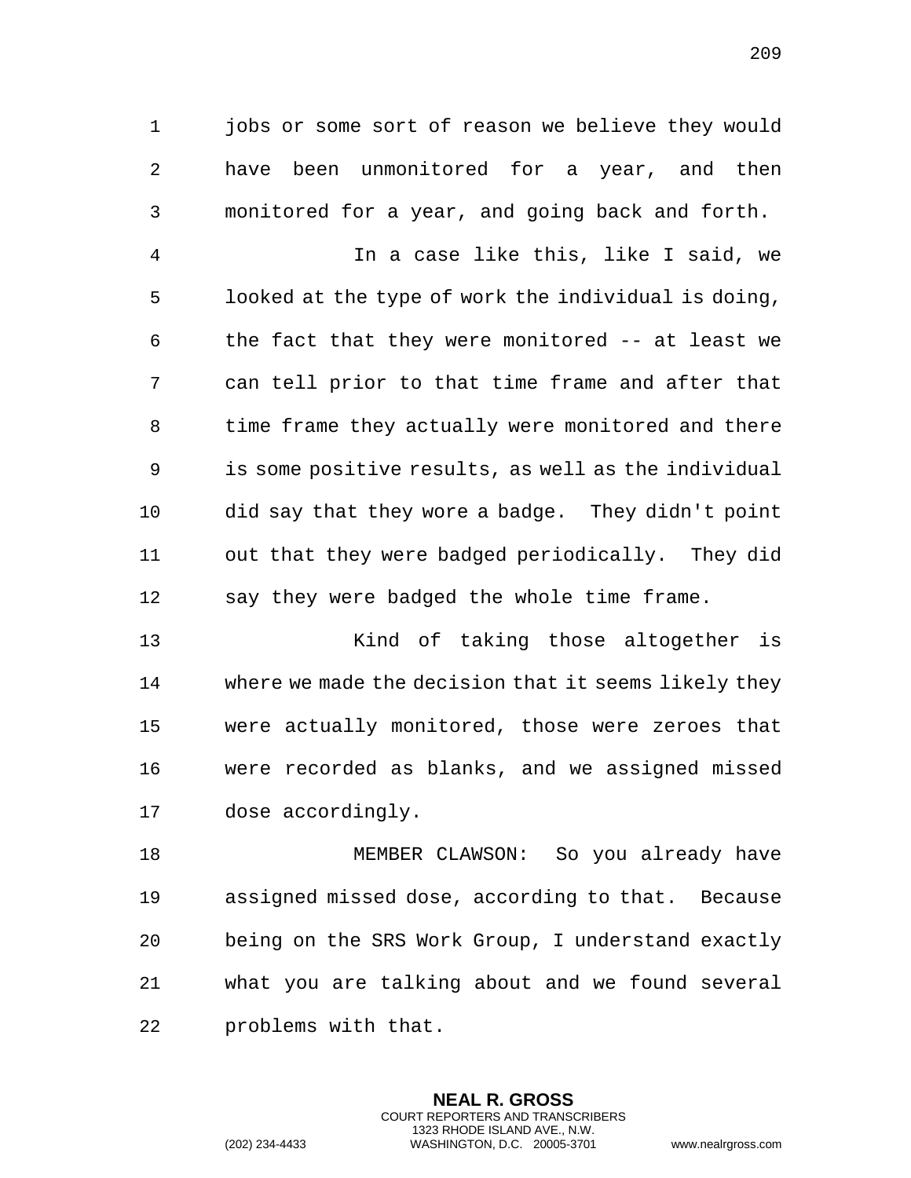jobs or some sort of reason we believe they would have been unmonitored for a year, and then monitored for a year, and going back and forth.

In a case like this, like I said, we looked at the type of work the individual is doing, the fact that they were monitored -- at least we can tell prior to that time frame and after that time frame they actually were monitored and there is some positive results, as well as the individual did say that they wore a badge. They didn't point out that they were badged periodically. They did say they were badged the whole time frame.

Kind of taking those altogether is where we made the decision that it seems likely they were actually monitored, those were zeroes that were recorded as blanks, and we assigned missed dose accordingly.

MEMBER CLAWSON: So you already have assigned missed dose, according to that. Because being on the SRS Work Group, I understand exactly what you are talking about and we found several problems with that.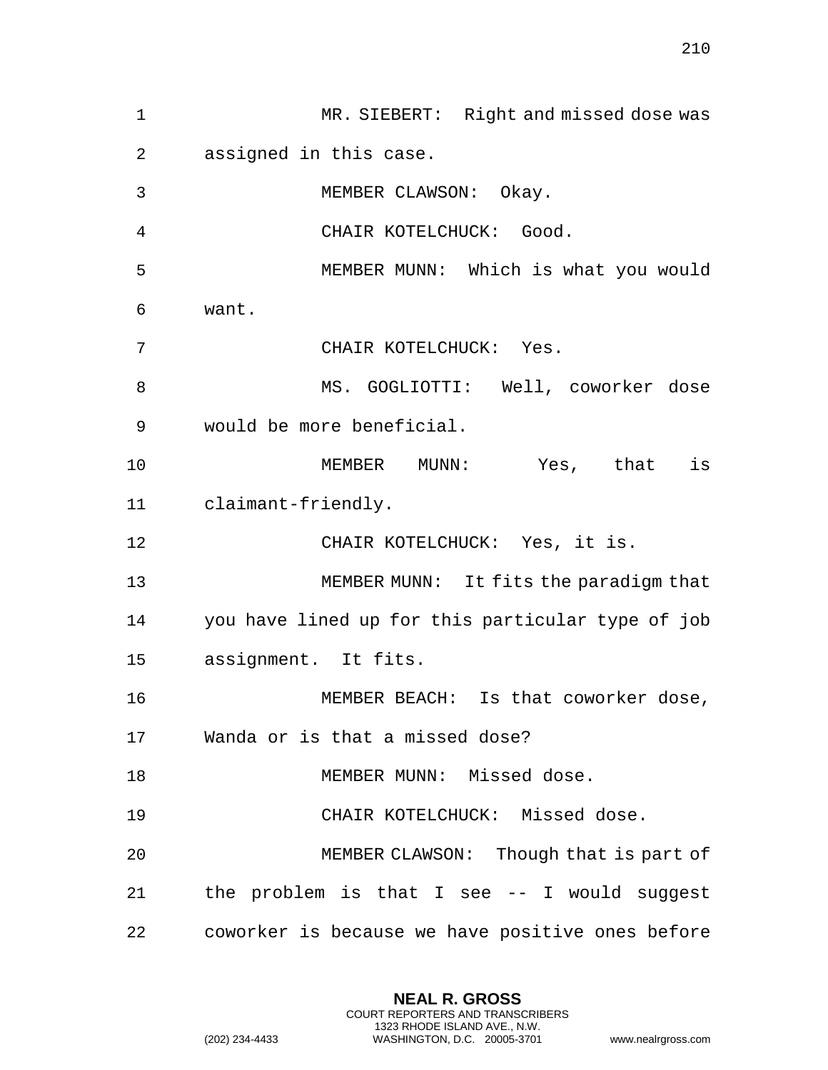MR. SIEBERT: Right and missed dose was assigned in this case.

MEMBER CLAWSON: Okay.

CHAIR KOTELCHUCK: Good.

MEMBER MUNN: Which is what you would want.

CHAIR KOTELCHUCK: Yes.

MS. GOGLIOTTI: Well, coworker dose would be more beneficial.

MEMBER MUNN: Yes, that is claimant-friendly.

CHAIR KOTELCHUCK: Yes, it is.

MEMBER MUNN: It fits the paradigm that you have lined up for this particular type of job assignment. It fits.

MEMBER BEACH: Is that coworker dose, Wanda or is that a missed dose?

MEMBER MUNN: Missed dose.

CHAIR KOTELCHUCK: Missed dose.

MEMBER CLAWSON: Though that is part of the problem is that I see -- I would suggest coworker is because we have positive ones before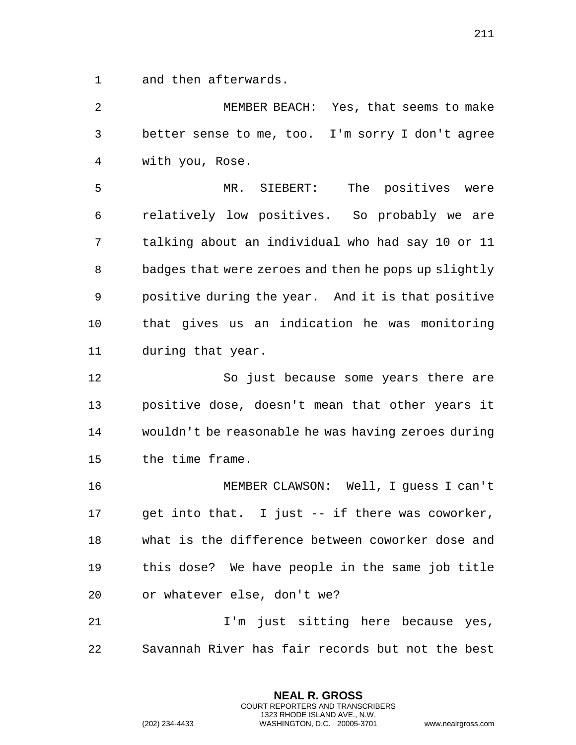and then afterwards.

MEMBER BEACH: Yes, that seems to make better sense to me, too. I'm sorry I don't agree with you, Rose.

MR. SIEBERT: The positives were relatively low positives. So probably we are talking about an individual who had say 10 or 11 badges that were zeroes and then he pops up slightly positive during the year. And it is that positive that gives us an indication he was monitoring during that year.

So just because some years there are positive dose, doesn't mean that other years it wouldn't be reasonable he was having zeroes during the time frame.

MEMBER CLAWSON: Well, I guess I can't get into that. I just -- if there was coworker, what is the difference between coworker dose and this dose? We have people in the same job title or whatever else, don't we?

I'm just sitting here because yes, Savannah River has fair records but not the best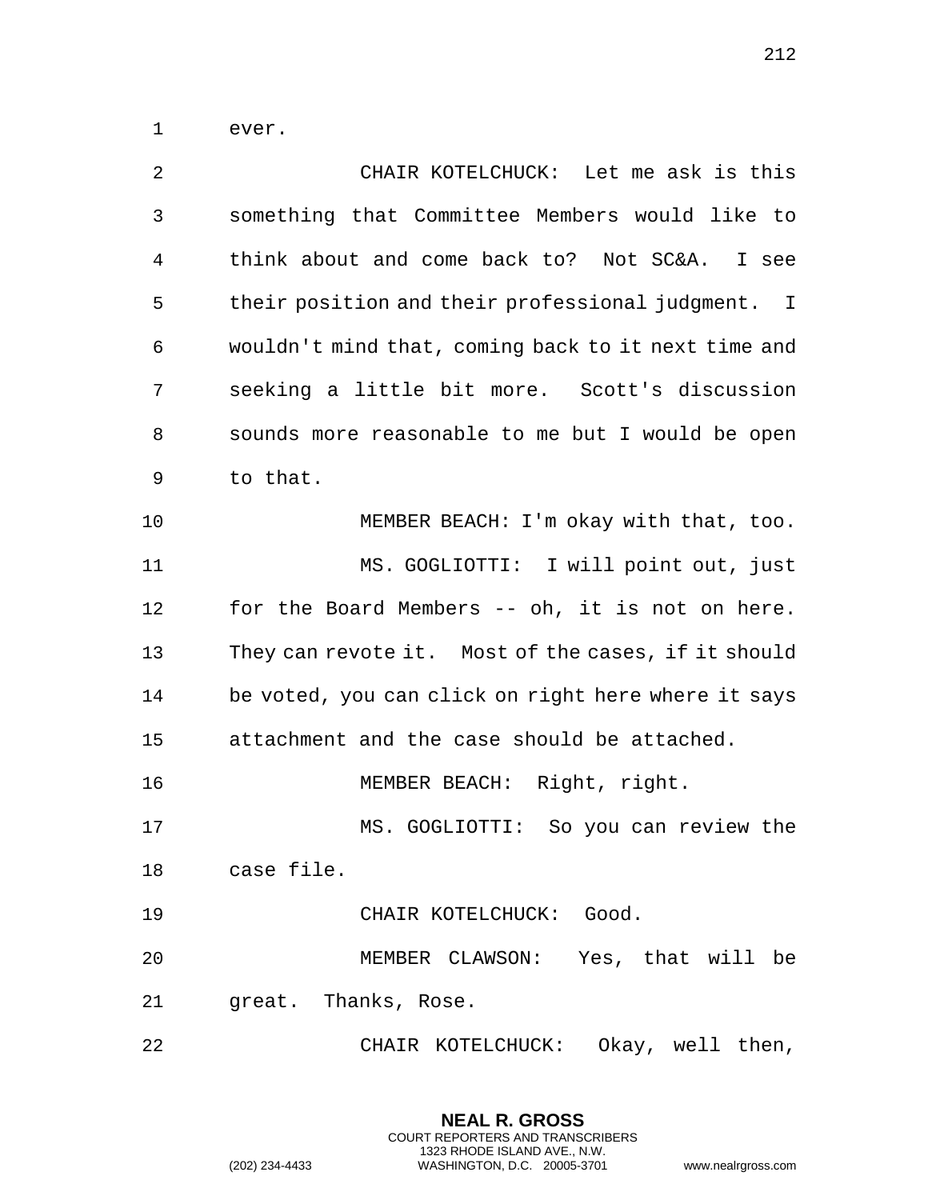ever.

CHAIR KOTELCHUCK: Let me ask is this something that Committee Members would like to think about and come back to? Not SC&A. I see their position and their professional judgment. I wouldn't mind that, coming back to it next time and seeking a little bit more. Scott's discussion sounds more reasonable to me but I would be open to that.

MEMBER BEACH: I'm okay with that, too.

MS. GOGLIOTTI: I will point out, just for the Board Members -- oh, it is not on here. They can revote it. Most of the cases, if it should be voted, you can click on right here where it says attachment and the case should be attached.

MEMBER BEACH: Right, right.

MS. GOGLIOTTI: So you can review the case file.

CHAIR KOTELCHUCK: Good.

MEMBER CLAWSON: Yes, that will be great. Thanks, Rose.

CHAIR KOTELCHUCK: Okay, well then,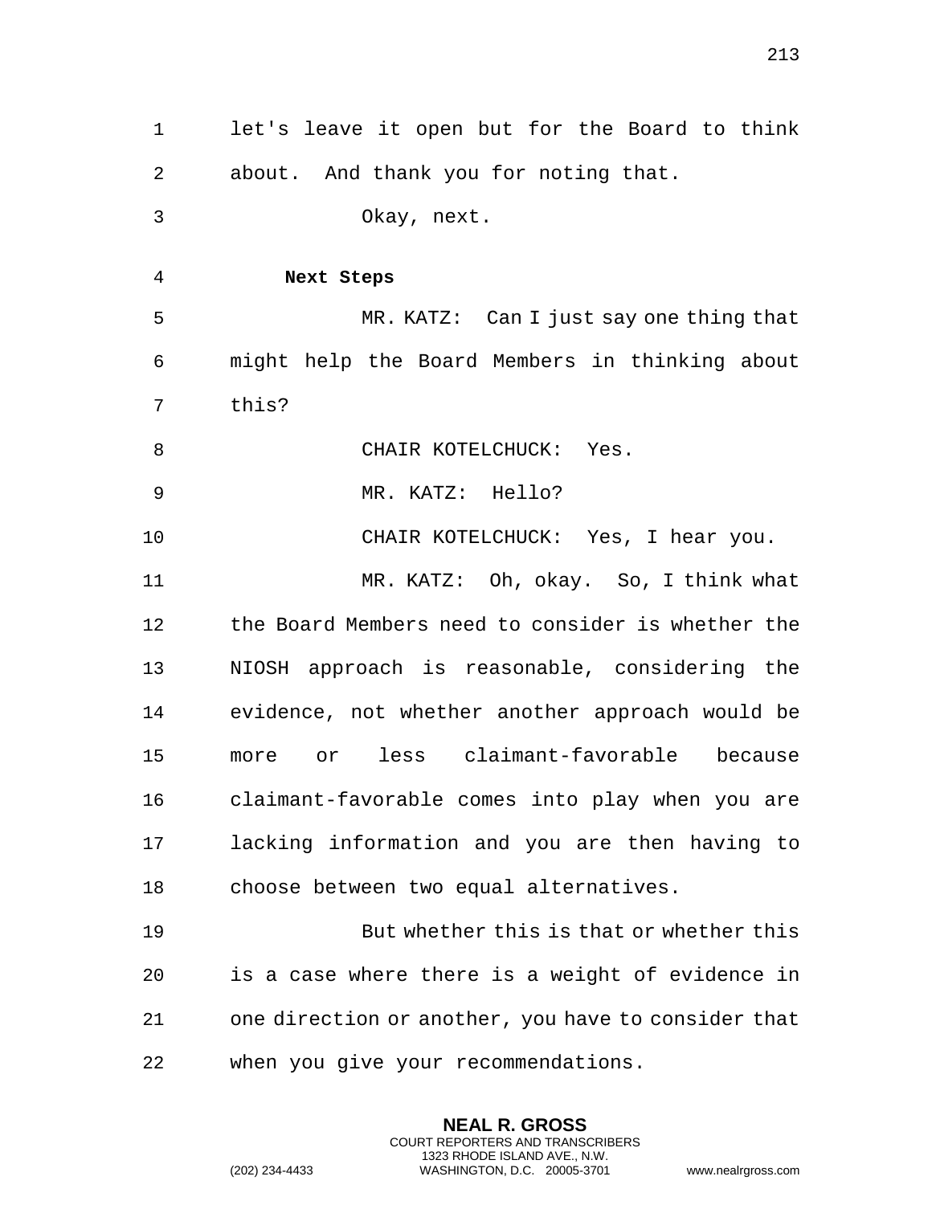let's leave it open but for the Board to think about. And thank you for noting that.

Okay, next.

**Next Steps**

MR. KATZ: Can I just say one thing that might help the Board Members in thinking about this?

CHAIR KOTELCHUCK: Yes.

MR. KATZ: Hello?

CHAIR KOTELCHUCK: Yes, I hear you.

MR. KATZ: Oh, okay. So, I think what the Board Members need to consider is whether the NIOSH approach is reasonable, considering the evidence, not whether another approach would be more or less claimant-favorable because claimant-favorable comes into play when you are lacking information and you are then having to choose between two equal alternatives.

But whether this is that or whether this is a case where there is a weight of evidence in one direction or another, you have to consider that when you give your recommendations.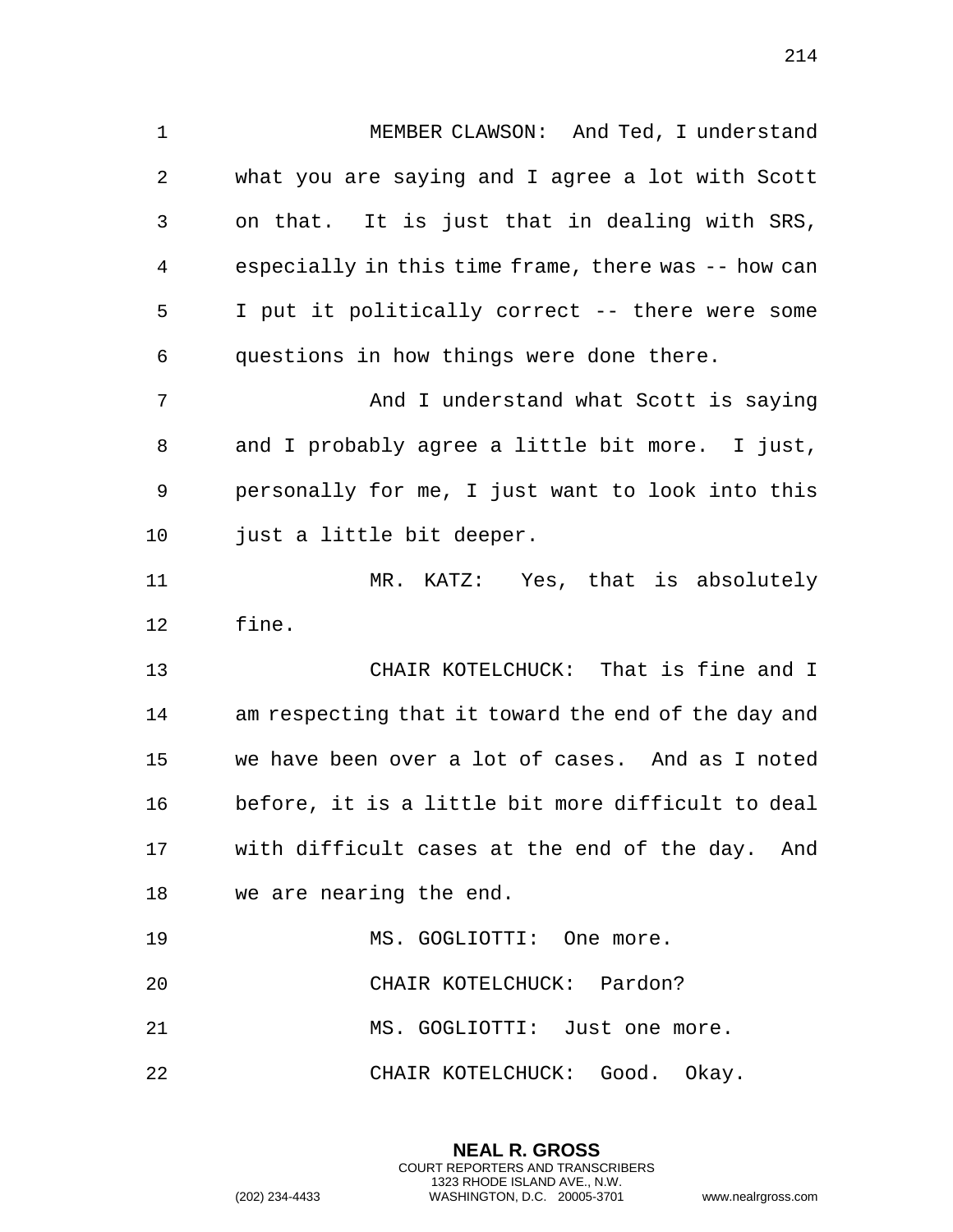MEMBER CLAWSON: And Ted, I understand what you are saying and I agree a lot with Scott on that. It is just that in dealing with SRS, especially in this time frame, there was -- how can I put it politically correct -- there were some questions in how things were done there.

And I understand what Scott is saying and I probably agree a little bit more. I just, personally for me, I just want to look into this just a little bit deeper.

MR. KATZ: Yes, that is absolutely fine.

CHAIR KOTELCHUCK: That is fine and I am respecting that it toward the end of the day and we have been over a lot of cases. And as I noted before, it is a little bit more difficult to deal with difficult cases at the end of the day. And we are nearing the end.

MS. GOGLIOTTI: One more.

CHAIR KOTELCHUCK: Pardon?

MS. GOGLIOTTI: Just one more.

CHAIR KOTELCHUCK: Good. Okay.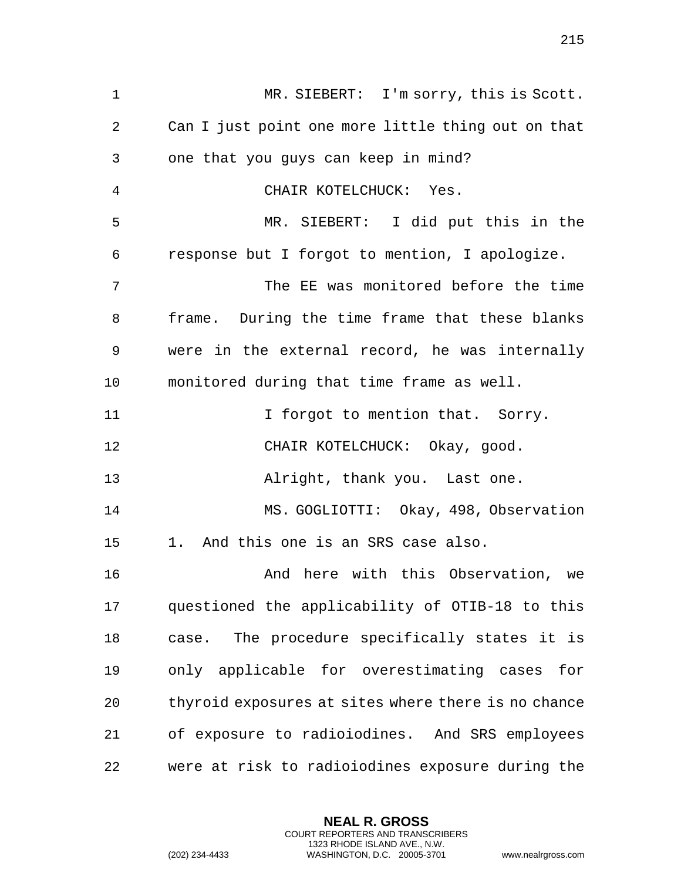MR. SIEBERT: I'm sorry, this is Scott. Can I just point one more little thing out on that one that you guys can keep in mind?

CHAIR KOTELCHUCK: Yes.

MR. SIEBERT: I did put this in the response but I forgot to mention, I apologize.

The EE was monitored before the time frame. During the time frame that these blanks were in the external record, he was internally monitored during that time frame as well.

I forgot to mention that. Sorry.

CHAIR KOTELCHUCK: Okay, good.

Alright, thank you. Last one.

MS. GOGLIOTTI: Okay, 498, Observation 1. And this one is an SRS case also.

And here with this Observation, we questioned the applicability of OTIB-18 to this case. The procedure specifically states it is only applicable for overestimating cases for thyroid exposures at sites where there is no chance of exposure to radioiodines. And SRS employees were at risk to radioiodines exposure during the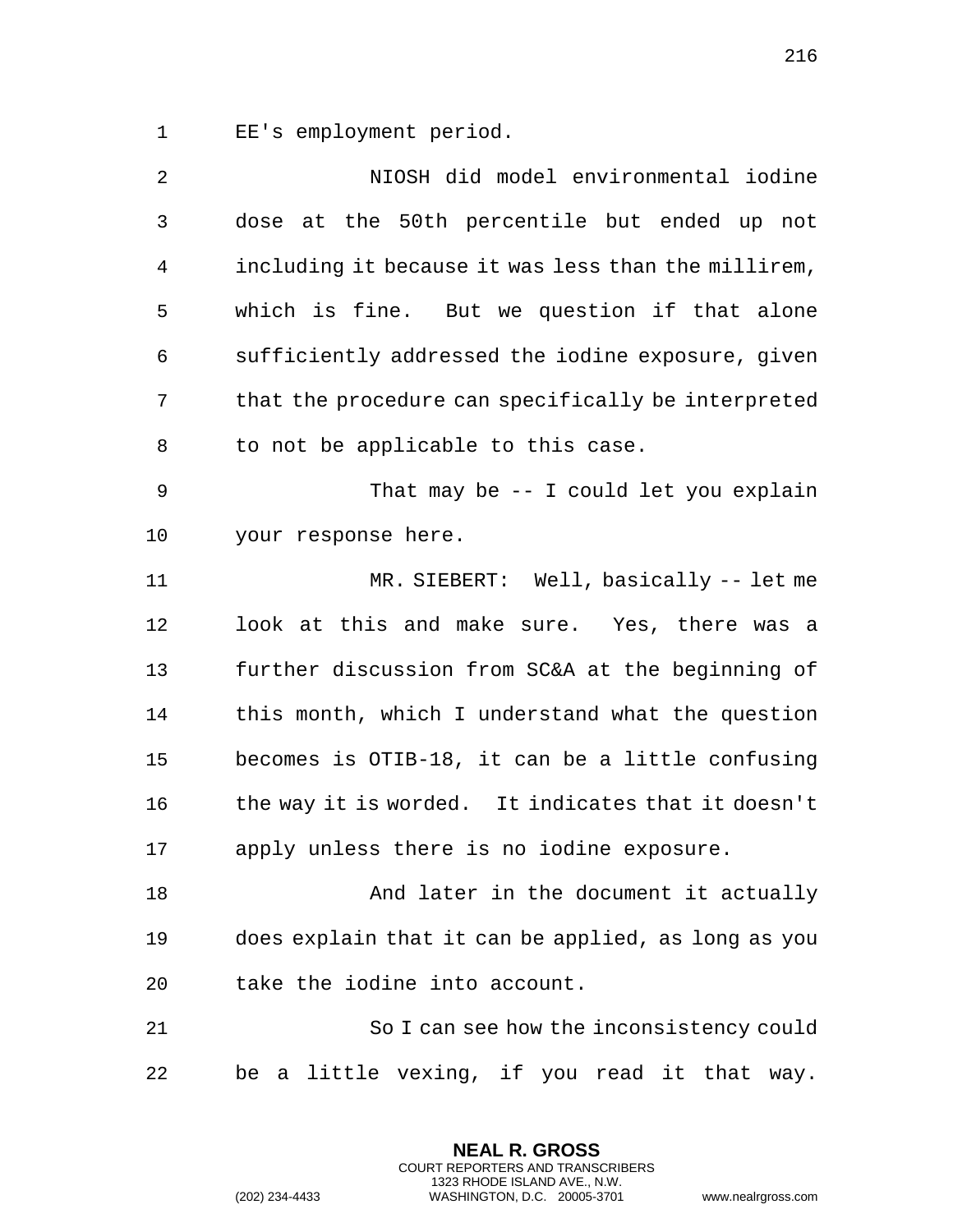EE's employment period.

NIOSH did model environmental iodine dose at the 50th percentile but ended up not including it because it was less than the millirem, which is fine. But we question if that alone sufficiently addressed the iodine exposure, given that the procedure can specifically be interpreted to not be applicable to this case.

That may be -- I could let you explain your response here.

MR. SIEBERT: Well, basically -- let me look at this and make sure. Yes, there was a further discussion from SC&A at the beginning of this month, which I understand what the question becomes is OTIB-18, it can be a little confusing the way it is worded. It indicates that it doesn't apply unless there is no iodine exposure.

And later in the document it actually does explain that it can be applied, as long as you take the iodine into account.

So I can see how the inconsistency could be a little vexing, if you read it that way.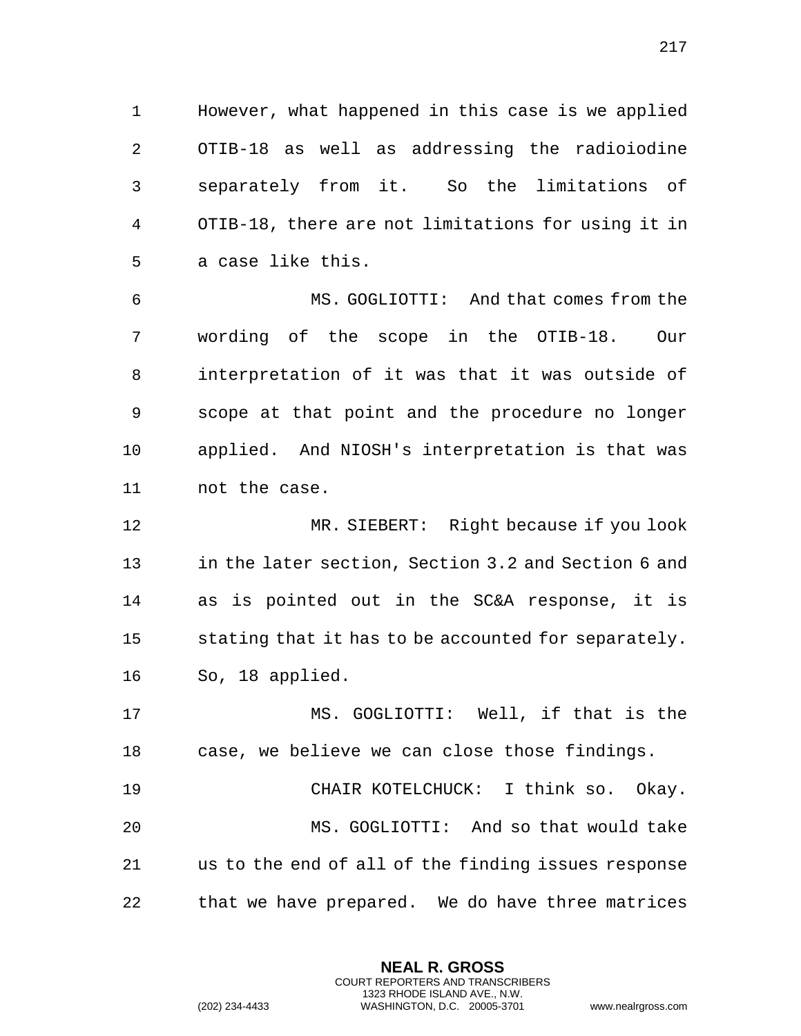However, what happened in this case is we applied OTIB-18 as well as addressing the radioiodine separately from it. So the limitations of OTIB-18, there are not limitations for using it in a case like this.

MS. GOGLIOTTI: And that comes from the wording of the scope in the OTIB-18. Our interpretation of it was that it was outside of scope at that point and the procedure no longer applied. And NIOSH's interpretation is that was not the case.

MR. SIEBERT: Right because if you look in the later section, Section 3.2 and Section 6 and as is pointed out in the SC&A response, it is stating that it has to be accounted for separately. So, 18 applied.

MS. GOGLIOTTI: Well, if that is the case, we believe we can close those findings.

CHAIR KOTELCHUCK: I think so. Okay.

MS. GOGLIOTTI: And so that would take us to the end of all of the finding issues response that we have prepared. We do have three matrices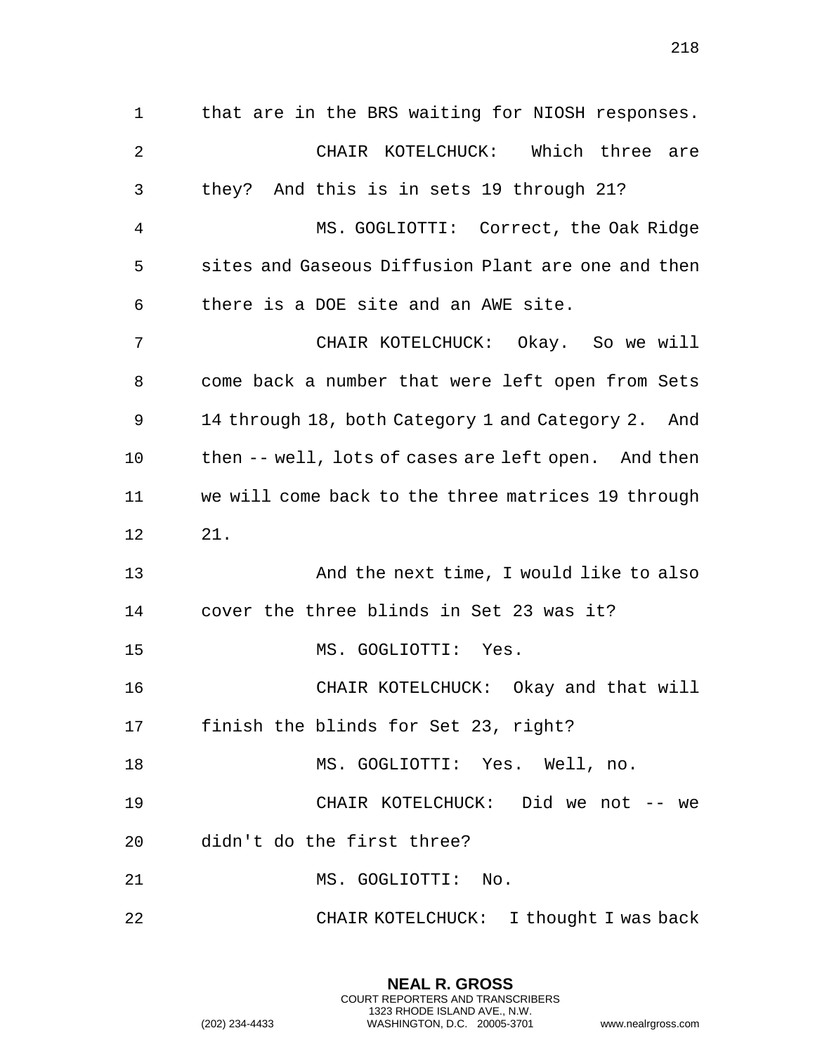that are in the BRS waiting for NIOSH responses.

CHAIR KOTELCHUCK: Which three are they? And this is in sets 19 through 21?

MS. GOGLIOTTI: Correct, the Oak Ridge sites and Gaseous Diffusion Plant are one and then there is a DOE site and an AWE site.

CHAIR KOTELCHUCK: Okay. So we will come back a number that were left open from Sets 14 through 18, both Category 1 and Category 2. And then -- well, lots of cases are left open. And then we will come back to the three matrices 19 through 21.

And the next time, I would like to also cover the three blinds in Set 23 was it?

MS. GOGLIOTTI: Yes.

CHAIR KOTELCHUCK: Okay and that will finish the blinds for Set 23, right?

MS. GOGLIOTTI: Yes. Well, no.

CHAIR KOTELCHUCK: Did we not -- we didn't do the first three?

MS. GOGLIOTTI: No.

CHAIR KOTELCHUCK: I thought I was back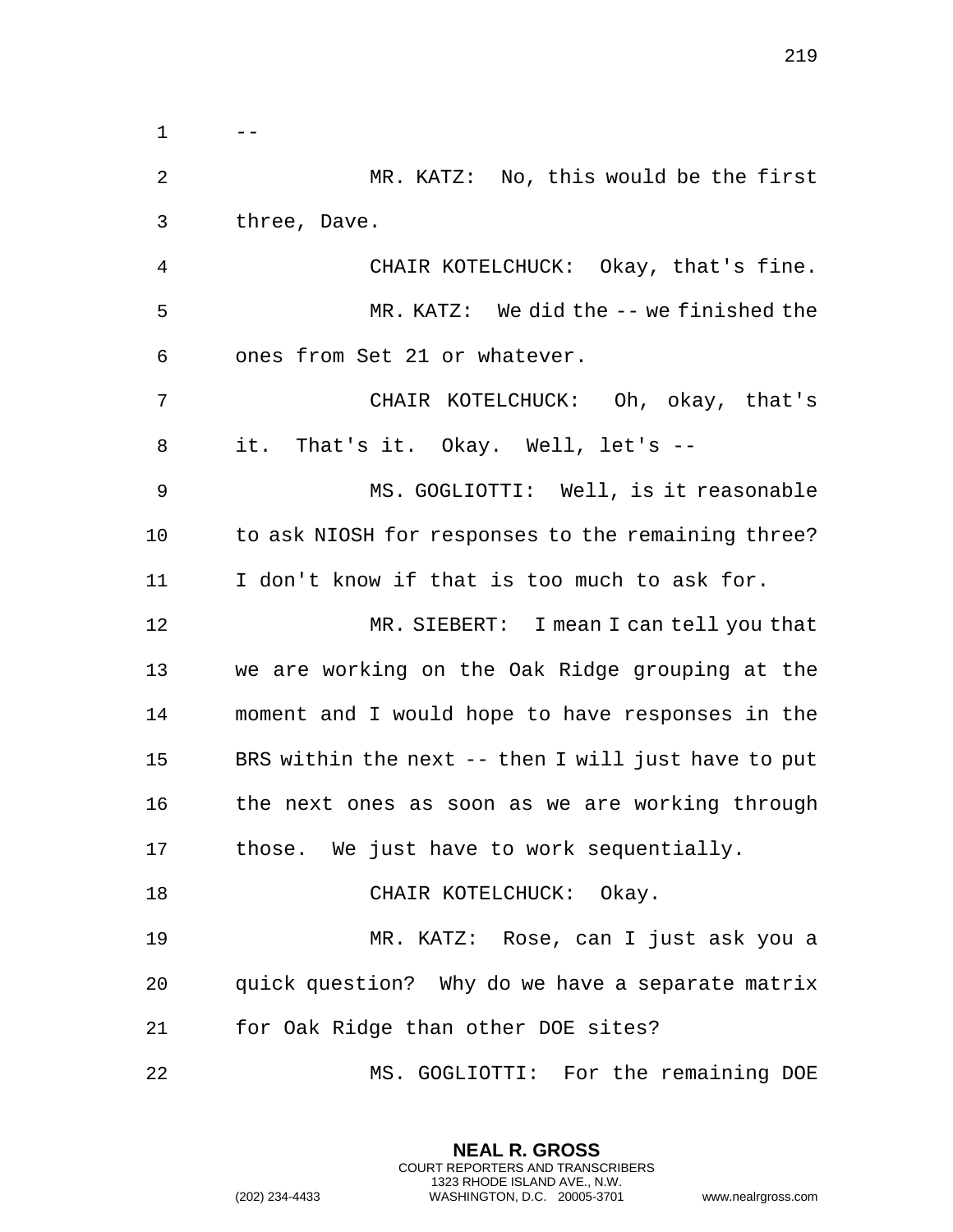--

MR. KATZ: No, this would be the first three, Dave.

CHAIR KOTELCHUCK: Okay, that's fine.

MR. KATZ: We did the -- we finished the ones from Set 21 or whatever.

CHAIR KOTELCHUCK: Oh, okay, that's it. That's it. Okay. Well, let's --

MS. GOGLIOTTI: Well, is it reasonable to ask NIOSH for responses to the remaining three? I don't know if that is too much to ask for.

MR. SIEBERT: I mean I can tell you that we are working on the Oak Ridge grouping at the moment and I would hope to have responses in the BRS within the next -- then I will just have to put the next ones as soon as we are working through those. We just have to work sequentially.

CHAIR KOTELCHUCK: Okay.

MR. KATZ: Rose, can I just ask you a quick question? Why do we have a separate matrix for Oak Ridge than other DOE sites?

MS. GOGLIOTTI: For the remaining DOE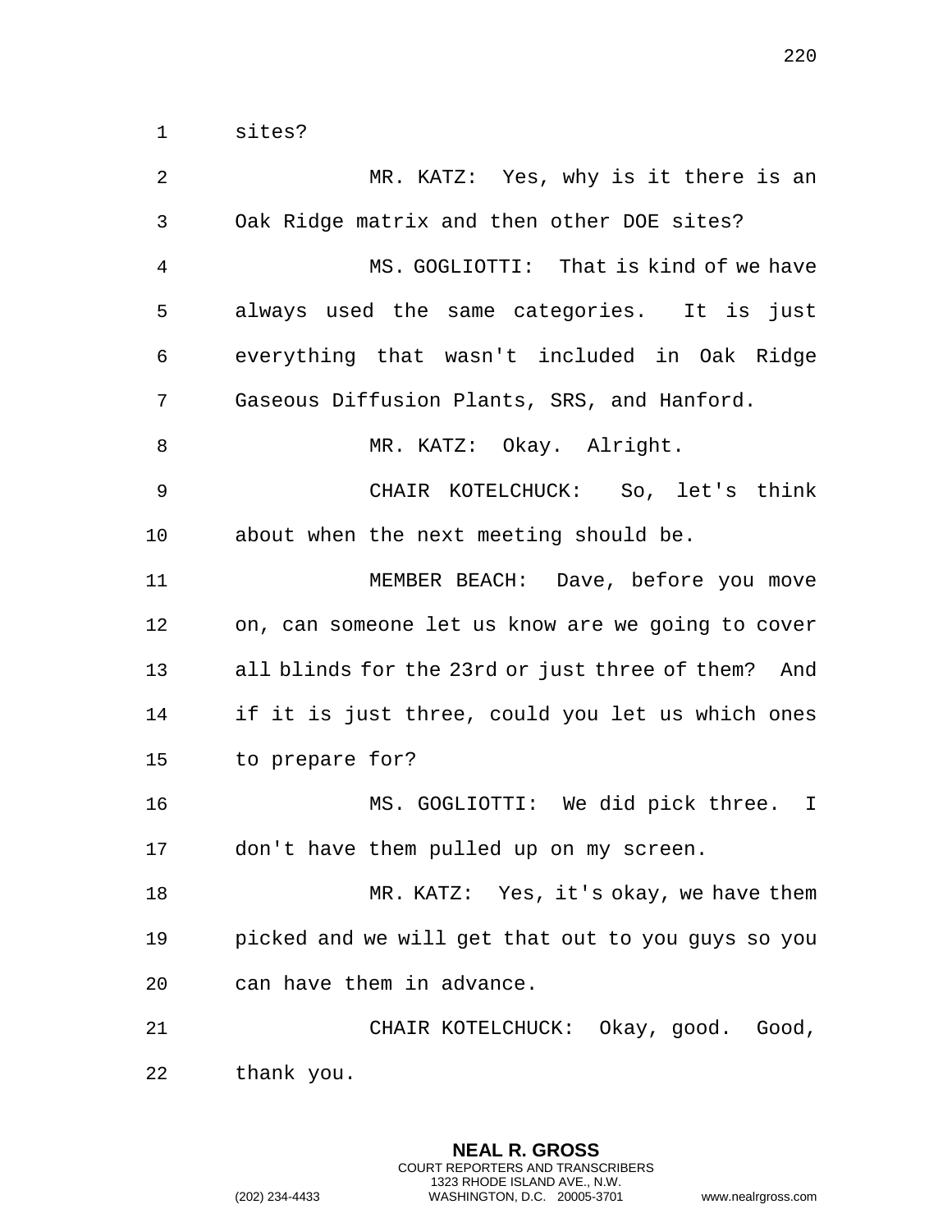sites?

MR. KATZ: Yes, why is it there is an Oak Ridge matrix and then other DOE sites?

MS. GOGLIOTTI: That is kind of we have always used the same categories. It is just everything that wasn't included in Oak Ridge Gaseous Diffusion Plants, SRS, and Hanford.

MR. KATZ: Okay. Alright.

CHAIR KOTELCHUCK: So, let's think about when the next meeting should be.

MEMBER BEACH: Dave, before you move on, can someone let us know are we going to cover all blinds for the 23rd or just three of them? And if it is just three, could you let us which ones to prepare for?

MS. GOGLIOTTI: We did pick three. I don't have them pulled up on my screen.

MR. KATZ: Yes, it's okay, we have them picked and we will get that out to you guys so you can have them in advance.

CHAIR KOTELCHUCK: Okay, good. Good, thank you.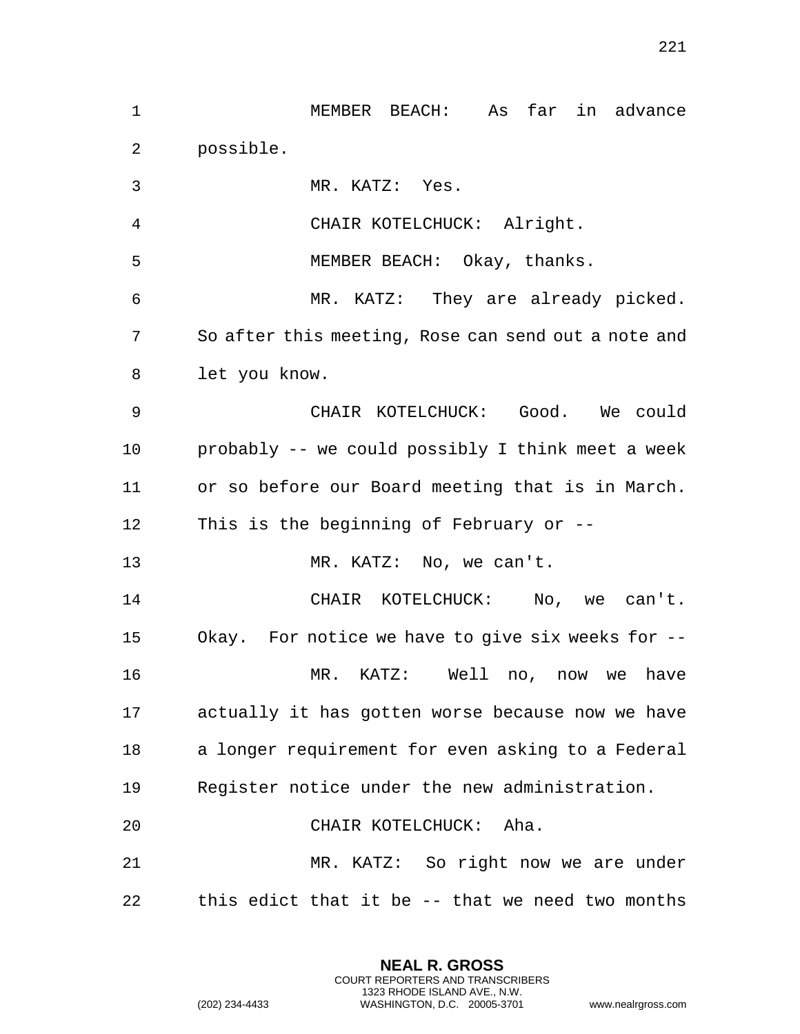MEMBER BEACH: As far in advance possible.

MR. KATZ: Yes.

CHAIR KOTELCHUCK: Alright.

MEMBER BEACH: Okay, thanks.

MR. KATZ: They are already picked. So after this meeting, Rose can send out a note and let you know.

CHAIR KOTELCHUCK: Good. We could probably -- we could possibly I think meet a week or so before our Board meeting that is in March. This is the beginning of February or --

MR. KATZ: No, we can't.

CHAIR KOTELCHUCK: No, we can't. Okay. For notice we have to give six weeks for --

MR. KATZ: Well no, now we have actually it has gotten worse because now we have a longer requirement for even asking to a Federal Register notice under the new administration.

CHAIR KOTELCHUCK: Aha.

MR. KATZ: So right now we are under this edict that it be -- that we need two months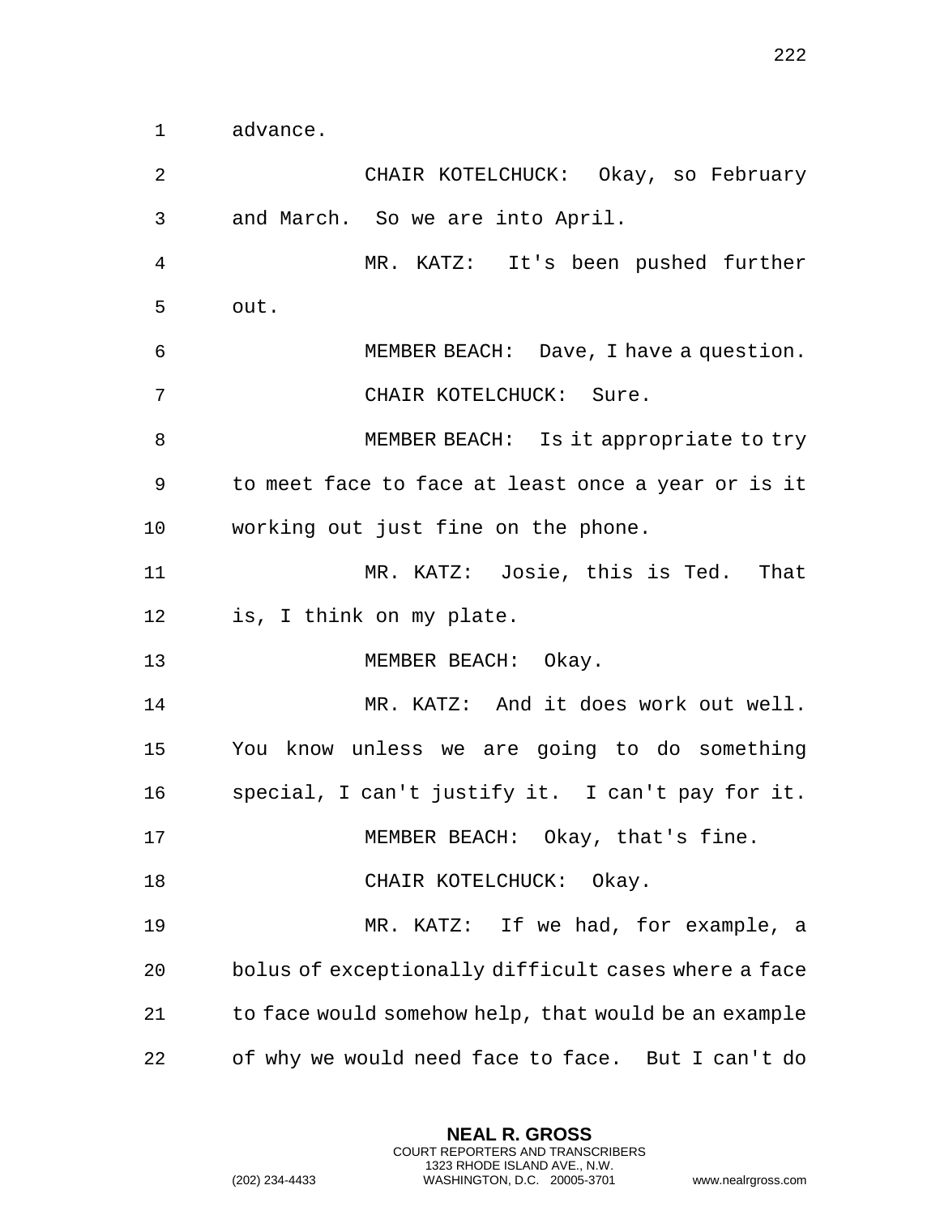advance.

CHAIR KOTELCHUCK: Okay, so February and March. So we are into April.

MR. KATZ: It's been pushed further out.

MEMBER BEACH: Dave, I have a question.

CHAIR KOTELCHUCK: Sure.

MEMBER BEACH: Is it appropriate to try to meet face to face at least once a year or is it working out just fine on the phone.

MR. KATZ: Josie, this is Ted. That is, I think on my plate.

MEMBER BEACH: Okay.

MR. KATZ: And it does work out well. You know unless we are going to do something special, I can't justify it. I can't pay for it.

MEMBER BEACH: Okay, that's fine.

CHAIR KOTELCHUCK: Okay.

MR. KATZ: If we had, for example, a bolus of exceptionally difficult cases where a face to face would somehow help, that would be an example of why we would need face to face. But I can't do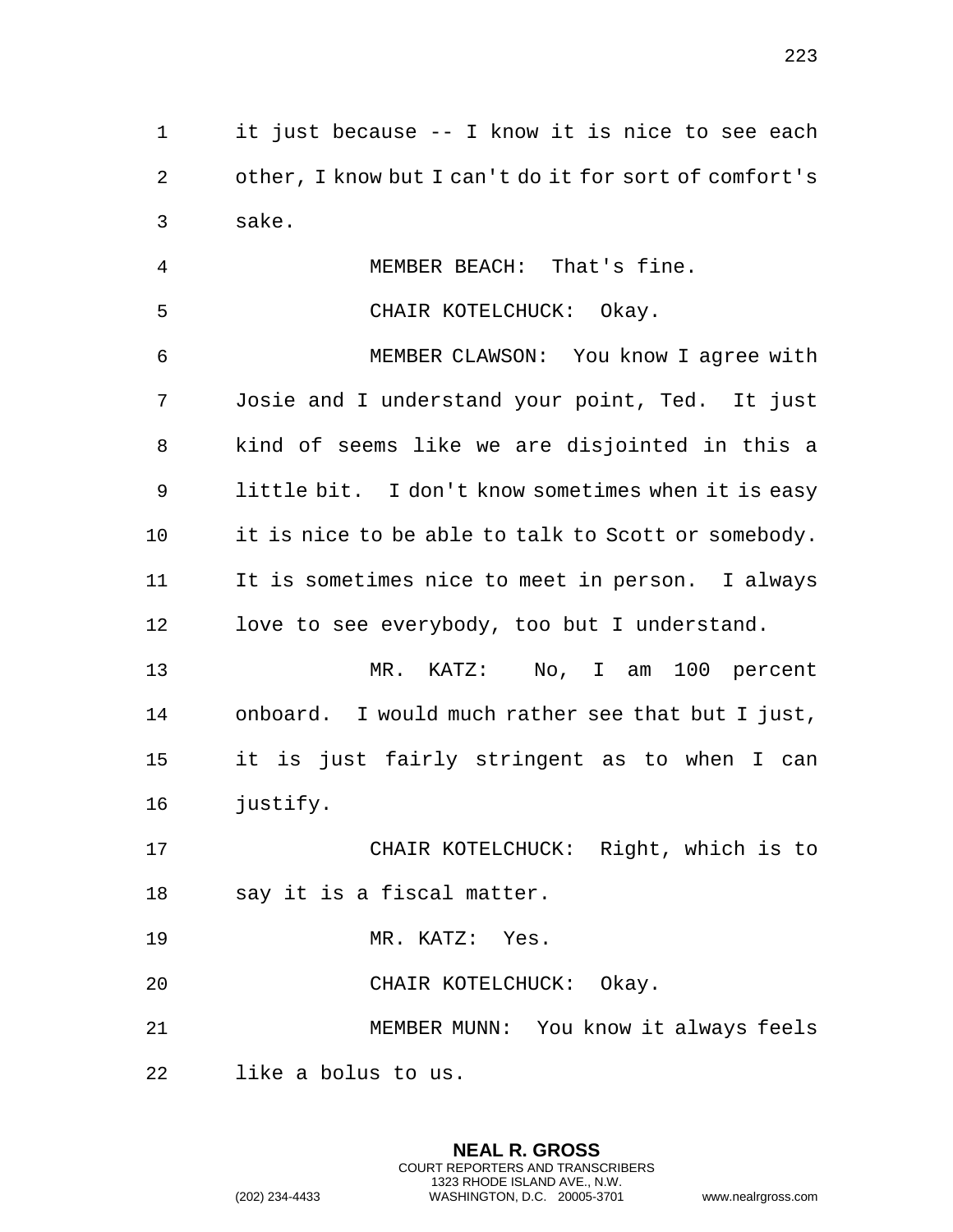it just because -- I know it is nice to see each other, I know but I can't do it for sort of comfort's sake.

MEMBER BEACH: That's fine.

CHAIR KOTELCHUCK: Okay.

MEMBER CLAWSON: You know I agree with Josie and I understand your point, Ted. It just kind of seems like we are disjointed in this a little bit. I don't know sometimes when it is easy it is nice to be able to talk to Scott or somebody. It is sometimes nice to meet in person. I always love to see everybody, too but I understand.

MR. KATZ: No, I am 100 percent onboard. I would much rather see that but I just, it is just fairly stringent as to when I can justify.

CHAIR KOTELCHUCK: Right, which is to say it is a fiscal matter.

MR. KATZ: Yes.

CHAIR KOTELCHUCK: Okay.

MEMBER MUNN: You know it always feels like a bolus to us.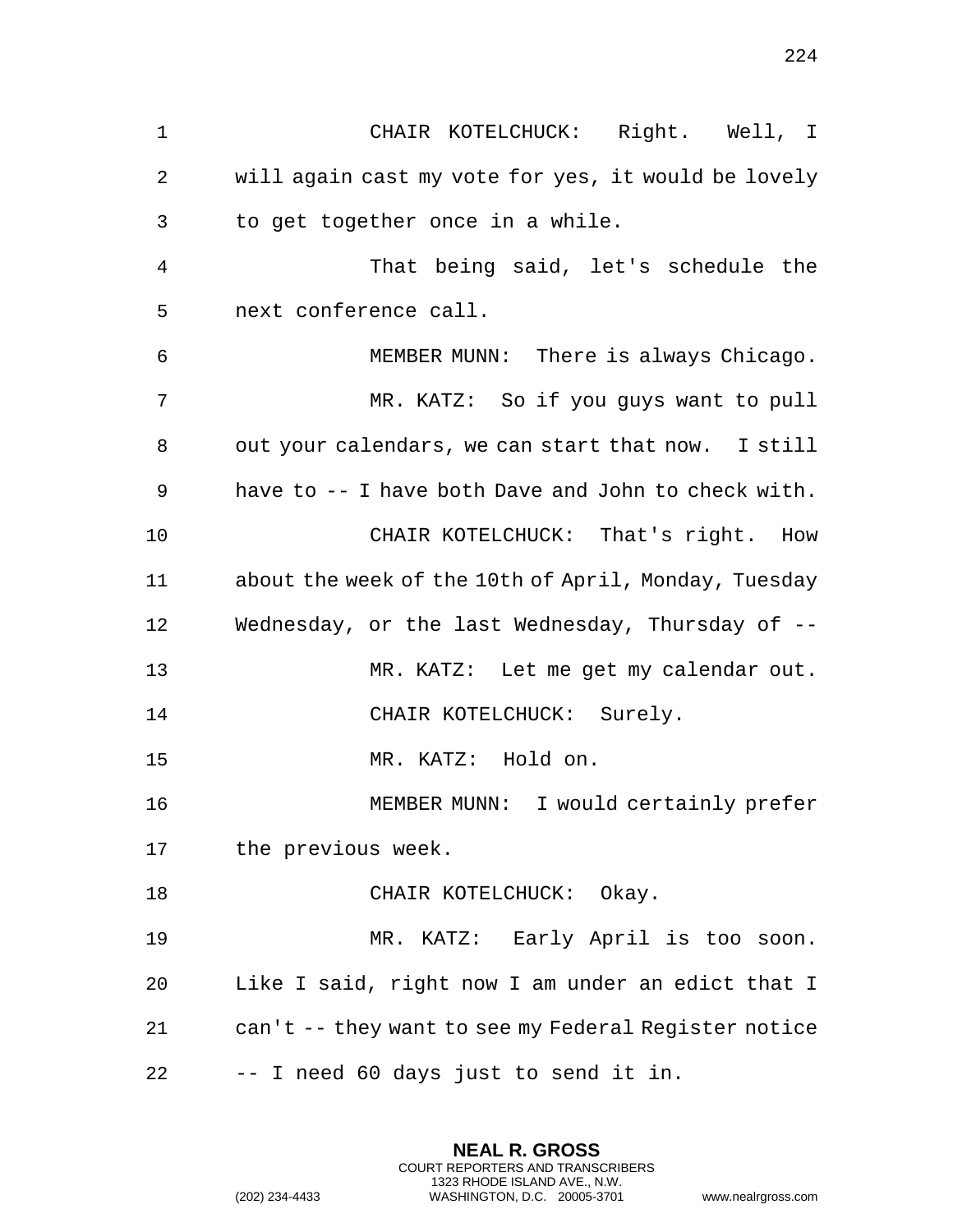CHAIR KOTELCHUCK: Right. Well, I will again cast my vote for yes, it would be lovely to get together once in a while.

That being said, let's schedule the next conference call.

MEMBER MUNN: There is always Chicago.

MR. KATZ: So if you guys want to pull out your calendars, we can start that now. I still have to -- I have both Dave and John to check with.

CHAIR KOTELCHUCK: That's right. How about the week of the 10th of April, Monday, Tuesday Wednesday, or the last Wednesday, Thursday of --

MR. KATZ: Let me get my calendar out.

CHAIR KOTELCHUCK: Surely.

MR. KATZ: Hold on.

MEMBER MUNN: I would certainly prefer the previous week.

CHAIR KOTELCHUCK: Okay.

MR. KATZ: Early April is too soon. Like I said, right now I am under an edict that I can't -- they want to see my Federal Register notice -- I need 60 days just to send it in.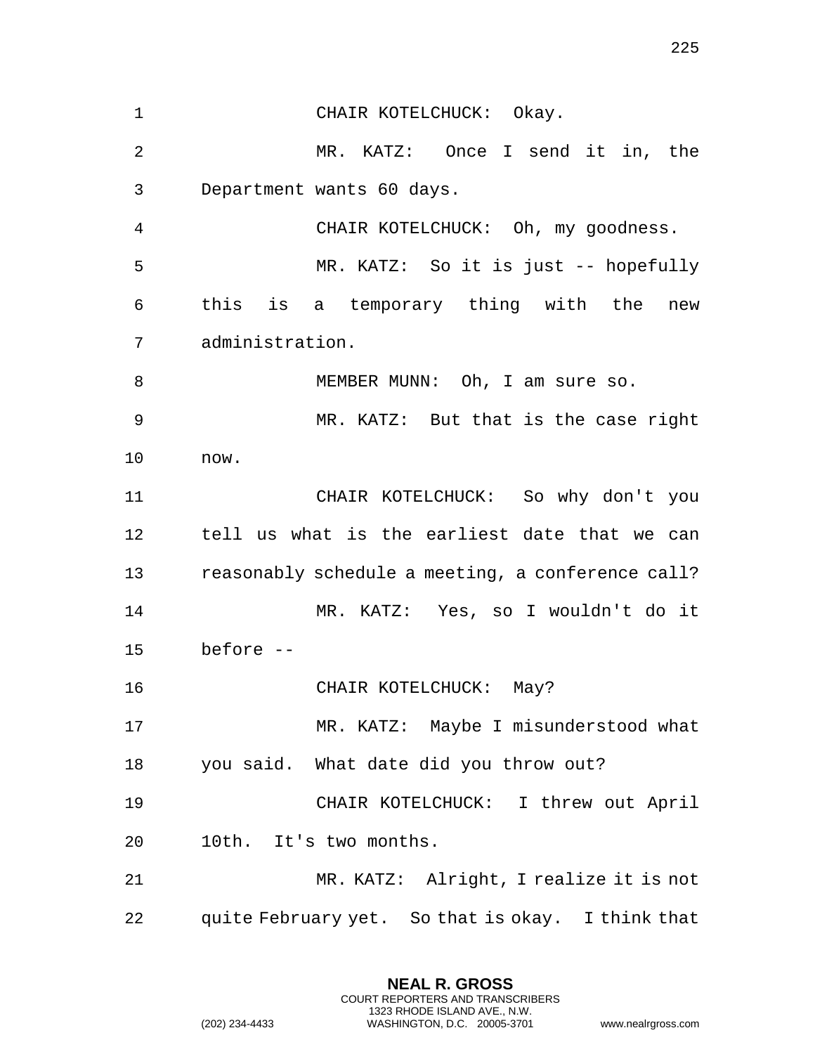CHAIR KOTELCHUCK: Okay.

MR. KATZ: Once I send it in, the Department wants 60 days.

CHAIR KOTELCHUCK: Oh, my goodness.

MR. KATZ: So it is just -- hopefully this is a temporary thing with the new administration.

MEMBER MUNN: Oh, I am sure so.

MR. KATZ: But that is the case right now.

CHAIR KOTELCHUCK: So why don't you tell us what is the earliest date that we can reasonably schedule a meeting, a conference call?

MR. KATZ: Yes, so I wouldn't do it before --

CHAIR KOTELCHUCK: May?

MR. KATZ: Maybe I misunderstood what you said. What date did you throw out?

CHAIR KOTELCHUCK: I threw out April 10th. It's two months.

MR. KATZ: Alright, I realize it is not quite February yet. So that is okay. I think that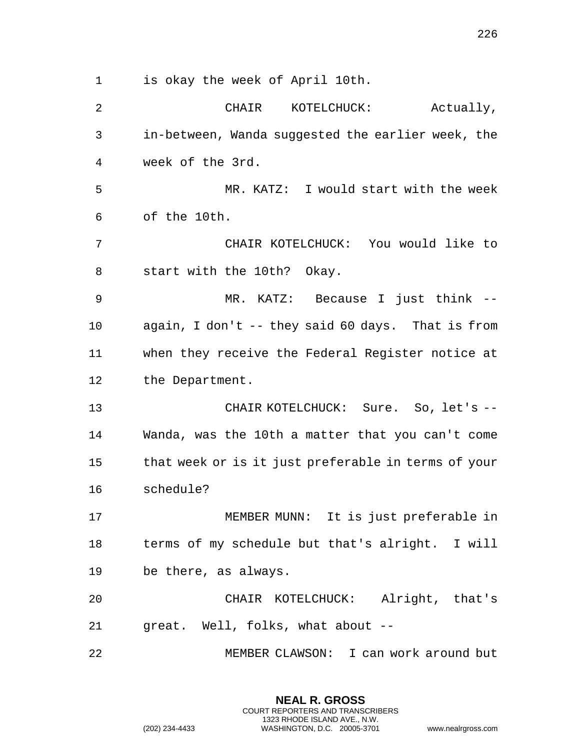is okay the week of April 10th.

CHAIR KOTELCHUCK: Actually, in-between, Wanda suggested the earlier week, the week of the 3rd.

MR. KATZ: I would start with the week of the 10th.

CHAIR KOTELCHUCK: You would like to start with the 10th? Okay.

MR. KATZ: Because I just think -- again, I don't -- they said 60 days. That is from when they receive the Federal Register notice at the Department.

CHAIR KOTELCHUCK: Sure. So, let's -- Wanda, was the 10th a matter that you can't come that week or is it just preferable in terms of your schedule?

MEMBER MUNN: It is just preferable in terms of my schedule but that's alright. I will be there, as always.

CHAIR KOTELCHUCK: Alright, that's great. Well, folks, what about --

MEMBER CLAWSON: I can work around but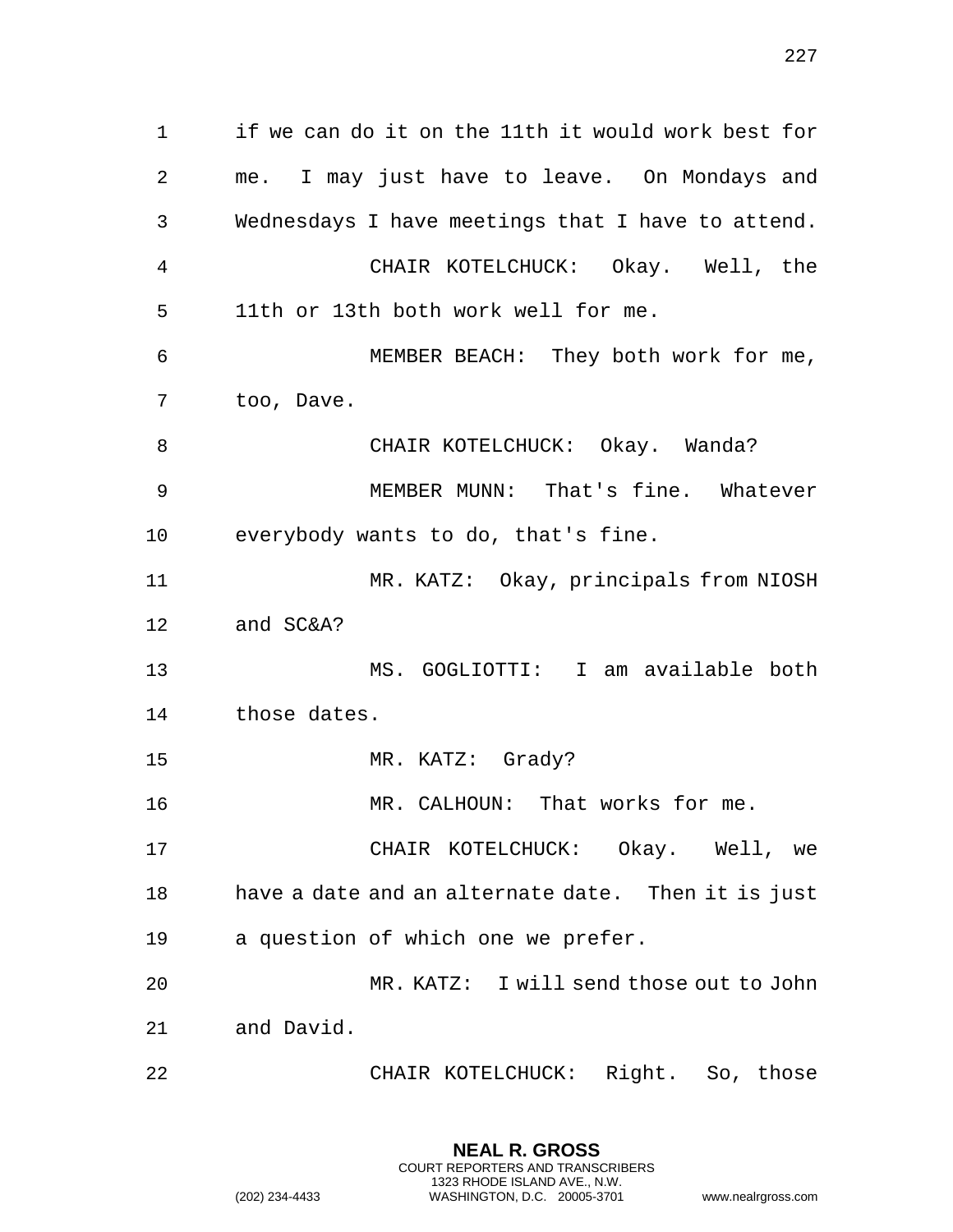if we can do it on the 11th it would work best for me. I may just have to leave. On Mondays and Wednesdays I have meetings that I have to attend.

CHAIR KOTELCHUCK: Okay. Well, the 11th or 13th both work well for me.

MEMBER BEACH: They both work for me, too, Dave.

CHAIR KOTELCHUCK: Okay. Wanda?

MEMBER MUNN: That's fine. Whatever everybody wants to do, that's fine.

MR. KATZ: Okay, principals from NIOSH and SC&A?

MS. GOGLIOTTI: I am available both those dates.

MR. KATZ: Grady?

MR. CALHOUN: That works for me.

CHAIR KOTELCHUCK: Okay. Well, we have a date and an alternate date. Then it is just a question of which one we prefer.

MR. KATZ: I will send those out to John and David.

CHAIR KOTELCHUCK: Right. So, those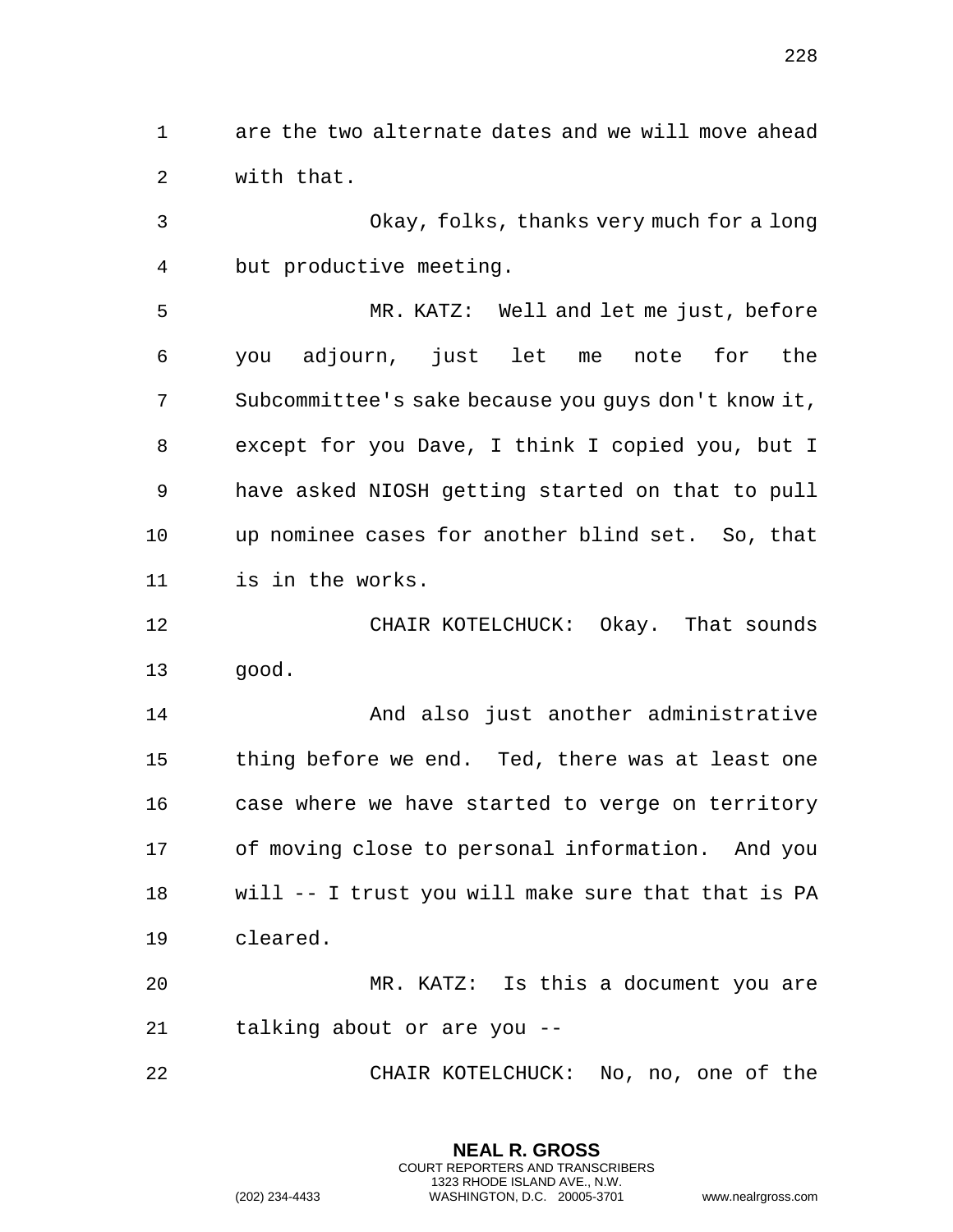are the two alternate dates and we will move ahead with that.

Okay, folks, thanks very much for a long but productive meeting.

MR. KATZ: Well and let me just, before you adjourn, just let me note for the Subcommittee's sake because you guys don't know it, except for you Dave, I think I copied you, but I have asked NIOSH getting started on that to pull up nominee cases for another blind set. So, that is in the works.

CHAIR KOTELCHUCK: Okay. That sounds good.

And also just another administrative thing before we end. Ted, there was at least one case where we have started to verge on territory of moving close to personal information. And you will -- I trust you will make sure that that is PA cleared.

MR. KATZ: Is this a document you are talking about or are you --

CHAIR KOTELCHUCK: No, no, one of the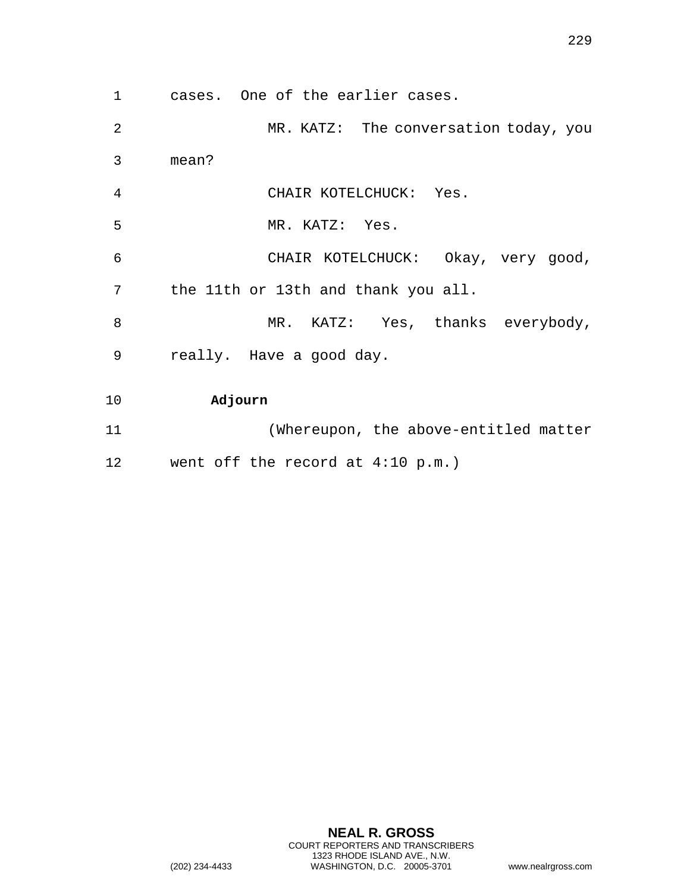cases. One of the earlier cases.

MR. KATZ: The conversation today, you mean?

CHAIR KOTELCHUCK: Yes.

MR. KATZ: Yes.

CHAIR KOTELCHUCK: Okay, very good, the 11th or 13th and thank you all.

MR. KATZ: Yes, thanks everybody, really. Have a good day.

**Adjourn**

(Whereupon, the above-entitled matter went off the record at 4:10 p.m.)